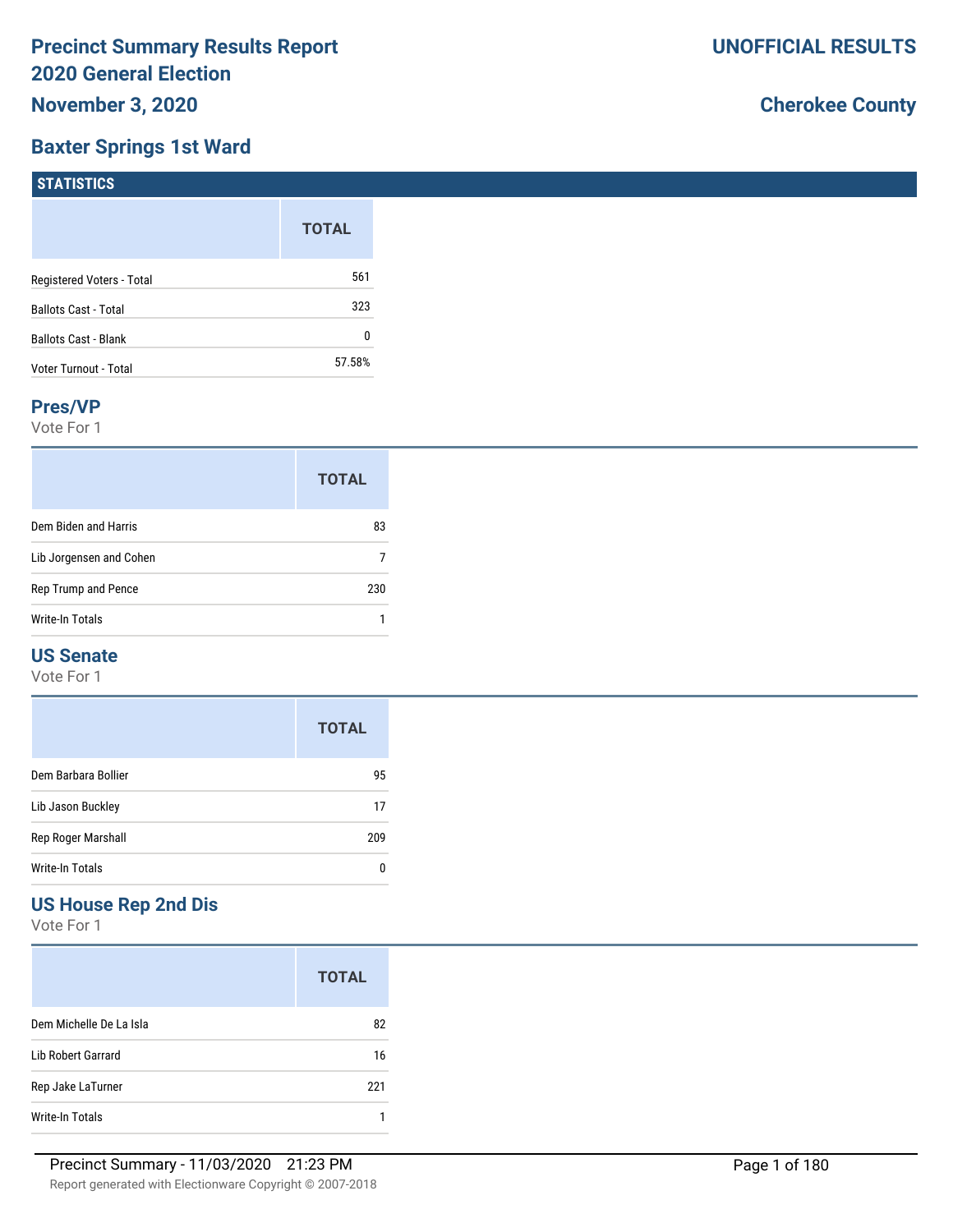# Precinct Summary Results Report
# 2020 General Election
## November 3, 2020

**UNOFFICIAL RESULTS**

**Cherokee County**

## Baxter Springs 1st Ward

### STATISTICS

| | TOTAL |
|---|---|
| Registered Voters - Total | 561 |
| Ballots Cast - Total | 323 |
| Ballots Cast - Blank | 0 |
| Voter Turnout - Total | 57.58% |

### Pres/VP

Vote For 1

| | TOTAL |
|---|---|
| Dem Biden and Harris | 83 |
| Lib Jorgensen and Cohen | 7 |
| Rep Trump and Pence | 230 |
| Write-In Totals | 1 |

### US Senate

Vote For 1

| | TOTAL |
|---|---|
| Dem Barbara Bollier | 95 |
| Lib Jason Buckley | 17 |
| Rep Roger Marshall | 209 |
| Write-In Totals | 0 |

### US House Rep 2nd Dis

Vote For 1

| | TOTAL |
|---|---|
| Dem Michelle De La Isla | 82 |
| Lib Robert Garrard | 16 |
| Rep Jake LaTurner | 221 |
| Write-In Totals | 1 |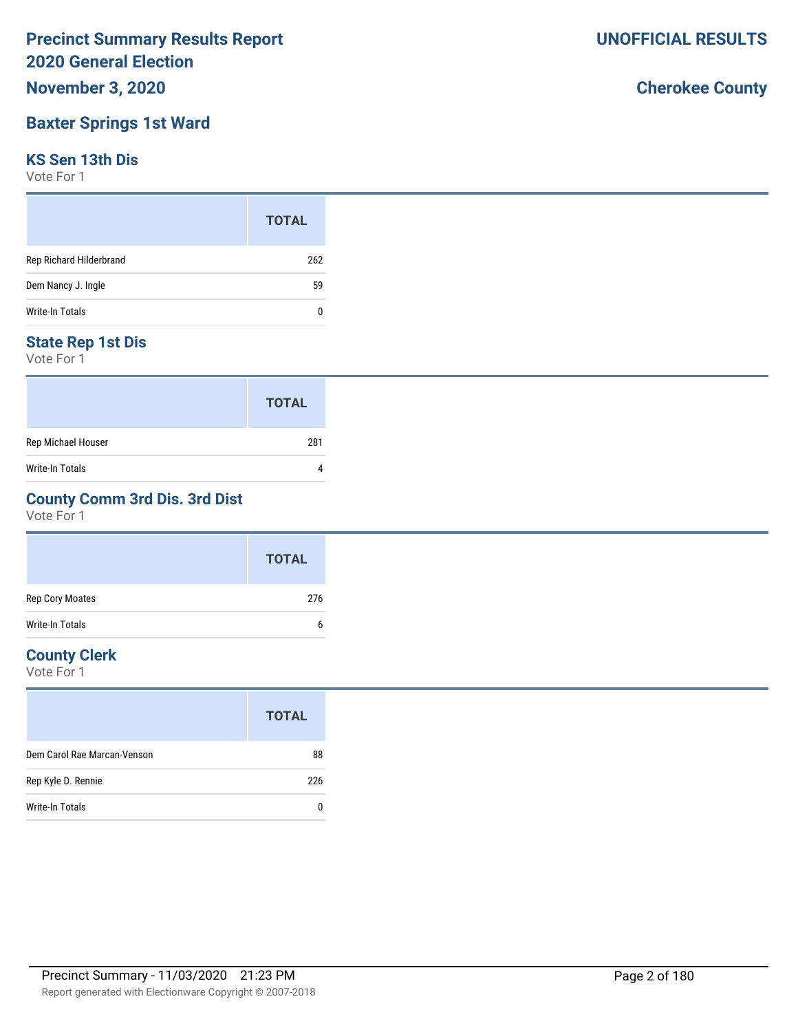# Precinct Summary Results Report
# 2020 General Election

**November 3, 2020**

**UNOFFICIAL RESULTS**

**Cherokee County**

## Baxter Springs 1st Ward

### KS Sen 13th Dis

Vote For 1

| | TOTAL |
|---|---|
| Rep Richard Hilderbrand | 262 |
| Dem Nancy J. Ingle | 59 |
| Write-In Totals | 0 |

### State Rep 1st Dis

Vote For 1

| | TOTAL |
|---|---|
| Rep Michael Houser | 281 |
| Write-In Totals | 4 |

### County Comm 3rd Dis. 3rd Dist

Vote For 1

| | TOTAL |
|---|---|
| Rep Cory Moates | 276 |
| Write-In Totals | 6 |

### County Clerk

Vote For 1

| | TOTAL |
|---|---|
| Dem Carol Rae Marcan-Venson | 88 |
| Rep Kyle D. Rennie | 226 |
| Write-In Totals | 0 |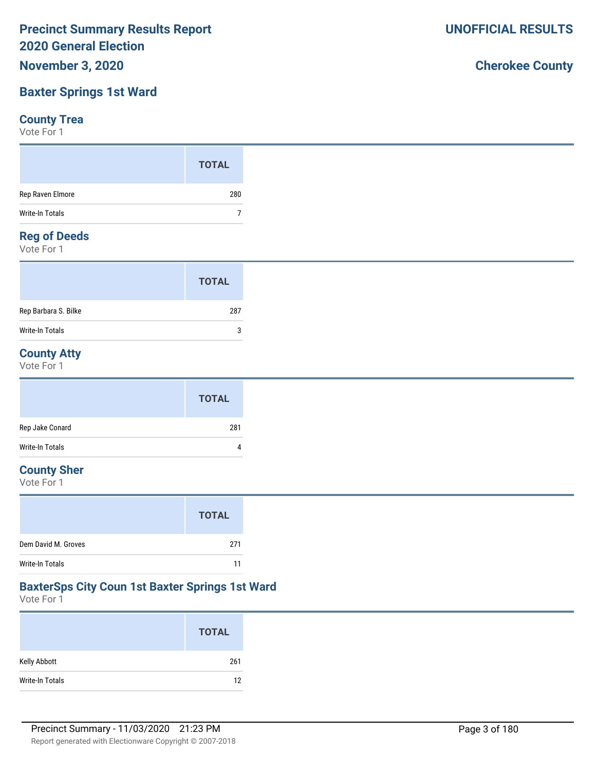# Precinct Summary Results Report
# 2020 General Election
## November 3, 2020

**UNOFFICIAL RESULTS**

**Cherokee County**

## Baxter Springs 1st Ward

### County Trea
Vote For 1

| | TOTAL |
|---|---|
| Rep Raven Elmore | 280 |
| Write-In Totals | 7 |

### Reg of Deeds
Vote For 1

| | TOTAL |
|---|---|
| Rep Barbara S. Bilke | 287 |
| Write-In Totals | 3 |

### County Atty
Vote For 1

| | TOTAL |
|---|---|
| Rep Jake Conard | 281 |
| Write-In Totals | 4 |

### County Sher
Vote For 1

| | TOTAL |
|---|---|
| Dem David M. Groves | 271 |
| Write-In Totals | 11 |

### BaxterSps City Coun 1st Baxter Springs 1st Ward
Vote For 1

| | TOTAL |
|---|---|
| Kelly Abbott | 261 |
| Write-In Totals | 12 |

Precinct Summary - 11/03/2020 21:23 PM

Report generated with Electionware Copyright © 2007-2018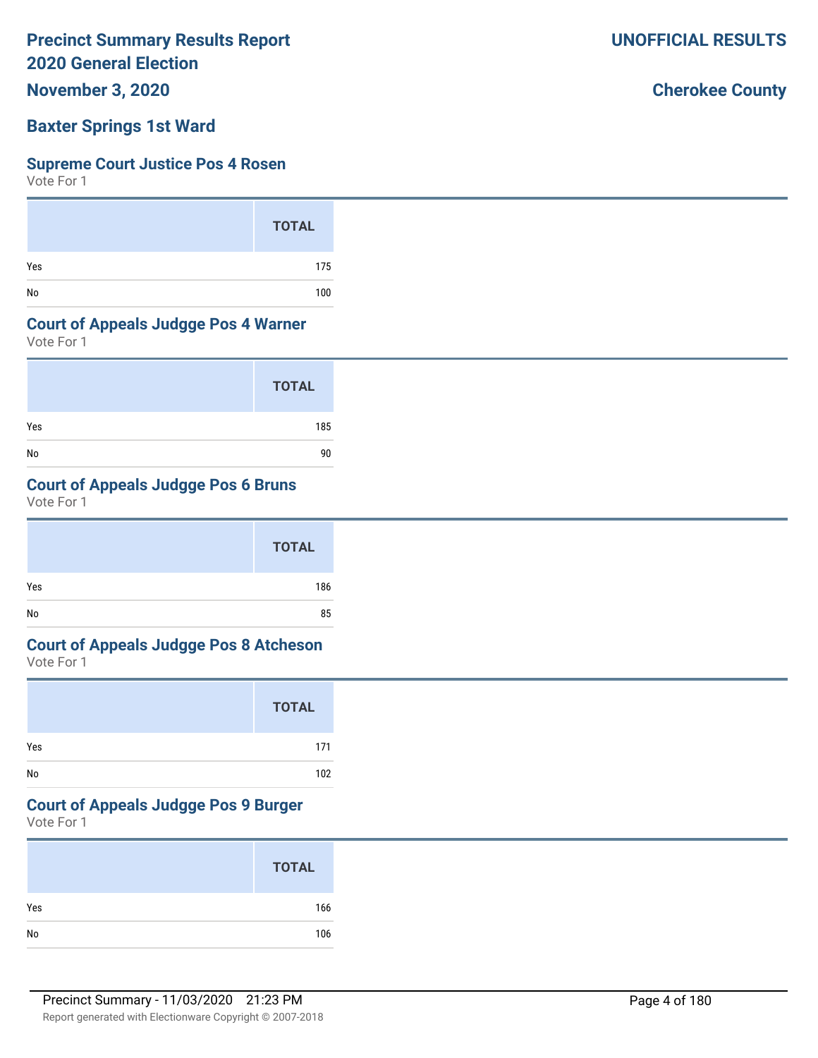# Precinct Summary Results Report
## 2020 General Election
## November 3, 2020

**UNOFFICIAL RESULTS**

**Cherokee County**

## Baxter Springs 1st Ward

### Supreme Court Justice Pos 4 Rosen
Vote For 1

| | TOTAL |
|---|---|
| Yes | 175 |
| No | 100 |

### Court of Appeals Judgge Pos 4 Warner
Vote For 1

| | TOTAL |
|---|---|
| Yes | 185 |
| No | 90 |

### Court of Appeals Judgge Pos 6 Bruns
Vote For 1

| | TOTAL |
|---|---|
| Yes | 186 |
| No | 85 |

### Court of Appeals Judgge Pos 8 Atcheson
Vote For 1

| | TOTAL |
|---|---|
| Yes | 171 |
| No | 102 |

### Court of Appeals Judgge Pos 9 Burger
Vote For 1

| | TOTAL |
|---|---|
| Yes | 166 |
| No | 106 |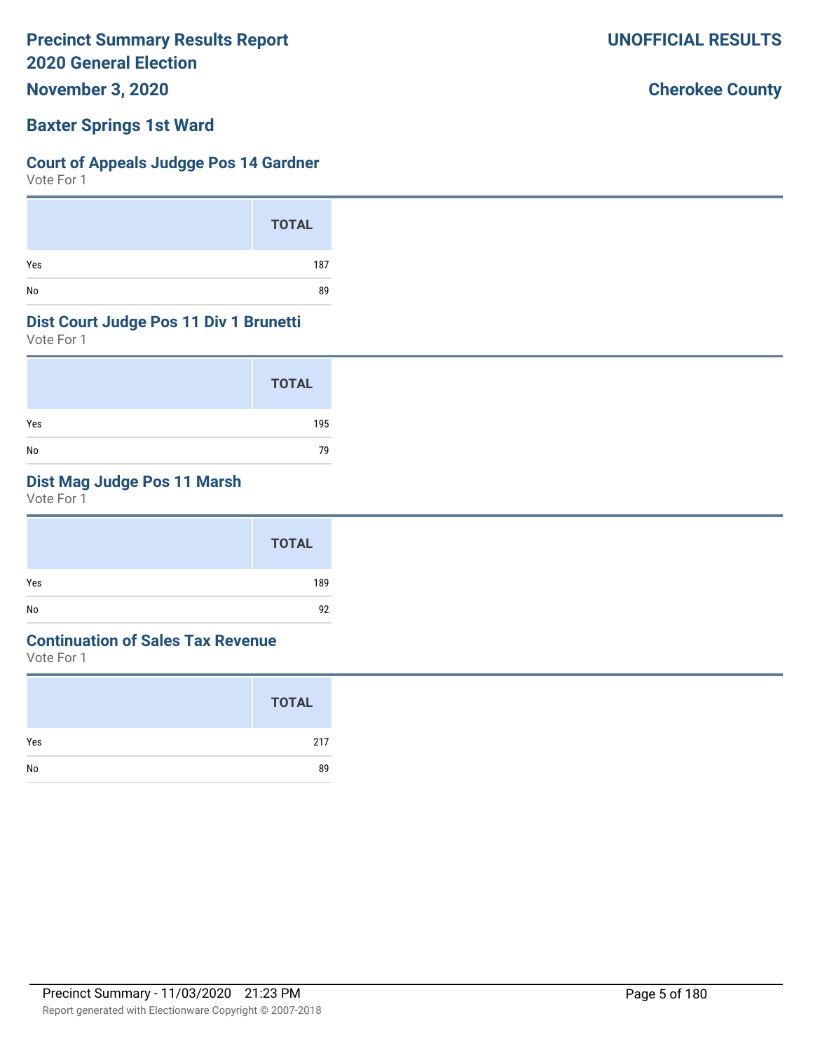# Precinct Summary Results Report
# 2020 General Election
**November 3, 2020**

**UNOFFICIAL RESULTS**

**Cherokee County**

## Baxter Springs 1st Ward

### Court of Appeals Judgge Pos 14 Gardner
Vote For 1

| | TOTAL |
|---|---|
| Yes | 187 |
| No | 89 |

### Dist Court Judge Pos 11 Div 1 Brunetti
Vote For 1

| | TOTAL |
|---|---|
| Yes | 195 |
| No | 79 |

### Dist Mag Judge Pos 11 Marsh
Vote For 1

| | TOTAL |
|---|---|
| Yes | 189 |
| No | 92 |

### Continuation of Sales Tax Revenue
Vote For 1

| | TOTAL |
|---|---|
| Yes | 217 |
| No | 89 |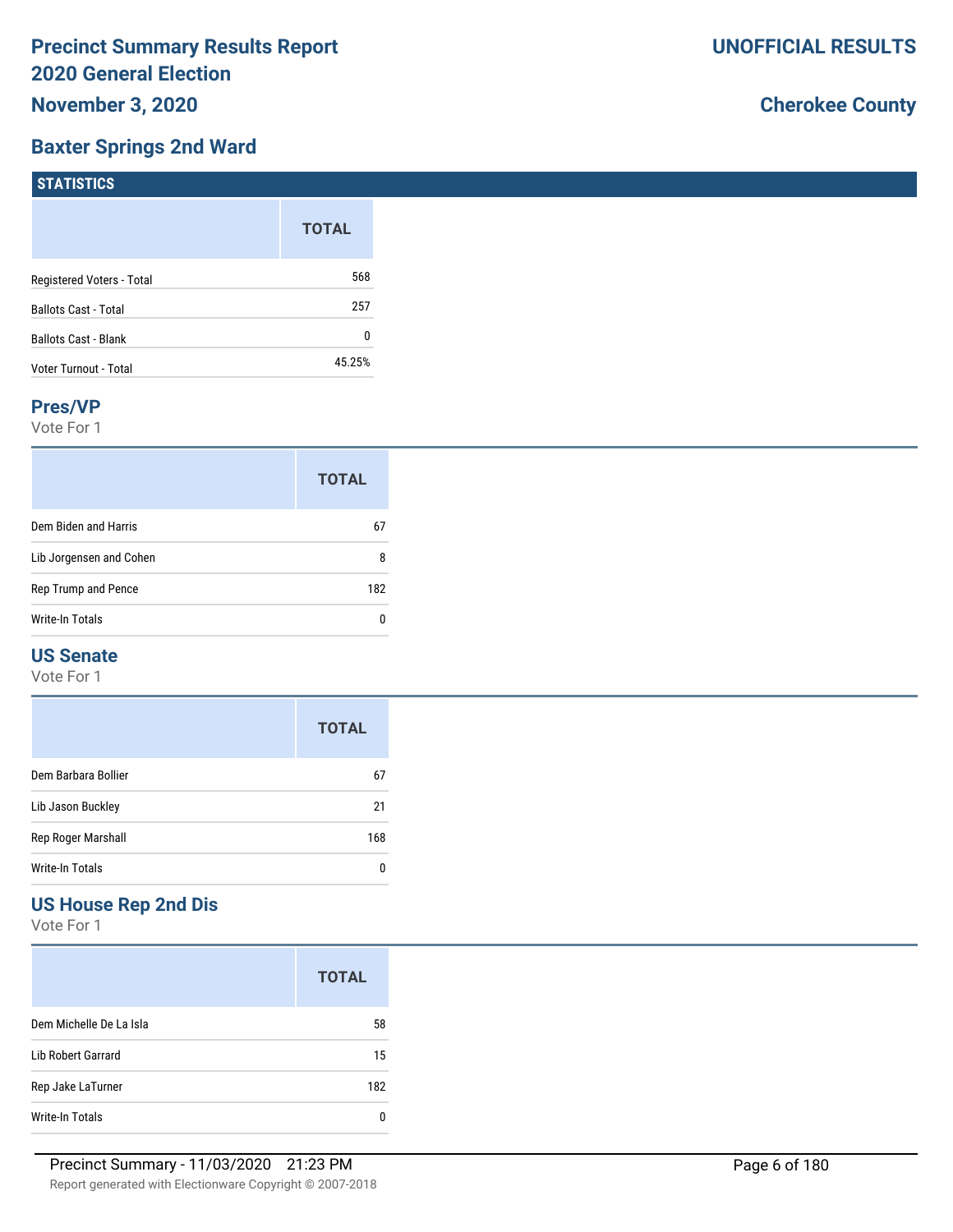# Precinct Summary Results Report
# 2020 General Election
## November 3, 2020

**UNOFFICIAL RESULTS**

**Cherokee County**

## Baxter Springs 2nd Ward

### STATISTICS

| | TOTAL |
|---|---|
| Registered Voters - Total | 568 |
| Ballots Cast - Total | 257 |
| Ballots Cast - Blank | 0 |
| Voter Turnout - Total | 45.25% |

### Pres/VP

Vote For 1

| | TOTAL |
|---|---|
| Dem Biden and Harris | 67 |
| Lib Jorgensen and Cohen | 8 |
| Rep Trump and Pence | 182 |
| Write-In Totals | 0 |

### US Senate

Vote For 1

| | TOTAL |
|---|---|
| Dem Barbara Bollier | 67 |
| Lib Jason Buckley | 21 |
| Rep Roger Marshall | 168 |
| Write-In Totals | 0 |

### US House Rep 2nd Dis

Vote For 1

| | TOTAL |
|---|---|
| Dem Michelle De La Isla | 58 |
| Lib Robert Garrard | 15 |
| Rep Jake LaTurner | 182 |
| Write-In Totals | 0 |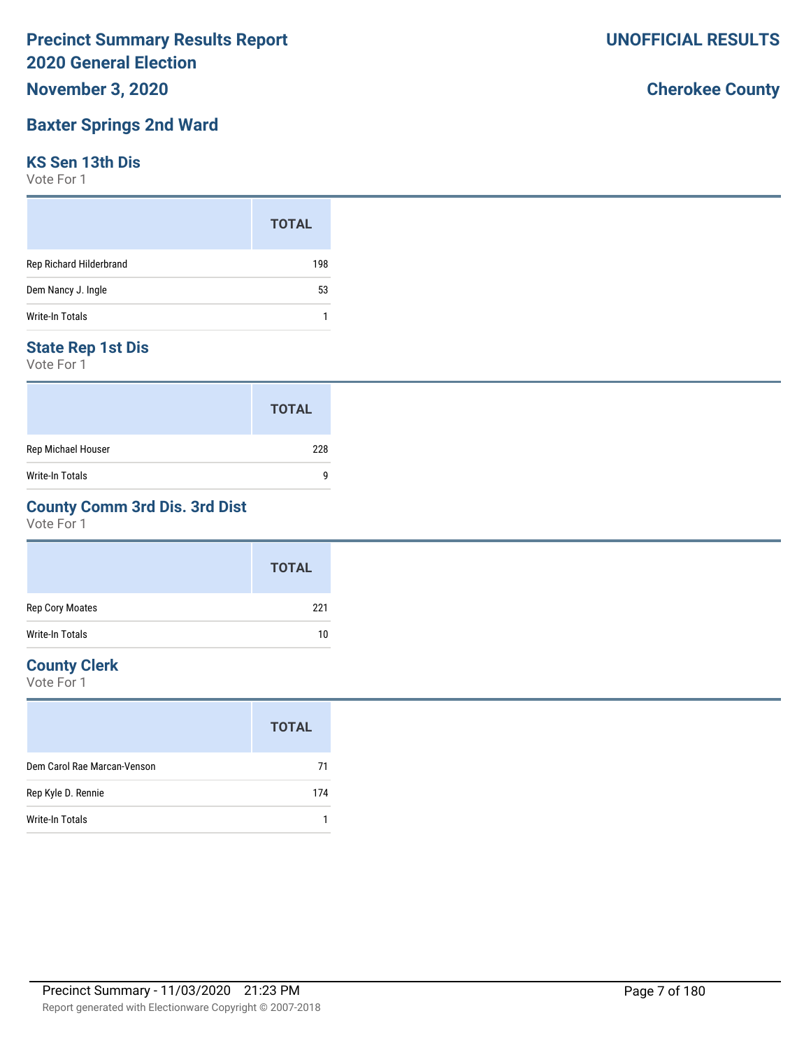# Precinct Summary Results Report
# 2020 General Election
## November 3, 2020

**UNOFFICIAL RESULTS**

**Cherokee County**

## Baxter Springs 2nd Ward

### KS Sen 13th Dis
Vote For 1

| | TOTAL |
|---|---|
| Rep Richard Hilderbrand | 198 |
| Dem Nancy J. Ingle | 53 |
| Write-In Totals | 1 |

### State Rep 1st Dis
Vote For 1

| | TOTAL |
|---|---|
| Rep Michael Houser | 228 |
| Write-In Totals | 9 |

### County Comm 3rd Dis. 3rd Dist
Vote For 1

| | TOTAL |
|---|---|
| Rep Cory Moates | 221 |
| Write-In Totals | 10 |

### County Clerk
Vote For 1

| | TOTAL |
|---|---|
| Dem Carol Rae Marcan-Venson | 71 |
| Rep Kyle D. Rennie | 174 |
| Write-In Totals | 1 |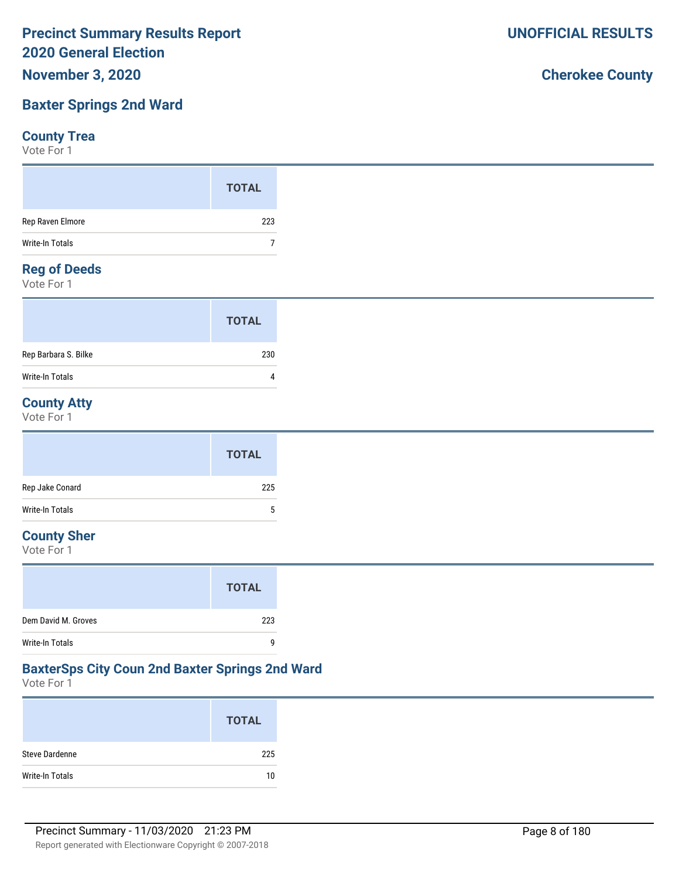# Precinct Summary Results Report
# 2020 General Election

**UNOFFICIAL RESULTS**

**November 3, 2020**

**Cherokee County**

## Baxter Springs 2nd Ward

### County Trea

Vote For 1

| | TOTAL |
|---|---|
| Rep Raven Elmore | 223 |
| Write-In Totals | 7 |

### Reg of Deeds

Vote For 1

| | TOTAL |
|---|---|
| Rep Barbara S. Bilke | 230 |
| Write-In Totals | 4 |

### County Atty

Vote For 1

| | TOTAL |
|---|---|
| Rep Jake Conard | 225 |
| Write-In Totals | 5 |

### County Sher

Vote For 1

| | TOTAL |
|---|---|
| Dem David M. Groves | 223 |
| Write-In Totals | 9 |

### BaxterSps City Coun 2nd Baxter Springs 2nd Ward

Vote For 1

| | TOTAL |
|---|---|
| Steve Dardenne | 225 |
| Write-In Totals | 10 |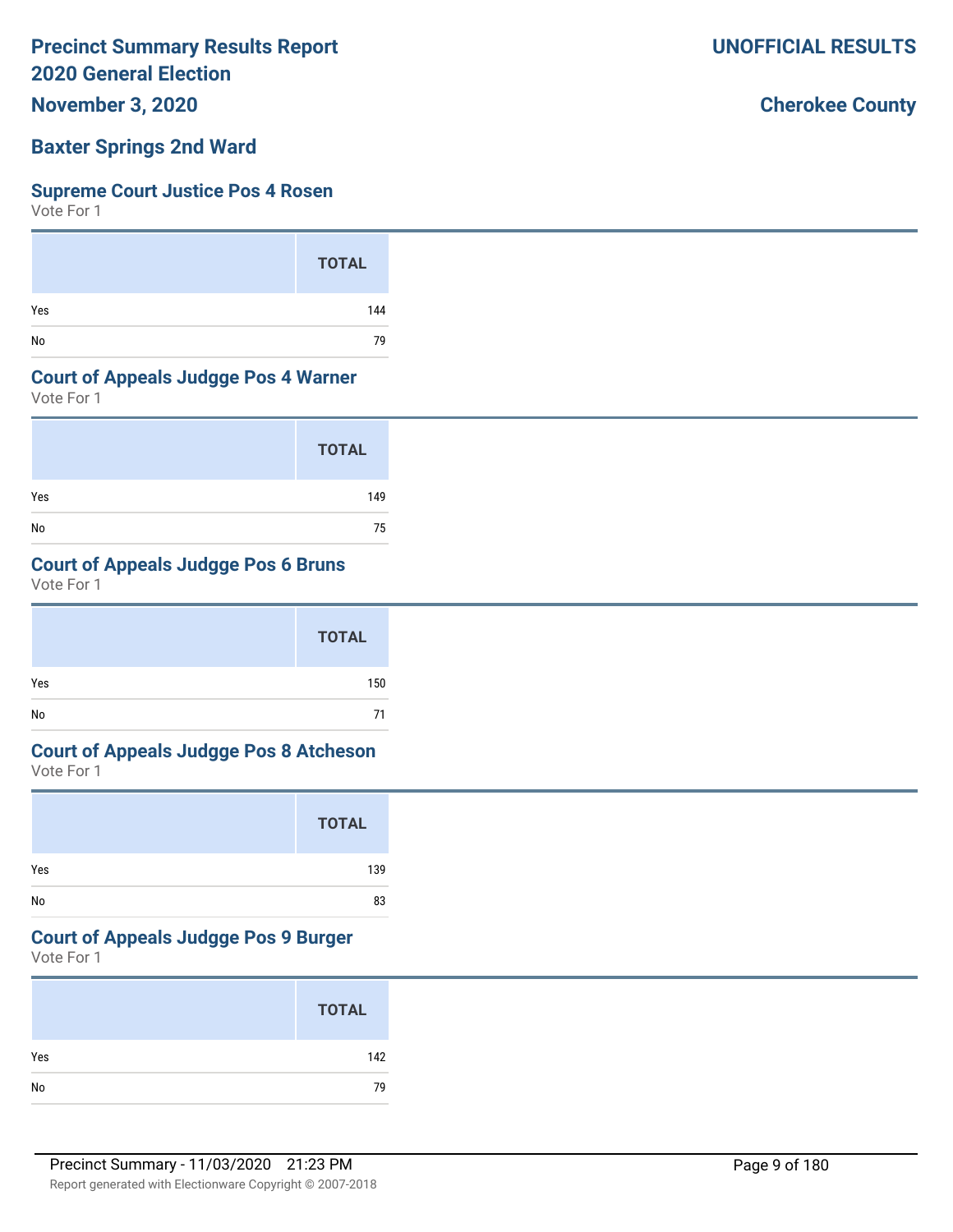# Precinct Summary Results Report
# 2020 General Election
## November 3, 2020

**UNOFFICIAL RESULTS**

**Cherokee County**

## Baxter Springs 2nd Ward

### Supreme Court Justice Pos 4 Rosen
Vote For 1

| | TOTAL |
|---|---|
| Yes | 144 |
| No | 79 |

### Court of Appeals Judgge Pos 4 Warner
Vote For 1

| | TOTAL |
|---|---|
| Yes | 149 |
| No | 75 |

### Court of Appeals Judgge Pos 6 Bruns
Vote For 1

| | TOTAL |
|---|---|
| Yes | 150 |
| No | 71 |

### Court of Appeals Judgge Pos 8 Atcheson
Vote For 1

| | TOTAL |
|---|---|
| Yes | 139 |
| No | 83 |

### Court of Appeals Judgge Pos 9 Burger
Vote For 1

| | TOTAL |
|---|---|
| Yes | 142 |
| No | 79 |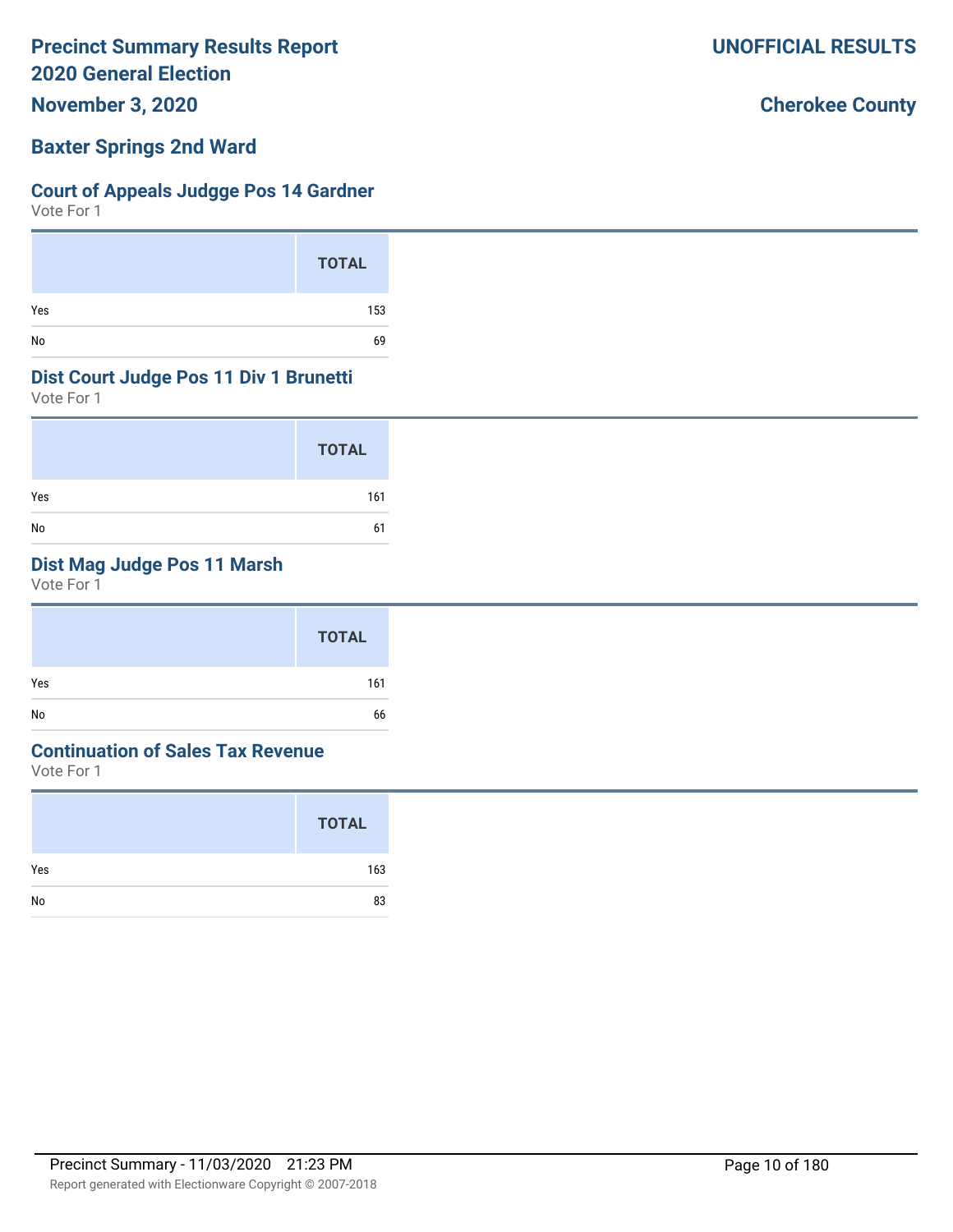# Precinct Summary Results Report
# 2020 General Election
## November 3, 2020

**UNOFFICIAL RESULTS**

**Cherokee County**

## Baxter Springs 2nd Ward

### Court of Appeals Judgge Pos 14 Gardner
Vote For 1

| | TOTAL |
|---|---|
| Yes | 153 |
| No | 69 |

### Dist Court Judge Pos 11 Div 1 Brunetti
Vote For 1

| | TOTAL |
|---|---|
| Yes | 161 |
| No | 61 |

### Dist Mag Judge Pos 11 Marsh
Vote For 1

| | TOTAL |
|---|---|
| Yes | 161 |
| No | 66 |

### Continuation of Sales Tax Revenue
Vote For 1

| | TOTAL |
|---|---|
| Yes | 163 |
| No | 83 |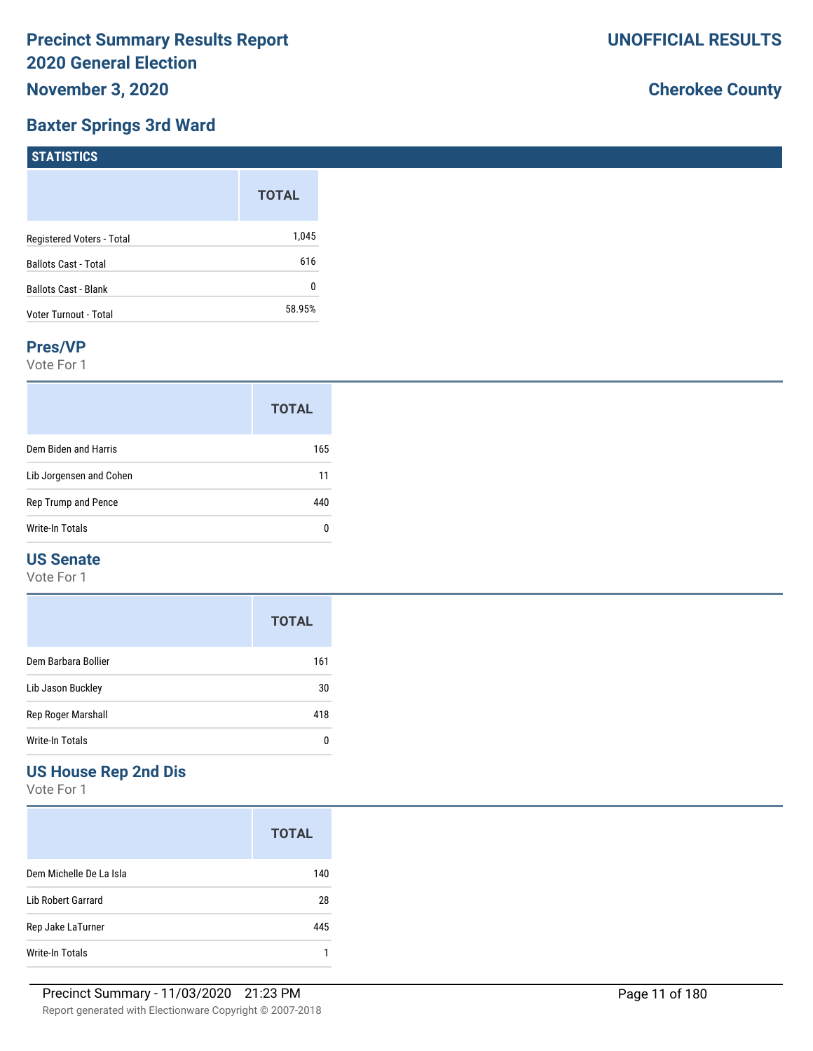# Precinct Summary Results Report
# 2020 General Election

**November 3, 2020**

**UNOFFICIAL RESULTS**

**Cherokee County**

## Baxter Springs 3rd Ward

### STATISTICS

| | TOTAL |
|---|---|
| Registered Voters - Total | 1,045 |
| Ballots Cast - Total | 616 |
| Ballots Cast - Blank | 0 |
| Voter Turnout - Total | 58.95% |

### Pres/VP

Vote For 1

| | TOTAL |
|---|---|
| Dem Biden and Harris | 165 |
| Lib Jorgensen and Cohen | 11 |
| Rep Trump and Pence | 440 |
| Write-In Totals | 0 |

### US Senate

Vote For 1

| | TOTAL |
|---|---|
| Dem Barbara Bollier | 161 |
| Lib Jason Buckley | 30 |
| Rep Roger Marshall | 418 |
| Write-In Totals | 0 |

### US House Rep 2nd Dis

Vote For 1

| | TOTAL |
|---|---|
| Dem Michelle De La Isla | 140 |
| Lib Robert Garrard | 28 |
| Rep Jake LaTurner | 445 |
| Write-In Totals | 1 |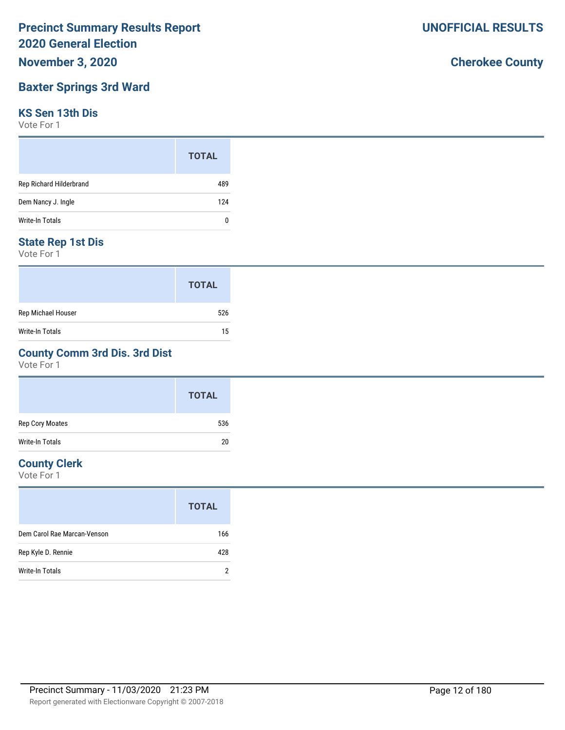# Precinct Summary Results Report
# 2020 General Election

**UNOFFICIAL RESULTS**

**November 3, 2020**

**Cherokee County**

## Baxter Springs 3rd Ward

### KS Sen 13th Dis

Vote For 1

| | TOTAL |
|---|---|
| Rep Richard Hilderbrand | 489 |
| Dem Nancy J. Ingle | 124 |
| Write-In Totals | 0 |

### State Rep 1st Dis

Vote For 1

| | TOTAL |
|---|---|
| Rep Michael Houser | 526 |
| Write-In Totals | 15 |

### County Comm 3rd Dis. 3rd Dist

Vote For 1

| | TOTAL |
|---|---|
| Rep Cory Moates | 536 |
| Write-In Totals | 20 |

### County Clerk

Vote For 1

| | TOTAL |
|---|---|
| Dem Carol Rae Marcan-Venson | 166 |
| Rep Kyle D. Rennie | 428 |
| Write-In Totals | 2 |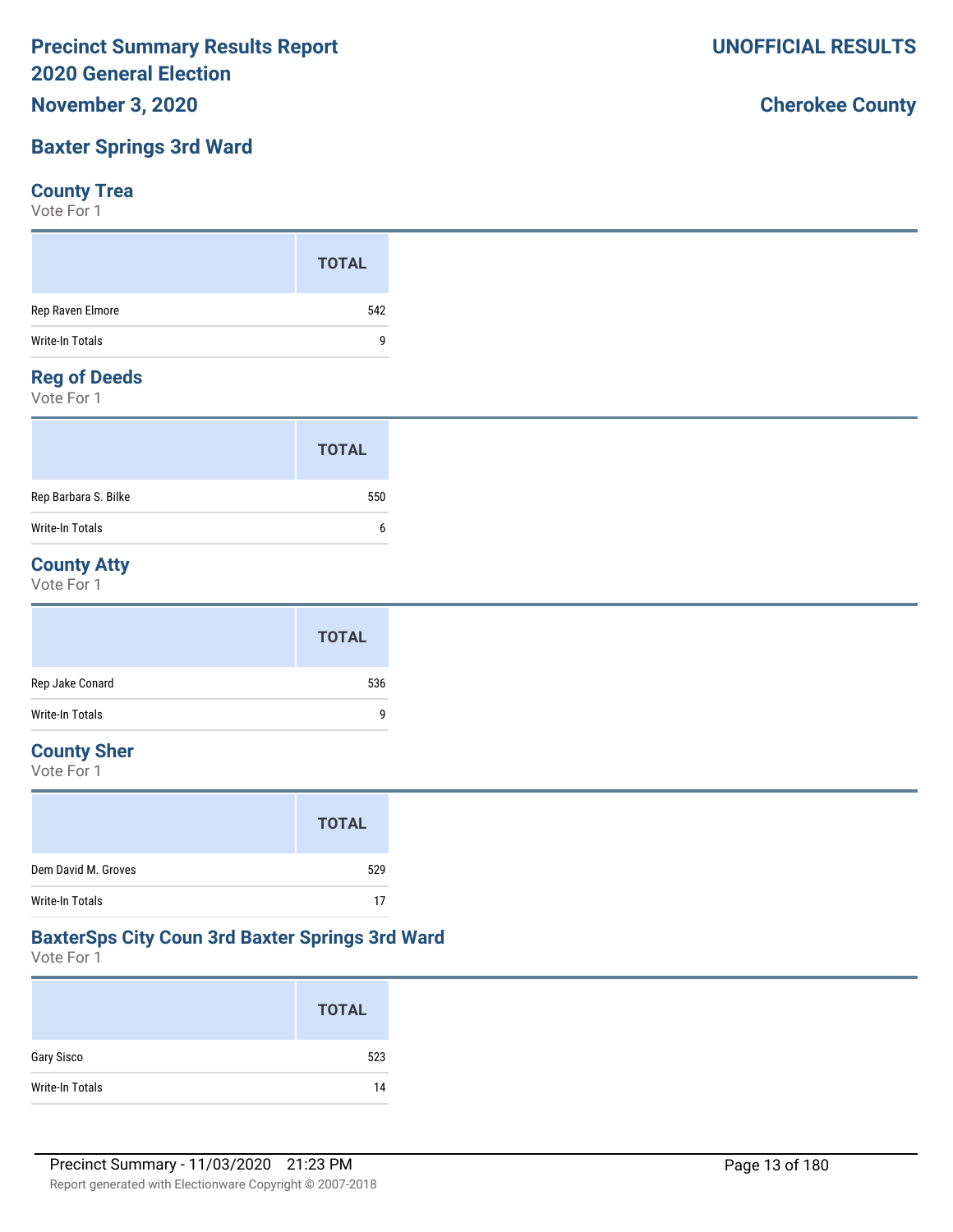# Baxter Springs 3rd Ward

## County Trea

Vote For 1

| | TOTAL |
|---|---|
| Rep Raven Elmore | 542 |
| Write-In Totals | 9 |

## Reg of Deeds

Vote For 1

| | TOTAL |
|---|---|
| Rep Barbara S. Bilke | 550 |
| Write-In Totals | 6 |

## County Atty

Vote For 1

| | TOTAL |
|---|---|
| Rep Jake Conard | 536 |
| Write-In Totals | 9 |

## County Sher

Vote For 1

| | TOTAL |
|---|---|
| Dem David M. Groves | 529 |
| Write-In Totals | 17 |

## BaxterSps City Coun 3rd Baxter Springs 3rd Ward

Vote For 1

| | TOTAL |
|---|---|
| Gary Sisco | 523 |
| Write-In Totals | 14 |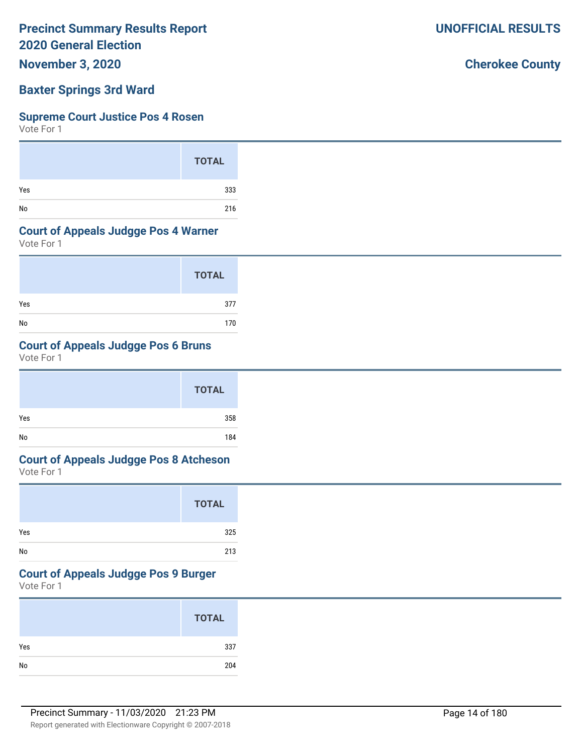# Precinct Summary Results Report
## 2020 General Election
**November 3, 2020**

**UNOFFICIAL RESULTS**

**Cherokee County**

## Baxter Springs 3rd Ward

### Supreme Court Justice Pos 4 Rosen
Vote For 1

| | TOTAL |
|---|---|
| Yes | 333 |
| No | 216 |

### Court of Appeals Judgge Pos 4 Warner
Vote For 1

| | TOTAL |
|---|---|
| Yes | 377 |
| No | 170 |

### Court of Appeals Judgge Pos 6 Bruns
Vote For 1

| | TOTAL |
|---|---|
| Yes | 358 |
| No | 184 |

### Court of Appeals Judgge Pos 8 Atcheson
Vote For 1

| | TOTAL |
|---|---|
| Yes | 325 |
| No | 213 |

### Court of Appeals Judgge Pos 9 Burger
Vote For 1

| | TOTAL |
|---|---|
| Yes | 337 |
| No | 204 |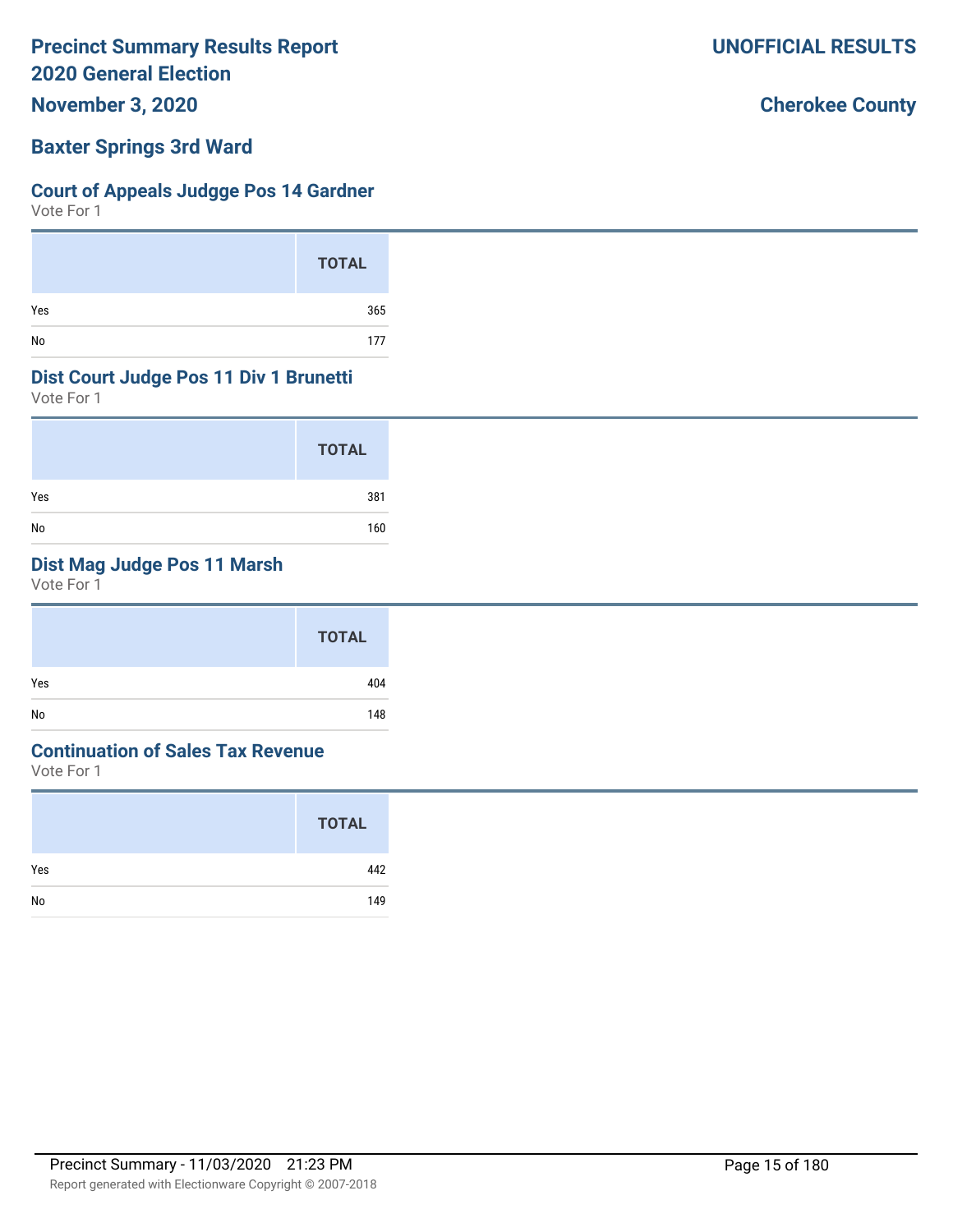# Precinct Summary Results Report
# 2020 General Election
## November 3, 2020

**UNOFFICIAL RESULTS**

**Cherokee County**

## Baxter Springs 3rd Ward

### Court of Appeals Judgge Pos 14 Gardner
Vote For 1

| | TOTAL |
|---|---|
| Yes | 365 |
| No | 177 |

### Dist Court Judge Pos 11 Div 1 Brunetti
Vote For 1

| | TOTAL |
|---|---|
| Yes | 381 |
| No | 160 |

### Dist Mag Judge Pos 11 Marsh
Vote For 1

| | TOTAL |
|---|---|
| Yes | 404 |
| No | 148 |

### Continuation of Sales Tax Revenue
Vote For 1

| | TOTAL |
|---|---|
| Yes | 442 |
| No | 149 |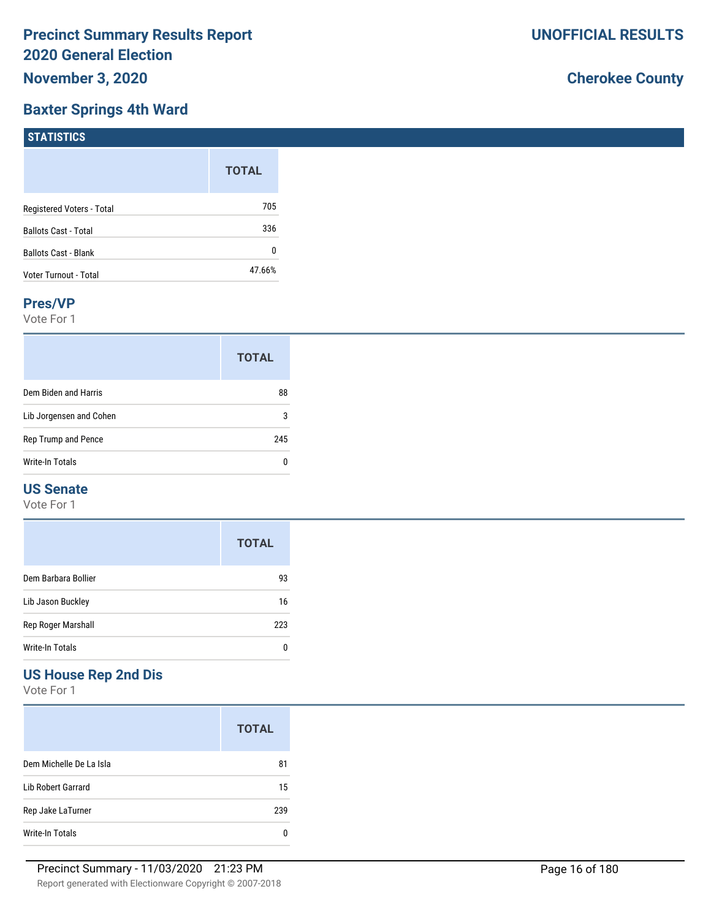# Precinct Summary Results Report
# 2020 General Election
# November 3, 2020

**UNOFFICIAL RESULTS**

**Cherokee County**

## Baxter Springs 4th Ward

### STATISTICS

| | TOTAL |
|---|---|
| Registered Voters - Total | 705 |
| Ballots Cast - Total | 336 |
| Ballots Cast - Blank | 0 |
| Voter Turnout - Total | 47.66% |

### Pres/VP

Vote For 1

| | TOTAL |
|---|---|
| Dem Biden and Harris | 88 |
| Lib Jorgensen and Cohen | 3 |
| Rep Trump and Pence | 245 |
| Write-In Totals | 0 |

### US Senate

Vote For 1

| | TOTAL |
|---|---|
| Dem Barbara Bollier | 93 |
| Lib Jason Buckley | 16 |
| Rep Roger Marshall | 223 |
| Write-In Totals | 0 |

### US House Rep 2nd Dis

Vote For 1

| | TOTAL |
|---|---|
| Dem Michelle De La Isla | 81 |
| Lib Robert Garrard | 15 |
| Rep Jake LaTurner | 239 |
| Write-In Totals | 0 |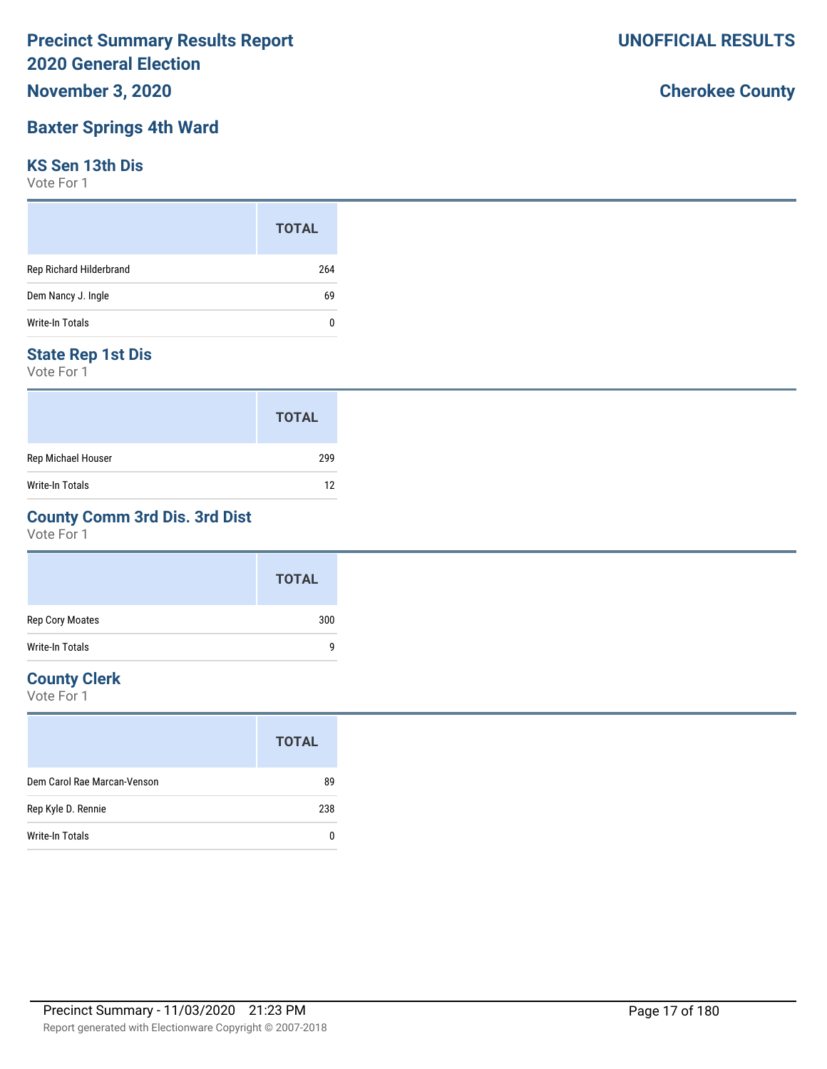# Precinct Summary Results Report
# 2020 General Election

**UNOFFICIAL RESULTS**

**November 3, 2020**

**Cherokee County**

## Baxter Springs 4th Ward

### KS Sen 13th Dis
Vote For 1

| | TOTAL |
|---|---|
| Rep Richard Hilderbrand | 264 |
| Dem Nancy J. Ingle | 69 |
| Write-In Totals | 0 |

### State Rep 1st Dis
Vote For 1

| | TOTAL |
|---|---|
| Rep Michael Houser | 299 |
| Write-In Totals | 12 |

### County Comm 3rd Dis. 3rd Dist
Vote For 1

| | TOTAL |
|---|---|
| Rep Cory Moates | 300 |
| Write-In Totals | 9 |

### County Clerk
Vote For 1

| | TOTAL |
|---|---|
| Dem Carol Rae Marcan-Venson | 89 |
| Rep Kyle D. Rennie | 238 |
| Write-In Totals | 0 |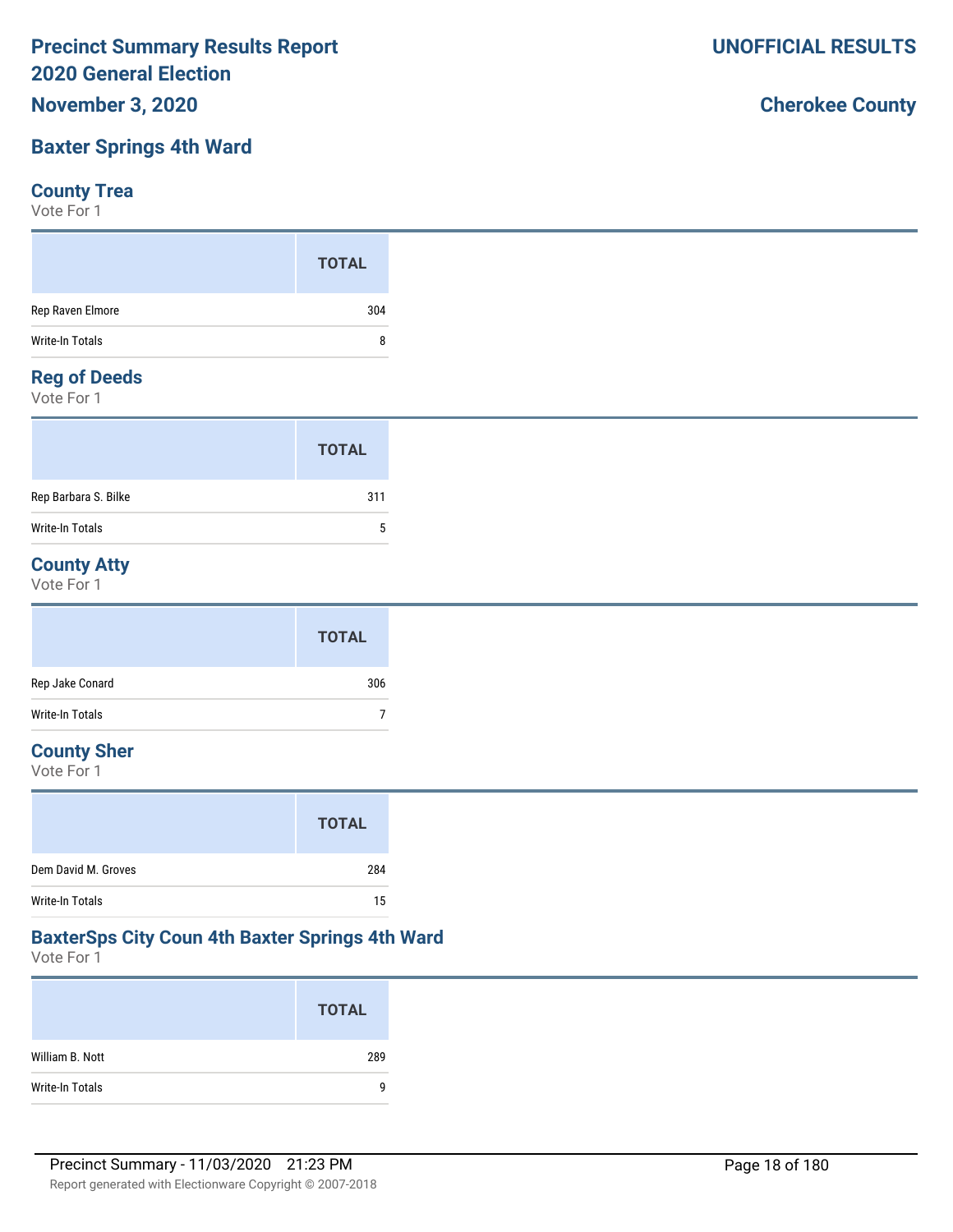# Precinct Summary Results Report
## 2020 General Election
## November 3, 2020

**UNOFFICIAL RESULTS**

**Cherokee County**

## Baxter Springs 4th Ward

### County Trea
Vote For 1

| | TOTAL |
|---|---|
| Rep Raven Elmore | 304 |
| Write-In Totals | 8 |

### Reg of Deeds
Vote For 1

| | TOTAL |
|---|---|
| Rep Barbara S. Bilke | 311 |
| Write-In Totals | 5 |

### County Atty
Vote For 1

| | TOTAL |
|---|---|
| Rep Jake Conard | 306 |
| Write-In Totals | 7 |

### County Sher
Vote For 1

| | TOTAL |
|---|---|
| Dem David M. Groves | 284 |
| Write-In Totals | 15 |

### BaxterSps City Coun 4th Baxter Springs 4th Ward
Vote For 1

| | TOTAL |
|---|---|
| William B. Nott | 289 |
| Write-In Totals | 9 |

Precinct Summary - 11/03/2020 21:23 PM

Report generated with Electionware Copyright © 2007-2018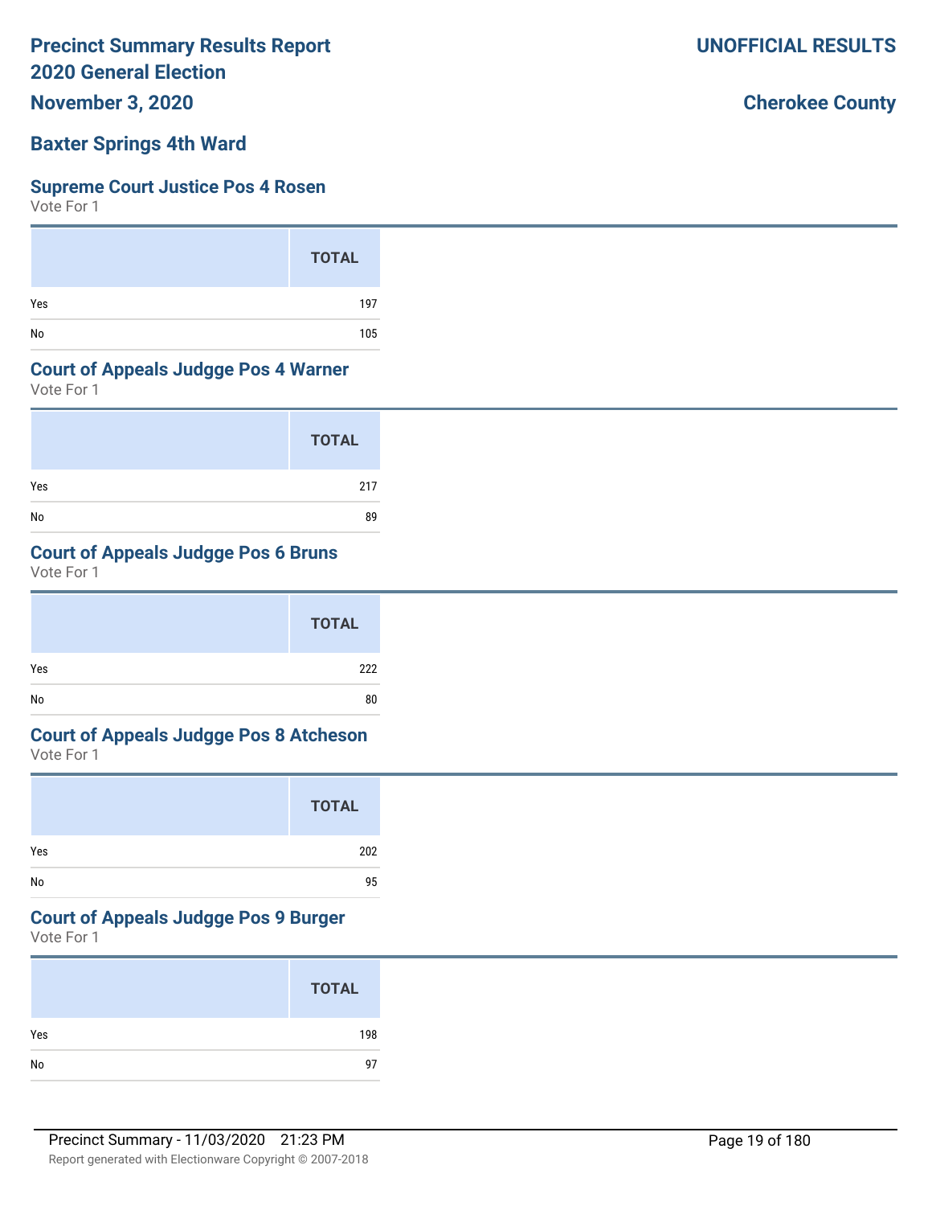# Precinct Summary Results Report
# 2020 General Election

**UNOFFICIAL RESULTS**

**November 3, 2020**

**Cherokee County**

## Baxter Springs 4th Ward

### Supreme Court Justice Pos 4 Rosen

Vote For 1

| | TOTAL |
|---|---|
| Yes | 197 |
| No | 105 |

### Court of Appeals Judgge Pos 4 Warner

Vote For 1

| | TOTAL |
|---|---|
| Yes | 217 |
| No | 89 |

### Court of Appeals Judgge Pos 6 Bruns

Vote For 1

| | TOTAL |
|---|---|
| Yes | 222 |
| No | 80 |

### Court of Appeals Judgge Pos 8 Atcheson

Vote For 1

| | TOTAL |
|---|---|
| Yes | 202 |
| No | 95 |

### Court of Appeals Judgge Pos 9 Burger

Vote For 1

| | TOTAL |
|---|---|
| Yes | 198 |
| No | 97 |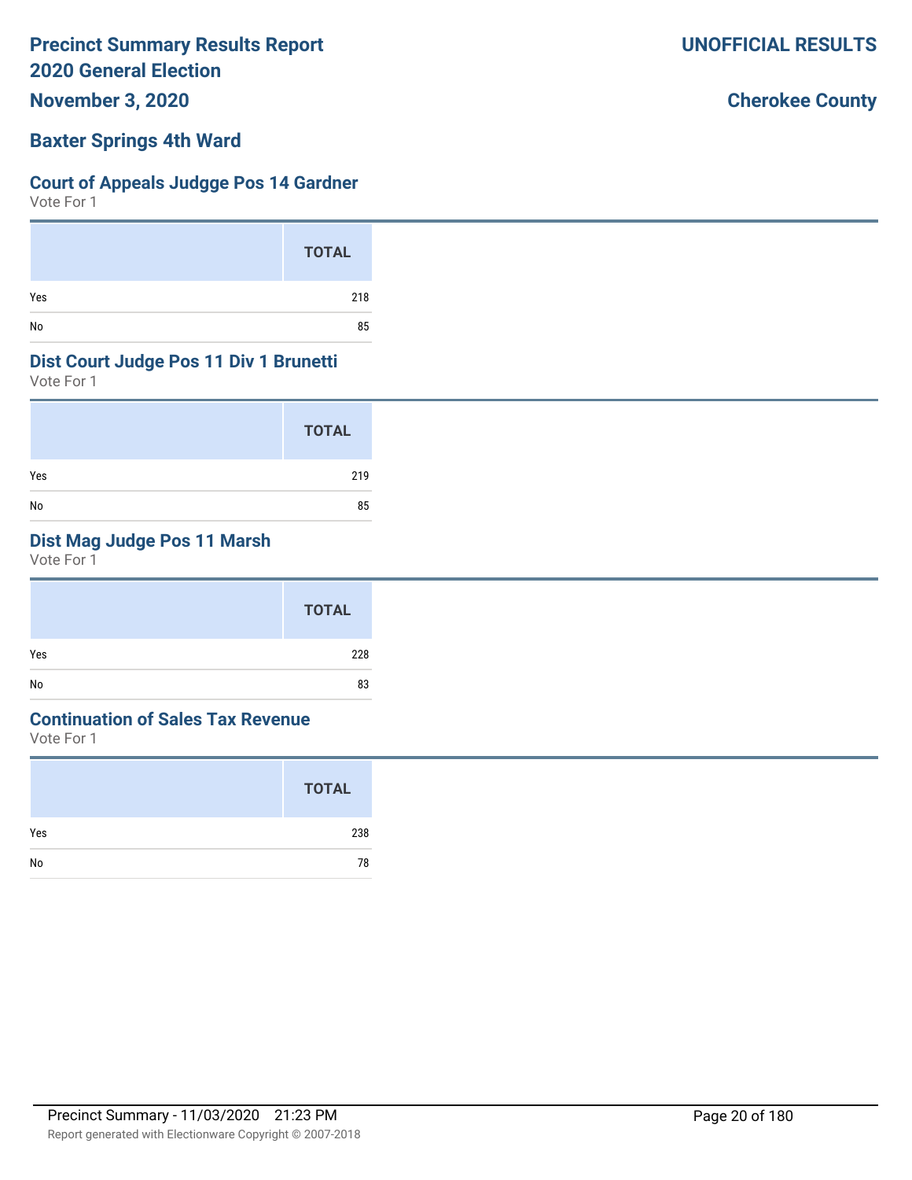# Precinct Summary Results Report
# 2020 General Election

**UNOFFICIAL RESULTS**

**November 3, 2020**

**Cherokee County**

## Baxter Springs 4th Ward

### Court of Appeals Judgge Pos 14 Gardner

Vote For 1

| | TOTAL |
|---|---|
| Yes | 218 |
| No | 85 |

### Dist Court Judge Pos 11 Div 1 Brunetti

Vote For 1

| | TOTAL |
|---|---|
| Yes | 219 |
| No | 85 |

### Dist Mag Judge Pos 11 Marsh

Vote For 1

| | TOTAL |
|---|---|
| Yes | 228 |
| No | 83 |

### Continuation of Sales Tax Revenue

Vote For 1

| | TOTAL |
|---|---|
| Yes | 238 |
| No | 78 |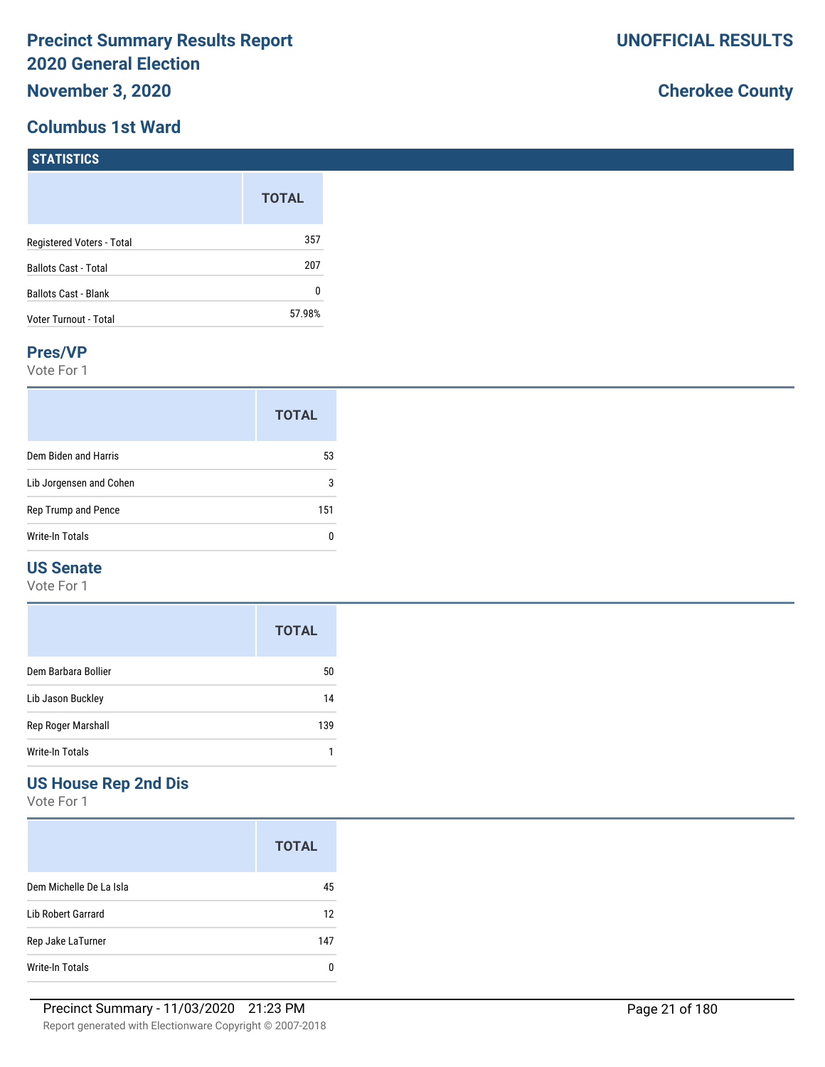# Precinct Summary Results Report
# 2020 General Election
# November 3, 2020

**UNOFFICIAL RESULTS**

**Cherokee County**

## Columbus 1st Ward

### STATISTICS

| | TOTAL |
|---|---|
| Registered Voters - Total | 357 |
| Ballots Cast - Total | 207 |
| Ballots Cast - Blank | 0 |
| Voter Turnout - Total | 57.98% |

### Pres/VP

Vote For 1

| | TOTAL |
|---|---|
| Dem Biden and Harris | 53 |
| Lib Jorgensen and Cohen | 3 |
| Rep Trump and Pence | 151 |
| Write-In Totals | 0 |

### US Senate

Vote For 1

| | TOTAL |
|---|---|
| Dem Barbara Bollier | 50 |
| Lib Jason Buckley | 14 |
| Rep Roger Marshall | 139 |
| Write-In Totals | 1 |

### US House Rep 2nd Dis

Vote For 1

| | TOTAL |
|---|---|
| Dem Michelle De La Isla | 45 |
| Lib Robert Garrard | 12 |
| Rep Jake LaTurner | 147 |
| Write-In Totals | 0 |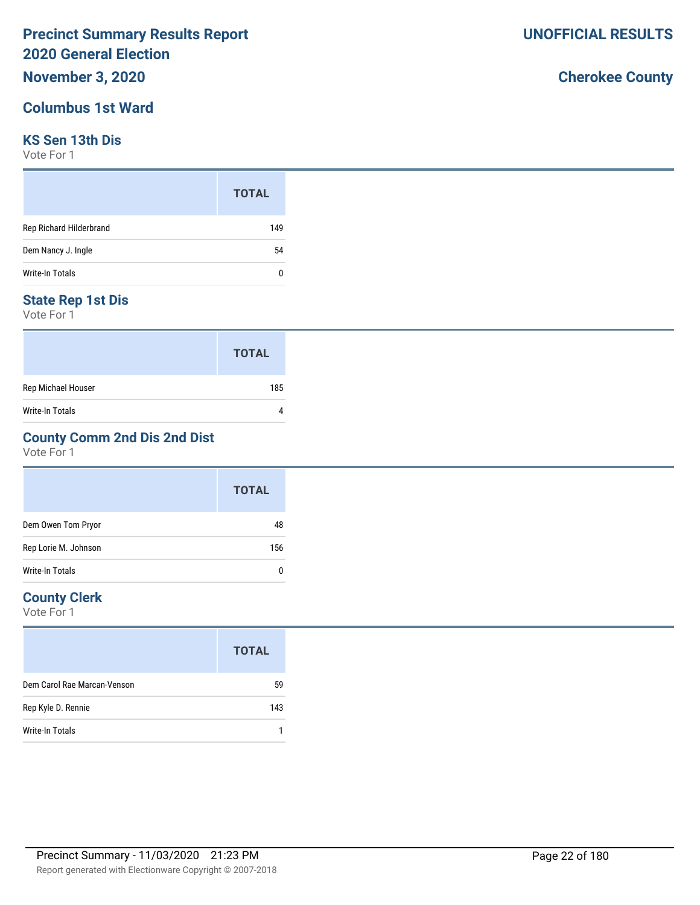# Precinct Summary Results Report
# 2020 General Election

**November 3, 2020**

**UNOFFICIAL RESULTS**

**Cherokee County**

## Columbus 1st Ward

### KS Sen 13th Dis

Vote For 1

| | TOTAL |
|---|---|
| Rep Richard Hilderbrand | 149 |
| Dem Nancy J. Ingle | 54 |
| Write-In Totals | 0 |

### State Rep 1st Dis

Vote For 1

| | TOTAL |
|---|---|
| Rep Michael Houser | 185 |
| Write-In Totals | 4 |

### County Comm 2nd Dis 2nd Dist

Vote For 1

| | TOTAL |
|---|---|
| Dem Owen Tom Pryor | 48 |
| Rep Lorie M. Johnson | 156 |
| Write-In Totals | 0 |

### County Clerk

Vote For 1

| | TOTAL |
|---|---|
| Dem Carol Rae Marcan-Venson | 59 |
| Rep Kyle D. Rennie | 143 |
| Write-In Totals | 1 |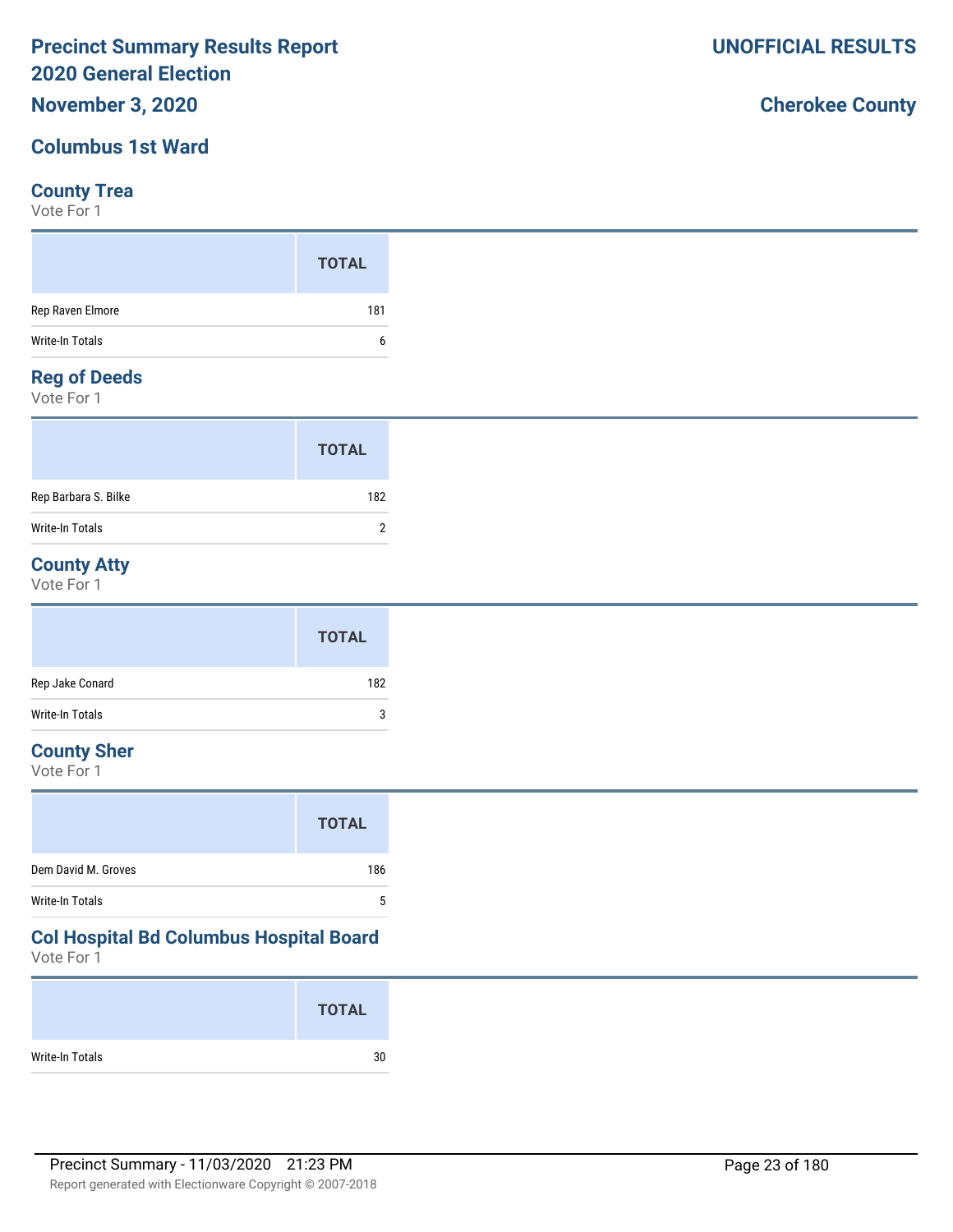# Precinct Summary Results Report
# 2020 General Election
## November 3, 2020

**UNOFFICIAL RESULTS**

**Cherokee County**

## Columbus 1st Ward

### County Trea
Vote For 1

| | TOTAL |
|---|---|
| Rep Raven Elmore | 181 |
| Write-In Totals | 6 |

### Reg of Deeds
Vote For 1

| | TOTAL |
|---|---|
| Rep Barbara S. Bilke | 182 |
| Write-In Totals | 2 |

### County Atty
Vote For 1

| | TOTAL |
|---|---|
| Rep Jake Conard | 182 |
| Write-In Totals | 3 |

### County Sher
Vote For 1

| | TOTAL |
|---|---|
| Dem David M. Groves | 186 |
| Write-In Totals | 5 |

### Col Hospital Bd Columbus Hospital Board
Vote For 1

| | TOTAL |
|---|---|
| Write-In Totals | 30 |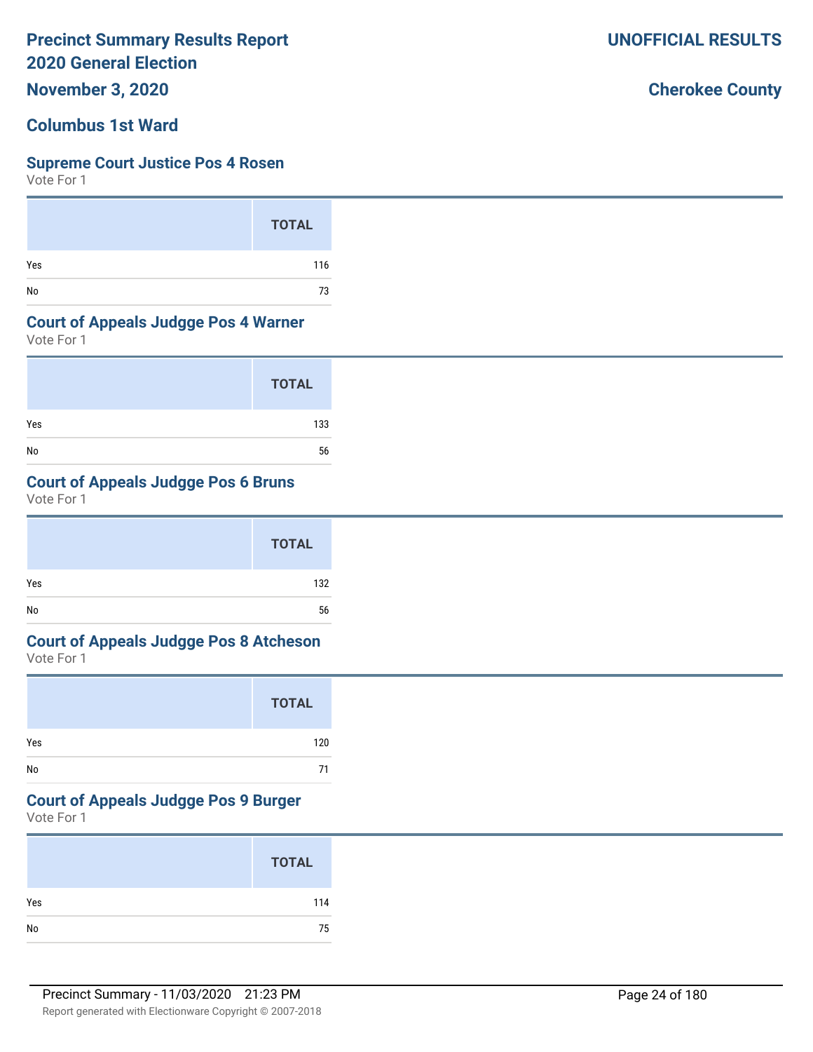# Precinct Summary Results Report
## 2020 General Election
## November 3, 2020

**UNOFFICIAL RESULTS**

**Cherokee County**

## Columbus 1st Ward

### Supreme Court Justice Pos 4 Rosen
Vote For 1

| | TOTAL |
|---|---|
| Yes | 116 |
| No | 73 |

### Court of Appeals Judgge Pos 4 Warner
Vote For 1

| | TOTAL |
|---|---|
| Yes | 133 |
| No | 56 |

### Court of Appeals Judgge Pos 6 Bruns
Vote For 1

| | TOTAL |
|---|---|
| Yes | 132 |
| No | 56 |

### Court of Appeals Judgge Pos 8 Atcheson
Vote For 1

| | TOTAL |
|---|---|
| Yes | 120 |
| No | 71 |

### Court of Appeals Judgge Pos 9 Burger
Vote For 1

| | TOTAL |
|---|---|
| Yes | 114 |
| No | 75 |

Precinct Summary - 11/03/2020 21:23 PM

Report generated with Electionware Copyright © 2007-2018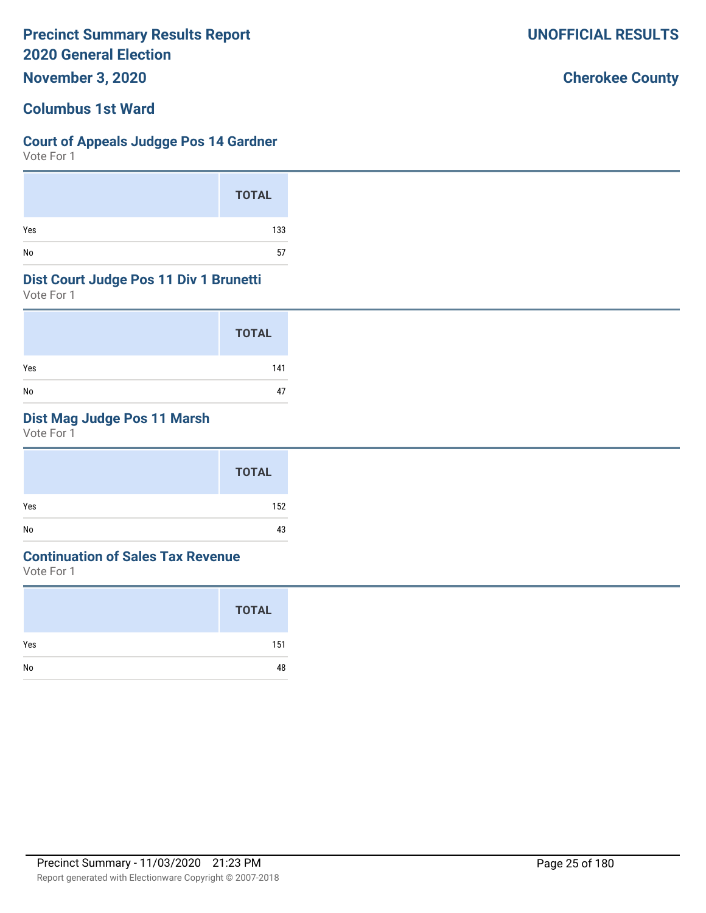# Precinct Summary Results Report
# 2020 General Election
## November 3, 2020

**UNOFFICIAL RESULTS**

**Cherokee County**

## Columbus 1st Ward

### Court of Appeals Judgge Pos 14 Gardner
Vote For 1

| | TOTAL |
|---|---|
| Yes | 133 |
| No | 57 |

### Dist Court Judge Pos 11 Div 1 Brunetti
Vote For 1

| | TOTAL |
|---|---|
| Yes | 141 |
| No | 47 |

### Dist Mag Judge Pos 11 Marsh
Vote For 1

| | TOTAL |
|---|---|
| Yes | 152 |
| No | 43 |

### Continuation of Sales Tax Revenue
Vote For 1

| | TOTAL |
|---|---|
| Yes | 151 |
| No | 48 |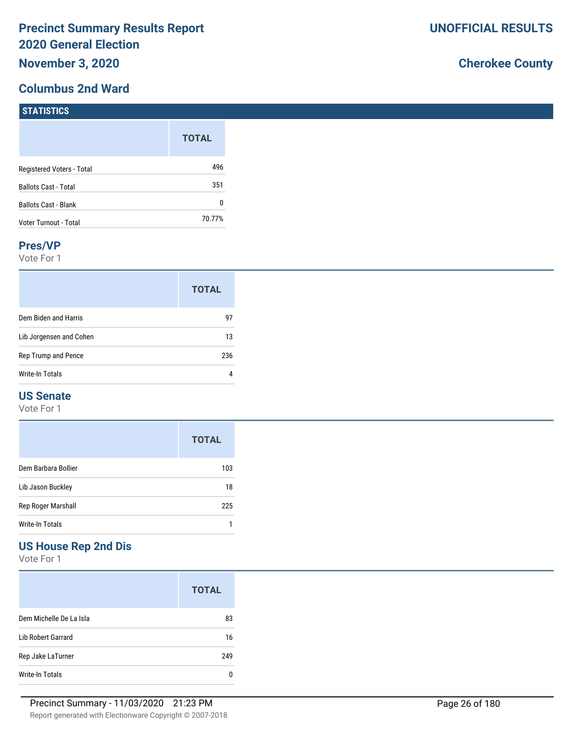# Precinct Summary Results Report
# 2020 General Election
## November 3, 2020

**UNOFFICIAL RESULTS**

**Cherokee County**

## Columbus 2nd Ward

### STATISTICS

| | TOTAL |
|---|---|
| Registered Voters - Total | 496 |
| Ballots Cast - Total | 351 |
| Ballots Cast - Blank | 0 |
| Voter Turnout - Total | 70.77% |

### Pres/VP

Vote For 1

| | TOTAL |
|---|---|
| Dem Biden and Harris | 97 |
| Lib Jorgensen and Cohen | 13 |
| Rep Trump and Pence | 236 |
| Write-In Totals | 4 |

### US Senate

Vote For 1

| | TOTAL |
|---|---|
| Dem Barbara Bollier | 103 |
| Lib Jason Buckley | 18 |
| Rep Roger Marshall | 225 |
| Write-In Totals | 1 |

### US House Rep 2nd Dis

Vote For 1

| | TOTAL |
|---|---|
| Dem Michelle De La Isla | 83 |
| Lib Robert Garrard | 16 |
| Rep Jake LaTurner | 249 |
| Write-In Totals | 0 |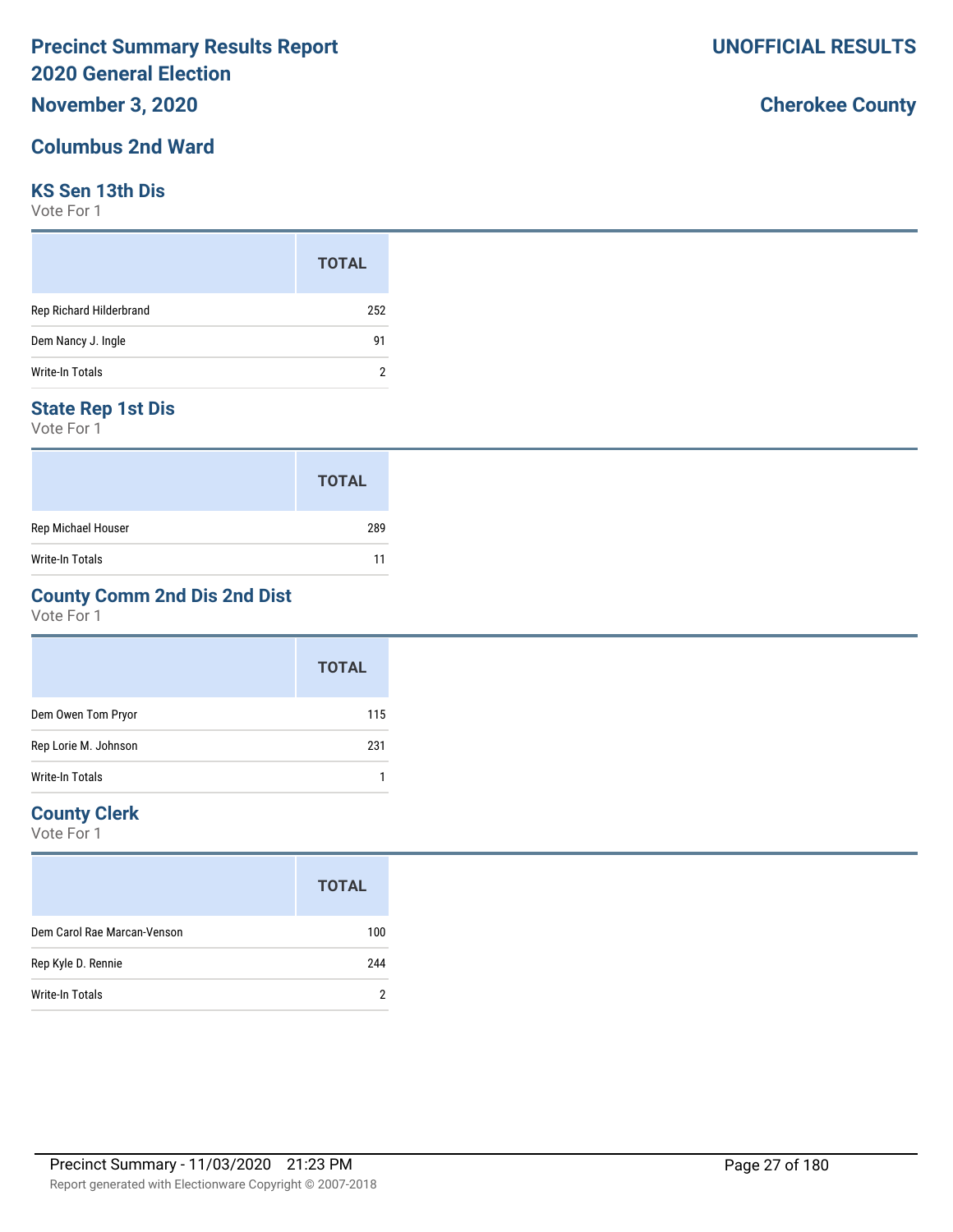# Precinct Summary Results Report
# 2020 General Election

**UNOFFICIAL RESULTS**

**November 3, 2020**

**Cherokee County**

## Columbus 2nd Ward

### KS Sen 13th Dis

Vote For 1

| | TOTAL |
|---|---|
| Rep Richard Hilderbrand | 252 |
| Dem Nancy J. Ingle | 91 |
| Write-In Totals | 2 |

### State Rep 1st Dis

Vote For 1

| | TOTAL |
|---|---|
| Rep Michael Houser | 289 |
| Write-In Totals | 11 |

### County Comm 2nd Dis 2nd Dist

Vote For 1

| | TOTAL |
|---|---|
| Dem Owen Tom Pryor | 115 |
| Rep Lorie M. Johnson | 231 |
| Write-In Totals | 1 |

### County Clerk

Vote For 1

| | TOTAL |
|---|---|
| Dem Carol Rae Marcan-Venson | 100 |
| Rep Kyle D. Rennie | 244 |
| Write-In Totals | 2 |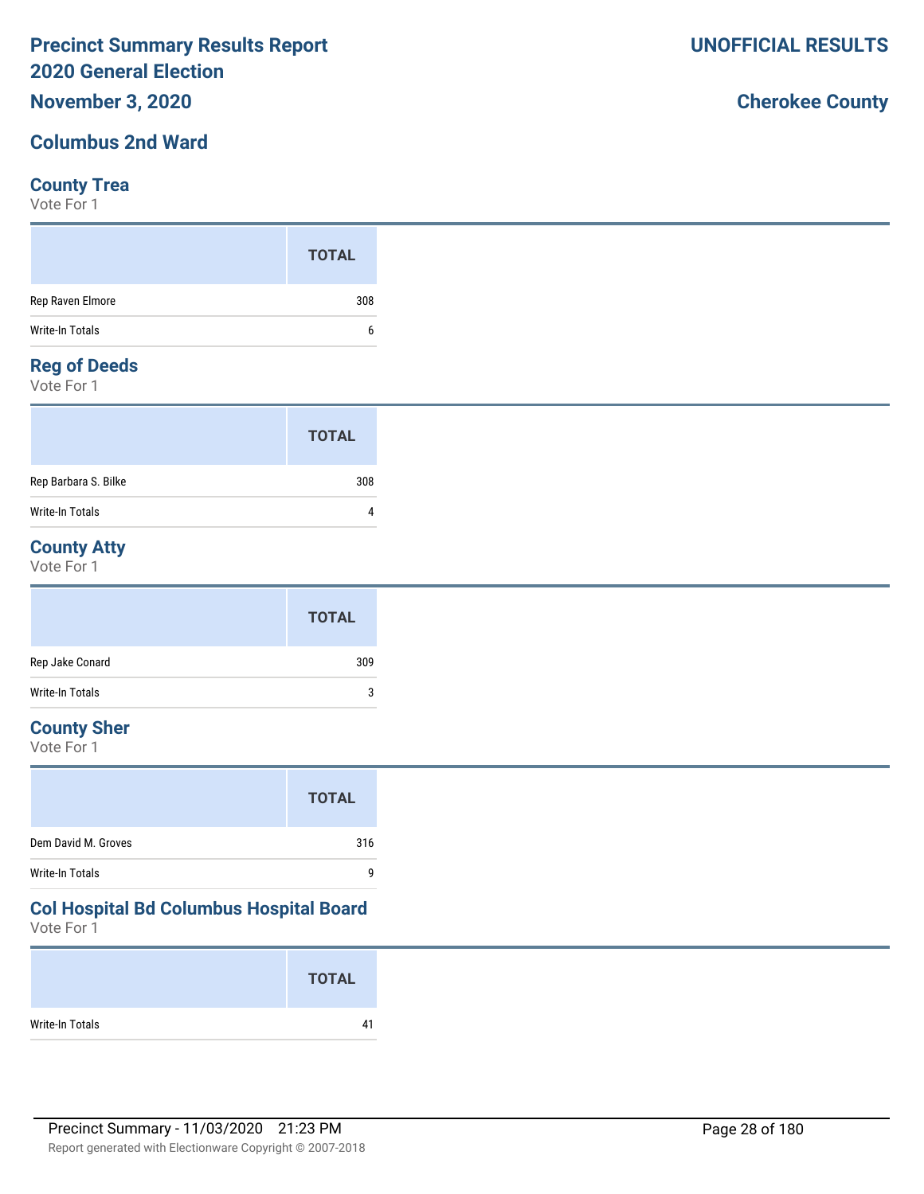# Precinct Summary Results Report
# 2020 General Election

**November 3, 2020**

**UNOFFICIAL RESULTS**

**Cherokee County**

## Columbus 2nd Ward

### County Trea
Vote For 1

| | TOTAL |
|---|---|
| Rep Raven Elmore | 308 |
| Write-In Totals | 6 |

### Reg of Deeds
Vote For 1

| | TOTAL |
|---|---|
| Rep Barbara S. Bilke | 308 |
| Write-In Totals | 4 |

### County Atty
Vote For 1

| | TOTAL |
|---|---|
| Rep Jake Conard | 309 |
| Write-In Totals | 3 |

### County Sher
Vote For 1

| | TOTAL |
|---|---|
| Dem David M. Groves | 316 |
| Write-In Totals | 9 |

### Col Hospital Bd Columbus Hospital Board
Vote For 1

| | TOTAL |
|---|---|
| Write-In Totals | 41 |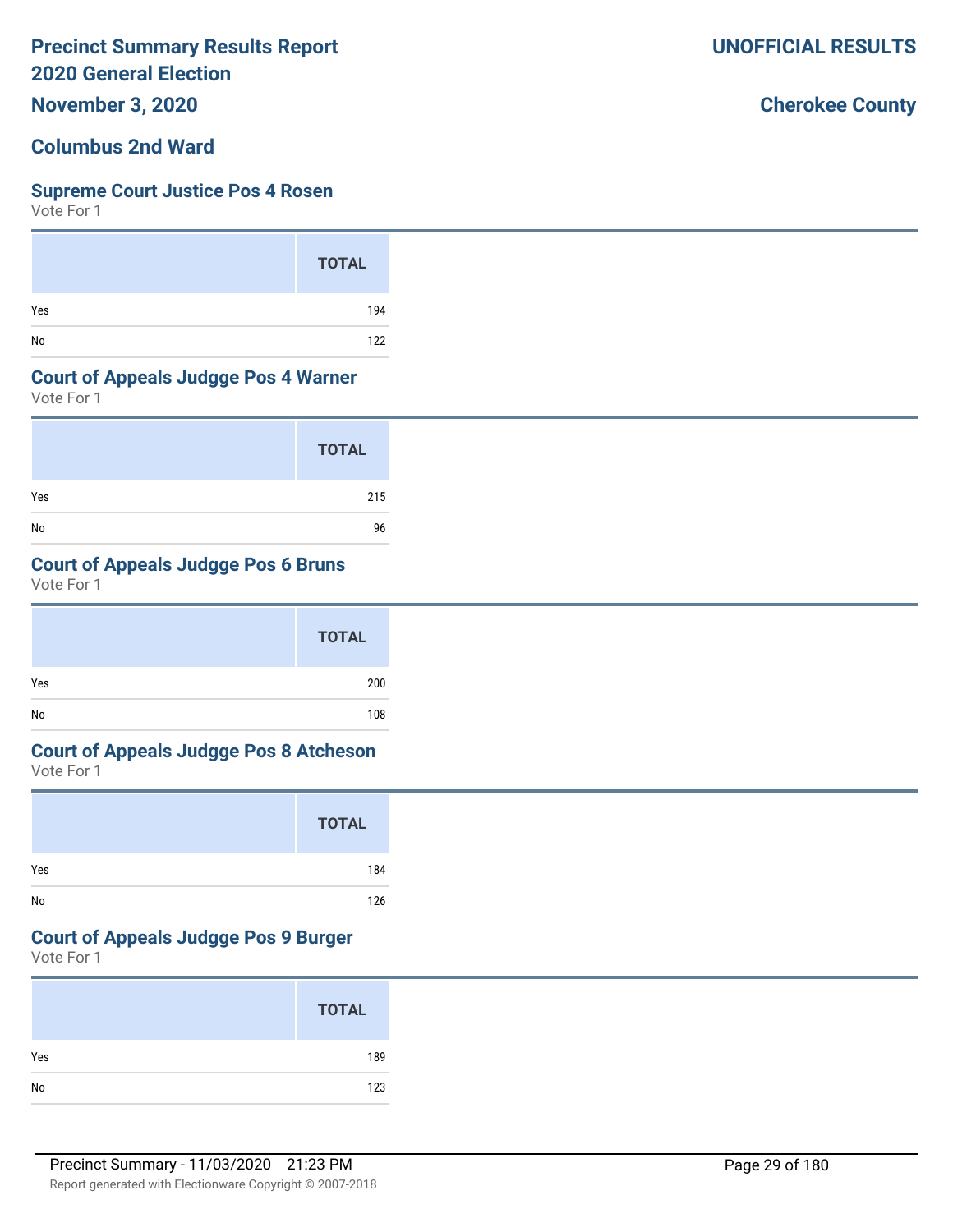# Precinct Summary Results Report
## 2020 General Election

**November 3, 2020**

**UNOFFICIAL RESULTS**

**Cherokee County**

## Columbus 2nd Ward

### Supreme Court Justice Pos 4 Rosen

Vote For 1

| | TOTAL |
|---|---|
| Yes | 194 |
| No | 122 |

### Court of Appeals Judgge Pos 4 Warner

Vote For 1

| | TOTAL |
|---|---|
| Yes | 215 |
| No | 96 |

### Court of Appeals Judgge Pos 6 Bruns

Vote For 1

| | TOTAL |
|---|---|
| Yes | 200 |
| No | 108 |

### Court of Appeals Judgge Pos 8 Atcheson

Vote For 1

| | TOTAL |
|---|---|
| Yes | 184 |
| No | 126 |

### Court of Appeals Judgge Pos 9 Burger

Vote For 1

| | TOTAL |
|---|---|
| Yes | 189 |
| No | 123 |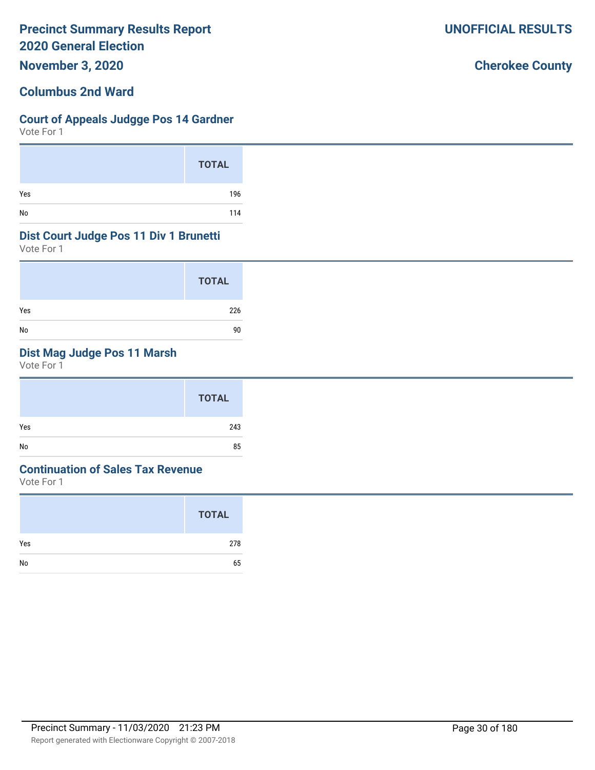# Precinct Summary Results Report
# 2020 General Election
## November 3, 2020

**UNOFFICIAL RESULTS**

**Cherokee County**

## Columbus 2nd Ward

### Court of Appeals Judgge Pos 14 Gardner
Vote For 1

| | TOTAL |
|---|---|
| Yes | 196 |
| No | 114 |

### Dist Court Judge Pos 11 Div 1 Brunetti
Vote For 1

| | TOTAL |
|---|---|
| Yes | 226 |
| No | 90 |

### Dist Mag Judge Pos 11 Marsh
Vote For 1

| | TOTAL |
|---|---|
| Yes | 243 |
| No | 85 |

### Continuation of Sales Tax Revenue
Vote For 1

| | TOTAL |
|---|---|
| Yes | 278 |
| No | 65 |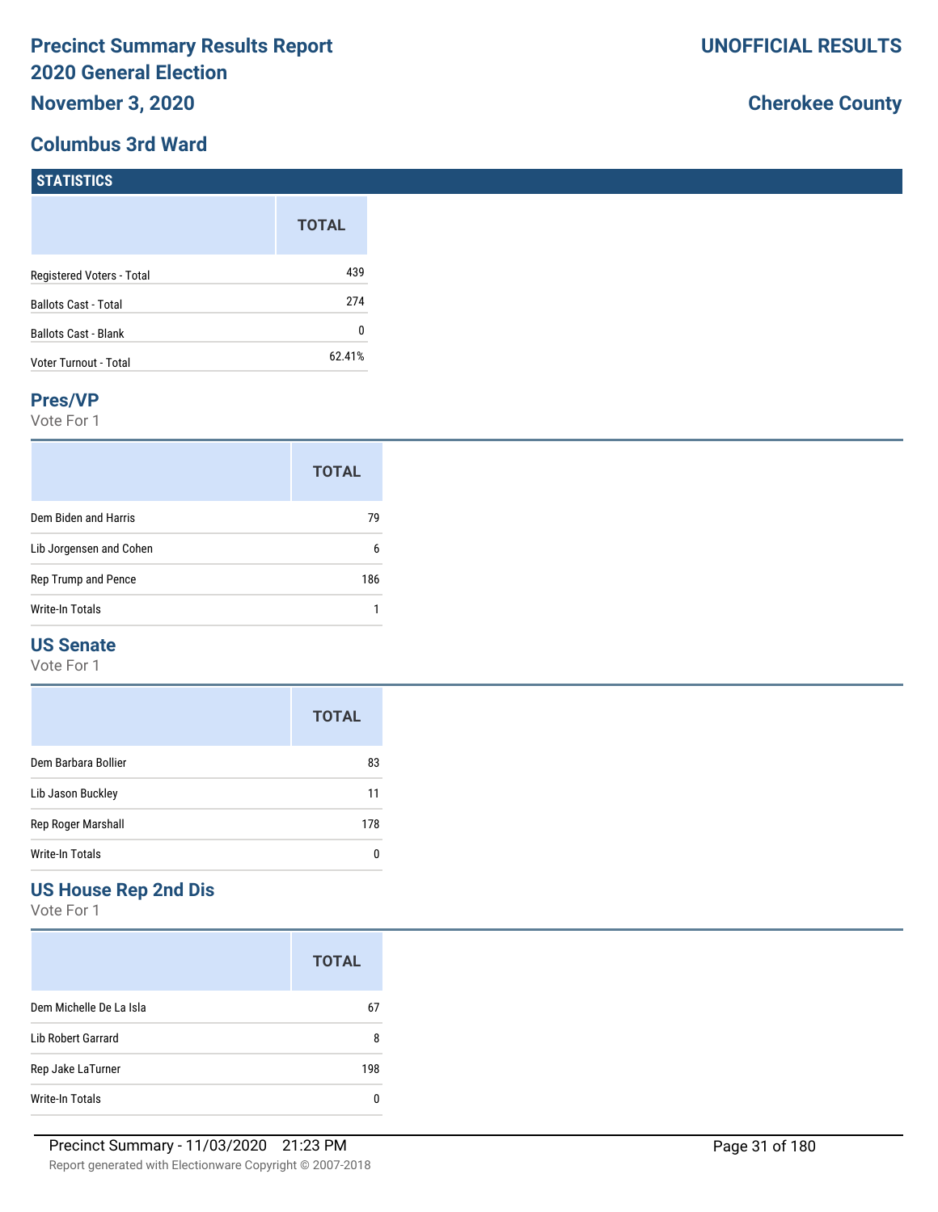# Precinct Summary Results Report
# 2020 General Election

**UNOFFICIAL RESULTS**

**November 3, 2020**

**Cherokee County**

## Columbus 3rd Ward

### STATISTICS

| | TOTAL |
|---|---|
| Registered Voters - Total | 439 |
| Ballots Cast - Total | 274 |
| Ballots Cast - Blank | 0 |
| Voter Turnout - Total | 62.41% |

### Pres/VP

Vote For 1

| | TOTAL |
|---|---|
| Dem Biden and Harris | 79 |
| Lib Jorgensen and Cohen | 6 |
| Rep Trump and Pence | 186 |
| Write-In Totals | 1 |

### US Senate

Vote For 1

| | TOTAL |
|---|---|
| Dem Barbara Bollier | 83 |
| Lib Jason Buckley | 11 |
| Rep Roger Marshall | 178 |
| Write-In Totals | 0 |

### US House Rep 2nd Dis

Vote For 1

| | TOTAL |
|---|---|
| Dem Michelle De La Isla | 67 |
| Lib Robert Garrard | 8 |
| Rep Jake LaTurner | 198 |
| Write-In Totals | 0 |

Precinct Summary - 11/03/2020 21:23 PM

Report generated with Electionware Copyright © 2007-2018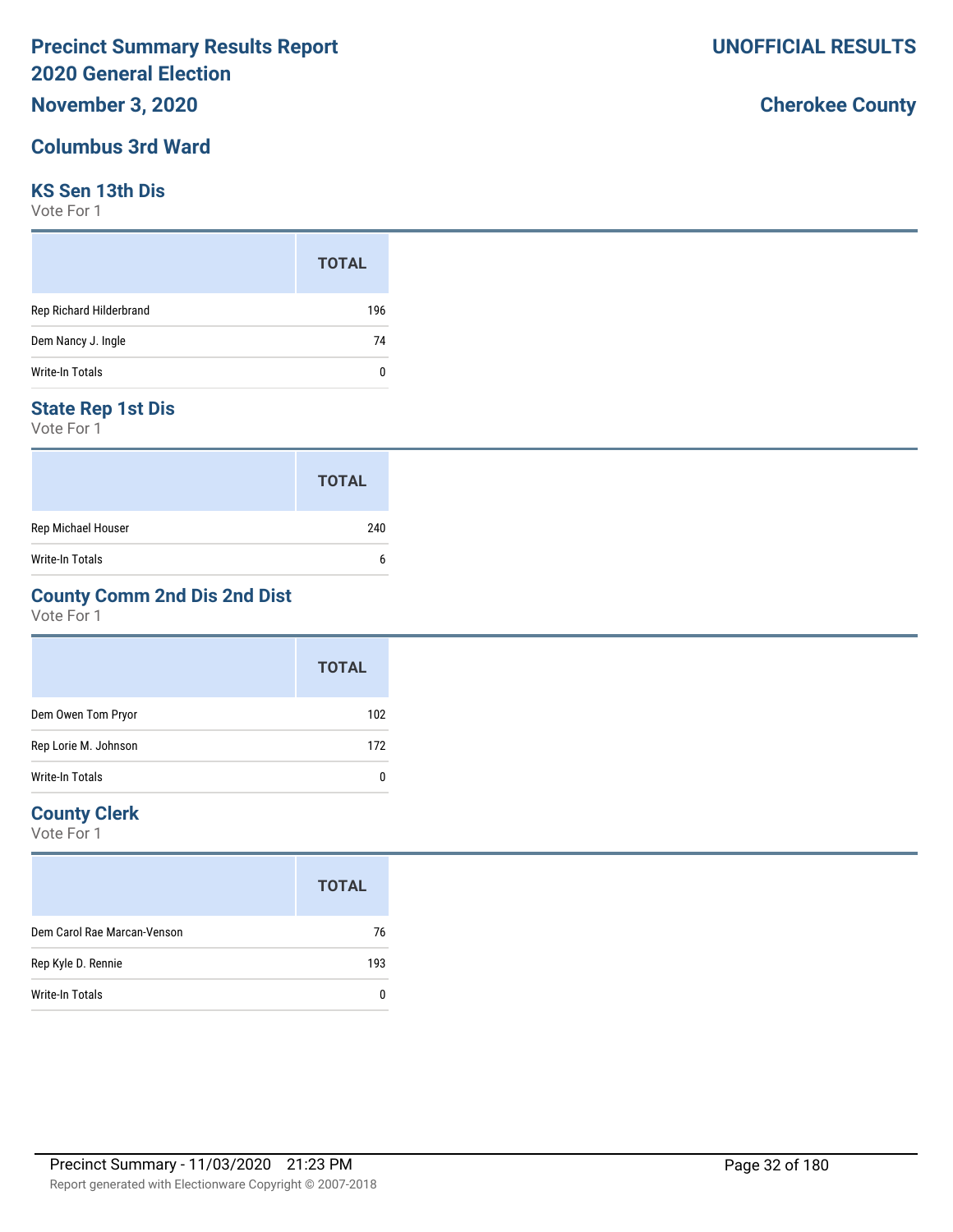# Precinct Summary Results Report
# 2020 General Election
**November 3, 2020**

**UNOFFICIAL RESULTS**

**Cherokee County**

## Columbus 3rd Ward

### KS Sen 13th Dis
Vote For 1

| | TOTAL |
|---|---|
| Rep Richard Hilderbrand | 196 |
| Dem Nancy J. Ingle | 74 |
| Write-In Totals | 0 |

### State Rep 1st Dis
Vote For 1

| | TOTAL |
|---|---|
| Rep Michael Houser | 240 |
| Write-In Totals | 6 |

### County Comm 2nd Dis 2nd Dist
Vote For 1

| | TOTAL |
|---|---|
| Dem Owen Tom Pryor | 102 |
| Rep Lorie M. Johnson | 172 |
| Write-In Totals | 0 |

### County Clerk
Vote For 1

| | TOTAL |
|---|---|
| Dem Carol Rae Marcan-Venson | 76 |
| Rep Kyle D. Rennie | 193 |
| Write-In Totals | 0 |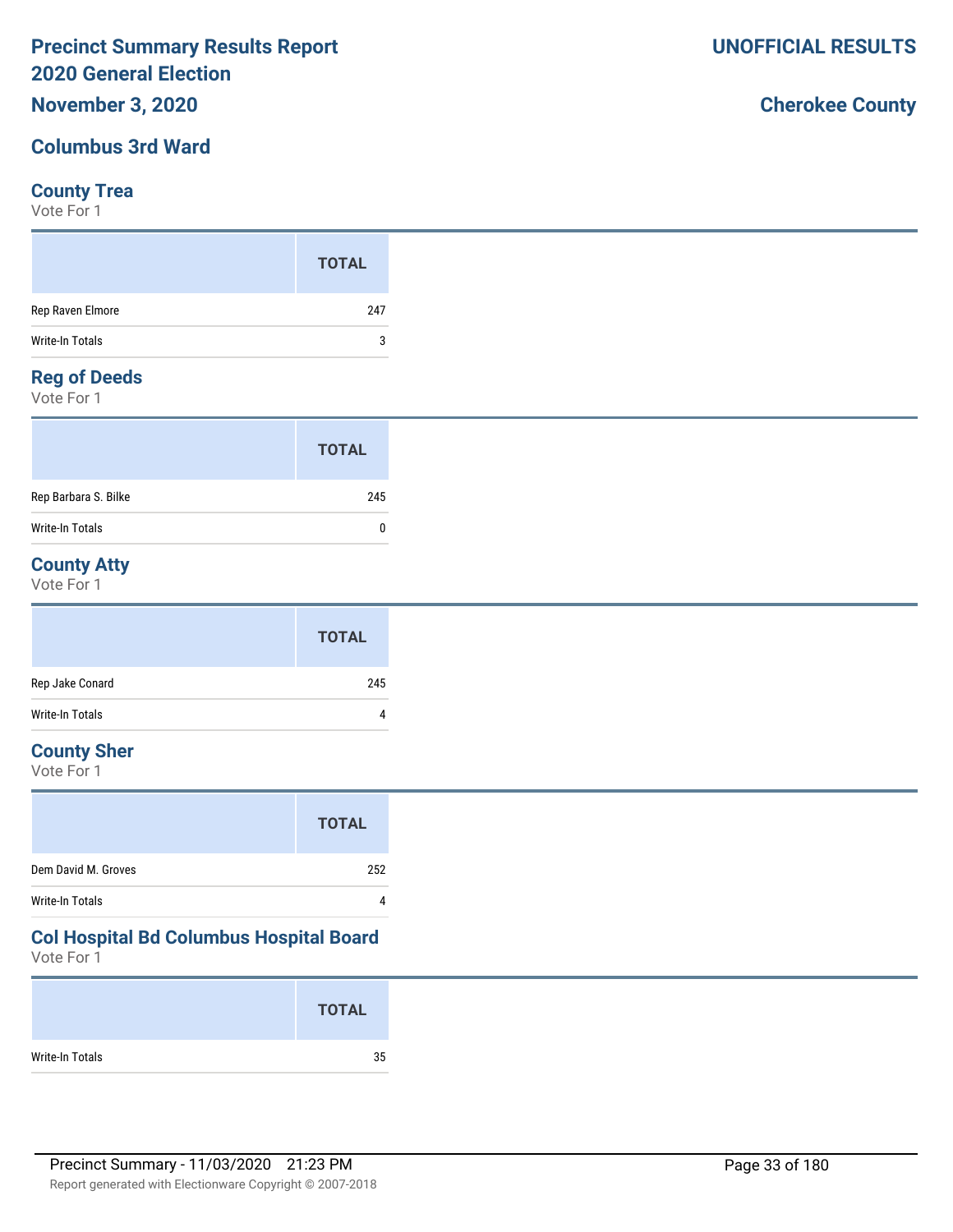# Precinct Summary Results Report
# 2020 General Election
## November 3, 2020

**UNOFFICIAL RESULTS**

**Cherokee County**

## Columbus 3rd Ward

### County Trea
Vote For 1

| | TOTAL |
|---|---|
| Rep Raven Elmore | 247 |
| Write-In Totals | 3 |

### Reg of Deeds
Vote For 1

| | TOTAL |
|---|---|
| Rep Barbara S. Bilke | 245 |
| Write-In Totals | 0 |

### County Atty
Vote For 1

| | TOTAL |
|---|---|
| Rep Jake Conard | 245 |
| Write-In Totals | 4 |

### County Sher
Vote For 1

| | TOTAL |
|---|---|
| Dem David M. Groves | 252 |
| Write-In Totals | 4 |

### Col Hospital Bd Columbus Hospital Board
Vote For 1

| | TOTAL |
|---|---|
| Write-In Totals | 35 |

Precinct Summary - 11/03/2020 21:23 PM

Report generated with Electionware Copyright © 2007-2018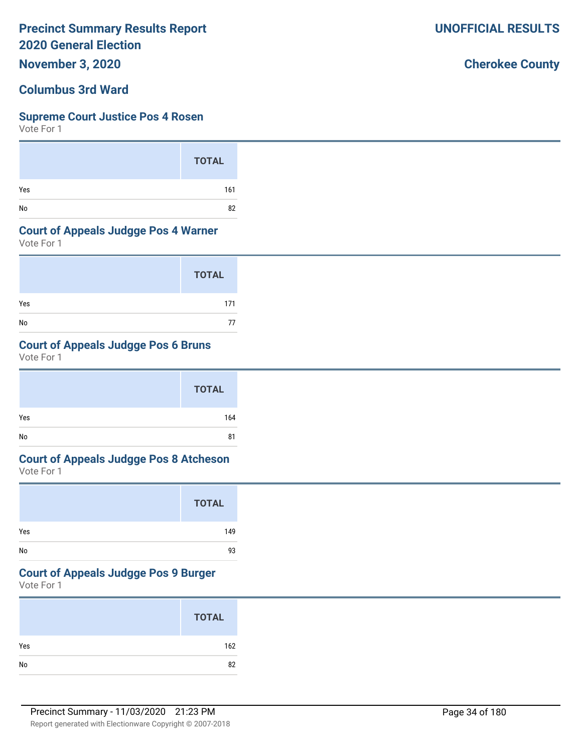Precinct Summary Results Report
2020 General Election
November 3, 2020

UNOFFICIAL RESULTS

Cherokee County

## Columbus 3rd Ward

### Supreme Court Justice Pos 4 Rosen

Vote For 1

| | TOTAL |
|---|---|
| Yes | 161 |
| No | 82 |

### Court of Appeals Judgge Pos 4 Warner

Vote For 1

| | TOTAL |
|---|---|
| Yes | 171 |
| No | 77 |

### Court of Appeals Judgge Pos 6 Bruns

Vote For 1

| | TOTAL |
|---|---|
| Yes | 164 |
| No | 81 |

### Court of Appeals Judgge Pos 8 Atcheson

Vote For 1

| | TOTAL |
|---|---|
| Yes | 149 |
| No | 93 |

### Court of Appeals Judgge Pos 9 Burger

Vote For 1

| | TOTAL |
|---|---|
| Yes | 162 |
| No | 82 |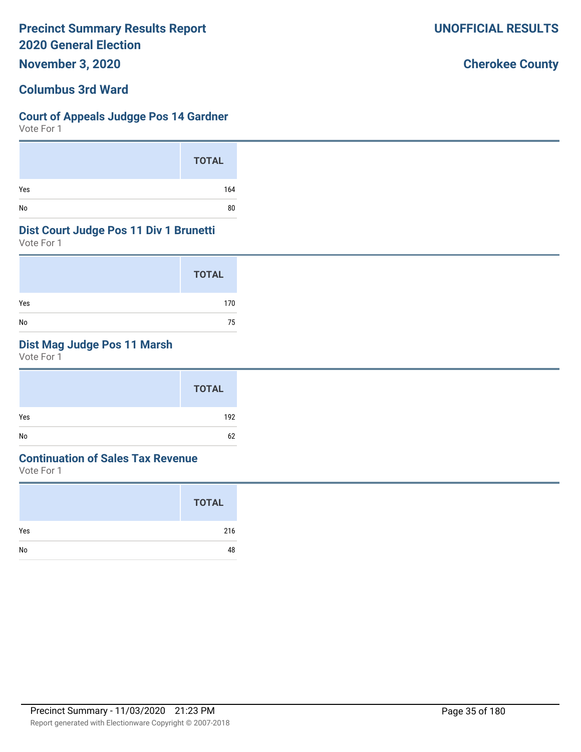# Precinct Summary Results Report
# 2020 General Election
# November 3, 2020

**UNOFFICIAL RESULTS**

**Cherokee County**

## Columbus 3rd Ward

### Court of Appeals Judgge Pos 14 Gardner
Vote For 1

| | TOTAL |
|---|---|
| Yes | 164 |
| No | 80 |

### Dist Court Judge Pos 11 Div 1 Brunetti
Vote For 1

| | TOTAL |
|---|---|
| Yes | 170 |
| No | 75 |

### Dist Mag Judge Pos 11 Marsh
Vote For 1

| | TOTAL |
|---|---|
| Yes | 192 |
| No | 62 |

### Continuation of Sales Tax Revenue
Vote For 1

| | TOTAL |
|---|---|
| Yes | 216 |
| No | 48 |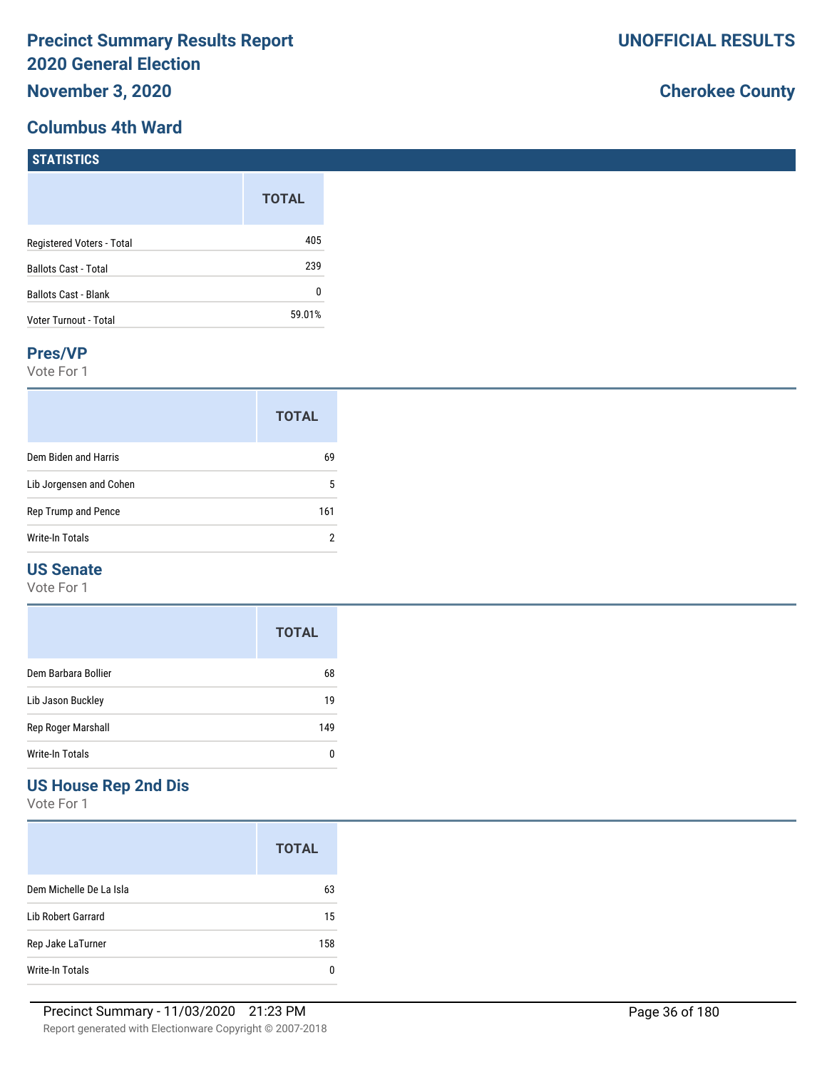# Precinct Summary Results Report
## 2020 General Election
### November 3, 2020

**UNOFFICIAL RESULTS**

**Cherokee County**

## Columbus 4th Ward

### STATISTICS

| | TOTAL |
|---|---|
| Registered Voters - Total | 405 |
| Ballots Cast - Total | 239 |
| Ballots Cast - Blank | 0 |
| Voter Turnout - Total | 59.01% |

### Pres/VP

Vote For 1

| | TOTAL |
|---|---|
| Dem Biden and Harris | 69 |
| Lib Jorgensen and Cohen | 5 |
| Rep Trump and Pence | 161 |
| Write-In Totals | 2 |

### US Senate

Vote For 1

| | TOTAL |
|---|---|
| Dem Barbara Bollier | 68 |
| Lib Jason Buckley | 19 |
| Rep Roger Marshall | 149 |
| Write-In Totals | 0 |

### US House Rep 2nd Dis

Vote For 1

| | TOTAL |
|---|---|
| Dem Michelle De La Isla | 63 |
| Lib Robert Garrard | 15 |
| Rep Jake LaTurner | 158 |
| Write-In Totals | 0 |

Precinct Summary - 11/03/2020 21:23 PM

Report generated with Electionware Copyright © 2007-2018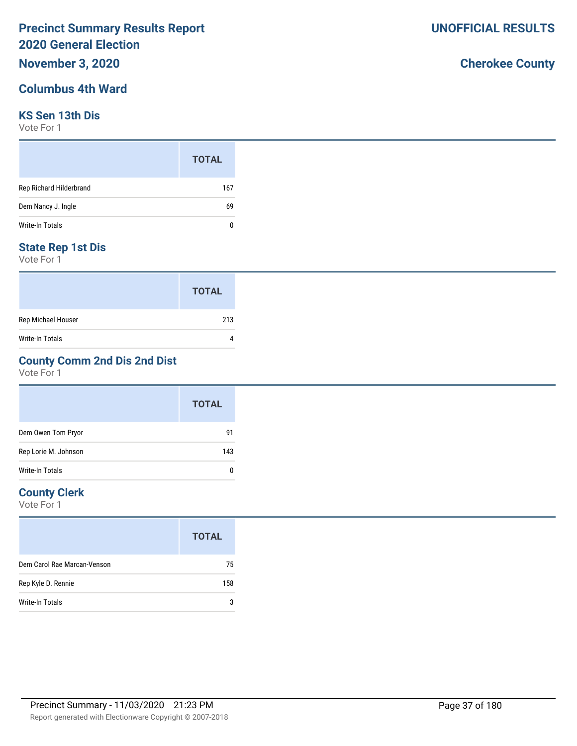# Precinct Summary Results Report
# 2020 General Election
# November 3, 2020

**UNOFFICIAL RESULTS**

**Cherokee County**

## Columbus 4th Ward

### KS Sen 13th Dis
Vote For 1

| | TOTAL |
|---|---|
| Rep Richard Hilderbrand | 167 |
| Dem Nancy J. Ingle | 69 |
| Write-In Totals | 0 |

### State Rep 1st Dis
Vote For 1

| | TOTAL |
|---|---|
| Rep Michael Houser | 213 |
| Write-In Totals | 4 |

### County Comm 2nd Dis 2nd Dist
Vote For 1

| | TOTAL |
|---|---|
| Dem Owen Tom Pryor | 91 |
| Rep Lorie M. Johnson | 143 |
| Write-In Totals | 0 |

### County Clerk
Vote For 1

| | TOTAL |
|---|---|
| Dem Carol Rae Marcan-Venson | 75 |
| Rep Kyle D. Rennie | 158 |
| Write-In Totals | 3 |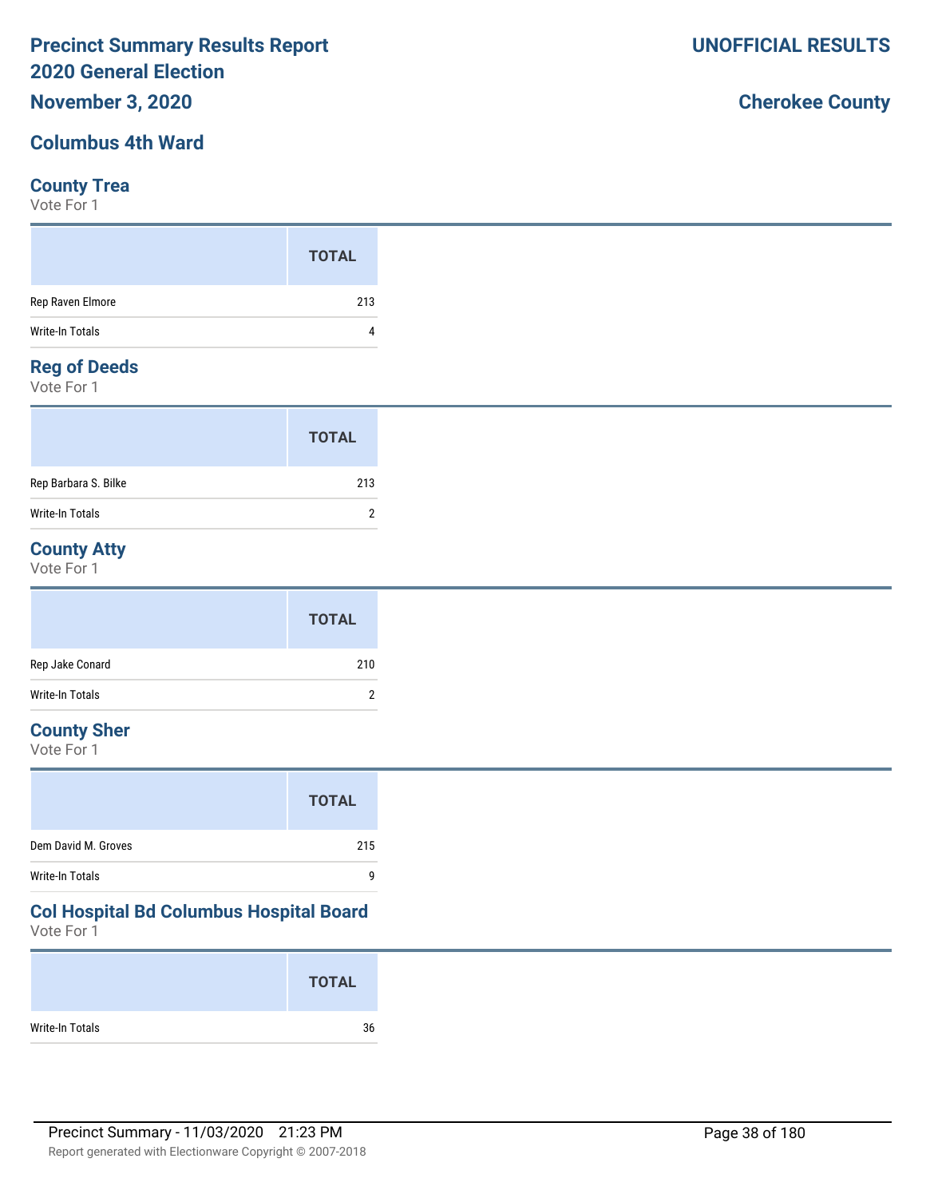# Precinct Summary Results Report
# 2020 General Election

**UNOFFICIAL RESULTS**

**November 3, 2020**

**Cherokee County**

## Columbus 4th Ward

### County Trea
Vote For 1

| | TOTAL |
|---|---|
| Rep Raven Elmore | 213 |
| Write-In Totals | 4 |

### Reg of Deeds
Vote For 1

| | TOTAL |
|---|---|
| Rep Barbara S. Bilke | 213 |
| Write-In Totals | 2 |

### County Atty
Vote For 1

| | TOTAL |
|---|---|
| Rep Jake Conard | 210 |
| Write-In Totals | 2 |

### County Sher
Vote For 1

| | TOTAL |
|---|---|
| Dem David M. Groves | 215 |
| Write-In Totals | 9 |

### Col Hospital Bd Columbus Hospital Board
Vote For 1

| | TOTAL |
|---|---|
| Write-In Totals | 36 |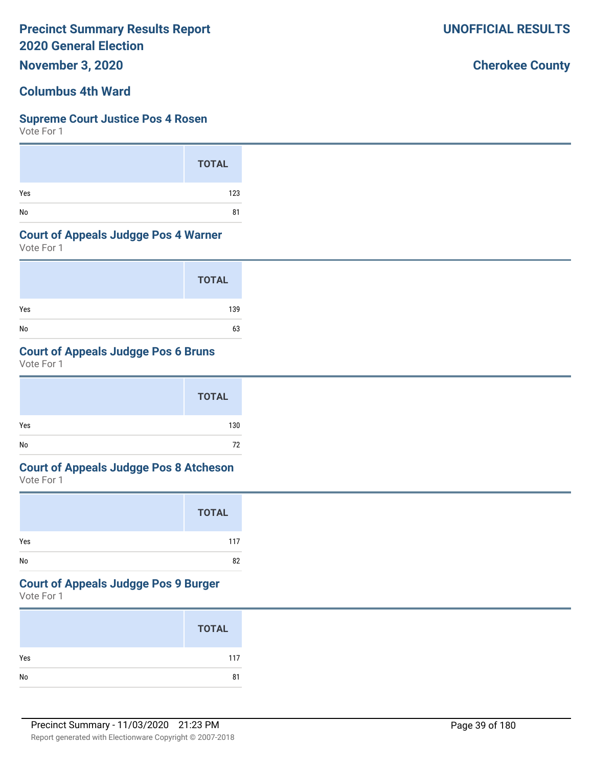# Precinct Summary Results Report
# 2020 General Election

**November 3, 2020**

**UNOFFICIAL RESULTS**

**Cherokee County**

## Columbus 4th Ward

### Supreme Court Justice Pos 4 Rosen

Vote For 1

| | TOTAL |
|---|---|
| Yes | 123 |
| No | 81 |

### Court of Appeals Judgge Pos 4 Warner

Vote For 1

| | TOTAL |
|---|---|
| Yes | 139 |
| No | 63 |

### Court of Appeals Judgge Pos 6 Bruns

Vote For 1

| | TOTAL |
|---|---|
| Yes | 130 |
| No | 72 |

### Court of Appeals Judgge Pos 8 Atcheson

Vote For 1

| | TOTAL |
|---|---|
| Yes | 117 |
| No | 82 |

### Court of Appeals Judgge Pos 9 Burger

Vote For 1

| | TOTAL |
|---|---|
| Yes | 117 |
| No | 81 |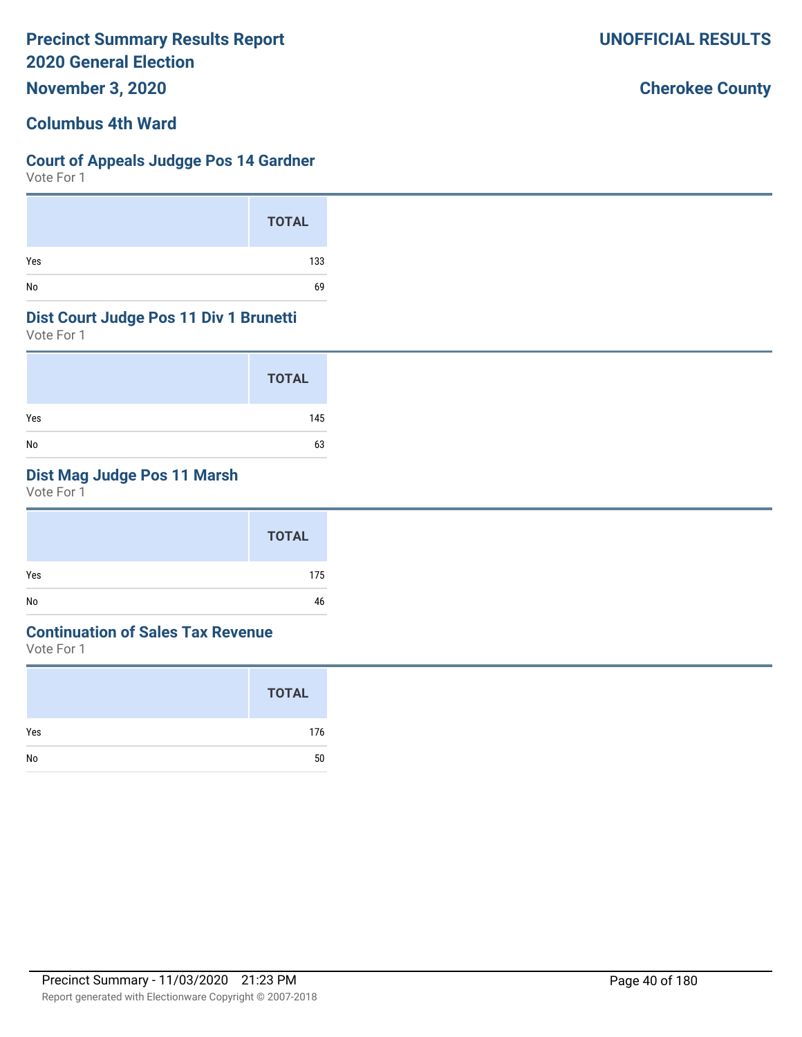# Precinct Summary Results Report
# 2020 General Election

**UNOFFICIAL RESULTS**

**November 3, 2020**

**Cherokee County**

## Columbus 4th Ward

### Court of Appeals Judgge Pos 14 Gardner

Vote For 1

| | TOTAL |
|---|---|
| Yes | 133 |
| No | 69 |

### Dist Court Judge Pos 11 Div 1 Brunetti

Vote For 1

| | TOTAL |
|---|---|
| Yes | 145 |
| No | 63 |

### Dist Mag Judge Pos 11 Marsh

Vote For 1

| | TOTAL |
|---|---|
| Yes | 175 |
| No | 46 |

### Continuation of Sales Tax Revenue

Vote For 1

| | TOTAL |
|---|---|
| Yes | 176 |
| No | 50 |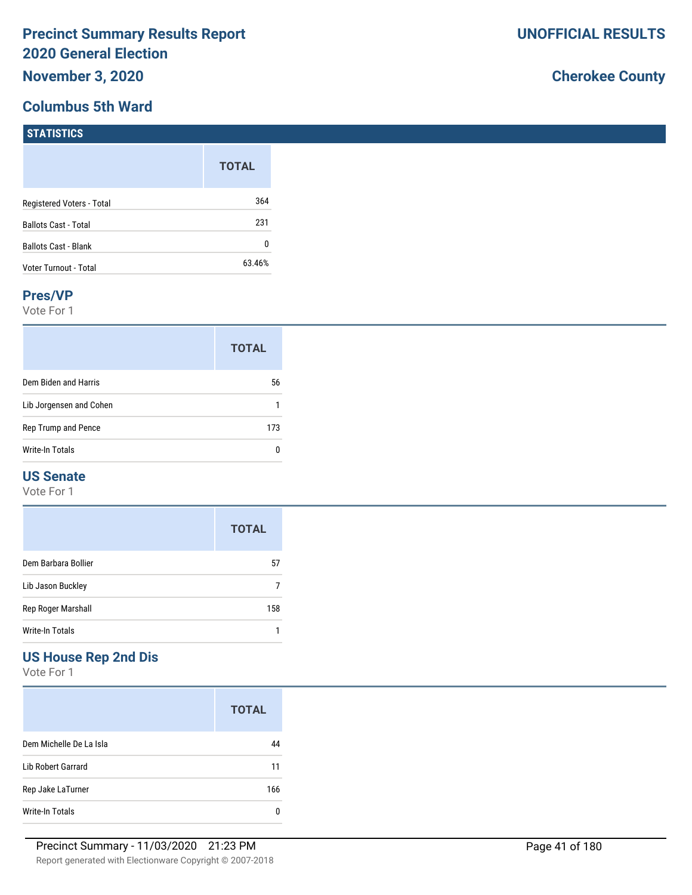# Precinct Summary Results Report
## 2020 General Election
## November 3, 2020

**UNOFFICIAL RESULTS**

**Cherokee County**

## Columbus 5th Ward

### STATISTICS

| | TOTAL |
|---|---|
| Registered Voters - Total | 364 |
| Ballots Cast - Total | 231 |
| Ballots Cast - Blank | 0 |
| Voter Turnout - Total | 63.46% |

### Pres/VP

Vote For 1

| | TOTAL |
|---|---|
| Dem Biden and Harris | 56 |
| Lib Jorgensen and Cohen | 1 |
| Rep Trump and Pence | 173 |
| Write-In Totals | 0 |

### US Senate

Vote For 1

| | TOTAL |
|---|---|
| Dem Barbara Bollier | 57 |
| Lib Jason Buckley | 7 |
| Rep Roger Marshall | 158 |
| Write-In Totals | 1 |

### US House Rep 2nd Dis

Vote For 1

| | TOTAL |
|---|---|
| Dem Michelle De La Isla | 44 |
| Lib Robert Garrard | 11 |
| Rep Jake LaTurner | 166 |
| Write-In Totals | 0 |

Precinct Summary - 11/03/2020 21:23 PM

Report generated with Electionware Copyright © 2007-2018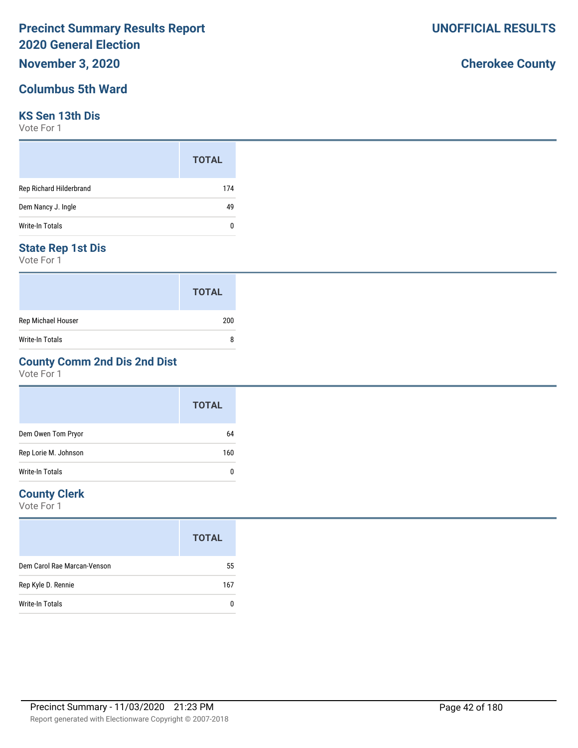# Precinct Summary Results Report
# 2020 General Election

**November 3, 2020**

**UNOFFICIAL RESULTS**

**Cherokee County**

## Columbus 5th Ward

### KS Sen 13th Dis

Vote For 1

| | TOTAL |
|---|---|
| Rep Richard Hilderbrand | 174 |
| Dem Nancy J. Ingle | 49 |
| Write-In Totals | 0 |

### State Rep 1st Dis

Vote For 1

| | TOTAL |
|---|---|
| Rep Michael Houser | 200 |
| Write-In Totals | 8 |

### County Comm 2nd Dis 2nd Dist

Vote For 1

| | TOTAL |
|---|---|
| Dem Owen Tom Pryor | 64 |
| Rep Lorie M. Johnson | 160 |
| Write-In Totals | 0 |

### County Clerk

Vote For 1

| | TOTAL |
|---|---|
| Dem Carol Rae Marcan-Venson | 55 |
| Rep Kyle D. Rennie | 167 |
| Write-In Totals | 0 |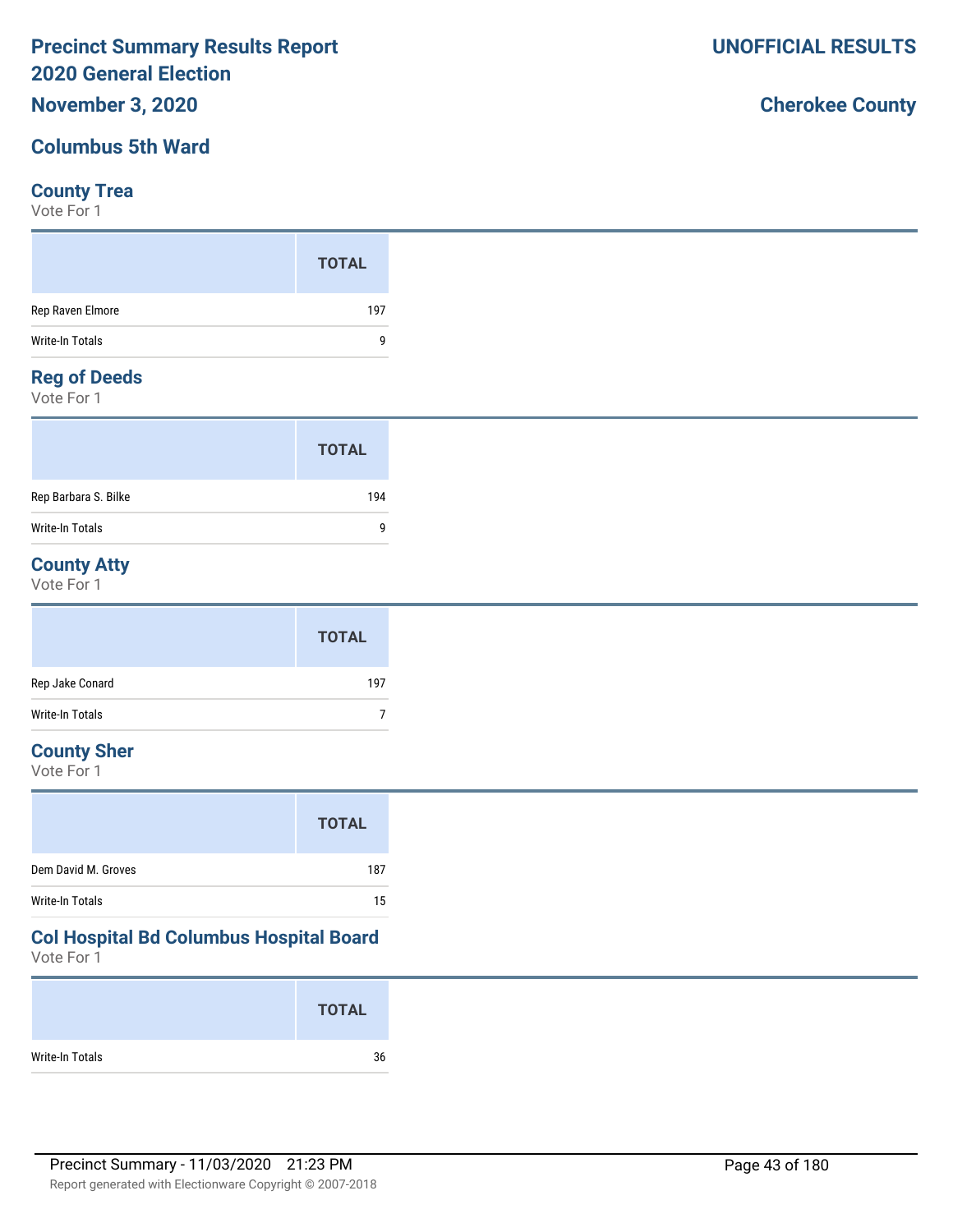# Precinct Summary Results Report
# 2020 General Election

**UNOFFICIAL RESULTS**

**November 3, 2020**

**Cherokee County**

## Columbus 5th Ward

### County Trea
Vote For 1

| | TOTAL |
|---|---|
| Rep Raven Elmore | 197 |
| Write-In Totals | 9 |

### Reg of Deeds
Vote For 1

| | TOTAL |
|---|---|
| Rep Barbara S. Bilke | 194 |
| Write-In Totals | 9 |

### County Atty
Vote For 1

| | TOTAL |
|---|---|
| Rep Jake Conard | 197 |
| Write-In Totals | 7 |

### County Sher
Vote For 1

| | TOTAL |
|---|---|
| Dem David M. Groves | 187 |
| Write-In Totals | 15 |

### Col Hospital Bd Columbus Hospital Board
Vote For 1

| | TOTAL |
|---|---|
| Write-In Totals | 36 |

Precinct Summary - 11/03/2020 21:23 PM

Report generated with Electionware Copyright © 2007-2018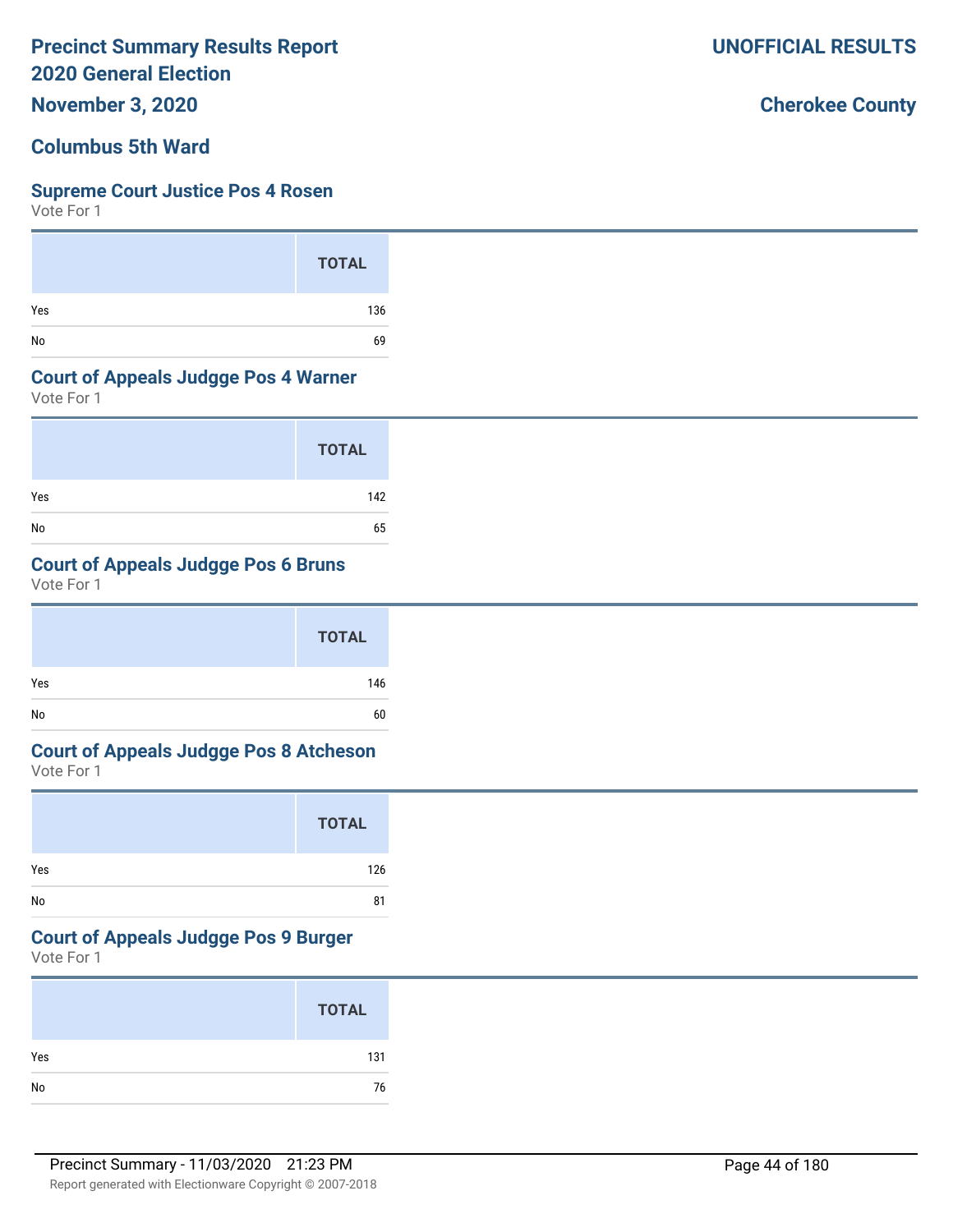# Columbus 5th Ward

## Supreme Court Justice Pos 4 Rosen

Vote For 1

| | TOTAL |
|---|---|
| Yes | 136 |
| No | 69 |

## Court of Appeals Judgge Pos 4 Warner

Vote For 1

| | TOTAL |
|---|---|
| Yes | 142 |
| No | 65 |

## Court of Appeals Judgge Pos 6 Bruns

Vote For 1

| | TOTAL |
|---|---|
| Yes | 146 |
| No | 60 |

## Court of Appeals Judgge Pos 8 Atcheson

Vote For 1

| | TOTAL |
|---|---|
| Yes | 126 |
| No | 81 |

## Court of Appeals Judgge Pos 9 Burger

Vote For 1

| | TOTAL |
|---|---|
| Yes | 131 |
| No | 76 |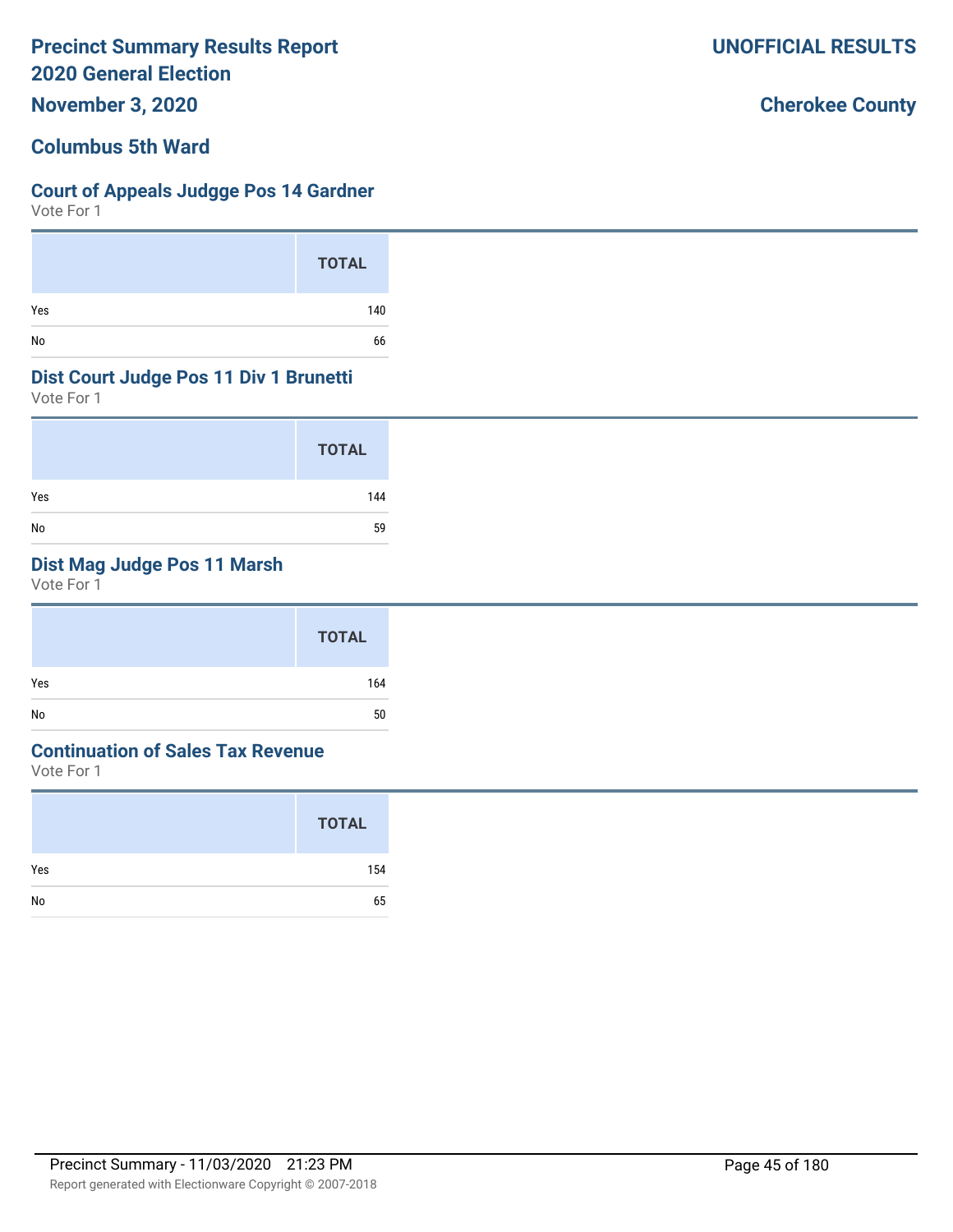# Precinct Summary Results Report
## 2020 General Election
**November 3, 2020**

**UNOFFICIAL RESULTS**

**Cherokee County**

## Columbus 5th Ward

### Court of Appeals Judgge Pos 14 Gardner
Vote For 1

| | TOTAL |
|---|---|
| Yes | 140 |
| No | 66 |

### Dist Court Judge Pos 11 Div 1 Brunetti
Vote For 1

| | TOTAL |
|---|---|
| Yes | 144 |
| No | 59 |

### Dist Mag Judge Pos 11 Marsh
Vote For 1

| | TOTAL |
|---|---|
| Yes | 164 |
| No | 50 |

### Continuation of Sales Tax Revenue
Vote For 1

| | TOTAL |
|---|---|
| Yes | 154 |
| No | 65 |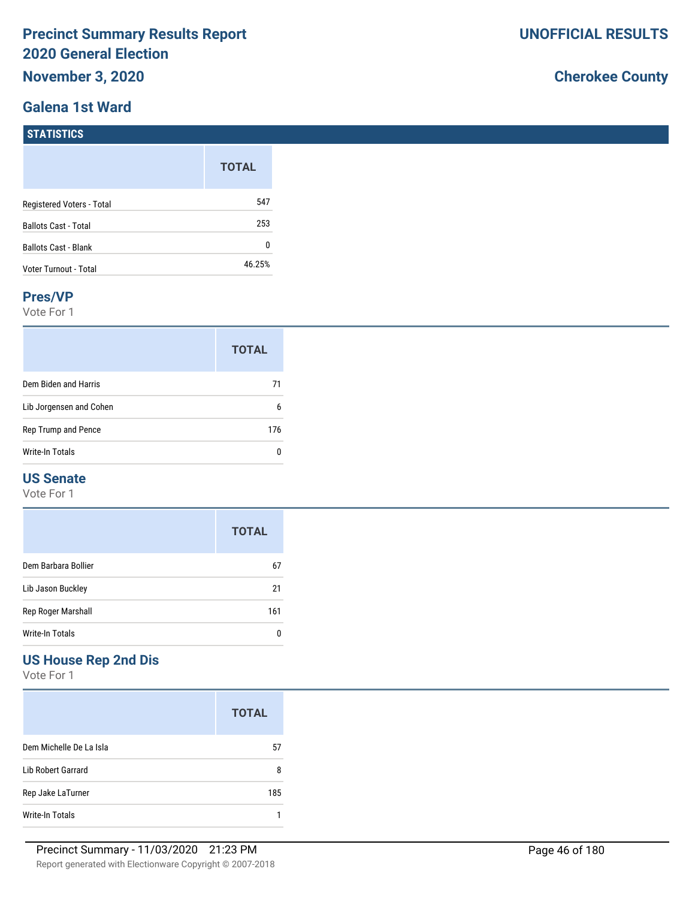# Precinct Summary Results Report
## 2020 General Election
## November 3, 2020

**UNOFFICIAL RESULTS**

**Cherokee County**

## Galena 1st Ward

### STATISTICS

| | TOTAL |
|---|---|
| Registered Voters - Total | 547 |
| Ballots Cast - Total | 253 |
| Ballots Cast - Blank | 0 |
| Voter Turnout - Total | 46.25% |

### Pres/VP

Vote For 1

| | TOTAL |
|---|---|
| Dem Biden and Harris | 71 |
| Lib Jorgensen and Cohen | 6 |
| Rep Trump and Pence | 176 |
| Write-In Totals | 0 |

### US Senate

Vote For 1

| | TOTAL |
|---|---|
| Dem Barbara Bollier | 67 |
| Lib Jason Buckley | 21 |
| Rep Roger Marshall | 161 |
| Write-In Totals | 0 |

### US House Rep 2nd Dis

Vote For 1

| | TOTAL |
|---|---|
| Dem Michelle De La Isla | 57 |
| Lib Robert Garrard | 8 |
| Rep Jake LaTurner | 185 |
| Write-In Totals | 1 |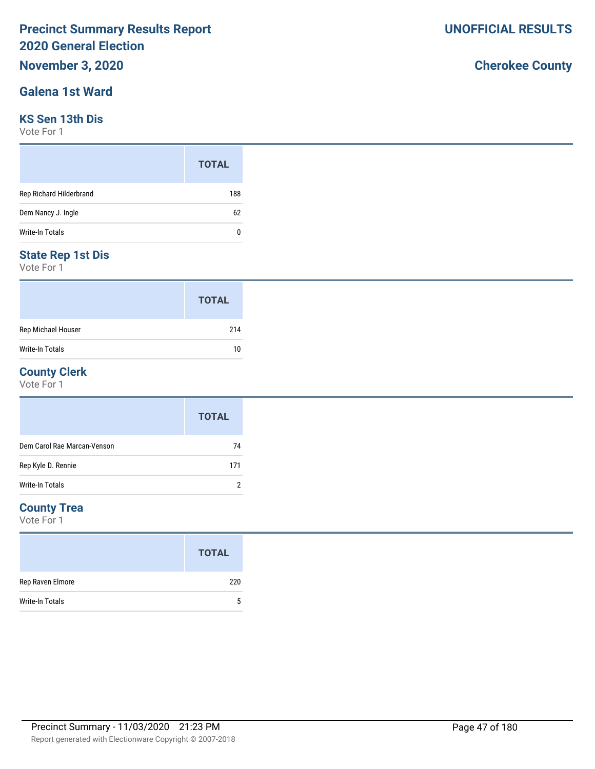# Precinct Summary Results Report
# 2020 General Election

**UNOFFICIAL RESULTS**

**November 3, 2020**

**Cherokee County**

## Galena 1st Ward

### KS Sen 13th Dis

Vote For 1

| | TOTAL |
|---|---|
| Rep Richard Hilderbrand | 188 |
| Dem Nancy J. Ingle | 62 |
| Write-In Totals | 0 |

### State Rep 1st Dis

Vote For 1

| | TOTAL |
|---|---|
| Rep Michael Houser | 214 |
| Write-In Totals | 10 |

### County Clerk

Vote For 1

| | TOTAL |
|---|---|
| Dem Carol Rae Marcan-Venson | 74 |
| Rep Kyle D. Rennie | 171 |
| Write-In Totals | 2 |

### County Trea

Vote For 1

| | TOTAL |
|---|---|
| Rep Raven Elmore | 220 |
| Write-In Totals | 5 |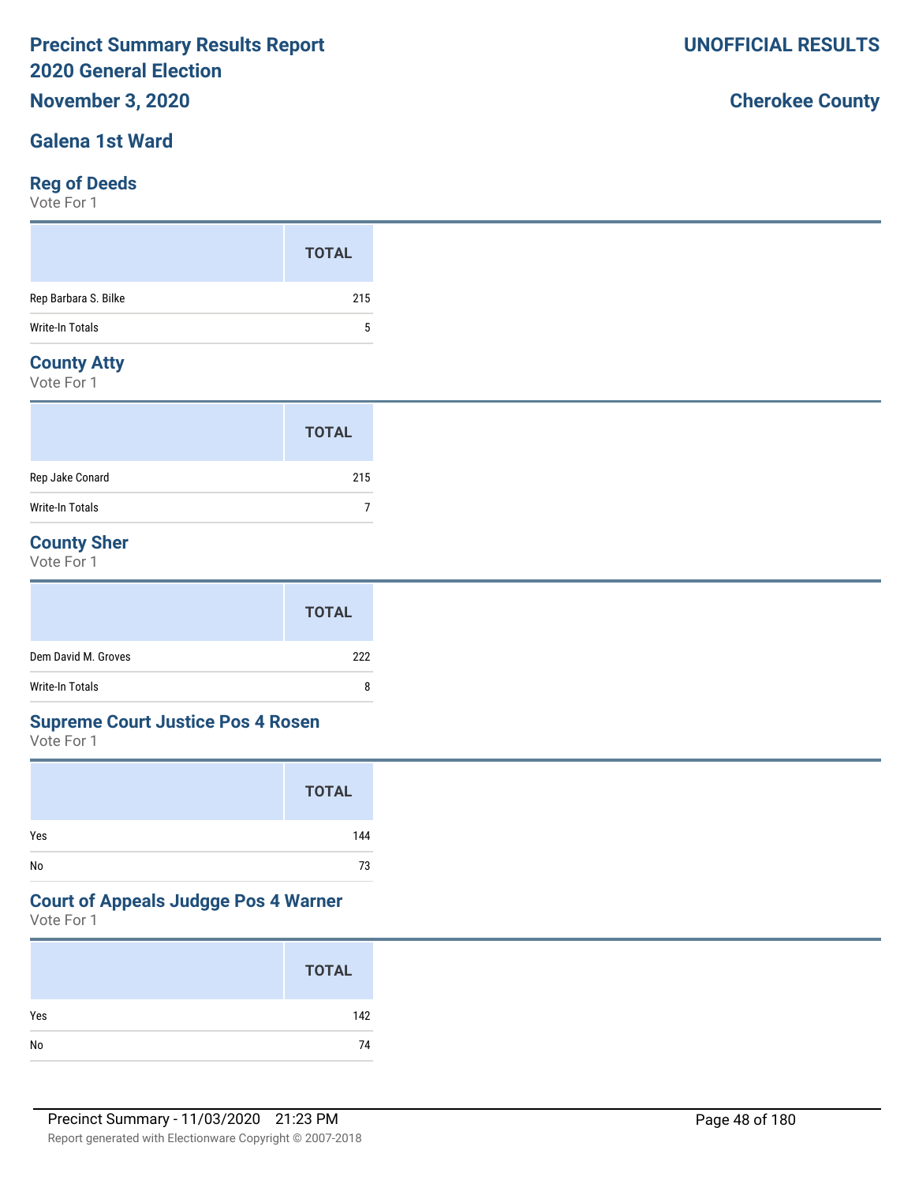# Precinct Summary Results Report
# 2020 General Election
# November 3, 2020

**UNOFFICIAL RESULTS**

**Cherokee County**

## Galena 1st Ward

### Reg of Deeds
Vote For 1

| | TOTAL |
|---|---|
| Rep Barbara S. Bilke | 215 |
| Write-In Totals | 5 |

### County Atty
Vote For 1

| | TOTAL |
|---|---|
| Rep Jake Conard | 215 |
| Write-In Totals | 7 |

### County Sher
Vote For 1

| | TOTAL |
|---|---|
| Dem David M. Groves | 222 |
| Write-In Totals | 8 |

### Supreme Court Justice Pos 4 Rosen
Vote For 1

| | TOTAL |
|---|---|
| Yes | 144 |
| No | 73 |

### Court of Appeals Judgge Pos 4 Warner
Vote For 1

| | TOTAL |
|---|---|
| Yes | 142 |
| No | 74 |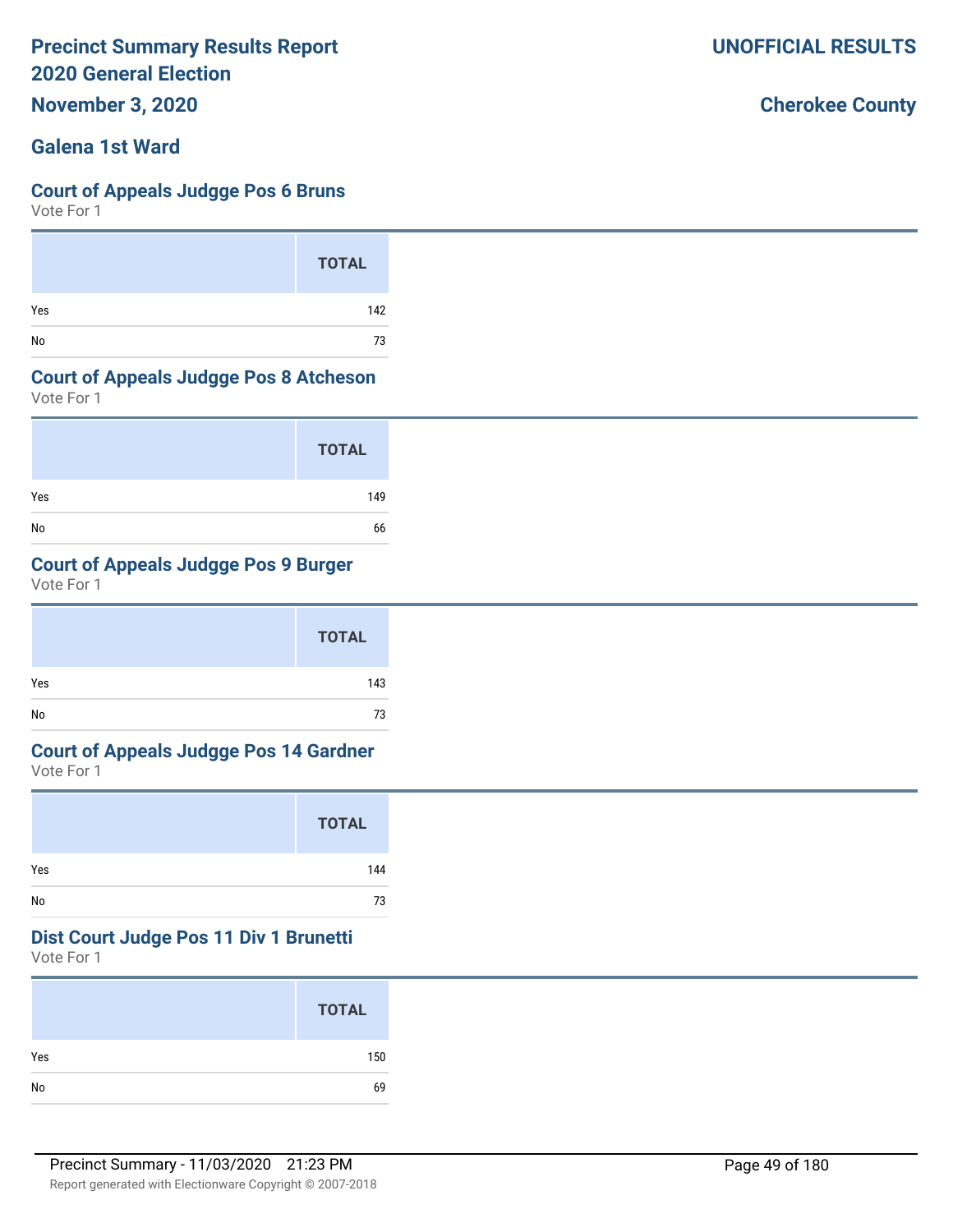# Precinct Summary Results Report
# 2020 General Election

**November 3, 2020**

**UNOFFICIAL RESULTS**

**Cherokee County**

## Galena 1st Ward

### Court of Appeals Judgge Pos 6 Bruns

Vote For 1

| | TOTAL |
|---|---|
| Yes | 142 |
| No | 73 |

### Court of Appeals Judgge Pos 8 Atcheson

Vote For 1

| | TOTAL |
|---|---|
| Yes | 149 |
| No | 66 |

### Court of Appeals Judgge Pos 9 Burger

Vote For 1

| | TOTAL |
|---|---|
| Yes | 143 |
| No | 73 |

### Court of Appeals Judgge Pos 14 Gardner

Vote For 1

| | TOTAL |
|---|---|
| Yes | 144 |
| No | 73 |

### Dist Court Judge Pos 11 Div 1 Brunetti

Vote For 1

| | TOTAL |
|---|---|
| Yes | 150 |
| No | 69 |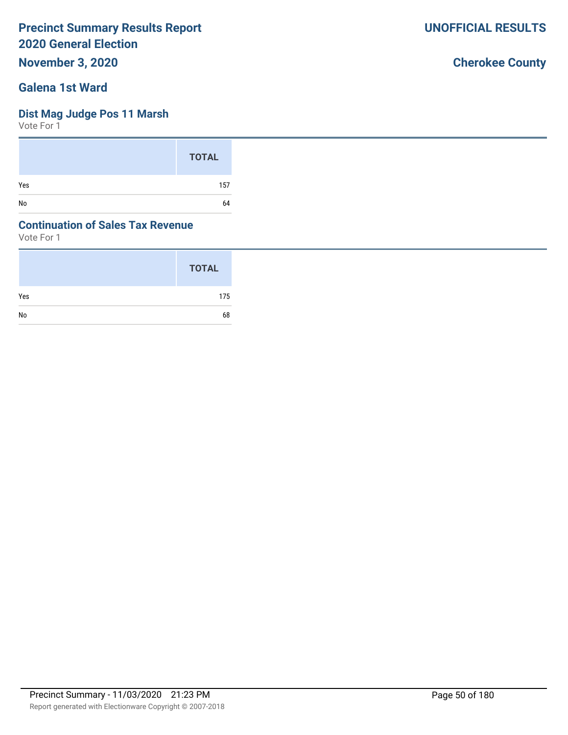# Precinct Summary Results Report
# 2020 General Election

**November 3, 2020**

**UNOFFICIAL RESULTS**

**Cherokee County**

## Galena 1st Ward

### Dist Mag Judge Pos 11 Marsh

Vote For 1

| | TOTAL |
|---|---|
| Yes | 157 |
| No | 64 |

### Continuation of Sales Tax Revenue

Vote For 1

| | TOTAL |
|---|---|
| Yes | 175 |
| No | 68 |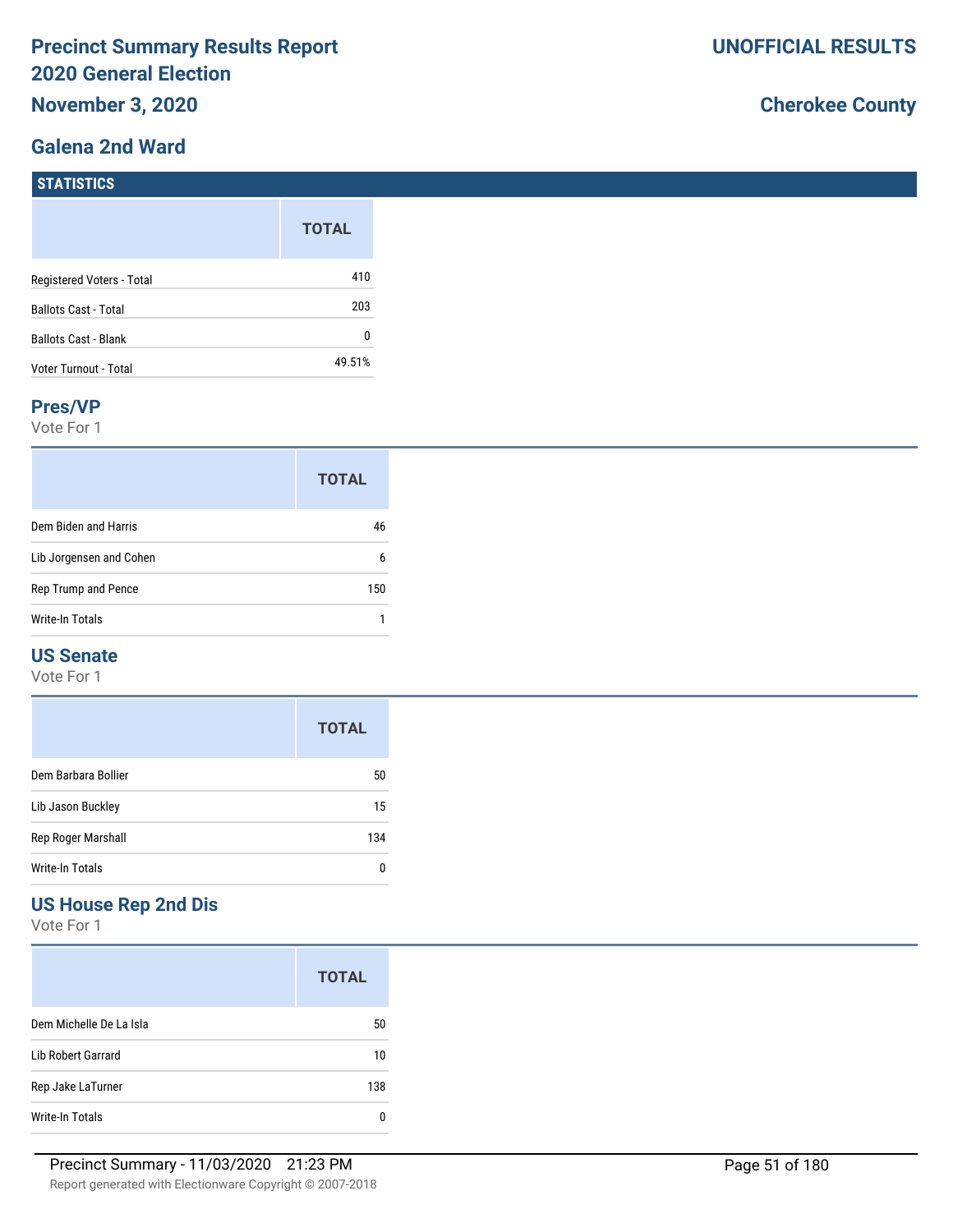# Precinct Summary Results Report
## 2020 General Election
## November 3, 2020

**UNOFFICIAL RESULTS**

**Cherokee County**

## Galena 2nd Ward

### STATISTICS

| | TOTAL |
|---|---|
| Registered Voters - Total | 410 |
| Ballots Cast - Total | 203 |
| Ballots Cast - Blank | 0 |
| Voter Turnout - Total | 49.51% |

### Pres/VP

Vote For 1

| | TOTAL |
|---|---|
| Dem Biden and Harris | 46 |
| Lib Jorgensen and Cohen | 6 |
| Rep Trump and Pence | 150 |
| Write-In Totals | 1 |

### US Senate

Vote For 1

| | TOTAL |
|---|---|
| Dem Barbara Bollier | 50 |
| Lib Jason Buckley | 15 |
| Rep Roger Marshall | 134 |
| Write-In Totals | 0 |

### US House Rep 2nd Dis

Vote For 1

| | TOTAL |
|---|---|
| Dem Michelle De La Isla | 50 |
| Lib Robert Garrard | 10 |
| Rep Jake LaTurner | 138 |
| Write-In Totals | 0 |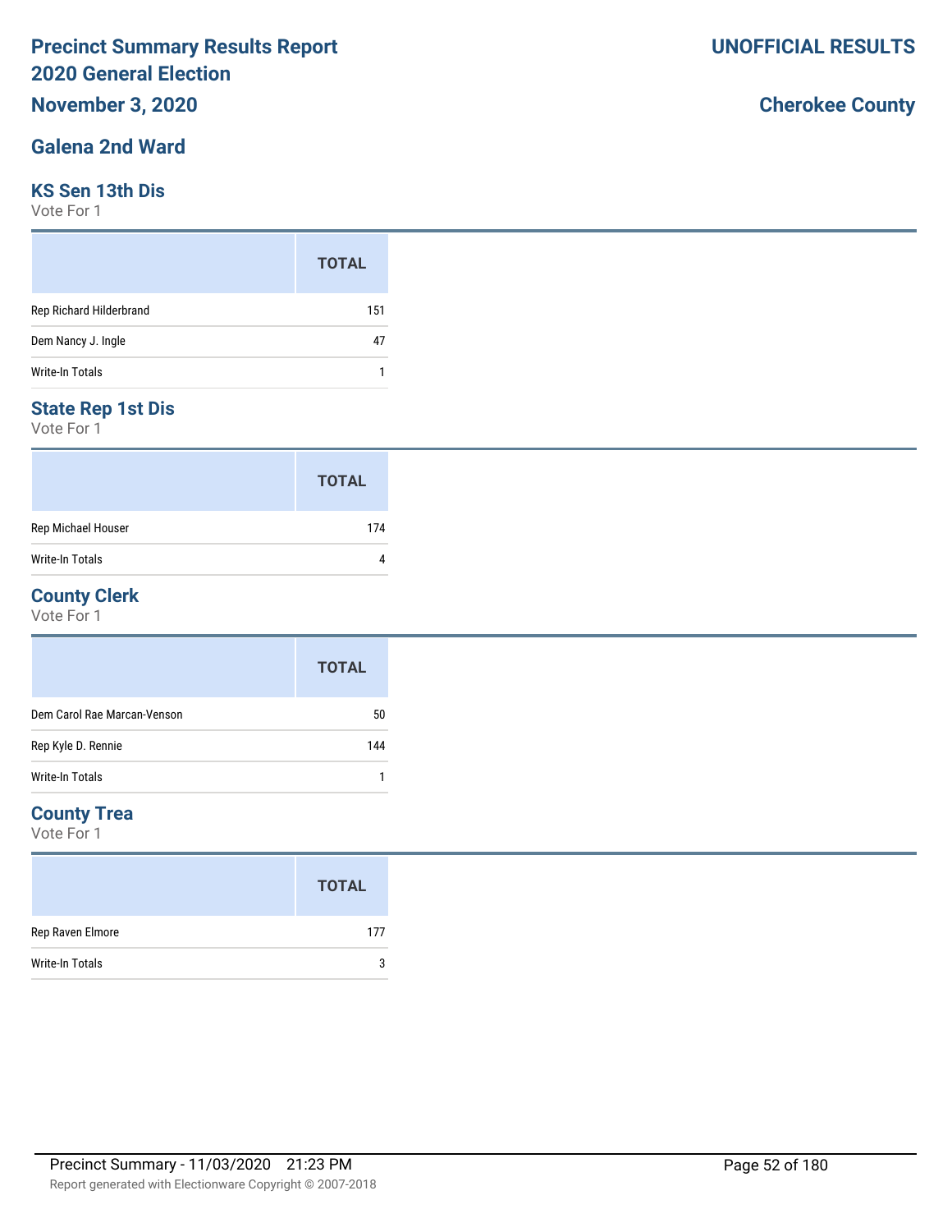# Precinct Summary Results Report
# 2020 General Election

**November 3, 2020**

**UNOFFICIAL RESULTS**

**Cherokee County**

## Galena 2nd Ward

### KS Sen 13th Dis

Vote For 1

| | TOTAL |
|---|---|
| Rep Richard Hilderbrand | 151 |
| Dem Nancy J. Ingle | 47 |
| Write-In Totals | 1 |

### State Rep 1st Dis

Vote For 1

| | TOTAL |
|---|---|
| Rep Michael Houser | 174 |
| Write-In Totals | 4 |

### County Clerk

Vote For 1

| | TOTAL |
|---|---|
| Dem Carol Rae Marcan-Venson | 50 |
| Rep Kyle D. Rennie | 144 |
| Write-In Totals | 1 |

### County Trea

Vote For 1

| | TOTAL |
|---|---|
| Rep Raven Elmore | 177 |
| Write-In Totals | 3 |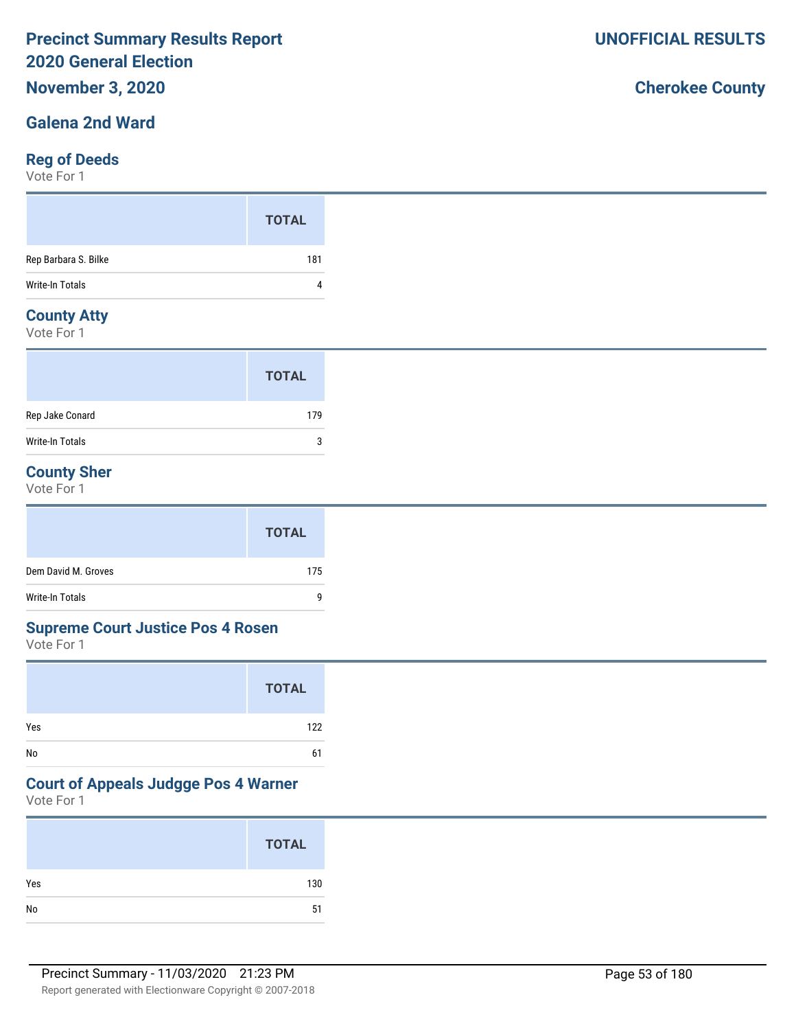# Precinct Summary Results Report
# 2020 General Election

**November 3, 2020**

**UNOFFICIAL RESULTS**

**Cherokee County**

## Galena 2nd Ward

### Reg of Deeds

Vote For 1

| | TOTAL |
|---|---|
| Rep Barbara S. Bilke | 181 |
| Write-In Totals | 4 |

### County Atty

Vote For 1

| | TOTAL |
|---|---|
| Rep Jake Conard | 179 |
| Write-In Totals | 3 |

### County Sher

Vote For 1

| | TOTAL |
|---|---|
| Dem David M. Groves | 175 |
| Write-In Totals | 9 |

### Supreme Court Justice Pos 4 Rosen

Vote For 1

| | TOTAL |
|---|---|
| Yes | 122 |
| No | 61 |

### Court of Appeals Judgge Pos 4 Warner

Vote For 1

| | TOTAL |
|---|---|
| Yes | 130 |
| No | 51 |

Precinct Summary - 11/03/2020 21:23 PM

Report generated with Electionware Copyright © 2007-2018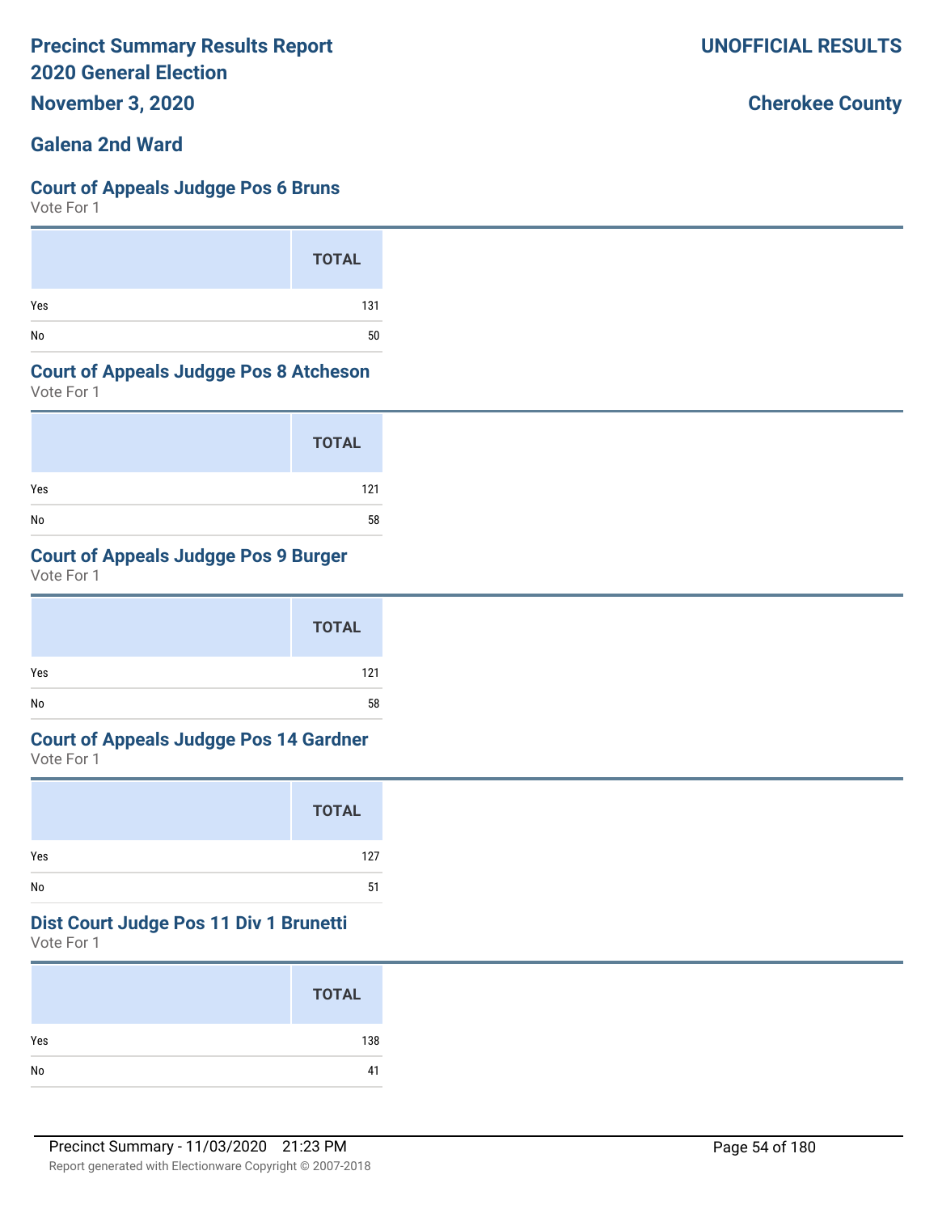# Precinct Summary Results Report
# 2020 General Election
## November 3, 2020

**UNOFFICIAL RESULTS**

**Cherokee County**

## Galena 2nd Ward

### Court of Appeals Judgge Pos 6 Bruns
Vote For 1

| | TOTAL |
|---|---|
| Yes | 131 |
| No | 50 |

### Court of Appeals Judgge Pos 8 Atcheson
Vote For 1

| | TOTAL |
|---|---|
| Yes | 121 |
| No | 58 |

### Court of Appeals Judgge Pos 9 Burger
Vote For 1

| | TOTAL |
|---|---|
| Yes | 121 |
| No | 58 |

### Court of Appeals Judgge Pos 14 Gardner
Vote For 1

| | TOTAL |
|---|---|
| Yes | 127 |
| No | 51 |

### Dist Court Judge Pos 11 Div 1 Brunetti
Vote For 1

| | TOTAL |
|---|---|
| Yes | 138 |
| No | 41 |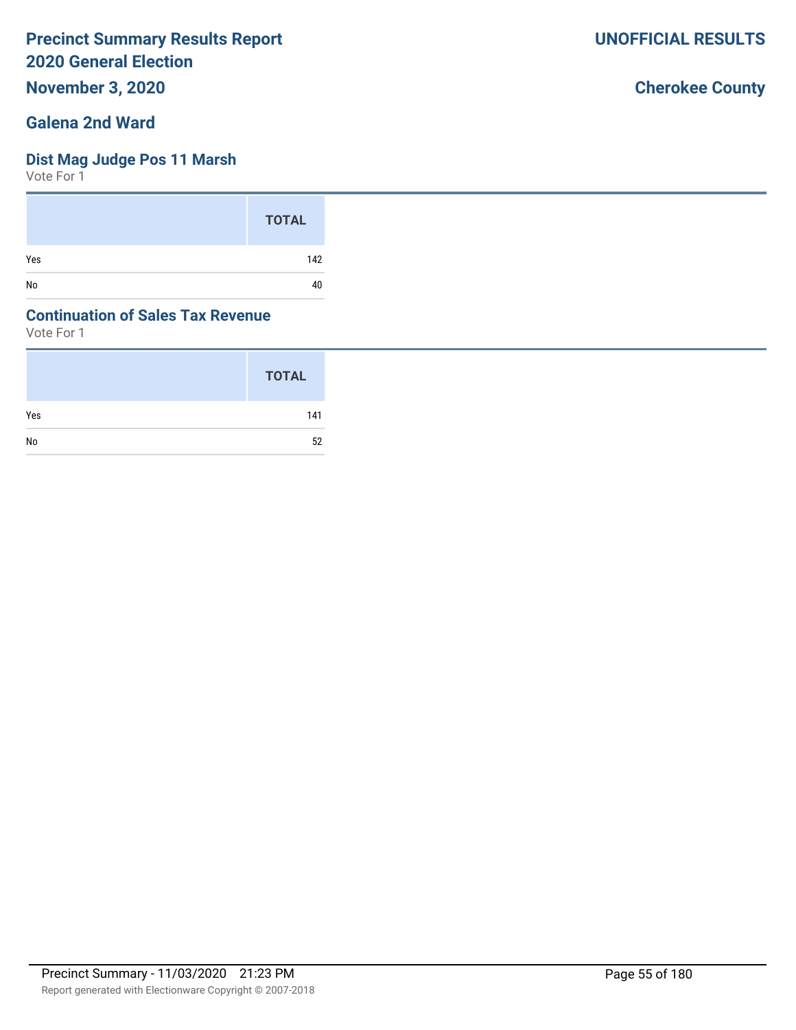# Precinct Summary Results Report
# 2020 General Election

**November 3, 2020**

**UNOFFICIAL RESULTS**

**Cherokee County**

## Galena 2nd Ward

### Dist Mag Judge Pos 11 Marsh

Vote For 1

| | TOTAL |
|---|---|
| Yes | 142 |
| No | 40 |

### Continuation of Sales Tax Revenue

Vote For 1

| | TOTAL |
|---|---|
| Yes | 141 |
| No | 52 |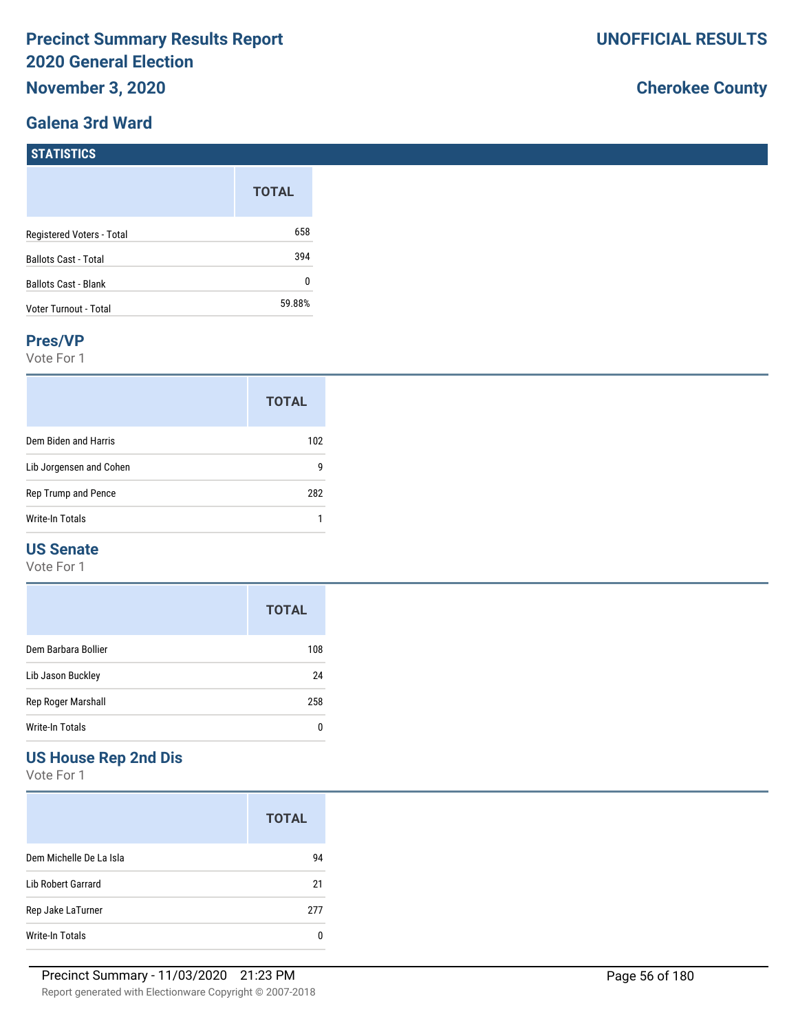# Precinct Summary Results Report 2020 General Election

**UNOFFICIAL RESULTS**

**November 3, 2020**

**Cherokee County**

## Galena 3rd Ward

### STATISTICS

| | TOTAL |
|---|---|
| Registered Voters - Total | 658 |
| Ballots Cast - Total | 394 |
| Ballots Cast - Blank | 0 |
| Voter Turnout - Total | 59.88% |

### Pres/VP

Vote For 1

| | TOTAL |
|---|---|
| Dem Biden and Harris | 102 |
| Lib Jorgensen and Cohen | 9 |
| Rep Trump and Pence | 282 |
| Write-In Totals | 1 |

### US Senate

Vote For 1

| | TOTAL |
|---|---|
| Dem Barbara Bollier | 108 |
| Lib Jason Buckley | 24 |
| Rep Roger Marshall | 258 |
| Write-In Totals | 0 |

### US House Rep 2nd Dis

Vote For 1

| | TOTAL |
|---|---|
| Dem Michelle De La Isla | 94 |
| Lib Robert Garrard | 21 |
| Rep Jake LaTurner | 277 |
| Write-In Totals | 0 |

Precinct Summary - 11/03/2020 21:23 PM

Report generated with Electionware Copyright © 2007-2018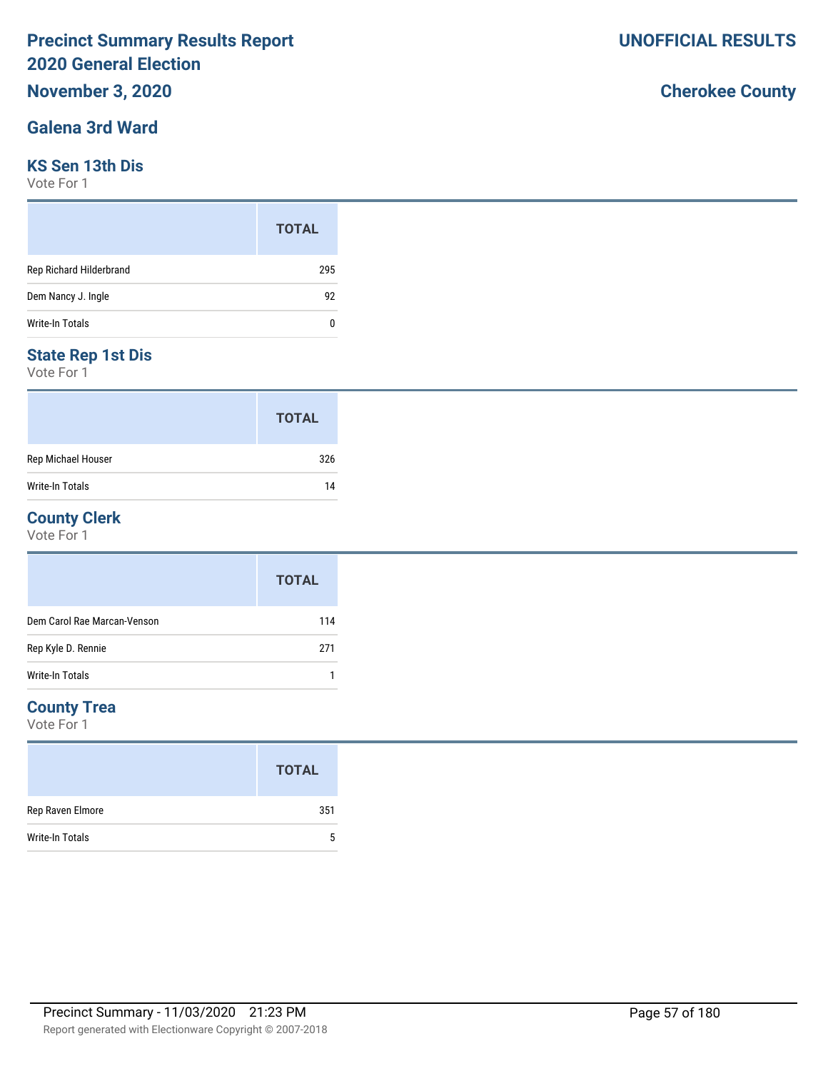# Precinct Summary Results Report
# 2020 General Election

**November 3, 2020**

**UNOFFICIAL RESULTS**

**Cherokee County**

## Galena 3rd Ward

### KS Sen 13th Dis

Vote For 1

| | TOTAL |
|---|---|
| Rep Richard Hilderbrand | 295 |
| Dem Nancy J. Ingle | 92 |
| Write-In Totals | 0 |

### State Rep 1st Dis

Vote For 1

| | TOTAL |
|---|---|
| Rep Michael Houser | 326 |
| Write-In Totals | 14 |

### County Clerk

Vote For 1

| | TOTAL |
|---|---|
| Dem Carol Rae Marcan-Venson | 114 |
| Rep Kyle D. Rennie | 271 |
| Write-In Totals | 1 |

### County Trea

Vote For 1

| | TOTAL |
|---|---|
| Rep Raven Elmore | 351 |
| Write-In Totals | 5 |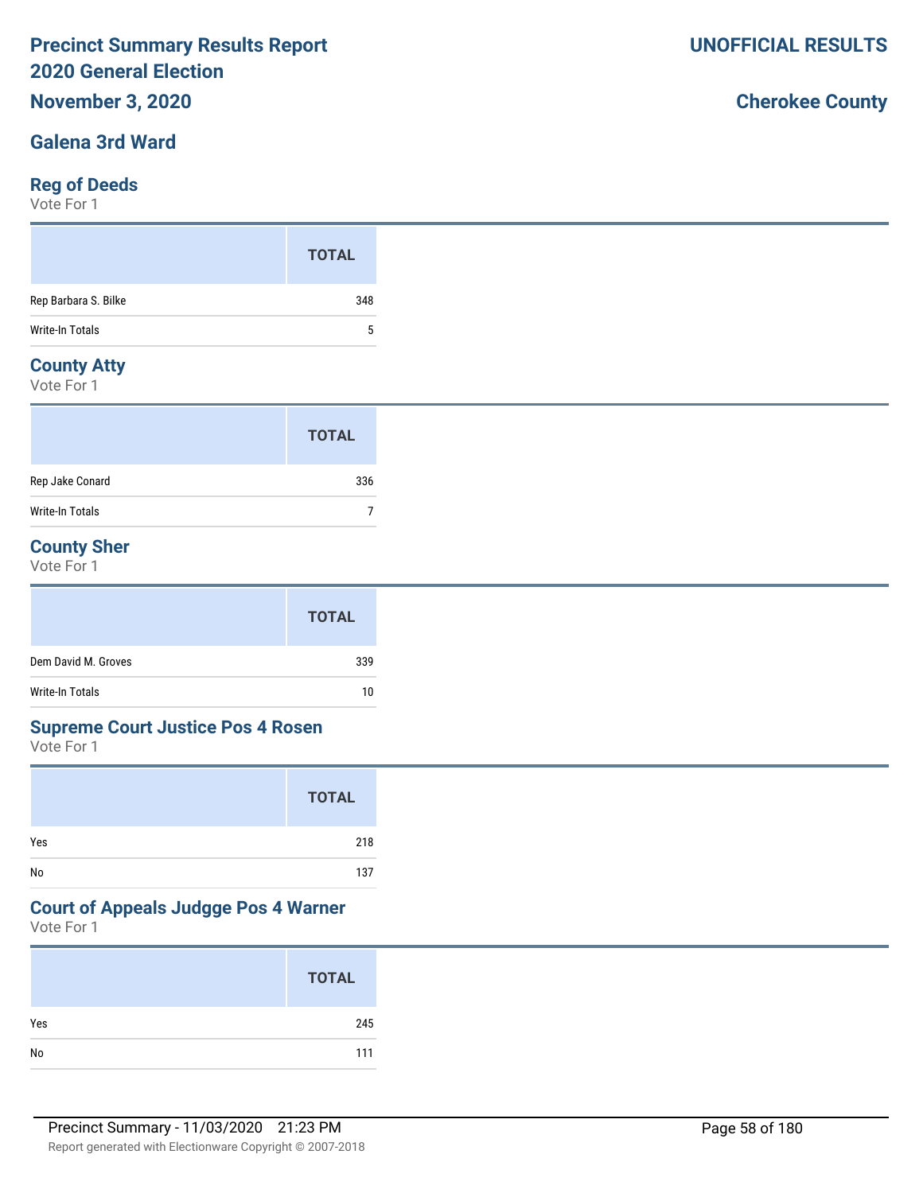# Precinct Summary Results Report
# 2020 General Election
## November 3, 2020

**UNOFFICIAL RESULTS**

**Cherokee County**

## Galena 3rd Ward

### Reg of Deeds
Vote For 1

| | TOTAL |
|---|---|
| Rep Barbara S. Bilke | 348 |
| Write-In Totals | 5 |

### County Atty
Vote For 1

| | TOTAL |
|---|---|
| Rep Jake Conard | 336 |
| Write-In Totals | 7 |

### County Sher
Vote For 1

| | TOTAL |
|---|---|
| Dem David M. Groves | 339 |
| Write-In Totals | 10 |

### Supreme Court Justice Pos 4 Rosen
Vote For 1

| | TOTAL |
|---|---|
| Yes | 218 |
| No | 137 |

### Court of Appeals Judgge Pos 4 Warner
Vote For 1

| | TOTAL |
|---|---|
| Yes | 245 |
| No | 111 |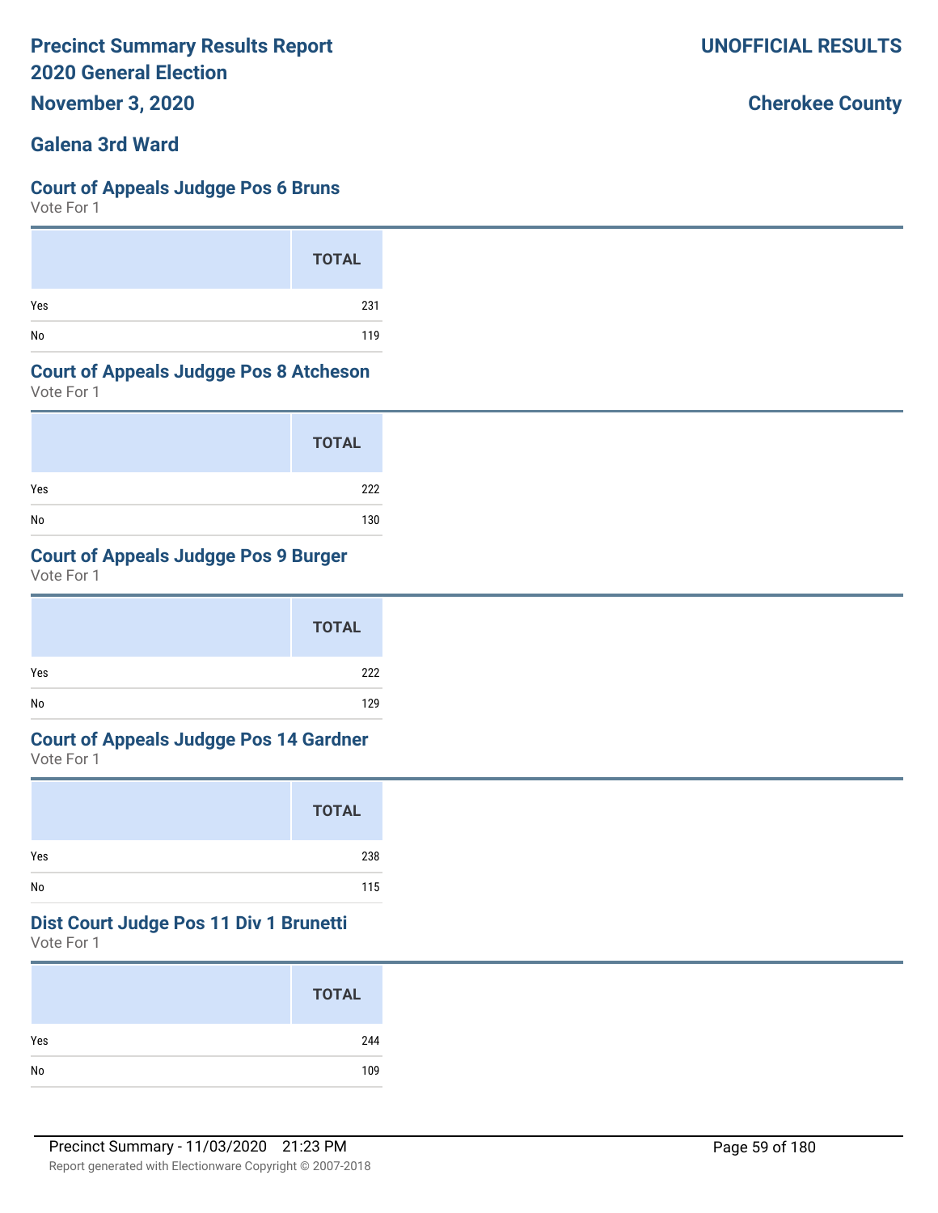# Precinct Summary Results Report
# 2020 General Election

**November 3, 2020**

**UNOFFICIAL RESULTS**

**Cherokee County**

## Galena 3rd Ward

### Court of Appeals Judgge Pos 6 Bruns
Vote For 1

| | TOTAL |
|---|---|
| Yes | 231 |
| No | 119 |

### Court of Appeals Judgge Pos 8 Atcheson
Vote For 1

| | TOTAL |
|---|---|
| Yes | 222 |
| No | 130 |

### Court of Appeals Judgge Pos 9 Burger
Vote For 1

| | TOTAL |
|---|---|
| Yes | 222 |
| No | 129 |

### Court of Appeals Judgge Pos 14 Gardner
Vote For 1

| | TOTAL |
|---|---|
| Yes | 238 |
| No | 115 |

### Dist Court Judge Pos 11 Div 1 Brunetti
Vote For 1

| | TOTAL |
|---|---|
| Yes | 244 |
| No | 109 |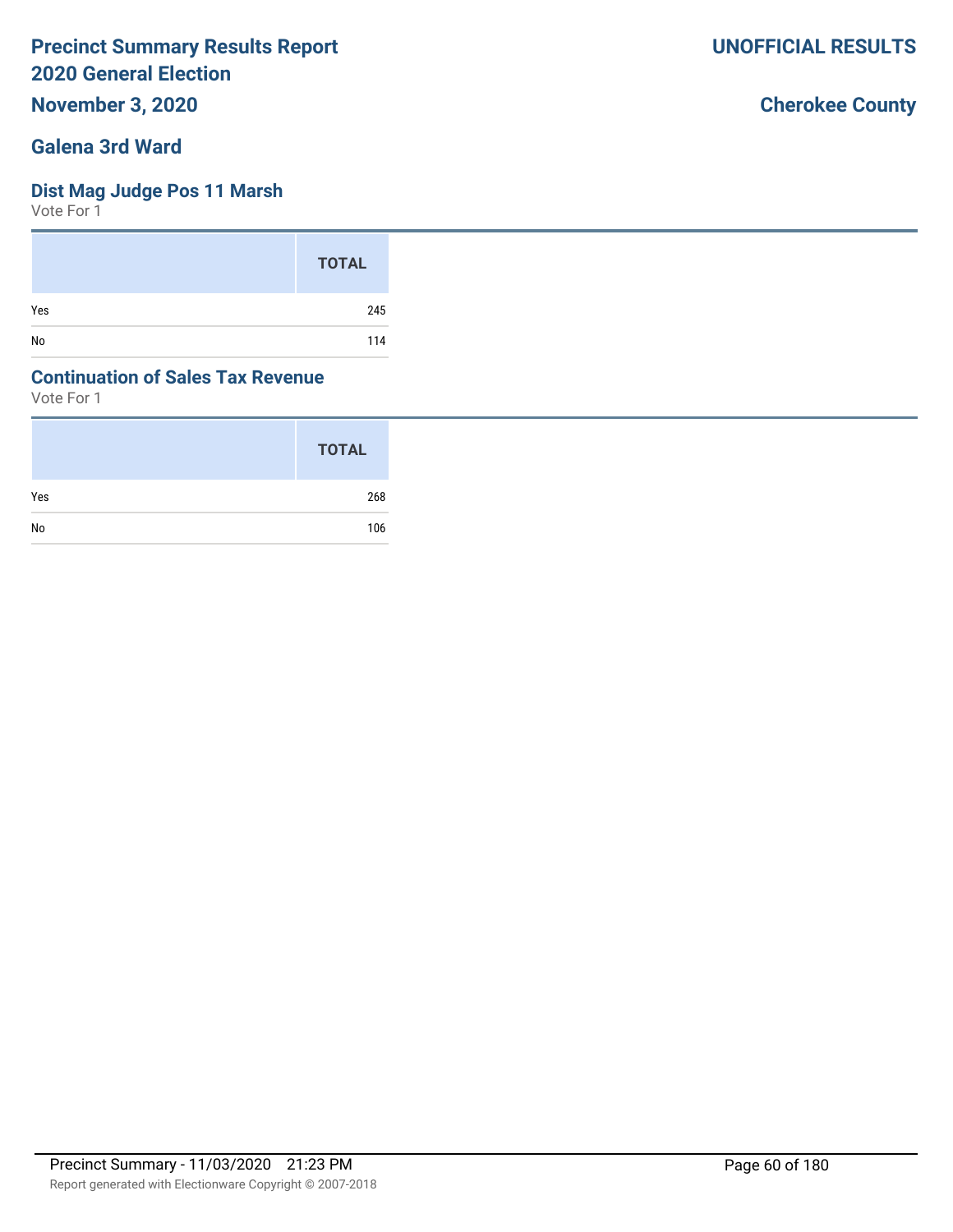# Precinct Summary Results Report
## 2020 General Election
### November 3, 2020

**UNOFFICIAL RESULTS**

**Cherokee County**

### Galena 3rd Ward

#### Dist Mag Judge Pos 11 Marsh

Vote For 1

| | TOTAL |
|---|---|
| Yes | 245 |
| No | 114 |

#### Continuation of Sales Tax Revenue

Vote For 1

| | TOTAL |
|---|---|
| Yes | 268 |
| No | 106 |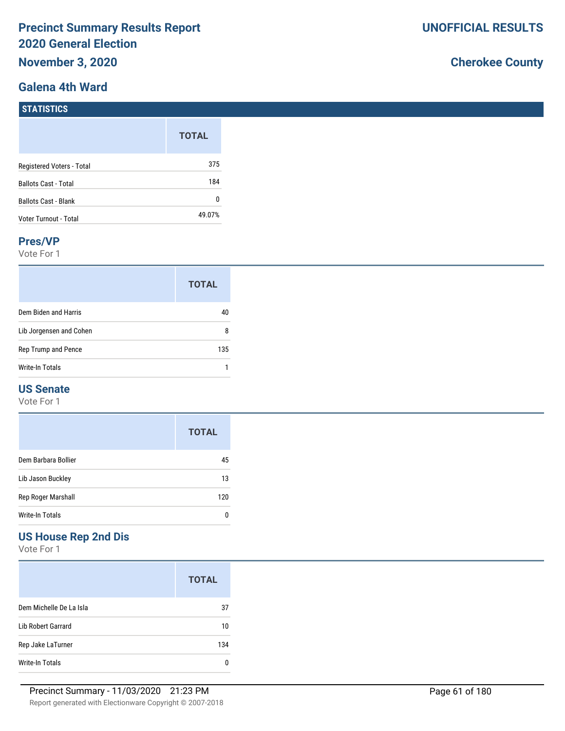# Precinct Summary Results Report
# 2020 General Election
## November 3, 2020

**UNOFFICIAL RESULTS**

**Cherokee County**

## Galena 4th Ward

### STATISTICS

| | TOTAL |
|---|---|
| Registered Voters - Total | 375 |
| Ballots Cast - Total | 184 |
| Ballots Cast - Blank | 0 |
| Voter Turnout - Total | 49.07% |

### Pres/VP

Vote For 1

| | TOTAL |
|---|---|
| Dem Biden and Harris | 40 |
| Lib Jorgensen and Cohen | 8 |
| Rep Trump and Pence | 135 |
| Write-In Totals | 1 |

### US Senate

Vote For 1

| | TOTAL |
|---|---|
| Dem Barbara Bollier | 45 |
| Lib Jason Buckley | 13 |
| Rep Roger Marshall | 120 |
| Write-In Totals | 0 |

### US House Rep 2nd Dis

Vote For 1

| | TOTAL |
|---|---|
| Dem Michelle De La Isla | 37 |
| Lib Robert Garrard | 10 |
| Rep Jake LaTurner | 134 |
| Write-In Totals | 0 |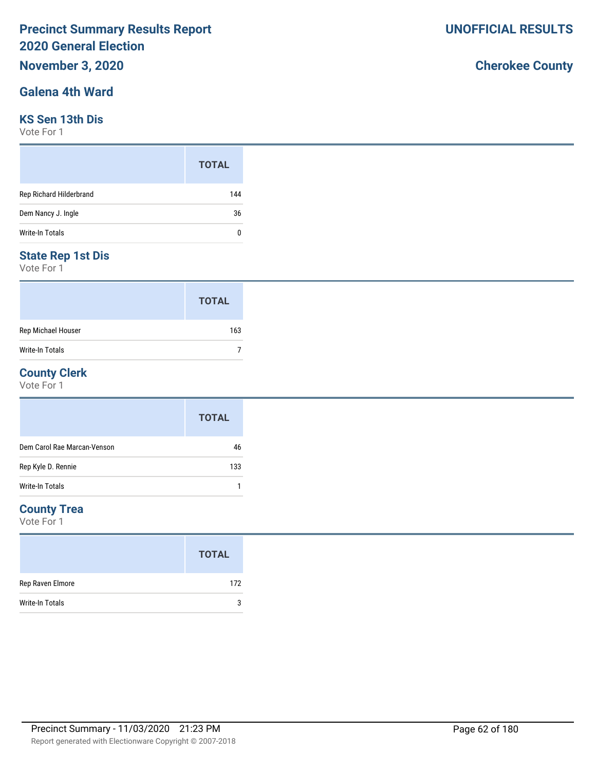# Precinct Summary Results Report
# 2020 General Election
## November 3, 2020

**UNOFFICIAL RESULTS**

**Cherokee County**

## Galena 4th Ward

### KS Sen 13th Dis
Vote For 1

| | TOTAL |
|---|---|
| Rep Richard Hilderbrand | 144 |
| Dem Nancy J. Ingle | 36 |
| Write-In Totals | 0 |

### State Rep 1st Dis
Vote For 1

| | TOTAL |
|---|---|
| Rep Michael Houser | 163 |
| Write-In Totals | 7 |

### County Clerk
Vote For 1

| | TOTAL |
|---|---|
| Dem Carol Rae Marcan-Venson | 46 |
| Rep Kyle D. Rennie | 133 |
| Write-In Totals | 1 |

### County Trea
Vote For 1

| | TOTAL |
|---|---|
| Rep Raven Elmore | 172 |
| Write-In Totals | 3 |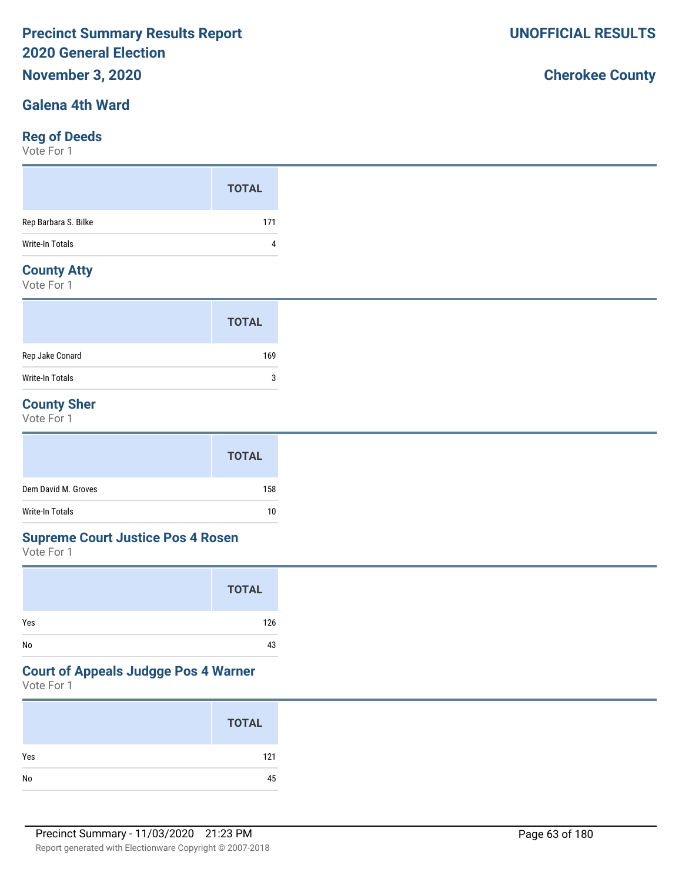# Precinct Summary Results Report
# 2020 General Election
## November 3, 2020

**UNOFFICIAL RESULTS**

**Cherokee County**

## Galena 4th Ward

### Reg of Deeds
Vote For 1

| | TOTAL |
|---|---|
| Rep Barbara S. Bilke | 171 |
| Write-In Totals | 4 |

### County Atty
Vote For 1

| | TOTAL |
|---|---|
| Rep Jake Conard | 169 |
| Write-In Totals | 3 |

### County Sher
Vote For 1

| | TOTAL |
|---|---|
| Dem David M. Groves | 158 |
| Write-In Totals | 10 |

### Supreme Court Justice Pos 4 Rosen
Vote For 1

| | TOTAL |
|---|---|
| Yes | 126 |
| No | 43 |

### Court of Appeals Judgge Pos 4 Warner
Vote For 1

| | TOTAL |
|---|---|
| Yes | 121 |
| No | 45 |

Precinct Summary - 11/03/2020 21:23 PM

Report generated with Electionware Copyright © 2007-2018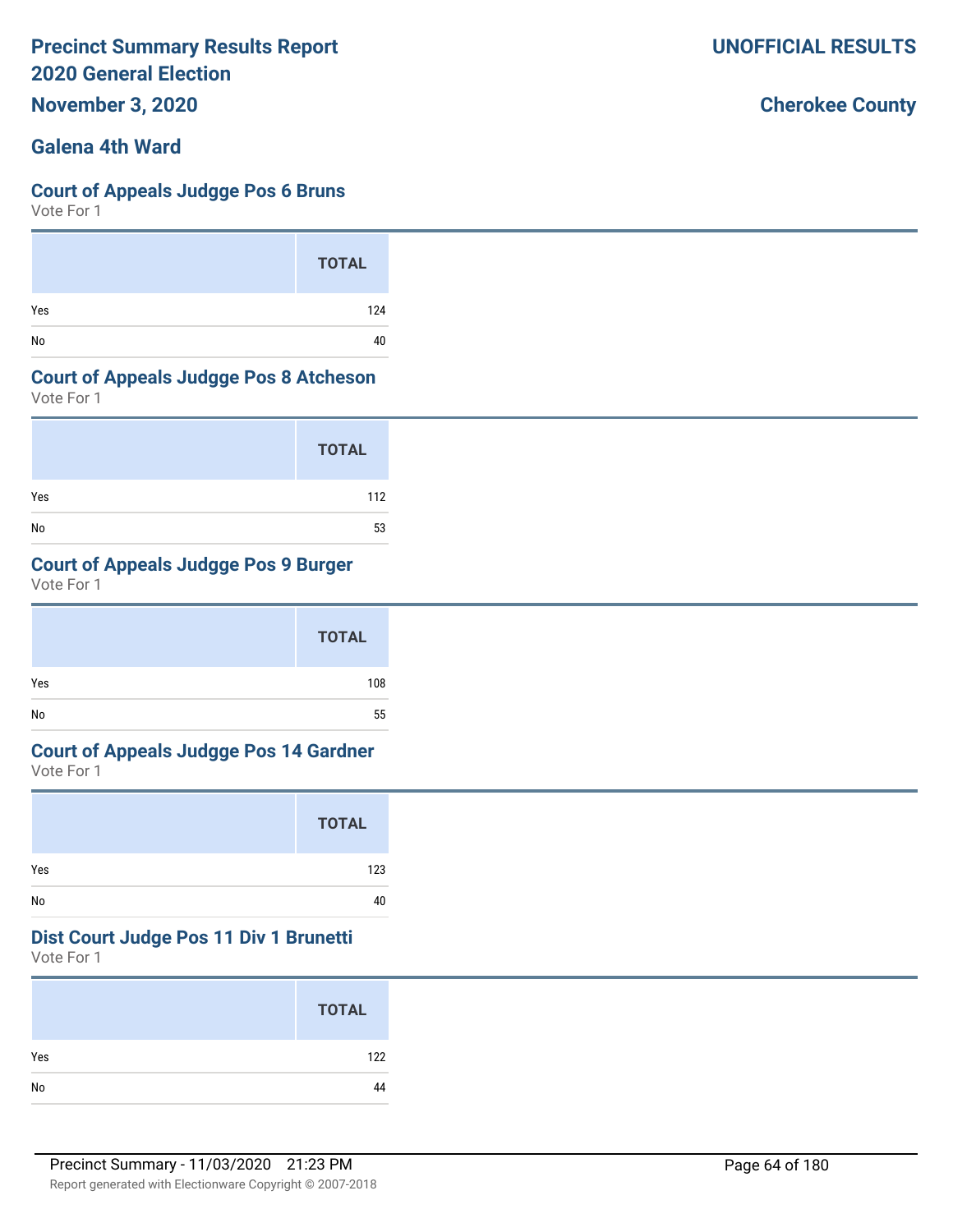# Precinct Summary Results Report
## 2020 General Election
### November 3, 2020

**UNOFFICIAL RESULTS**

**Cherokee County**

### Galena 4th Ward

#### Court of Appeals Judgge Pos 6 Bruns
Vote For 1

| | TOTAL |
|---|---|
| Yes | 124 |
| No | 40 |

#### Court of Appeals Judgge Pos 8 Atcheson
Vote For 1

| | TOTAL |
|---|---|
| Yes | 112 |
| No | 53 |

#### Court of Appeals Judgge Pos 9 Burger
Vote For 1

| | TOTAL |
|---|---|
| Yes | 108 |
| No | 55 |

#### Court of Appeals Judgge Pos 14 Gardner
Vote For 1

| | TOTAL |
|---|---|
| Yes | 123 |
| No | 40 |

#### Dist Court Judge Pos 11 Div 1 Brunetti
Vote For 1

| | TOTAL |
|---|---|
| Yes | 122 |
| No | 44 |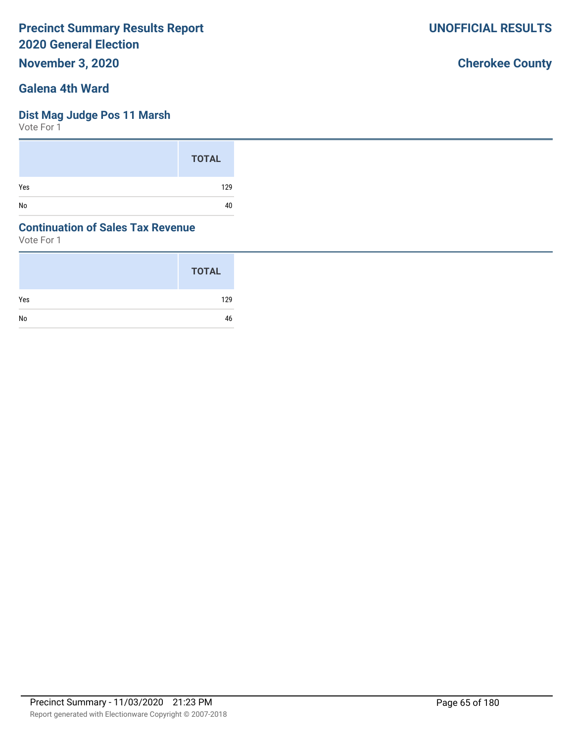# Precinct Summary Results Report
# 2020 General Election
## November 3, 2020

**UNOFFICIAL RESULTS**

**Cherokee County**

## Galena 4th Ward

### Dist Mag Judge Pos 11 Marsh

Vote For 1

| | TOTAL |
|---|---|
| Yes | 129 |
| No | 40 |

### Continuation of Sales Tax Revenue

Vote For 1

| | TOTAL |
|---|---|
| Yes | 129 |
| No | 46 |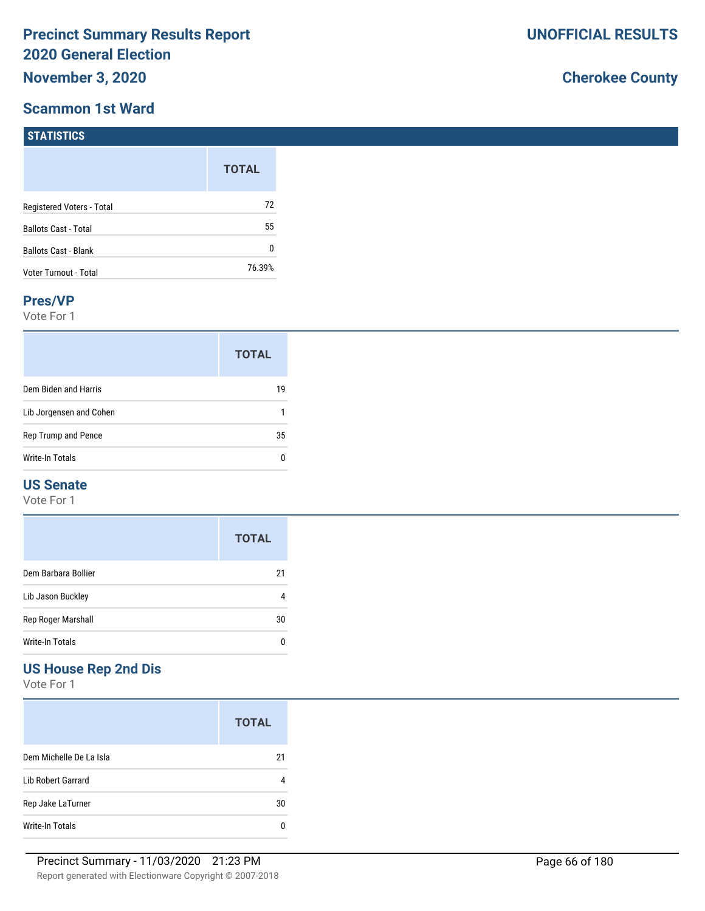# Precinct Summary Results Report
# 2020 General Election
## November 3, 2020

**UNOFFICIAL RESULTS**

**Cherokee County**

## Scammon 1st Ward

### STATISTICS

| | TOTAL |
|---|---|
| Registered Voters - Total | 72 |
| Ballots Cast - Total | 55 |
| Ballots Cast - Blank | 0 |
| Voter Turnout - Total | 76.39% |

### Pres/VP

Vote For 1

| | TOTAL |
|---|---|
| Dem Biden and Harris | 19 |
| Lib Jorgensen and Cohen | 1 |
| Rep Trump and Pence | 35 |
| Write-In Totals | 0 |

### US Senate

Vote For 1

| | TOTAL |
|---|---|
| Dem Barbara Bollier | 21 |
| Lib Jason Buckley | 4 |
| Rep Roger Marshall | 30 |
| Write-In Totals | 0 |

### US House Rep 2nd Dis

Vote For 1

| | TOTAL |
|---|---|
| Dem Michelle De La Isla | 21 |
| Lib Robert Garrard | 4 |
| Rep Jake LaTurner | 30 |
| Write-In Totals | 0 |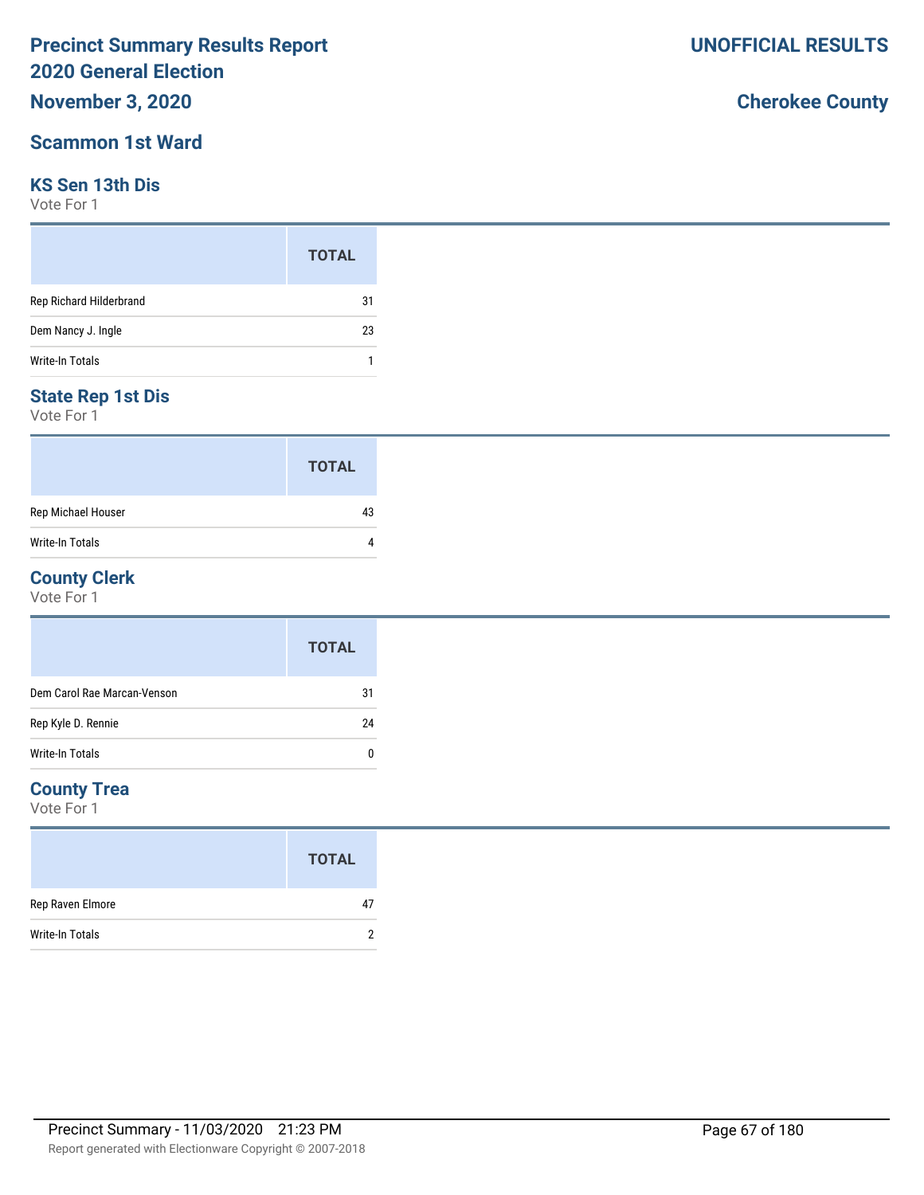# Precinct Summary Results Report
# 2020 General Election
## November 3, 2020

**UNOFFICIAL RESULTS**

**Cherokee County**

## Scammon 1st Ward

### KS Sen 13th Dis
Vote For 1

| | TOTAL |
|---|---|
| Rep Richard Hilderbrand | 31 |
| Dem Nancy J. Ingle | 23 |
| Write-In Totals | 1 |

### State Rep 1st Dis
Vote For 1

| | TOTAL |
|---|---|
| Rep Michael Houser | 43 |
| Write-In Totals | 4 |

### County Clerk
Vote For 1

| | TOTAL |
|---|---|
| Dem Carol Rae Marcan-Venson | 31 |
| Rep Kyle D. Rennie | 24 |
| Write-In Totals | 0 |

### County Trea
Vote For 1

| | TOTAL |
|---|---|
| Rep Raven Elmore | 47 |
| Write-In Totals | 2 |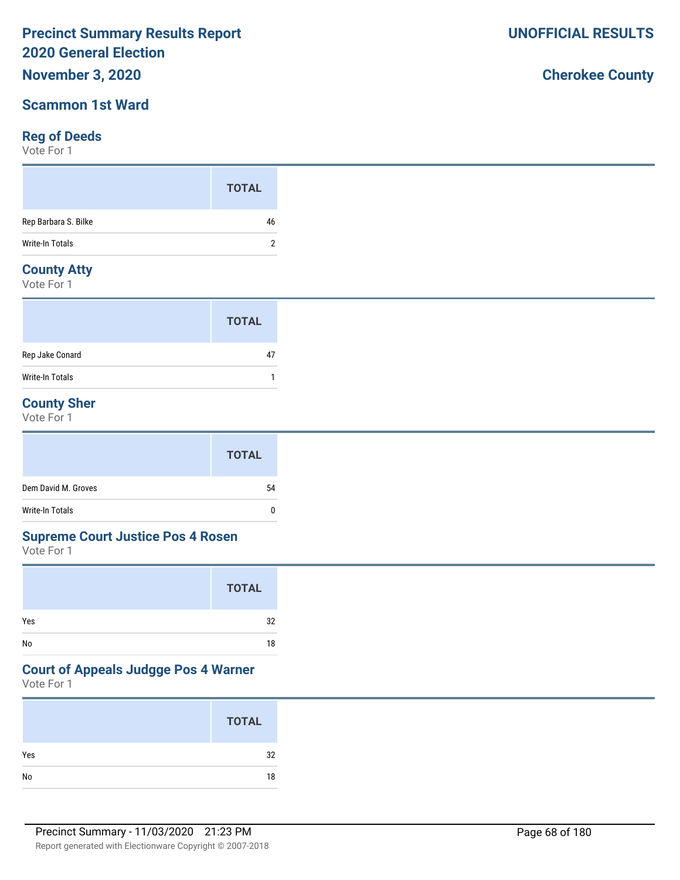# Precinct Summary Results Report
## 2020 General Election
### November 3, 2020

**UNOFFICIAL RESULTS**

**Cherokee County**

## Scammon 1st Ward

### Reg of Deeds
Vote For 1

| | TOTAL |
|---|---|
| Rep Barbara S. Bilke | 46 |
| Write-In Totals | 2 |

### County Atty
Vote For 1

| | TOTAL |
|---|---|
| Rep Jake Conard | 47 |
| Write-In Totals | 1 |

### County Sher
Vote For 1

| | TOTAL |
|---|---|
| Dem David M. Groves | 54 |
| Write-In Totals | 0 |

### Supreme Court Justice Pos 4 Rosen
Vote For 1

| | TOTAL |
|---|---|
| Yes | 32 |
| No | 18 |

### Court of Appeals Judgge Pos 4 Warner
Vote For 1

| | TOTAL |
|---|---|
| Yes | 32 |
| No | 18 |

Precinct Summary - 11/03/2020 21:23 PM

Report generated with Electionware Copyright © 2007-2018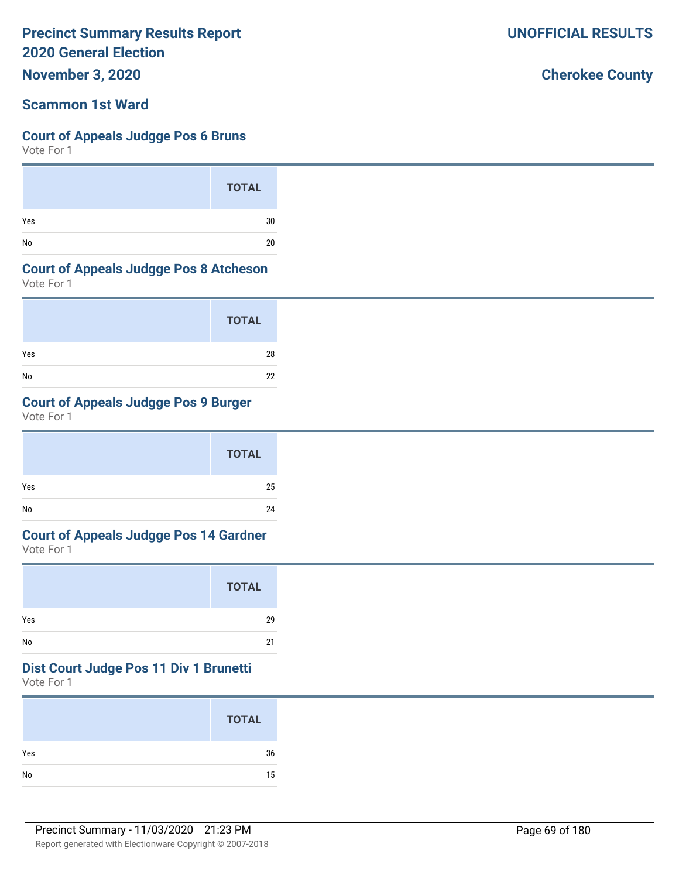# Precinct Summary Results Report
# 2020 General Election
## November 3, 2020

**UNOFFICIAL RESULTS**

**Cherokee County**

## Scammon 1st Ward

### Court of Appeals Judgge Pos 6 Bruns
Vote For 1

| | TOTAL |
|---|---|
| Yes | 30 |
| No | 20 |

### Court of Appeals Judgge Pos 8 Atcheson
Vote For 1

| | TOTAL |
|---|---|
| Yes | 28 |
| No | 22 |

### Court of Appeals Judgge Pos 9 Burger
Vote For 1

| | TOTAL |
|---|---|
| Yes | 25 |
| No | 24 |

### Court of Appeals Judgge Pos 14 Gardner
Vote For 1

| | TOTAL |
|---|---|
| Yes | 29 |
| No | 21 |

### Dist Court Judge Pos 11 Div 1 Brunetti
Vote For 1

| | TOTAL |
|---|---|
| Yes | 36 |
| No | 15 |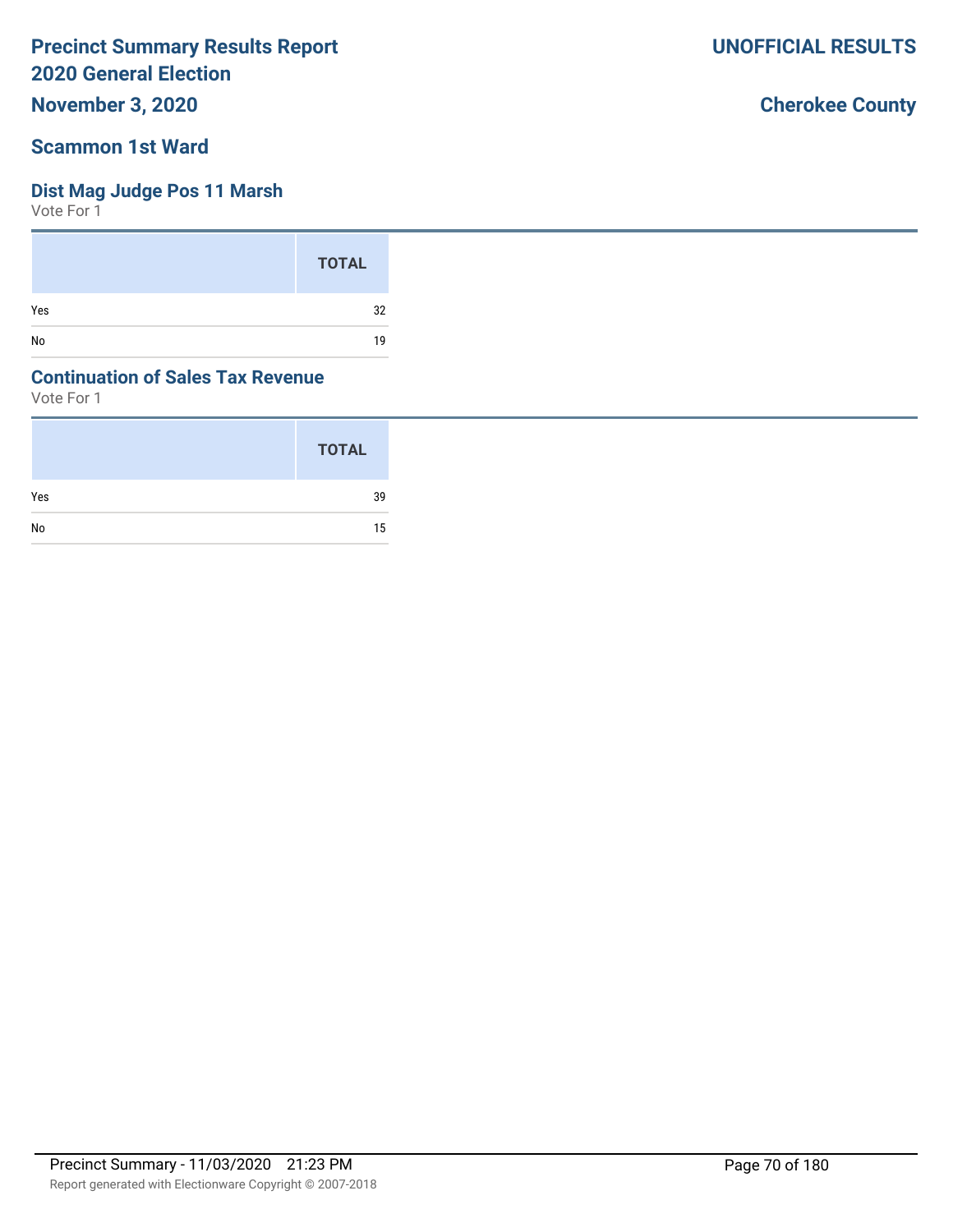# Precinct Summary Results Report
# 2020 General Election

**November 3, 2020**

**UNOFFICIAL RESULTS**

**Cherokee County**

## Scammon 1st Ward

### Dist Mag Judge Pos 11 Marsh

Vote For 1

| | TOTAL |
|---|---|
| Yes | 32 |
| No | 19 |

### Continuation of Sales Tax Revenue

Vote For 1

| | TOTAL |
|---|---|
| Yes | 39 |
| No | 15 |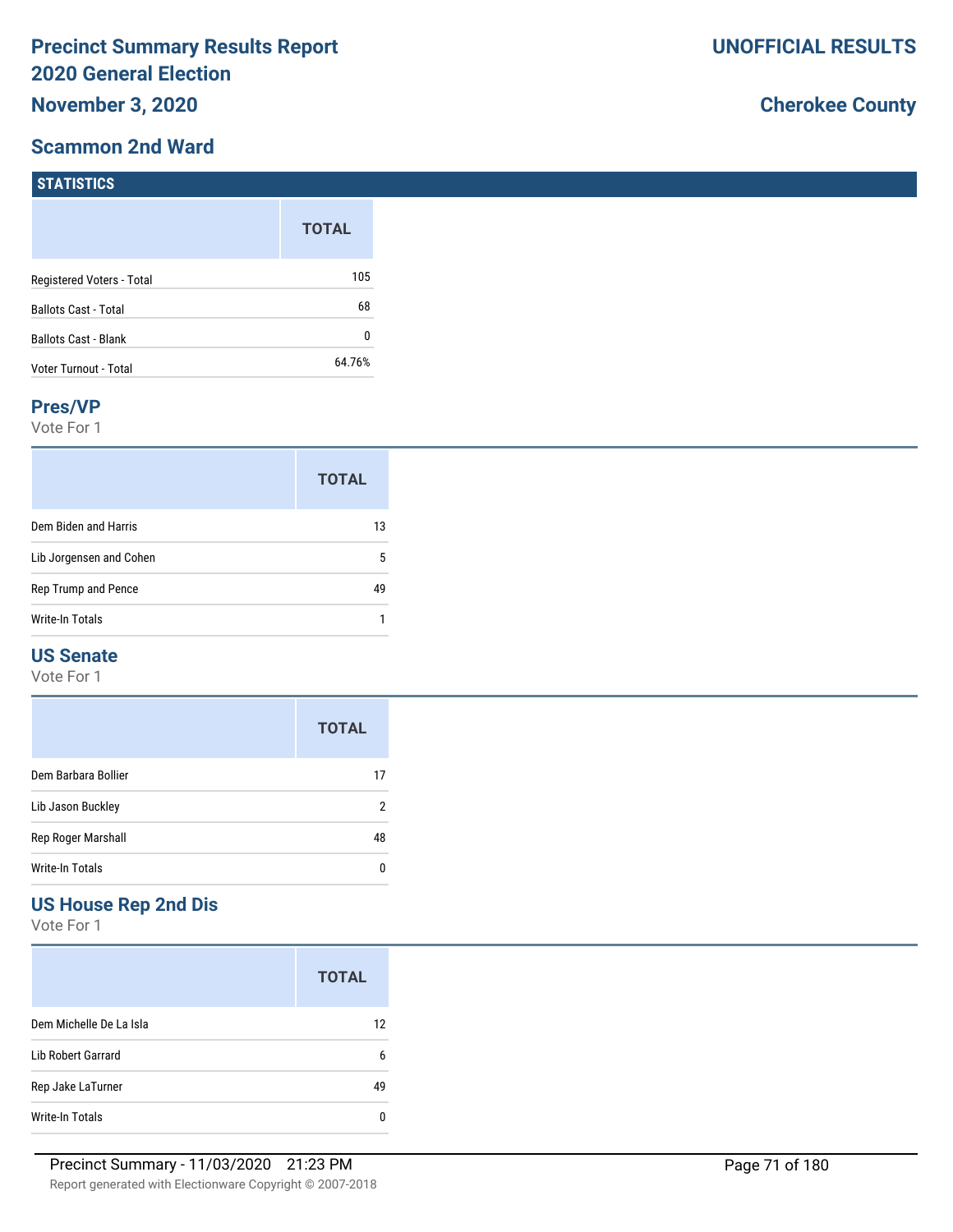# Precinct Summary Results Report
# 2020 General Election

**November 3, 2020**

**UNOFFICIAL RESULTS**

**Cherokee County**

## Scammon 2nd Ward

### STATISTICS

| | TOTAL |
|---|---|
| Registered Voters - Total | 105 |
| Ballots Cast - Total | 68 |
| Ballots Cast - Blank | 0 |
| Voter Turnout - Total | 64.76% |

### Pres/VP

Vote For 1

| | TOTAL |
|---|---|
| Dem Biden and Harris | 13 |
| Lib Jorgensen and Cohen | 5 |
| Rep Trump and Pence | 49 |
| Write-In Totals | 1 |

### US Senate

Vote For 1

| | TOTAL |
|---|---|
| Dem Barbara Bollier | 17 |
| Lib Jason Buckley | 2 |
| Rep Roger Marshall | 48 |
| Write-In Totals | 0 |

### US House Rep 2nd Dis

Vote For 1

| | TOTAL |
|---|---|
| Dem Michelle De La Isla | 12 |
| Lib Robert Garrard | 6 |
| Rep Jake LaTurner | 49 |
| Write-In Totals | 0 |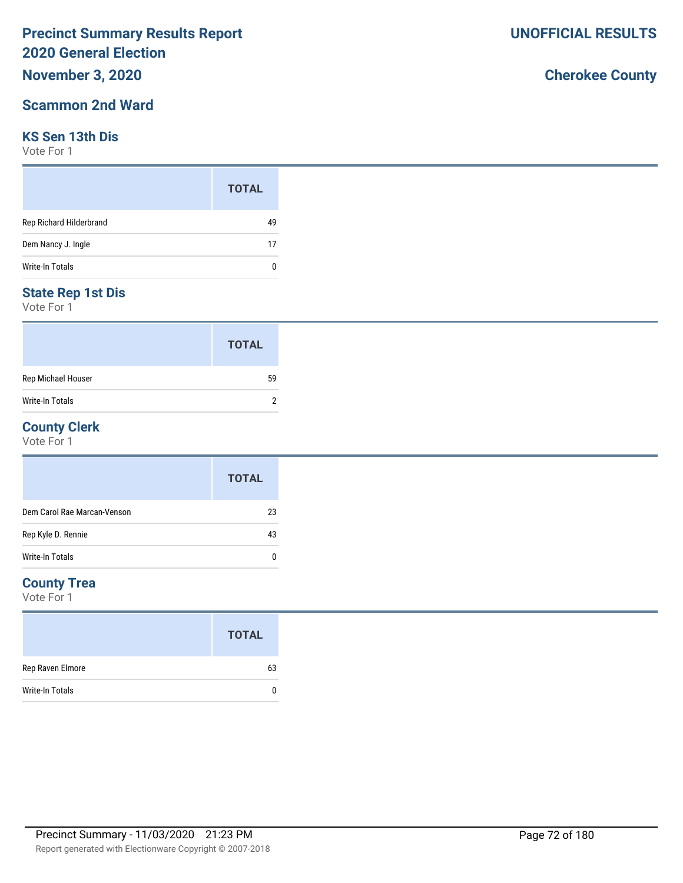# Precinct Summary Results Report
# 2020 General Election
## November 3, 2020

**UNOFFICIAL RESULTS**

**Cherokee County**

## Scammon 2nd Ward

### KS Sen 13th Dis
Vote For 1

| | TOTAL |
|---|---|
| Rep Richard Hilderbrand | 49 |
| Dem Nancy J. Ingle | 17 |
| Write-In Totals | 0 |

### State Rep 1st Dis
Vote For 1

| | TOTAL |
|---|---|
| Rep Michael Houser | 59 |
| Write-In Totals | 2 |

### County Clerk
Vote For 1

| | TOTAL |
|---|---|
| Dem Carol Rae Marcan-Venson | 23 |
| Rep Kyle D. Rennie | 43 |
| Write-In Totals | 0 |

### County Trea
Vote For 1

| | TOTAL |
|---|---|
| Rep Raven Elmore | 63 |
| Write-In Totals | 0 |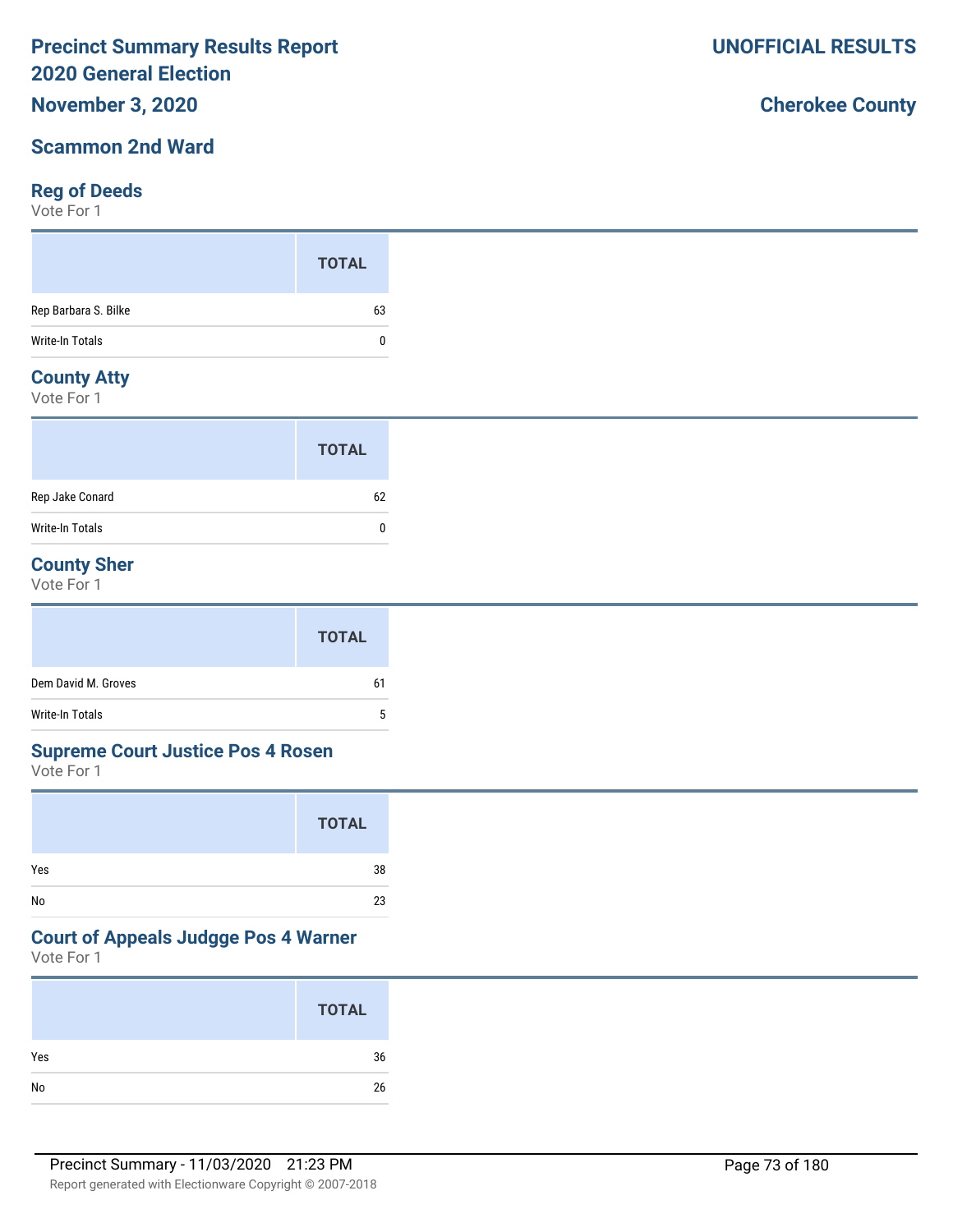# Precinct Summary Results Report
# 2020 General Election
## November 3, 2020

**UNOFFICIAL RESULTS**

**Cherokee County**

## Scammon 2nd Ward

### Reg of Deeds
Vote For 1

| | TOTAL |
|---|---|
| Rep Barbara S. Bilke | 63 |
| Write-In Totals | 0 |

### County Atty
Vote For 1

| | TOTAL |
|---|---|
| Rep Jake Conard | 62 |
| Write-In Totals | 0 |

### County Sher
Vote For 1

| | TOTAL |
|---|---|
| Dem David M. Groves | 61 |
| Write-In Totals | 5 |

### Supreme Court Justice Pos 4 Rosen
Vote For 1

| | TOTAL |
|---|---|
| Yes | 38 |
| No | 23 |

### Court of Appeals Judgge Pos 4 Warner
Vote For 1

| | TOTAL |
|---|---|
| Yes | 36 |
| No | 26 |

Precinct Summary - 11/03/2020 21:23 PM

Report generated with Electionware Copyright © 2007-2018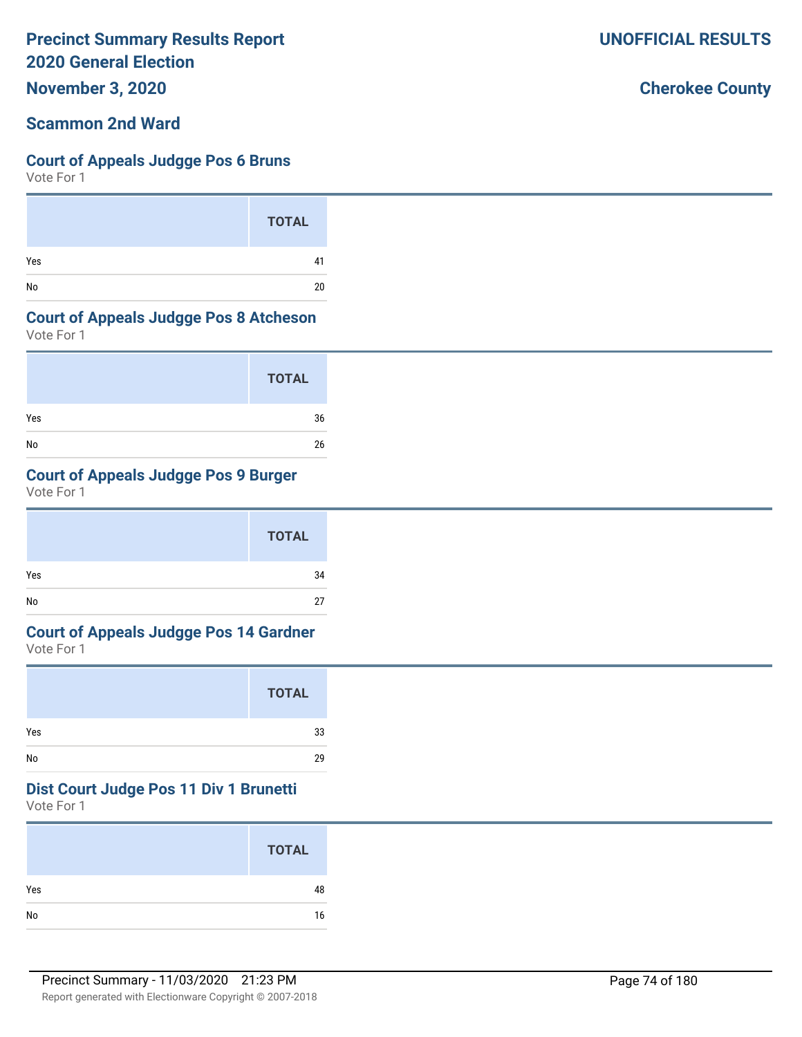# Precinct Summary Results Report
# 2020 General Election
## November 3, 2020

**UNOFFICIAL RESULTS**

**Cherokee County**

## Scammon 2nd Ward

### Court of Appeals Judgge Pos 6 Bruns

Vote For 1

| | TOTAL |
|---|---|
| Yes | 41 |
| No | 20 |

### Court of Appeals Judgge Pos 8 Atcheson

Vote For 1

| | TOTAL |
|---|---|
| Yes | 36 |
| No | 26 |

### Court of Appeals Judgge Pos 9 Burger

Vote For 1

| | TOTAL |
|---|---|
| Yes | 34 |
| No | 27 |

### Court of Appeals Judgge Pos 14 Gardner

Vote For 1

| | TOTAL |
|---|---|
| Yes | 33 |
| No | 29 |

### Dist Court Judge Pos 11 Div 1 Brunetti

Vote For 1

| | TOTAL |
|---|---|
| Yes | 48 |
| No | 16 |

Precinct Summary - 11/03/2020 21:23 PM

Report generated with Electionware Copyright © 2007-2018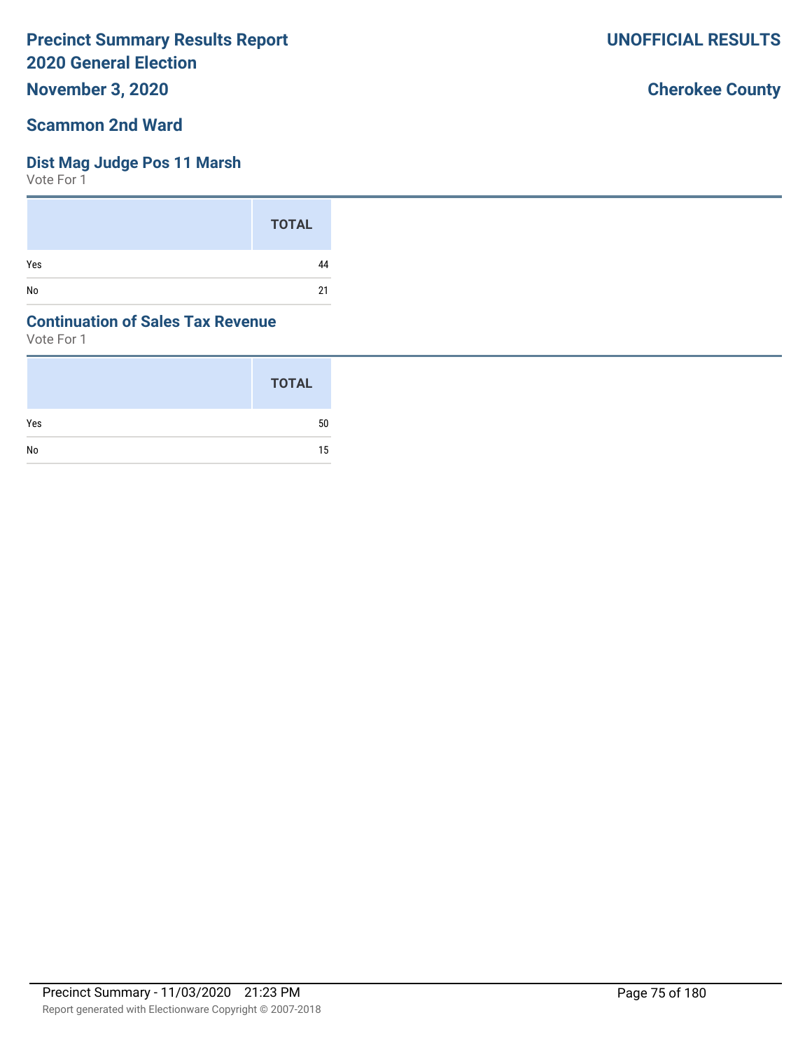# Precinct Summary Results Report
# 2020 General Election
## November 3, 2020

**UNOFFICIAL RESULTS**

**Cherokee County**

## Scammon 2nd Ward

### Dist Mag Judge Pos 11 Marsh
Vote For 1

| | TOTAL |
|---|---|
| Yes | 44 |
| No | 21 |

### Continuation of Sales Tax Revenue
Vote For 1

| | TOTAL |
|---|---|
| Yes | 50 |
| No | 15 |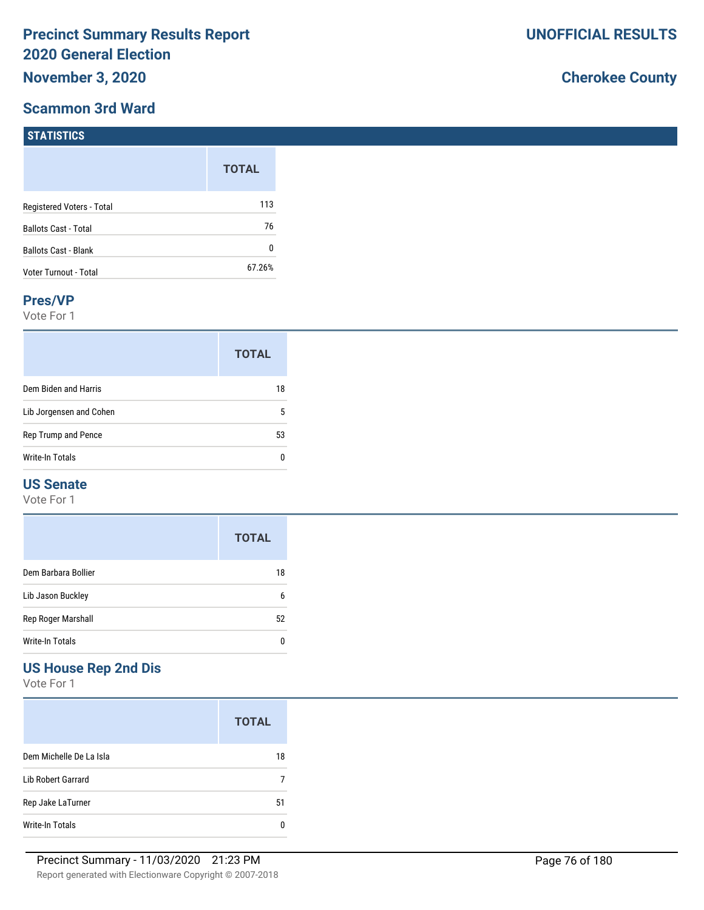# Precinct Summary Results Report
# 2020 General Election
# November 3, 2020

**UNOFFICIAL RESULTS**

**Cherokee County**

## Scammon 3rd Ward

### STATISTICS

| | TOTAL |
|---|---|
| Registered Voters - Total | 113 |
| Ballots Cast - Total | 76 |
| Ballots Cast - Blank | 0 |
| Voter Turnout - Total | 67.26% |

### Pres/VP

Vote For 1

| | TOTAL |
|---|---|
| Dem Biden and Harris | 18 |
| Lib Jorgensen and Cohen | 5 |
| Rep Trump and Pence | 53 |
| Write-In Totals | 0 |

### US Senate

Vote For 1

| | TOTAL |
|---|---|
| Dem Barbara Bollier | 18 |
| Lib Jason Buckley | 6 |
| Rep Roger Marshall | 52 |
| Write-In Totals | 0 |

### US House Rep 2nd Dis

Vote For 1

| | TOTAL |
|---|---|
| Dem Michelle De La Isla | 18 |
| Lib Robert Garrard | 7 |
| Rep Jake LaTurner | 51 |
| Write-In Totals | 0 |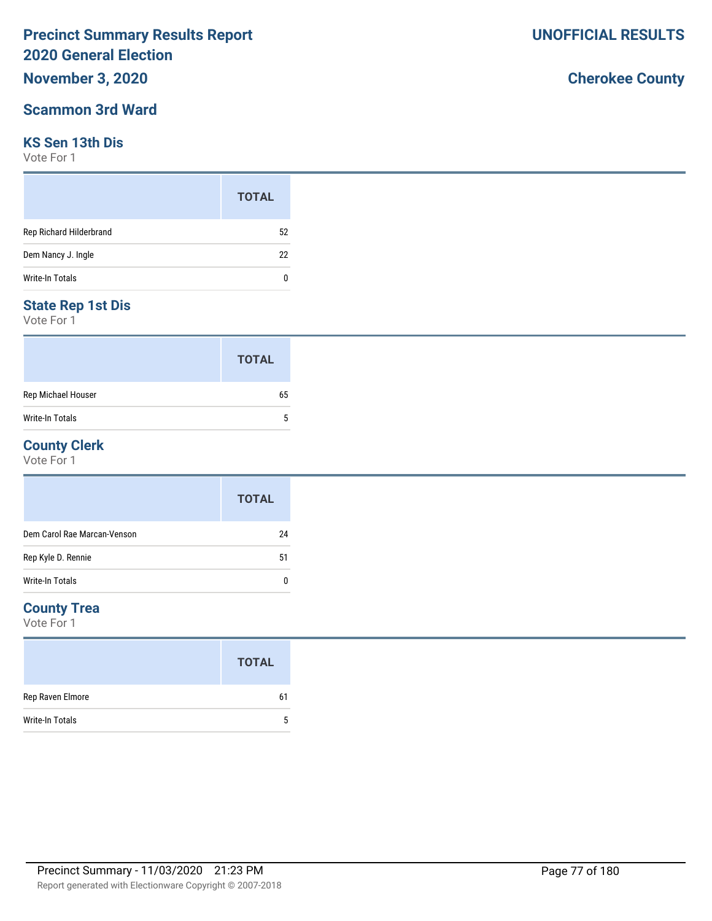# Precinct Summary Results Report 2020 General Election

**November 3, 2020**

**UNOFFICIAL RESULTS**

**Cherokee County**

## Scammon 3rd Ward

### KS Sen 13th Dis

Vote For 1

| | TOTAL |
|---|---|
| Rep Richard Hilderbrand | 52 |
| Dem Nancy J. Ingle | 22 |
| Write-In Totals | 0 |

### State Rep 1st Dis

Vote For 1

| | TOTAL |
|---|---|
| Rep Michael Houser | 65 |
| Write-In Totals | 5 |

### County Clerk

Vote For 1

| | TOTAL |
|---|---|
| Dem Carol Rae Marcan-Venson | 24 |
| Rep Kyle D. Rennie | 51 |
| Write-In Totals | 0 |

### County Trea

Vote For 1

| | TOTAL |
|---|---|
| Rep Raven Elmore | 61 |
| Write-In Totals | 5 |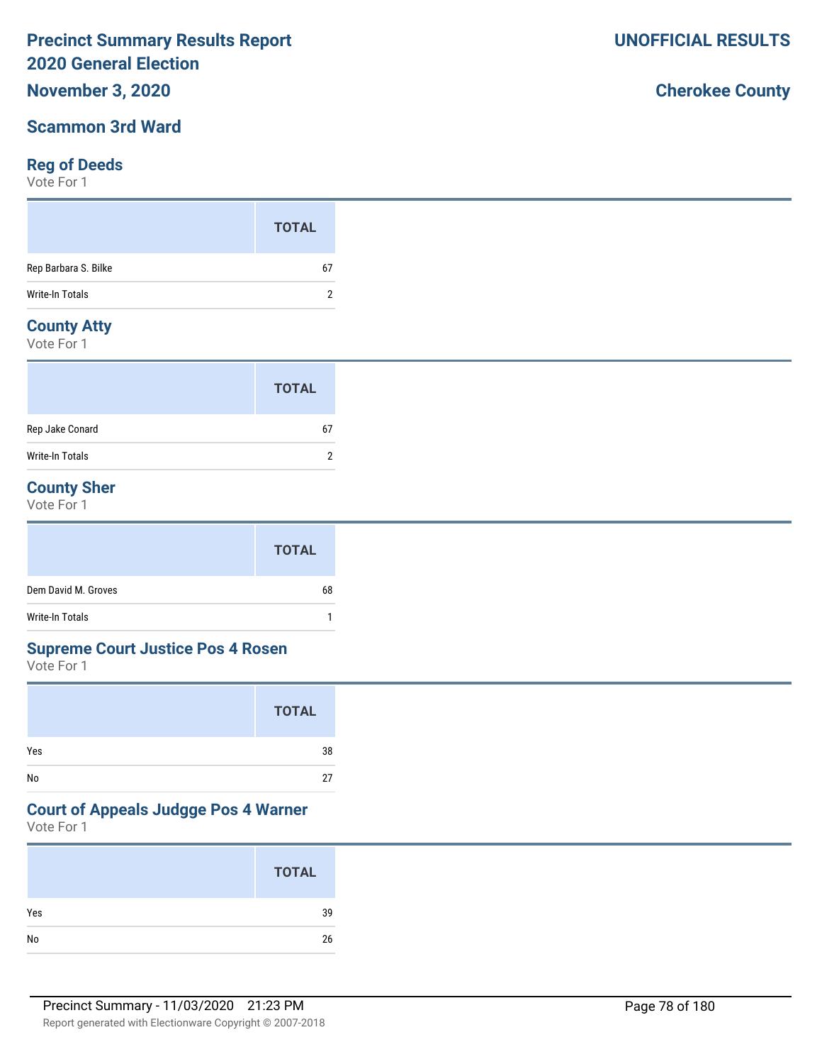# Precinct Summary Results Report
# 2020 General Election

**November 3, 2020**

**UNOFFICIAL RESULTS**

**Cherokee County**

## Scammon 3rd Ward

### Reg of Deeds

Vote For 1

| | TOTAL |
|---|---|
| Rep Barbara S. Bilke | 67 |
| Write-In Totals | 2 |

### County Atty

Vote For 1

| | TOTAL |
|---|---|
| Rep Jake Conard | 67 |
| Write-In Totals | 2 |

### County Sher

Vote For 1

| | TOTAL |
|---|---|
| Dem David M. Groves | 68 |
| Write-In Totals | 1 |

### Supreme Court Justice Pos 4 Rosen

Vote For 1

| | TOTAL |
|---|---|
| Yes | 38 |
| No | 27 |

### Court of Appeals Judgge Pos 4 Warner

Vote For 1

| | TOTAL |
|---|---|
| Yes | 39 |
| No | 26 |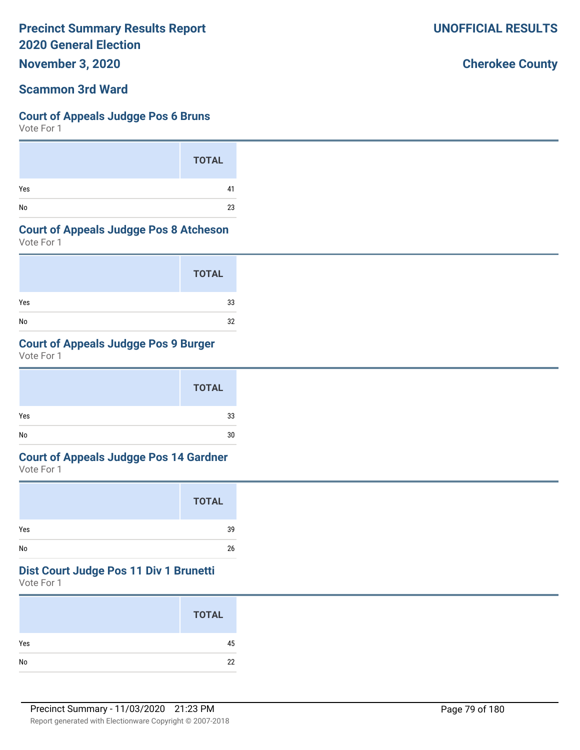# Precinct Summary Results Report
## 2020 General Election
### November 3, 2020

**UNOFFICIAL RESULTS**

**Cherokee County**

### Scammon 3rd Ward

#### Court of Appeals Judgge Pos 6 Bruns
Vote For 1

| | TOTAL |
|---|---|
| Yes | 41 |
| No | 23 |

#### Court of Appeals Judgge Pos 8 Atcheson
Vote For 1

| | TOTAL |
|---|---|
| Yes | 33 |
| No | 32 |

#### Court of Appeals Judgge Pos 9 Burger
Vote For 1

| | TOTAL |
|---|---|
| Yes | 33 |
| No | 30 |

#### Court of Appeals Judgge Pos 14 Gardner
Vote For 1

| | TOTAL |
|---|---|
| Yes | 39 |
| No | 26 |

#### Dist Court Judge Pos 11 Div 1 Brunetti
Vote For 1

| | TOTAL |
|---|---|
| Yes | 45 |
| No | 22 |

Precinct Summary - 11/03/2020 21:23 PM

Report generated with Electionware Copyright © 2007-2018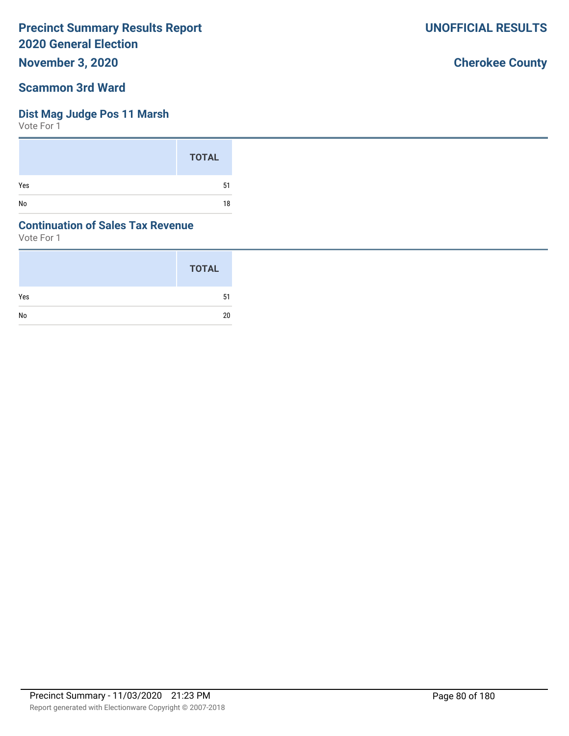# Precinct Summary Results Report
# 2020 General Election

**November 3, 2020**

**UNOFFICIAL RESULTS**

**Cherokee County**

## Scammon 3rd Ward

### Dist Mag Judge Pos 11 Marsh

Vote For 1

| | TOTAL |
|---|---|
| Yes | 51 |
| No | 18 |

### Continuation of Sales Tax Revenue

Vote For 1

| | TOTAL |
|---|---|
| Yes | 51 |
| No | 20 |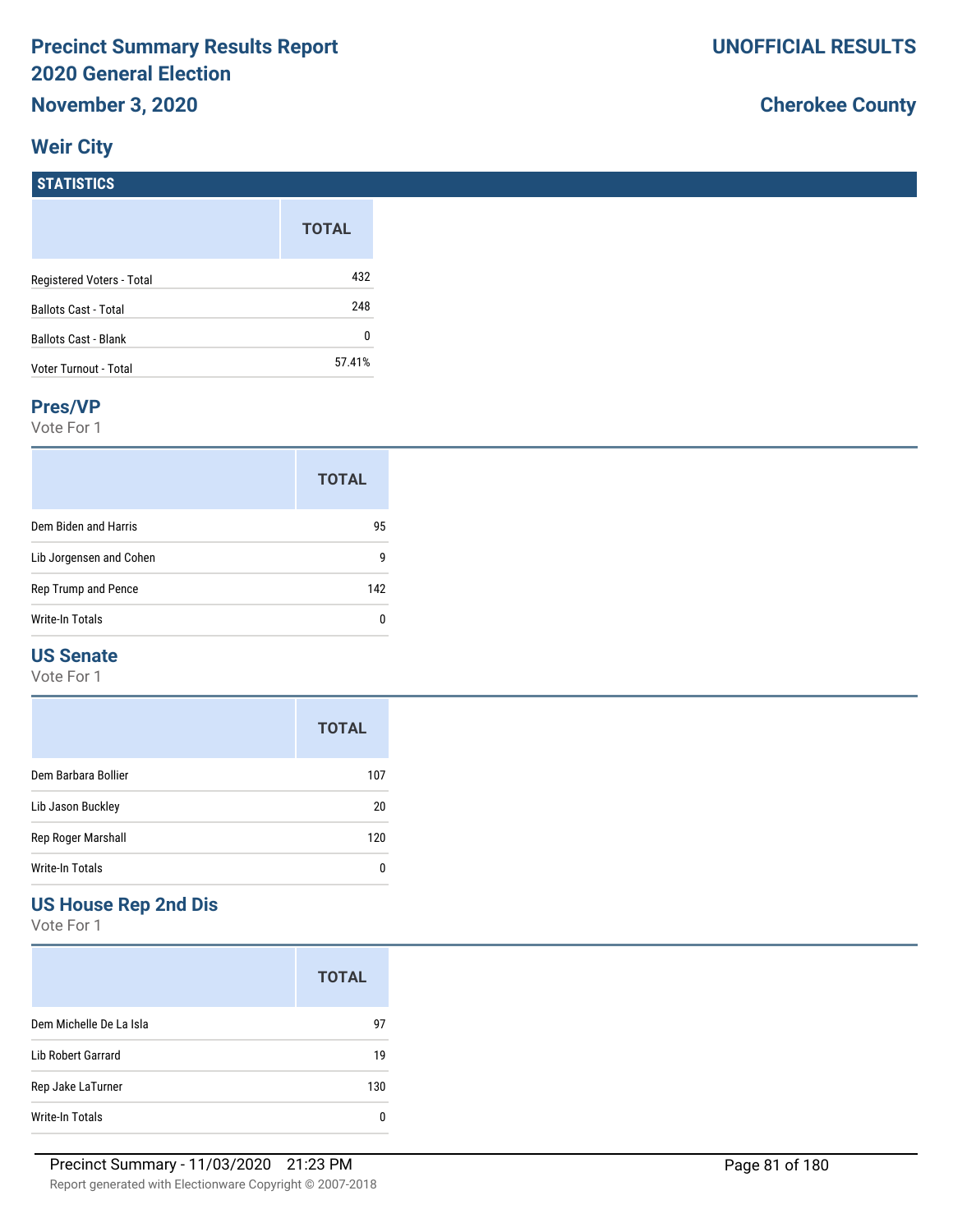# Precinct Summary Results Report
# 2020 General Election
## November 3, 2020

**UNOFFICIAL RESULTS**

**Cherokee County**

## Weir City

### STATISTICS

| | TOTAL |
|---|---|
| Registered Voters - Total | 432 |
| Ballots Cast - Total | 248 |
| Ballots Cast - Blank | 0 |
| Voter Turnout - Total | 57.41% |

### Pres/VP

Vote For 1

| | TOTAL |
|---|---|
| Dem Biden and Harris | 95 |
| Lib Jorgensen and Cohen | 9 |
| Rep Trump and Pence | 142 |
| Write-In Totals | 0 |

### US Senate

Vote For 1

| | TOTAL |
|---|---|
| Dem Barbara Bollier | 107 |
| Lib Jason Buckley | 20 |
| Rep Roger Marshall | 120 |
| Write-In Totals | 0 |

### US House Rep 2nd Dis

Vote For 1

| | TOTAL |
|---|---|
| Dem Michelle De La Isla | 97 |
| Lib Robert Garrard | 19 |
| Rep Jake LaTurner | 130 |
| Write-In Totals | 0 |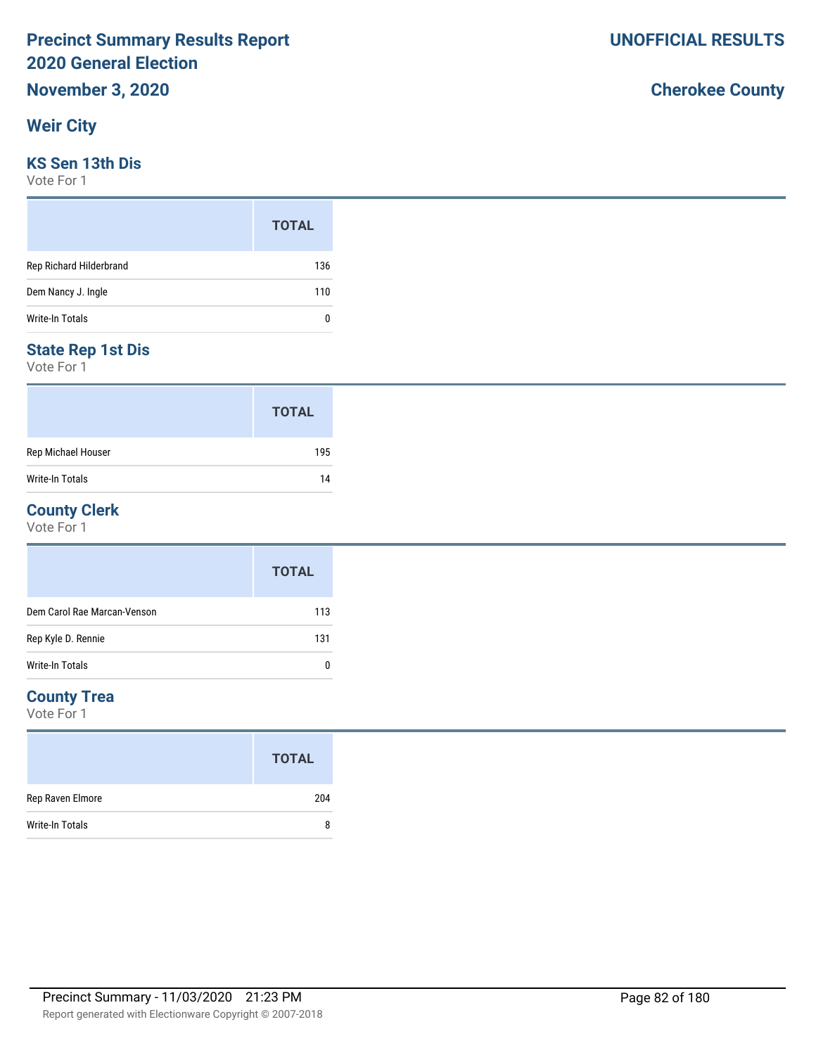# Precinct Summary Results Report
# 2020 General Election
## November 3, 2020

**UNOFFICIAL RESULTS**

**Cherokee County**

## Weir City

### KS Sen 13th Dis
Vote For 1

| | TOTAL |
|---|---|
| Rep Richard Hilderbrand | 136 |
| Dem Nancy J. Ingle | 110 |
| Write-In Totals | 0 |

### State Rep 1st Dis
Vote For 1

| | TOTAL |
|---|---|
| Rep Michael Houser | 195 |
| Write-In Totals | 14 |

### County Clerk
Vote For 1

| | TOTAL |
|---|---|
| Dem Carol Rae Marcan-Venson | 113 |
| Rep Kyle D. Rennie | 131 |
| Write-In Totals | 0 |

### County Trea
Vote For 1

| | TOTAL |
|---|---|
| Rep Raven Elmore | 204 |
| Write-In Totals | 8 |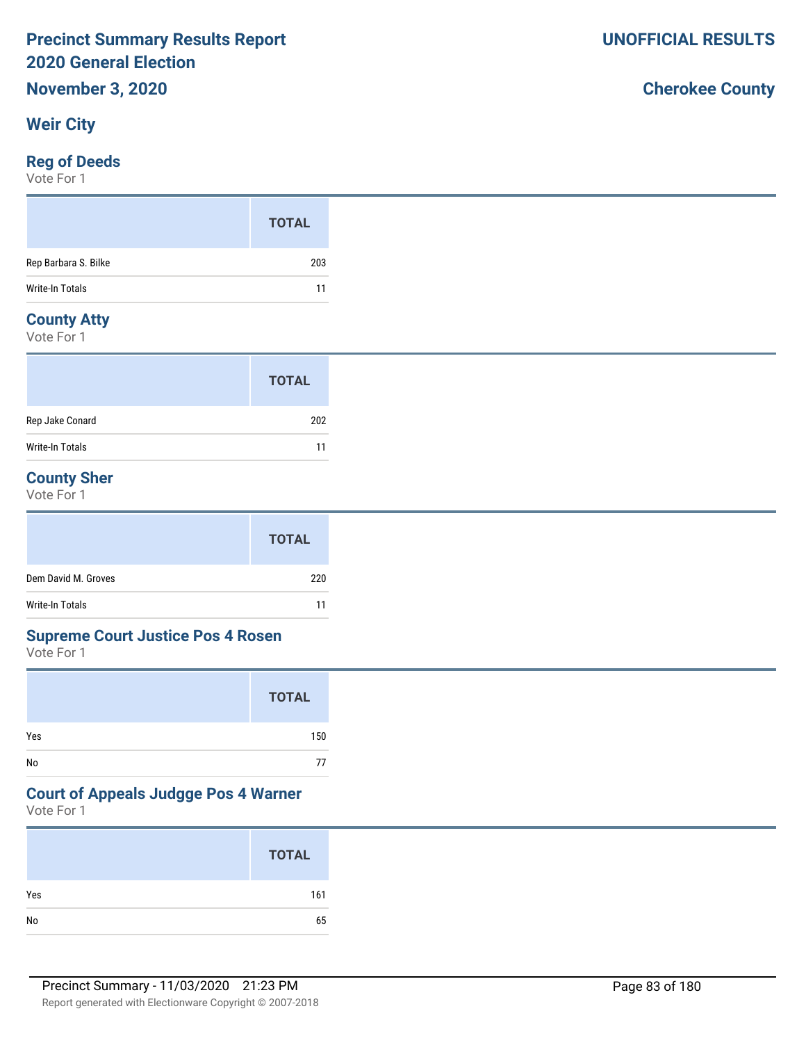**Precinct Summary Results Report**
**2020 General Election**
**November 3, 2020**

**UNOFFICIAL RESULTS**

**Cherokee County**

## Weir City

### Reg of Deeds

Vote For 1

| | TOTAL |
|---|---|
| Rep Barbara S. Bilke | 203 |
| Write-In Totals | 11 |

### County Atty

Vote For 1

| | TOTAL |
|---|---|
| Rep Jake Conard | 202 |
| Write-In Totals | 11 |

### County Sher

Vote For 1

| | TOTAL |
|---|---|
| Dem David M. Groves | 220 |
| Write-In Totals | 11 |

### Supreme Court Justice Pos 4 Rosen

Vote For 1

| | TOTAL |
|---|---|
| Yes | 150 |
| No | 77 |

### Court of Appeals Judgge Pos 4 Warner

Vote For 1

| | TOTAL |
|---|---|
| Yes | 161 |
| No | 65 |

Precinct Summary - 11/03/2020 21:23 PM

Report generated with Electionware Copyright © 2007-2018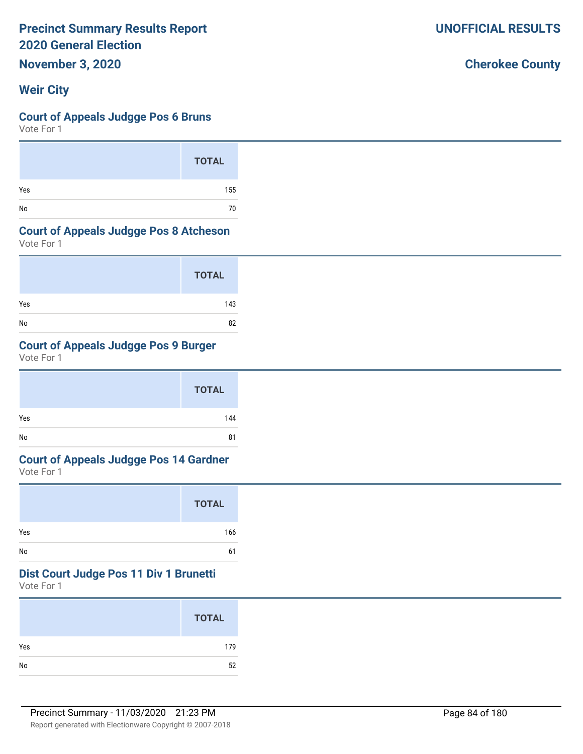# Precinct Summary Results Report
# 2020 General Election

**November 3, 2020**

**UNOFFICIAL RESULTS**

**Cherokee County**

## Weir City

### Court of Appeals Judgge Pos 6 Bruns

Vote For 1

| | TOTAL |
|---|---|
| Yes | 155 |
| No | 70 |

### Court of Appeals Judgge Pos 8 Atcheson

Vote For 1

| | TOTAL |
|---|---|
| Yes | 143 |
| No | 82 |

### Court of Appeals Judgge Pos 9 Burger

Vote For 1

| | TOTAL |
|---|---|
| Yes | 144 |
| No | 81 |

### Court of Appeals Judgge Pos 14 Gardner

Vote For 1

| | TOTAL |
|---|---|
| Yes | 166 |
| No | 61 |

### Dist Court Judge Pos 11 Div 1 Brunetti

Vote For 1

| | TOTAL |
|---|---|
| Yes | 179 |
| No | 52 |

Precinct Summary - 11/03/2020 21:23 PM

Report generated with Electionware Copyright © 2007-2018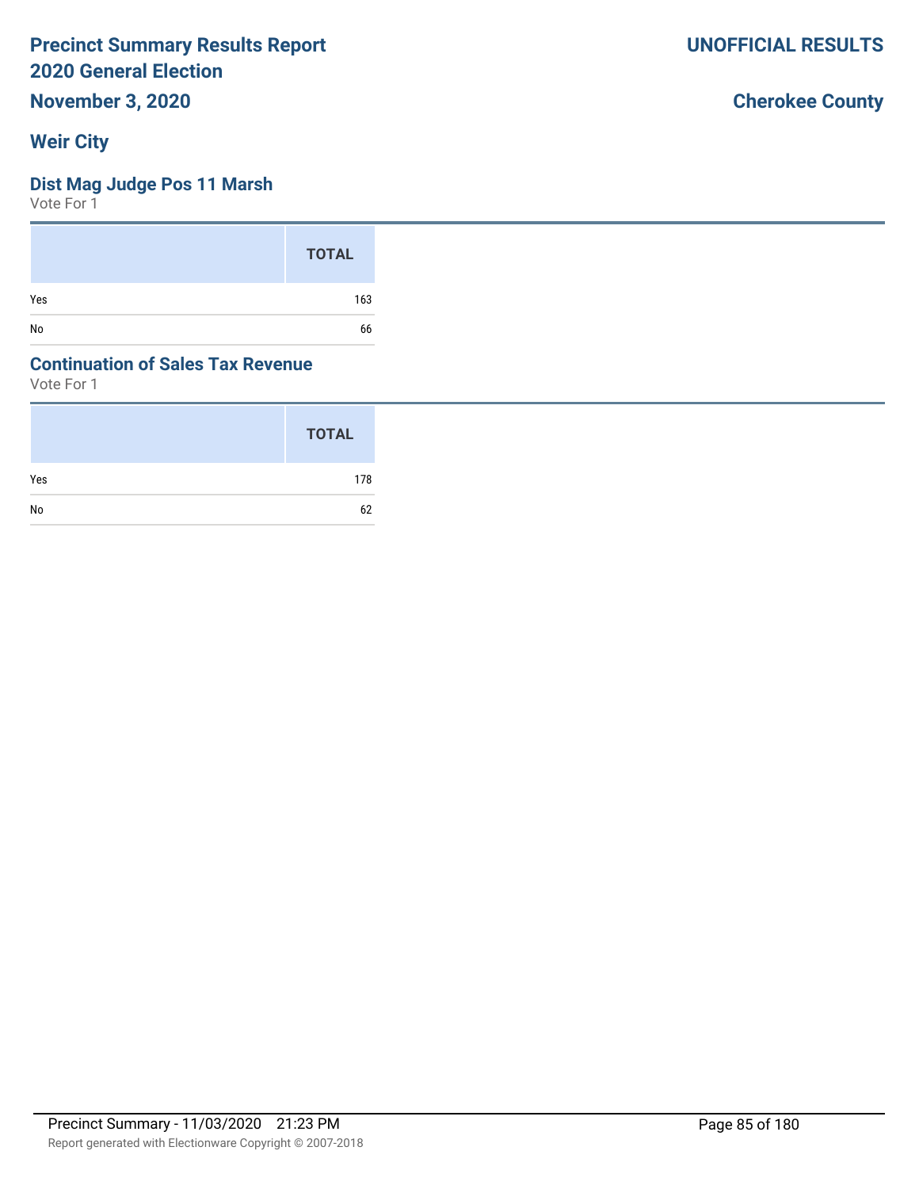# Precinct Summary Results Report
## 2020 General Election
## November 3, 2020

**UNOFFICIAL RESULTS**

**Cherokee County**

## Weir City

### Dist Mag Judge Pos 11 Marsh
Vote For 1

| | TOTAL |
|---|---|
| Yes | 163 |
| No | 66 |

### Continuation of Sales Tax Revenue
Vote For 1

| | TOTAL |
|---|---|
| Yes | 178 |
| No | 62 |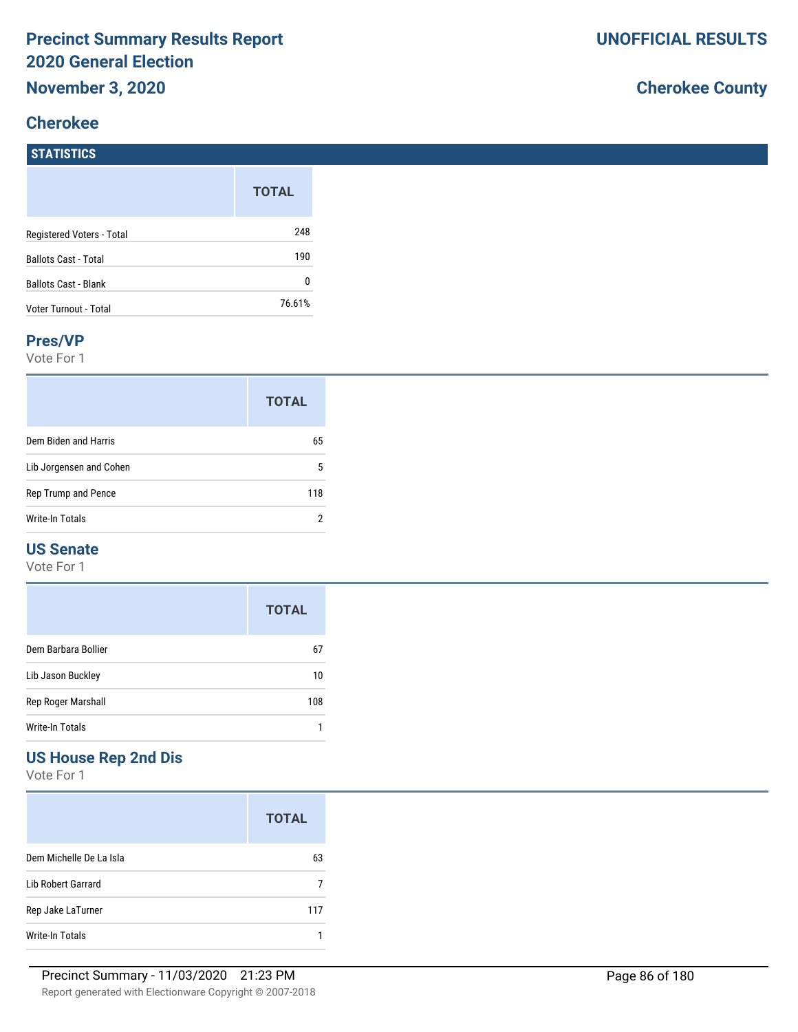# Precinct Summary Results Report
## 2020 General Election
## November 3, 2020

**UNOFFICIAL RESULTS**

**Cherokee County**

## Cherokee

### STATISTICS

| | TOTAL |
|---|---|
| Registered Voters - Total | 248 |
| Ballots Cast - Total | 190 |
| Ballots Cast - Blank | 0 |
| Voter Turnout - Total | 76.61% |

### Pres/VP

Vote For 1

| | TOTAL |
|---|---|
| Dem Biden and Harris | 65 |
| Lib Jorgensen and Cohen | 5 |
| Rep Trump and Pence | 118 |
| Write-In Totals | 2 |

### US Senate

Vote For 1

| | TOTAL |
|---|---|
| Dem Barbara Bollier | 67 |
| Lib Jason Buckley | 10 |
| Rep Roger Marshall | 108 |
| Write-In Totals | 1 |

### US House Rep 2nd Dis

Vote For 1

| | TOTAL |
|---|---|
| Dem Michelle De La Isla | 63 |
| Lib Robert Garrard | 7 |
| Rep Jake LaTurner | 117 |
| Write-In Totals | 1 |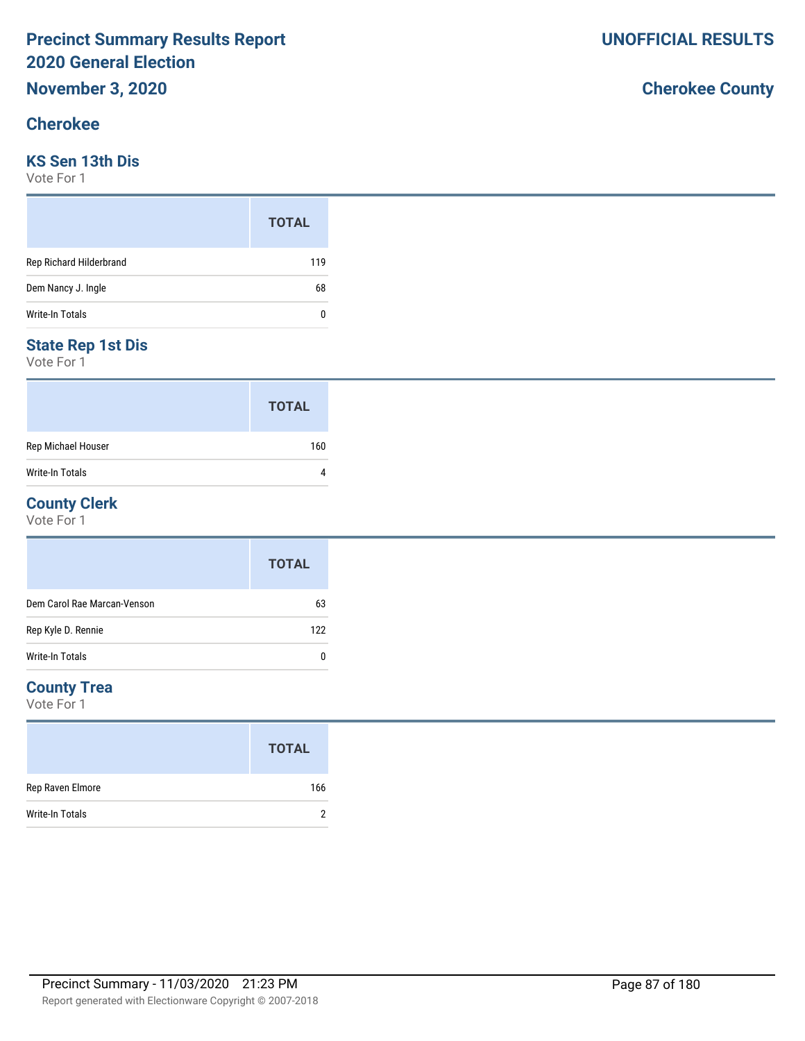# Precinct Summary Results Report
# 2020 General Election

**November 3, 2020**

**UNOFFICIAL RESULTS**

**Cherokee County**

## Cherokee

### KS Sen 13th Dis

Vote For 1

| | TOTAL |
|---|---|
| Rep Richard Hilderbrand | 119 |
| Dem Nancy J. Ingle | 68 |
| Write-In Totals | 0 |

### State Rep 1st Dis

Vote For 1

| | TOTAL |
|---|---|
| Rep Michael Houser | 160 |
| Write-In Totals | 4 |

### County Clerk

Vote For 1

| | TOTAL |
|---|---|
| Dem Carol Rae Marcan-Venson | 63 |
| Rep Kyle D. Rennie | 122 |
| Write-In Totals | 0 |

### County Trea

Vote For 1

| | TOTAL |
|---|---|
| Rep Raven Elmore | 166 |
| Write-In Totals | 2 |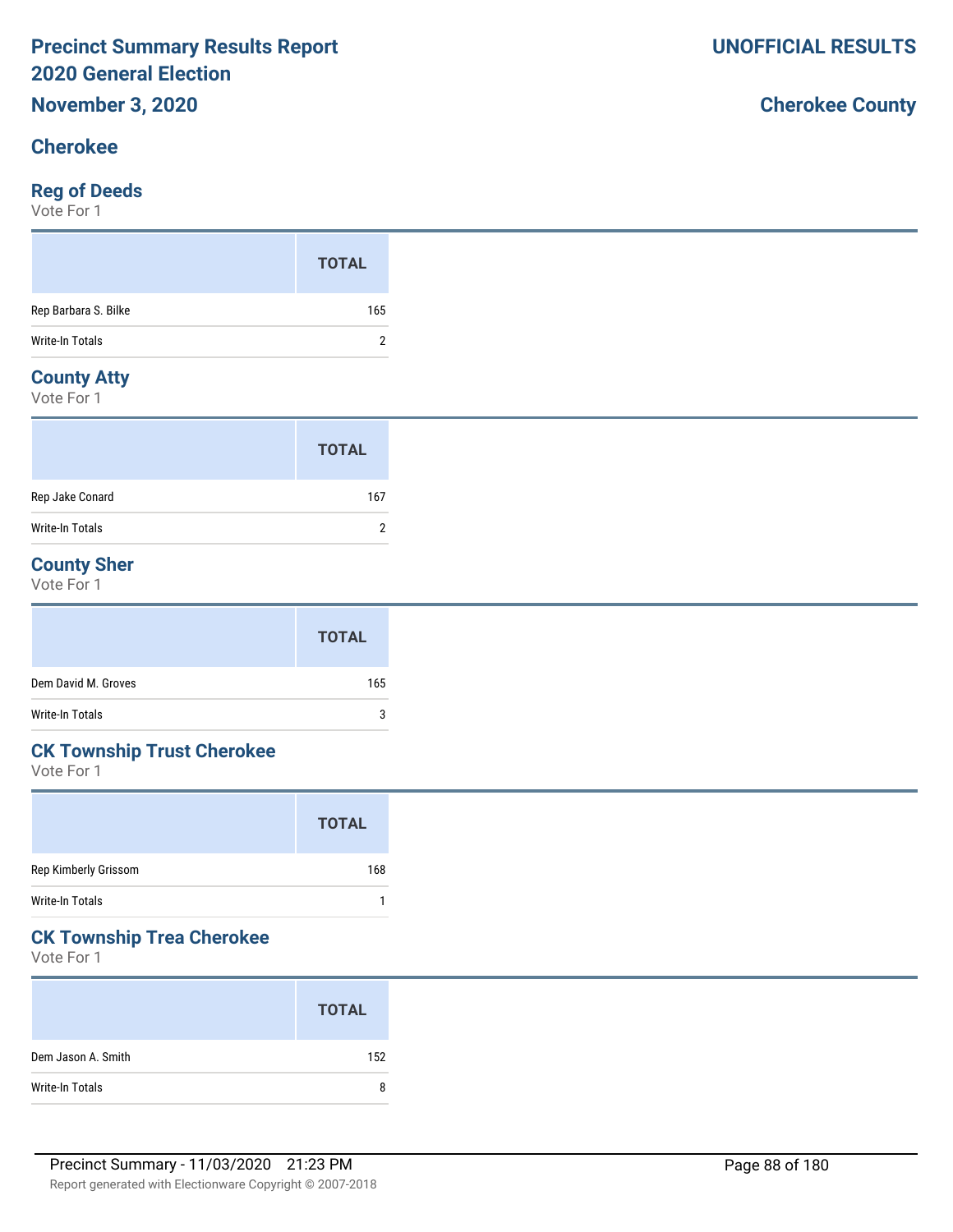# Precinct Summary Results Report
# 2020 General Election
## November 3, 2020

**UNOFFICIAL RESULTS**

**Cherokee County**

## Cherokee

### Reg of Deeds
Vote For 1

| | TOTAL |
|---|---|
| Rep Barbara S. Bilke | 165 |
| Write-In Totals | 2 |

### County Atty
Vote For 1

| | TOTAL |
|---|---|
| Rep Jake Conard | 167 |
| Write-In Totals | 2 |

### County Sher
Vote For 1

| | TOTAL |
|---|---|
| Dem David M. Groves | 165 |
| Write-In Totals | 3 |

### CK Township Trust Cherokee
Vote For 1

| | TOTAL |
|---|---|
| Rep Kimberly Grissom | 168 |
| Write-In Totals | 1 |

### CK Township Trea Cherokee
Vote For 1

| | TOTAL |
|---|---|
| Dem Jason A. Smith | 152 |
| Write-In Totals | 8 |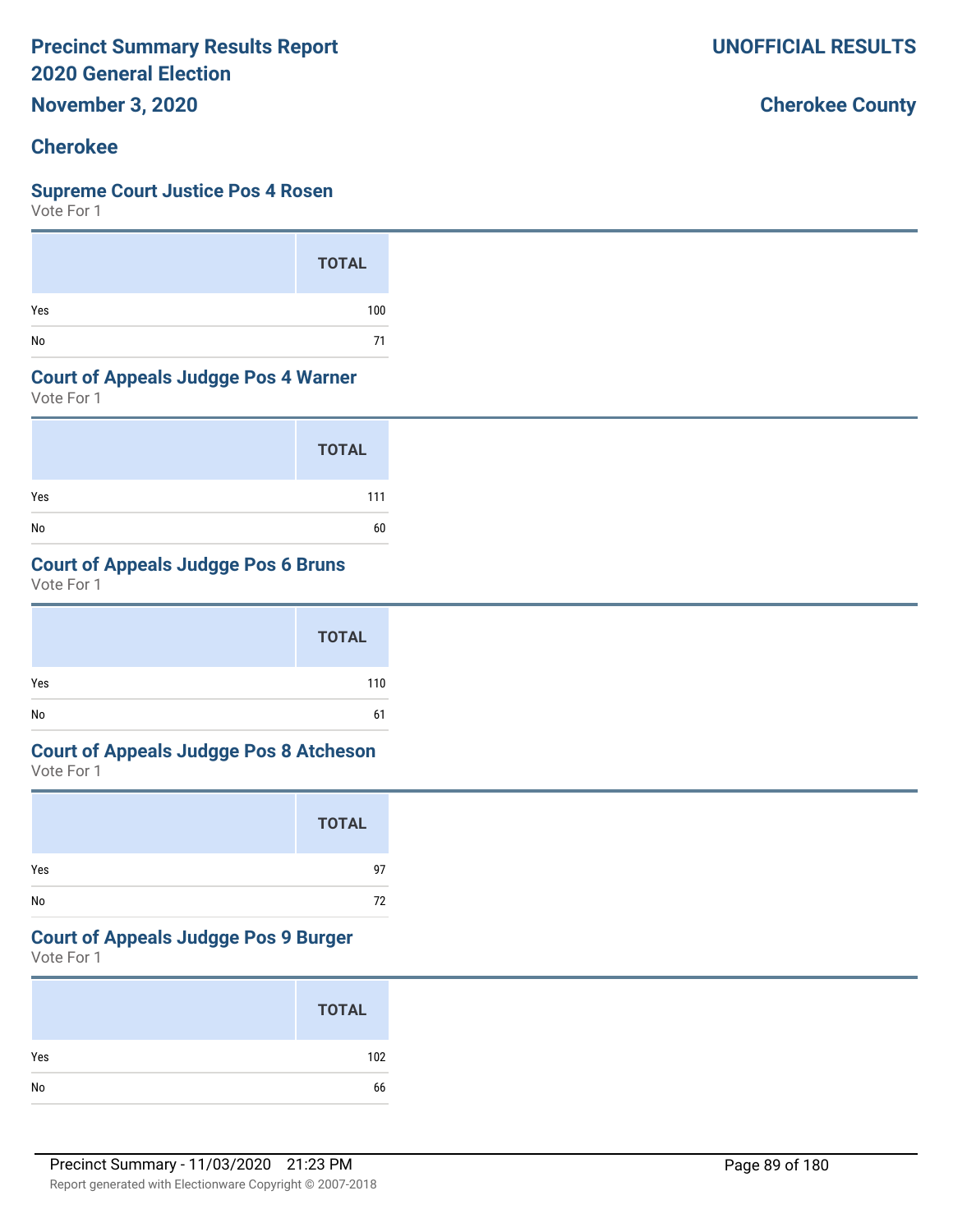**Precinct Summary Results Report**
**2020 General Election**
**November 3, 2020**

**UNOFFICIAL RESULTS**

**Cherokee County**

## Cherokee

### Supreme Court Justice Pos 4 Rosen

Vote For 1

| | TOTAL |
|---|---|
| Yes | 100 |
| No | 71 |

### Court of Appeals Judgge Pos 4 Warner

Vote For 1

| | TOTAL |
|---|---|
| Yes | 111 |
| No | 60 |

### Court of Appeals Judgge Pos 6 Bruns

Vote For 1

| | TOTAL |
|---|---|
| Yes | 110 |
| No | 61 |

### Court of Appeals Judgge Pos 8 Atcheson

Vote For 1

| | TOTAL |
|---|---|
| Yes | 97 |
| No | 72 |

### Court of Appeals Judgge Pos 9 Burger

Vote For 1

| | TOTAL |
|---|---|
| Yes | 102 |
| No | 66 |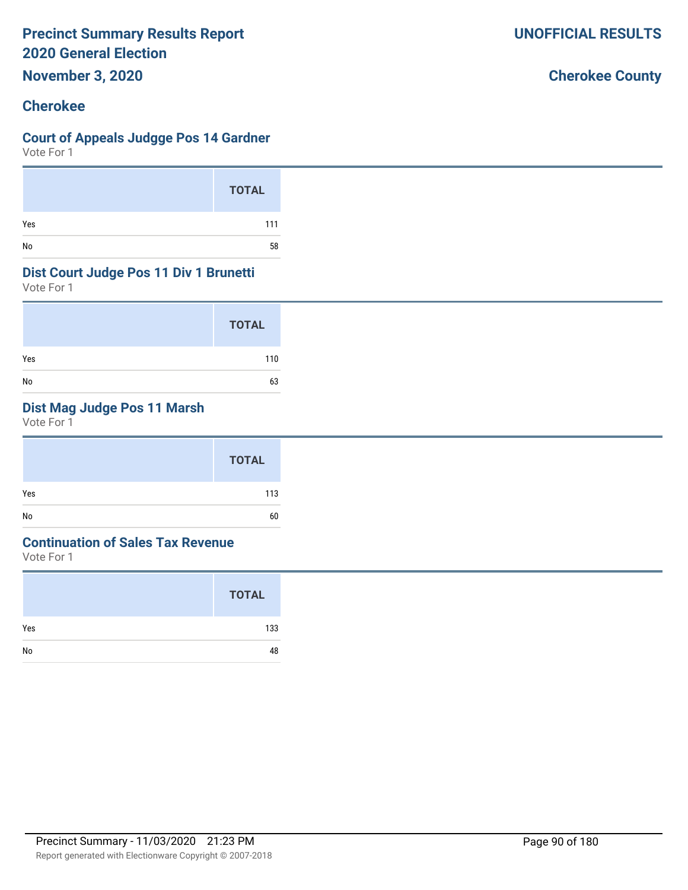## Cherokee

### Court of Appeals Judgge Pos 14 Gardner

Vote For 1

| | TOTAL |
|---|---|
| Yes | 111 |
| No | 58 |

### Dist Court Judge Pos 11 Div 1 Brunetti

Vote For 1

| | TOTAL |
|---|---|
| Yes | 110 |
| No | 63 |

### Dist Mag Judge Pos 11 Marsh

Vote For 1

| | TOTAL |
|---|---|
| Yes | 113 |
| No | 60 |

### Continuation of Sales Tax Revenue

Vote For 1

| | TOTAL |
|---|---|
| Yes | 133 |
| No | 48 |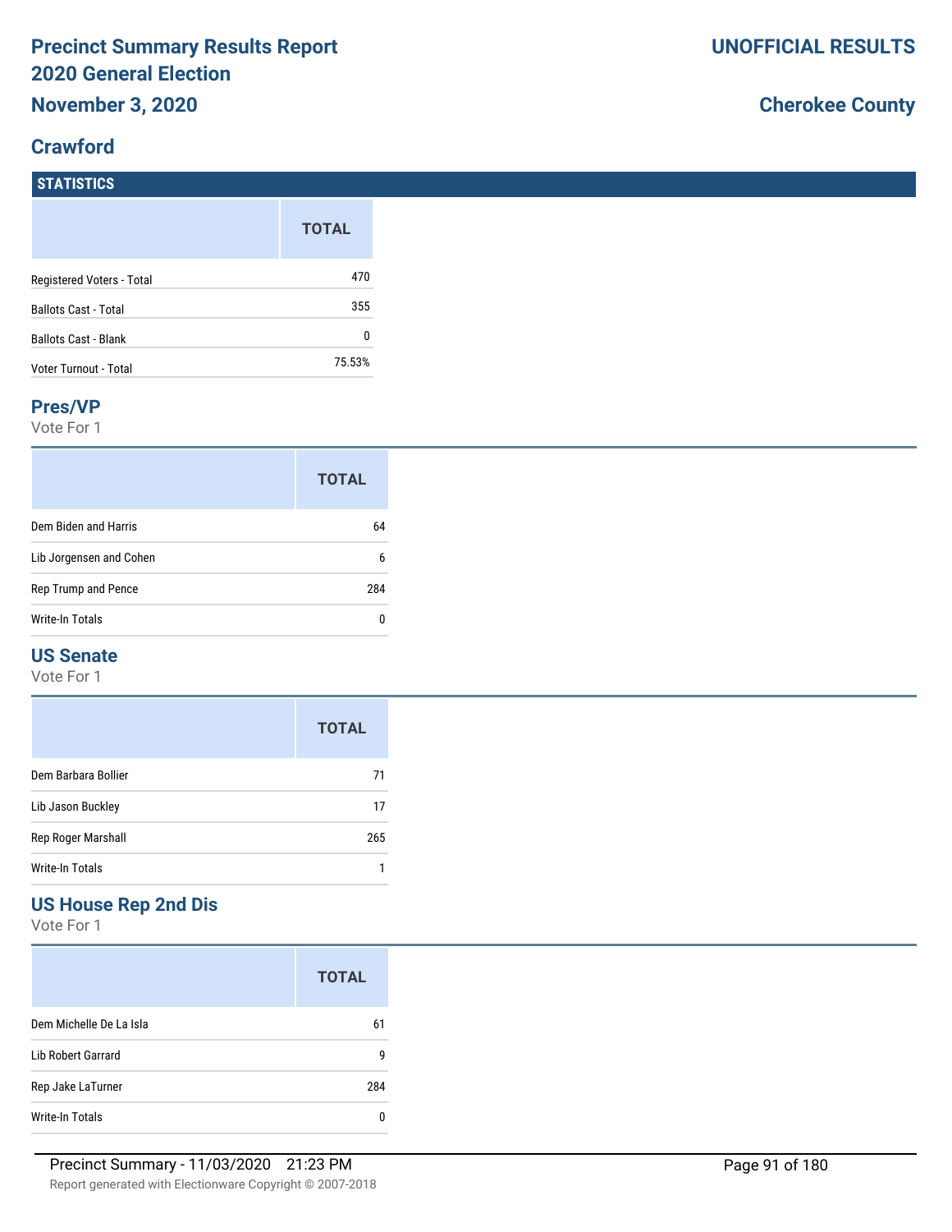# Precinct Summary Results Report
# 2020 General Election
## November 3, 2020

**UNOFFICIAL RESULTS**

**Cherokee County**

## Crawford

### STATISTICS

| | TOTAL |
|---|---|
| Registered Voters - Total | 470 |
| Ballots Cast - Total | 355 |
| Ballots Cast - Blank | 0 |
| Voter Turnout - Total | 75.53% |

### Pres/VP

Vote For 1

| | TOTAL |
|---|---|
| Dem Biden and Harris | 64 |
| Lib Jorgensen and Cohen | 6 |
| Rep Trump and Pence | 284 |
| Write-In Totals | 0 |

### US Senate

Vote For 1

| | TOTAL |
|---|---|
| Dem Barbara Bollier | 71 |
| Lib Jason Buckley | 17 |
| Rep Roger Marshall | 265 |
| Write-In Totals | 1 |

### US House Rep 2nd Dis

Vote For 1

| | TOTAL |
|---|---|
| Dem Michelle De La Isla | 61 |
| Lib Robert Garrard | 9 |
| Rep Jake LaTurner | 284 |
| Write-In Totals | 0 |

Precinct Summary - 11/03/2020 21:23 PM

Report generated with Electionware Copyright © 2007-2018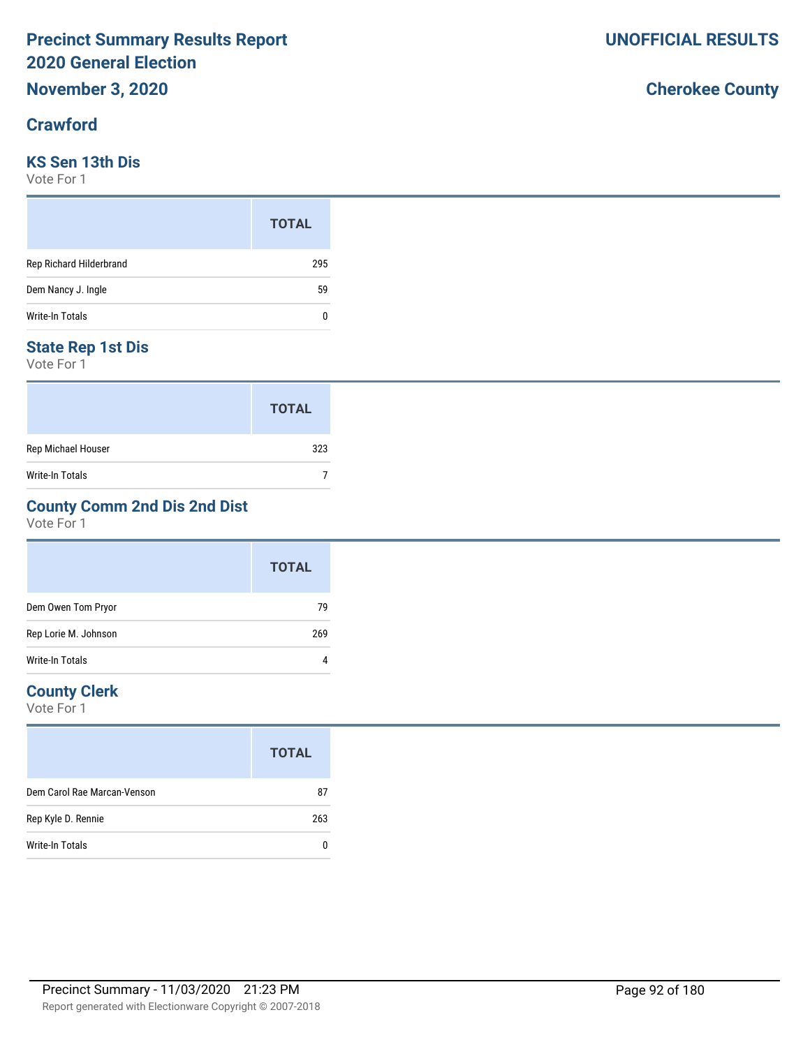# Precinct Summary Results Report
# 2020 General Election

**November 3, 2020**

**UNOFFICIAL RESULTS**

**Cherokee County**

## Crawford

### KS Sen 13th Dis

Vote For 1

| | TOTAL |
|---|---|
| Rep Richard Hilderbrand | 295 |
| Dem Nancy J. Ingle | 59 |
| Write-In Totals | 0 |

### State Rep 1st Dis

Vote For 1

| | TOTAL |
|---|---|
| Rep Michael Houser | 323 |
| Write-In Totals | 7 |

### County Comm 2nd Dis 2nd Dist

Vote For 1

| | TOTAL |
|---|---|
| Dem Owen Tom Pryor | 79 |
| Rep Lorie M. Johnson | 269 |
| Write-In Totals | 4 |

### County Clerk

Vote For 1

| | TOTAL |
|---|---|
| Dem Carol Rae Marcan-Venson | 87 |
| Rep Kyle D. Rennie | 263 |
| Write-In Totals | 0 |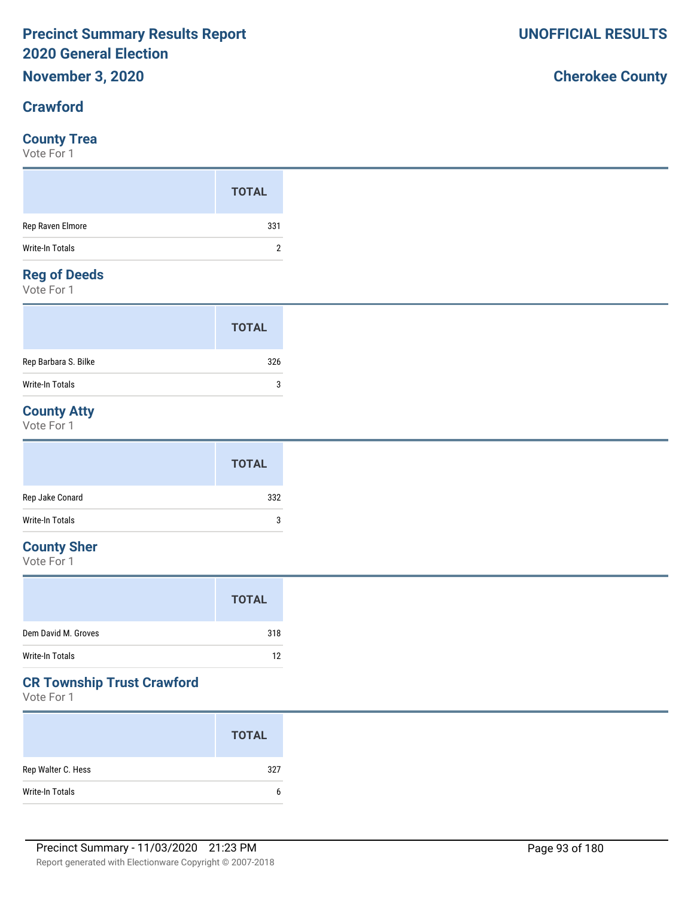# Precinct Summary Results Report
## 2020 General Election
**November 3, 2020**

**UNOFFICIAL RESULTS**

**Cherokee County**

## Crawford

### County Trea
Vote For 1

| | TOTAL |
|---|---|
| Rep Raven Elmore | 331 |
| Write-In Totals | 2 |

### Reg of Deeds
Vote For 1

| | TOTAL |
|---|---|
| Rep Barbara S. Bilke | 326 |
| Write-In Totals | 3 |

### County Atty
Vote For 1

| | TOTAL |
|---|---|
| Rep Jake Conard | 332 |
| Write-In Totals | 3 |

### County Sher
Vote For 1

| | TOTAL |
|---|---|
| Dem David M. Groves | 318 |
| Write-In Totals | 12 |

### CR Township Trust Crawford
Vote For 1

| | TOTAL |
|---|---|
| Rep Walter C. Hess | 327 |
| Write-In Totals | 6 |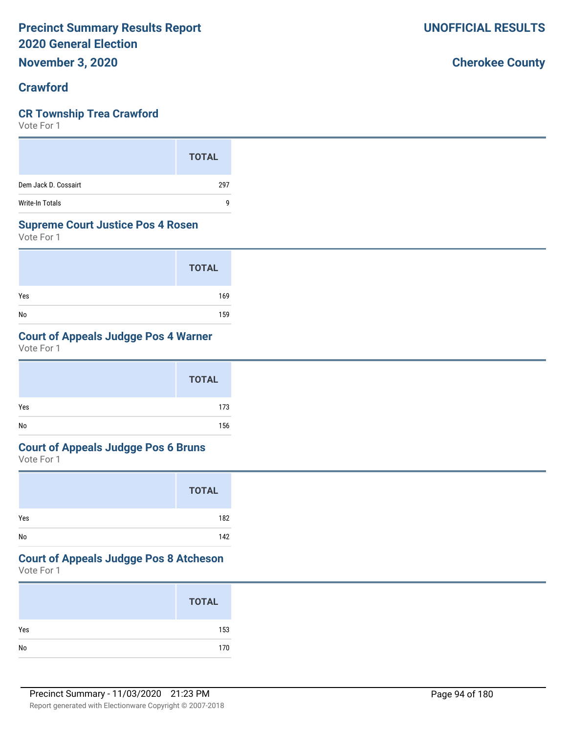# Precinct Summary Results Report
# 2020 General Election
## November 3, 2020

**UNOFFICIAL RESULTS**

**Cherokee County**

## Crawford

### CR Township Trea Crawford
Vote For 1

| | TOTAL |
|---|---|
| Dem Jack D. Cossairt | 297 |
| Write-In Totals | 9 |

### Supreme Court Justice Pos 4 Rosen
Vote For 1

| | TOTAL |
|---|---|
| Yes | 169 |
| No | 159 |

### Court of Appeals Judgge Pos 4 Warner
Vote For 1

| | TOTAL |
|---|---|
| Yes | 173 |
| No | 156 |

### Court of Appeals Judgge Pos 6 Bruns
Vote For 1

| | TOTAL |
|---|---|
| Yes | 182 |
| No | 142 |

### Court of Appeals Judgge Pos 8 Atcheson
Vote For 1

| | TOTAL |
|---|---|
| Yes | 153 |
| No | 170 |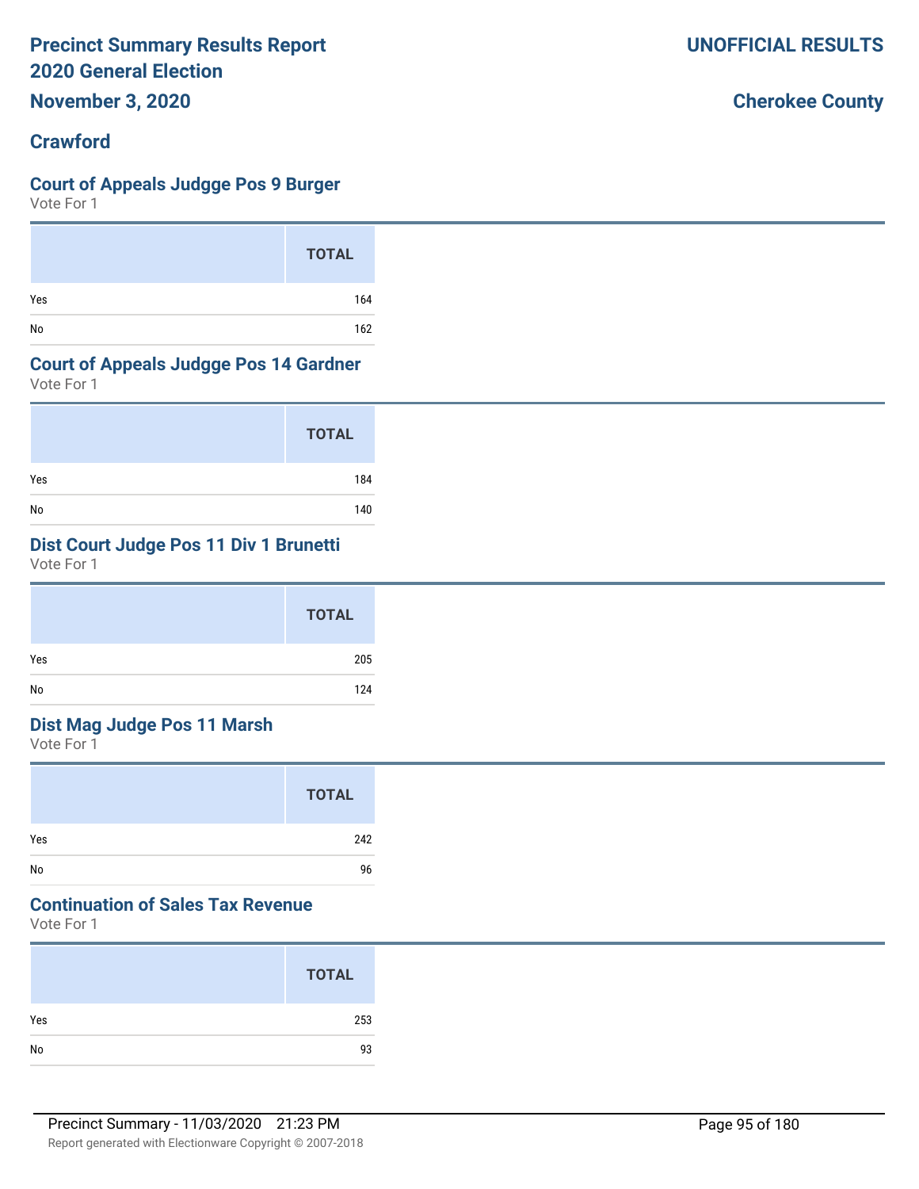# Precinct Summary Results Report
## 2020 General Election
## November 3, 2020

**UNOFFICIAL RESULTS**

**Cherokee County**

## Crawford

### Court of Appeals Judgge Pos 9 Burger
Vote For 1

| | TOTAL |
|---|---|
| Yes | 164 |
| No | 162 |

### Court of Appeals Judgge Pos 14 Gardner
Vote For 1

| | TOTAL |
|---|---|
| Yes | 184 |
| No | 140 |

### Dist Court Judge Pos 11 Div 1 Brunetti
Vote For 1

| | TOTAL |
|---|---|
| Yes | 205 |
| No | 124 |

### Dist Mag Judge Pos 11 Marsh
Vote For 1

| | TOTAL |
|---|---|
| Yes | 242 |
| No | 96 |

### Continuation of Sales Tax Revenue
Vote For 1

| | TOTAL |
|---|---|
| Yes | 253 |
| No | 93 |

Precinct Summary - 11/03/2020 21:23 PM

Report generated with Electionware Copyright © 2007-2018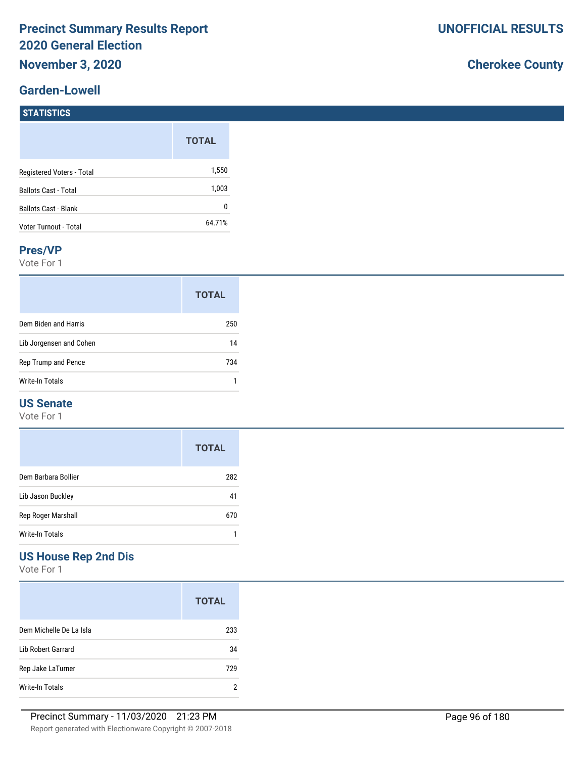# Precinct Summary Results Report
# 2020 General Election
# November 3, 2020

**UNOFFICIAL RESULTS**

**Cherokee County**

## Garden-Lowell

### STATISTICS

| | TOTAL |
|---|---|
| Registered Voters - Total | 1,550 |
| Ballots Cast - Total | 1,003 |
| Ballots Cast - Blank | 0 |
| Voter Turnout - Total | 64.71% |

### Pres/VP

Vote For 1

| | TOTAL |
|---|---|
| Dem Biden and Harris | 250 |
| Lib Jorgensen and Cohen | 14 |
| Rep Trump and Pence | 734 |
| Write-In Totals | 1 |

### US Senate

Vote For 1

| | TOTAL |
|---|---|
| Dem Barbara Bollier | 282 |
| Lib Jason Buckley | 41 |
| Rep Roger Marshall | 670 |
| Write-In Totals | 1 |

### US House Rep 2nd Dis

Vote For 1

| | TOTAL |
|---|---|
| Dem Michelle De La Isla | 233 |
| Lib Robert Garrard | 34 |
| Rep Jake LaTurner | 729 |
| Write-In Totals | 2 |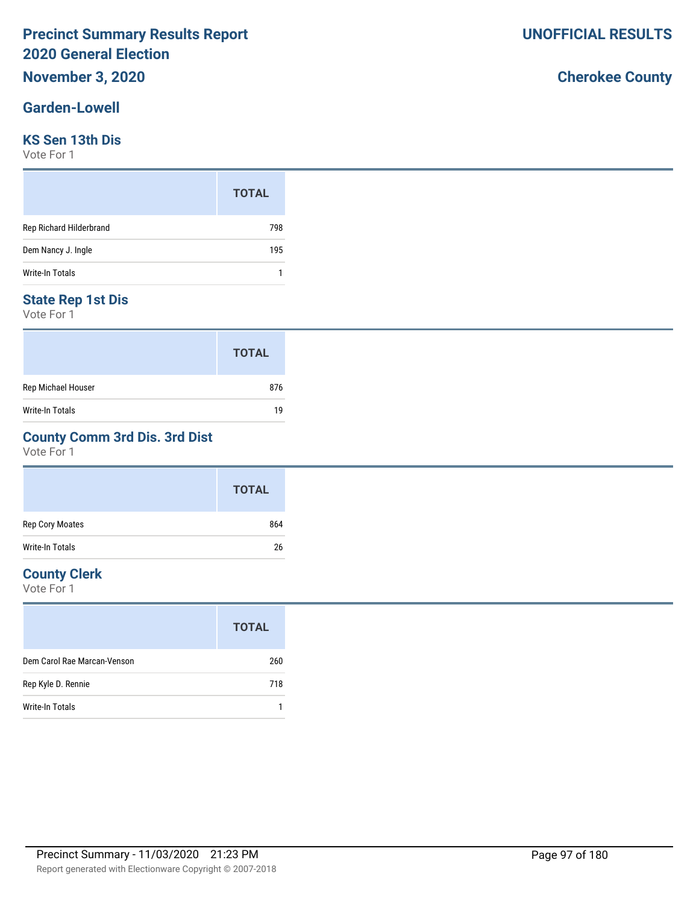# Precinct Summary Results Report
# 2020 General Election
## November 3, 2020

**UNOFFICIAL RESULTS**

**Cherokee County**

## Garden-Lowell

### KS Sen 13th Dis

Vote For 1

| | TOTAL |
|---|---|
| Rep Richard Hilderbrand | 798 |
| Dem Nancy J. Ingle | 195 |
| Write-In Totals | 1 |

### State Rep 1st Dis

Vote For 1

| | TOTAL |
|---|---|
| Rep Michael Houser | 876 |
| Write-In Totals | 19 |

### County Comm 3rd Dis. 3rd Dist

Vote For 1

| | TOTAL |
|---|---|
| Rep Cory Moates | 864 |
| Write-In Totals | 26 |

### County Clerk

Vote For 1

| | TOTAL |
|---|---|
| Dem Carol Rae Marcan-Venson | 260 |
| Rep Kyle D. Rennie | 718 |
| Write-In Totals | 1 |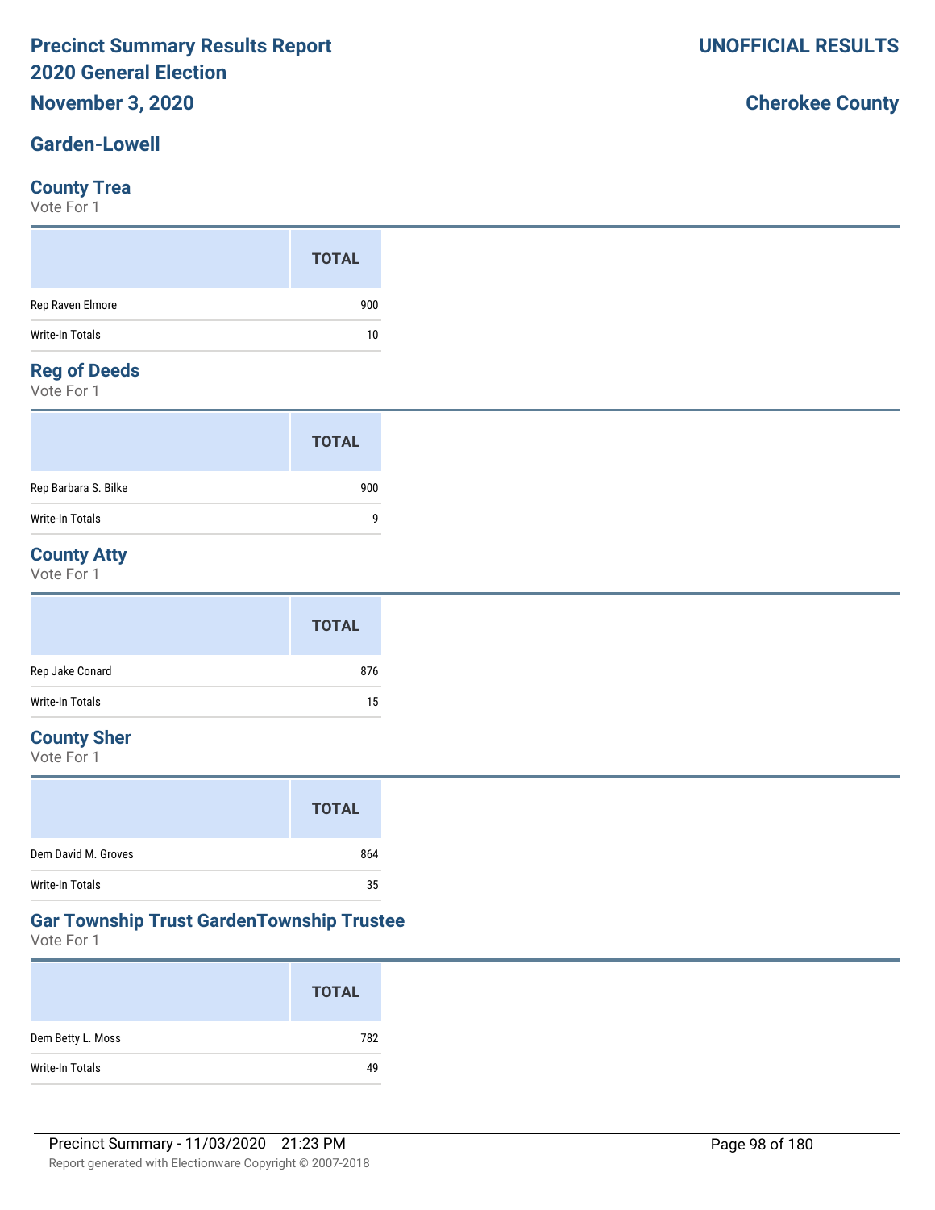# Precinct Summary Results Report
# 2020 General Election
## November 3, 2020

**UNOFFICIAL RESULTS**

**Cherokee County**

## Garden-Lowell

### County Trea
Vote For 1

| | TOTAL |
|---|---|
| Rep Raven Elmore | 900 |
| Write-In Totals | 10 |

### Reg of Deeds
Vote For 1

| | TOTAL |
|---|---|
| Rep Barbara S. Bilke | 900 |
| Write-In Totals | 9 |

### County Atty
Vote For 1

| | TOTAL |
|---|---|
| Rep Jake Conard | 876 |
| Write-In Totals | 15 |

### County Sher
Vote For 1

| | TOTAL |
|---|---|
| Dem David M. Groves | 864 |
| Write-In Totals | 35 |

### Gar Township Trust GardenTownship Trustee
Vote For 1

| | TOTAL |
|---|---|
| Dem Betty L. Moss | 782 |
| Write-In Totals | 49 |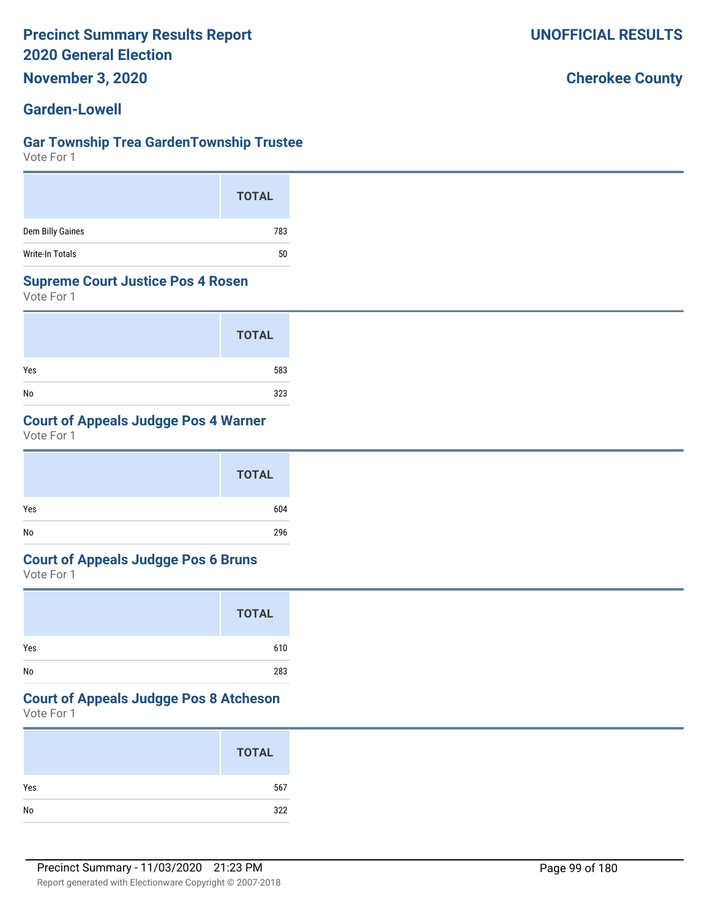# Precinct Summary Results Report
# 2020 General Election
## November 3, 2020

**UNOFFICIAL RESULTS**

**Cherokee County**

## Garden-Lowell

### Gar Township Trea GardenTownship Trustee
Vote For 1

| | TOTAL |
|---|---|
| Dem Billy Gaines | 783 |
| Write-In Totals | 50 |

### Supreme Court Justice Pos 4 Rosen
Vote For 1

| | TOTAL |
|---|---|
| Yes | 583 |
| No | 323 |

### Court of Appeals Judgge Pos 4 Warner
Vote For 1

| | TOTAL |
|---|---|
| Yes | 604 |
| No | 296 |

### Court of Appeals Judgge Pos 6 Bruns
Vote For 1

| | TOTAL |
|---|---|
| Yes | 610 |
| No | 283 |

### Court of Appeals Judgge Pos 8 Atcheson
Vote For 1

| | TOTAL |
|---|---|
| Yes | 567 |
| No | 322 |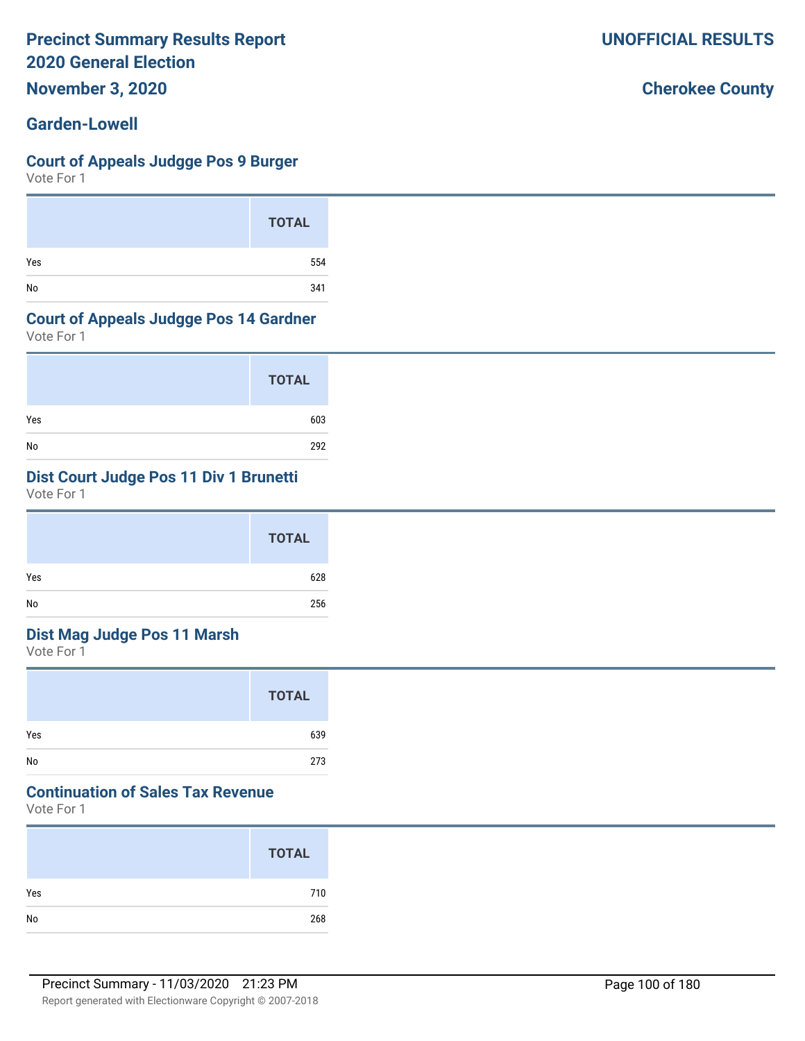# Precinct Summary Results Report
# 2020 General Election
## November 3, 2020

**UNOFFICIAL RESULTS**

**Cherokee County**

## Garden-Lowell

### Court of Appeals Judgge Pos 9 Burger
Vote For 1

| | TOTAL |
|---|---|
| Yes | 554 |
| No | 341 |

### Court of Appeals Judgge Pos 14 Gardner
Vote For 1

| | TOTAL |
|---|---|
| Yes | 603 |
| No | 292 |

### Dist Court Judge Pos 11 Div 1 Brunetti
Vote For 1

| | TOTAL |
|---|---|
| Yes | 628 |
| No | 256 |

### Dist Mag Judge Pos 11 Marsh
Vote For 1

| | TOTAL |
|---|---|
| Yes | 639 |
| No | 273 |

### Continuation of Sales Tax Revenue
Vote For 1

| | TOTAL |
|---|---|
| Yes | 710 |
| No | 268 |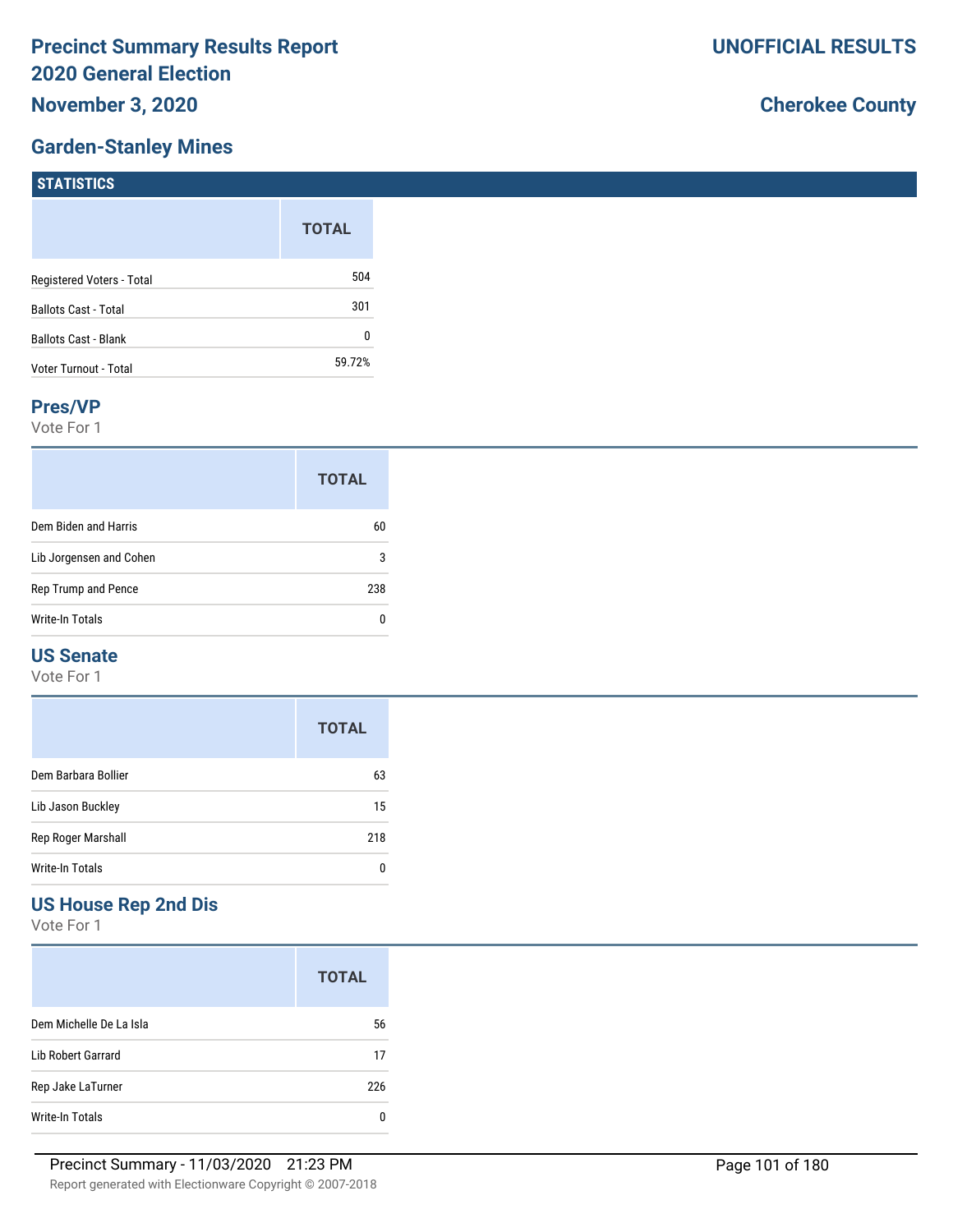# Precinct Summary Results Report
## 2020 General Election
## November 3, 2020

**UNOFFICIAL RESULTS**

**Cherokee County**

## Garden-Stanley Mines

### STATISTICS

| | TOTAL |
|---|---|
| Registered Voters - Total | 504 |
| Ballots Cast - Total | 301 |
| Ballots Cast - Blank | 0 |
| Voter Turnout - Total | 59.72% |

### Pres/VP

Vote For 1

| | TOTAL |
|---|---|
| Dem Biden and Harris | 60 |
| Lib Jorgensen and Cohen | 3 |
| Rep Trump and Pence | 238 |
| Write-In Totals | 0 |

### US Senate

Vote For 1

| | TOTAL |
|---|---|
| Dem Barbara Bollier | 63 |
| Lib Jason Buckley | 15 |
| Rep Roger Marshall | 218 |
| Write-In Totals | 0 |

### US House Rep 2nd Dis

Vote For 1

| | TOTAL |
|---|---|
| Dem Michelle De La Isla | 56 |
| Lib Robert Garrard | 17 |
| Rep Jake LaTurner | 226 |
| Write-In Totals | 0 |

Precinct Summary - 11/03/2020 21:23 PM

Report generated with Electionware Copyright © 2007-2018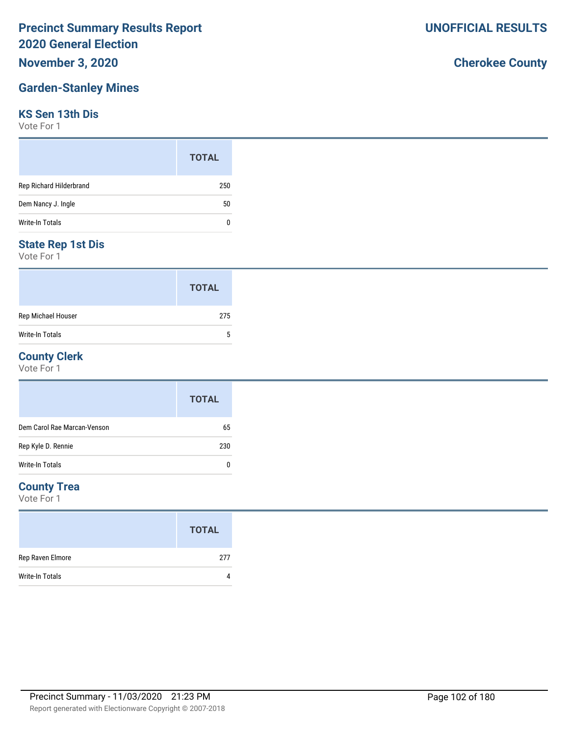# Precinct Summary Results Report
# 2020 General Election
## November 3, 2020

**UNOFFICIAL RESULTS**

**Cherokee County**

## Garden-Stanley Mines

### KS Sen 13th Dis
Vote For 1

| | TOTAL |
|---|---|
| Rep Richard Hilderbrand | 250 |
| Dem Nancy J. Ingle | 50 |
| Write-In Totals | 0 |

### State Rep 1st Dis
Vote For 1

| | TOTAL |
|---|---|
| Rep Michael Houser | 275 |
| Write-In Totals | 5 |

### County Clerk
Vote For 1

| | TOTAL |
|---|---|
| Dem Carol Rae Marcan-Venson | 65 |
| Rep Kyle D. Rennie | 230 |
| Write-In Totals | 0 |

### County Trea
Vote For 1

| | TOTAL |
|---|---|
| Rep Raven Elmore | 277 |
| Write-In Totals | 4 |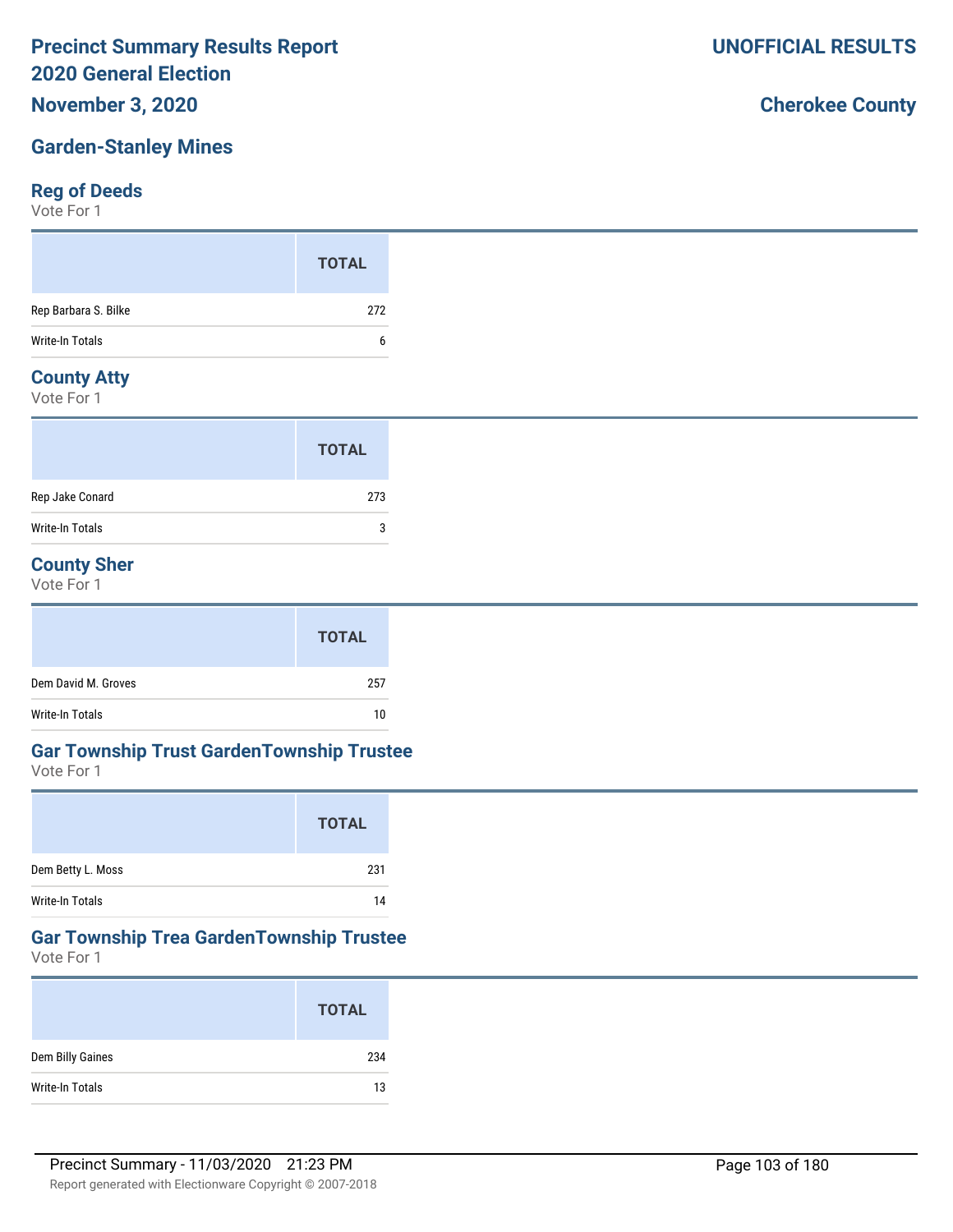# Precinct Summary Results Report
# 2020 General Election
## November 3, 2020

**UNOFFICIAL RESULTS**

**Cherokee County**

## Garden-Stanley Mines

### Reg of Deeds
Vote For 1

| | TOTAL |
|---|---|
| Rep Barbara S. Bilke | 272 |
| Write-In Totals | 6 |

### County Atty
Vote For 1

| | TOTAL |
|---|---|
| Rep Jake Conard | 273 |
| Write-In Totals | 3 |

### County Sher
Vote For 1

| | TOTAL |
|---|---|
| Dem David M. Groves | 257 |
| Write-In Totals | 10 |

### Gar Township Trust GardenTownship Trustee
Vote For 1

| | TOTAL |
|---|---|
| Dem Betty L. Moss | 231 |
| Write-In Totals | 14 |

### Gar Township Trea GardenTownship Trustee
Vote For 1

| | TOTAL |
|---|---|
| Dem Billy Gaines | 234 |
| Write-In Totals | 13 |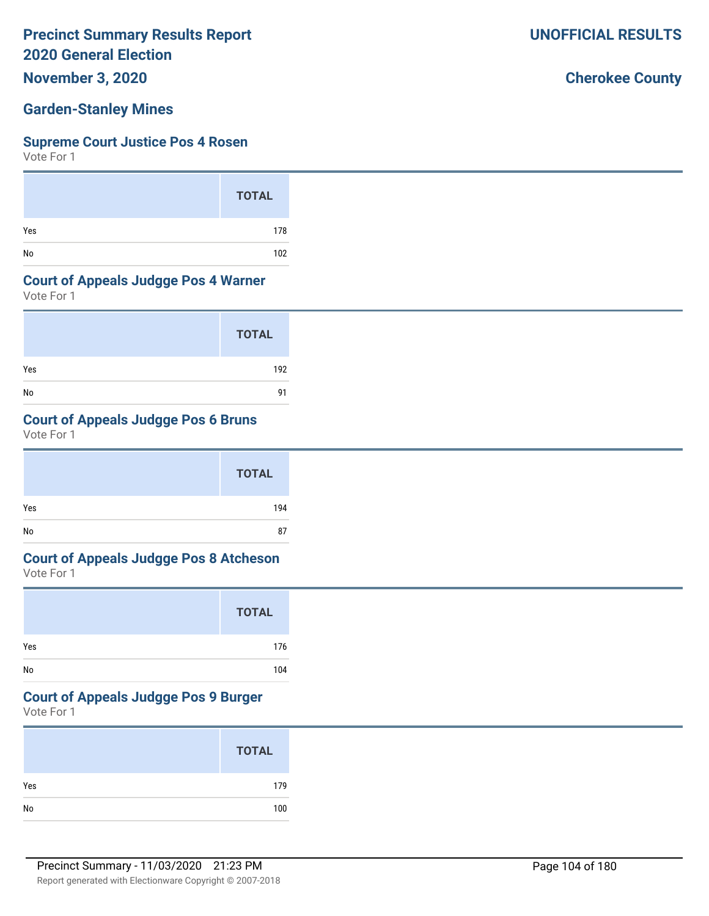# Precinct Summary Results Report
# 2020 General Election
## November 3, 2020

**UNOFFICIAL RESULTS**

**Cherokee County**

## Garden-Stanley Mines

### Supreme Court Justice Pos 4 Rosen
Vote For 1

| | TOTAL |
|---|---|
| Yes | 178 |
| No | 102 |

### Court of Appeals Judgge Pos 4 Warner
Vote For 1

| | TOTAL |
|---|---|
| Yes | 192 |
| No | 91 |

### Court of Appeals Judgge Pos 6 Bruns
Vote For 1

| | TOTAL |
|---|---|
| Yes | 194 |
| No | 87 |

### Court of Appeals Judgge Pos 8 Atcheson
Vote For 1

| | TOTAL |
|---|---|
| Yes | 176 |
| No | 104 |

### Court of Appeals Judgge Pos 9 Burger
Vote For 1

| | TOTAL |
|---|---|
| Yes | 179 |
| No | 100 |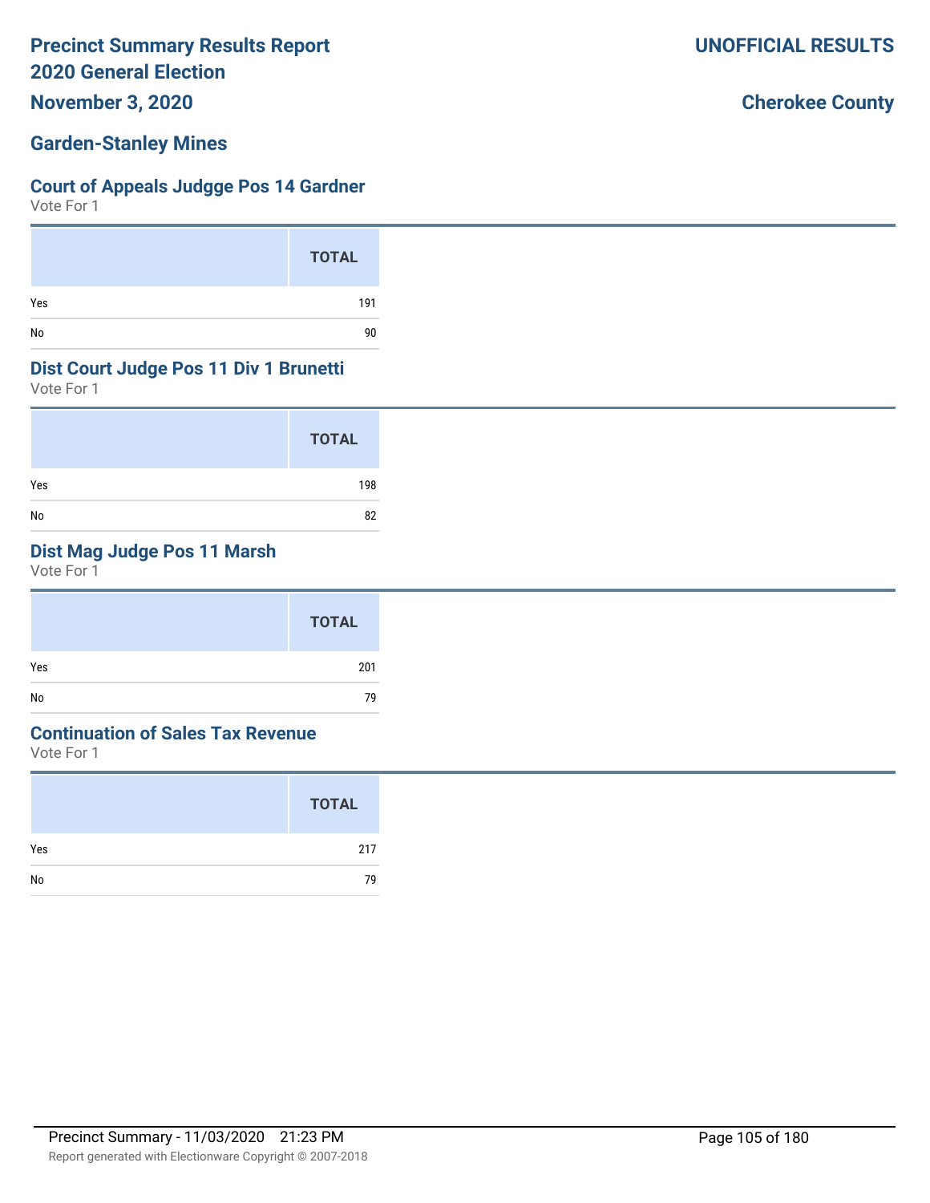# Precinct Summary Results Report
# 2020 General Election
# November 3, 2020

**UNOFFICIAL RESULTS**

**Cherokee County**

## Garden-Stanley Mines

### Court of Appeals Judgge Pos 14 Gardner

Vote For 1

| | TOTAL |
|---|---|
| Yes | 191 |
| No | 90 |

### Dist Court Judge Pos 11 Div 1 Brunetti

Vote For 1

| | TOTAL |
|---|---|
| Yes | 198 |
| No | 82 |

### Dist Mag Judge Pos 11 Marsh

Vote For 1

| | TOTAL |
|---|---|
| Yes | 201 |
| No | 79 |

### Continuation of Sales Tax Revenue

Vote For 1

| | TOTAL |
|---|---|
| Yes | 217 |
| No | 79 |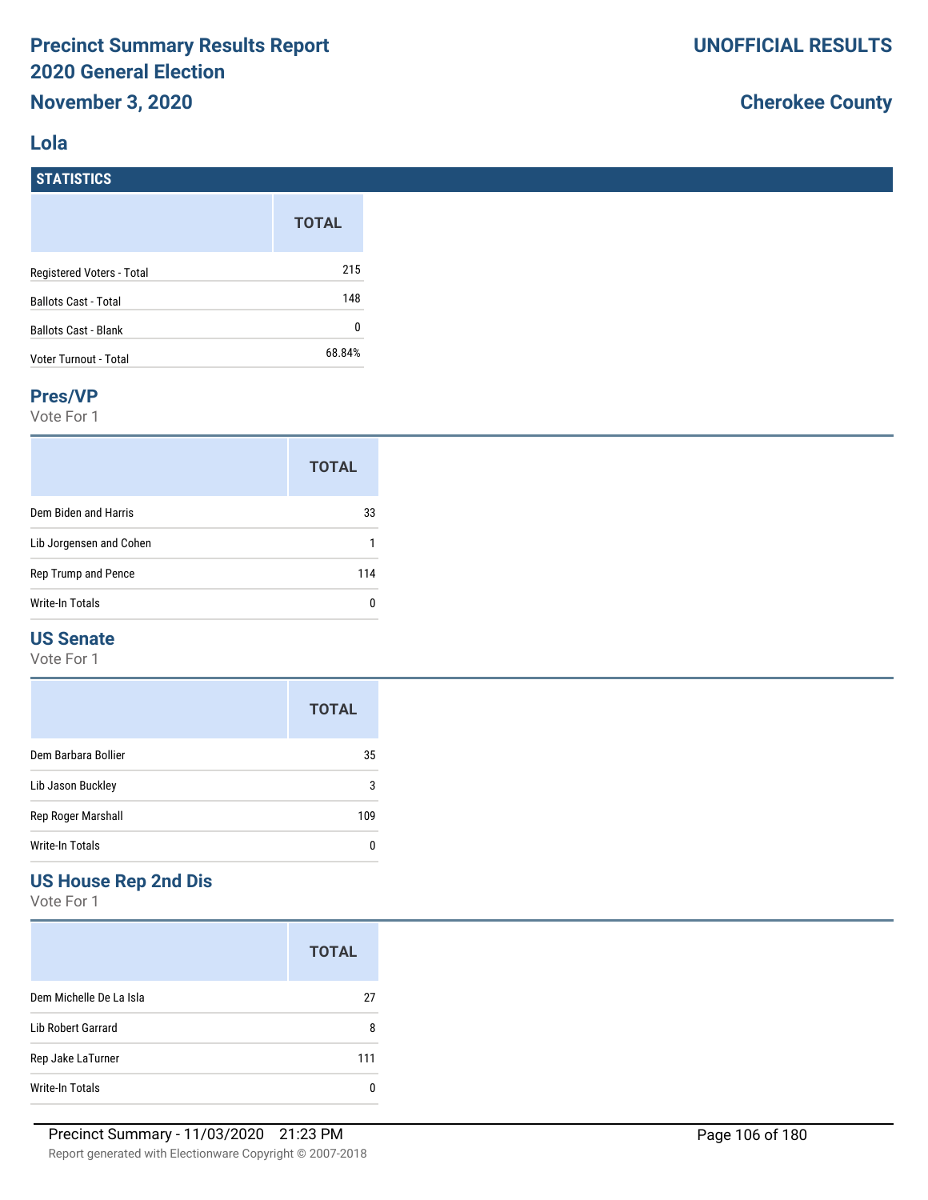# Precinct Summary Results Report
# 2020 General Election
## November 3, 2020

**UNOFFICIAL RESULTS**

**Cherokee County**

## Lola

### STATISTICS

| | TOTAL |
|---|---|
| Registered Voters - Total | 215 |
| Ballots Cast - Total | 148 |
| Ballots Cast - Blank | 0 |
| Voter Turnout - Total | 68.84% |

### Pres/VP

Vote For 1

| | TOTAL |
|---|---|
| Dem Biden and Harris | 33 |
| Lib Jorgensen and Cohen | 1 |
| Rep Trump and Pence | 114 |
| Write-In Totals | 0 |

### US Senate

Vote For 1

| | TOTAL |
|---|---|
| Dem Barbara Bollier | 35 |
| Lib Jason Buckley | 3 |
| Rep Roger Marshall | 109 |
| Write-In Totals | 0 |

### US House Rep 2nd Dis

Vote For 1

| | TOTAL |
|---|---|
| Dem Michelle De La Isla | 27 |
| Lib Robert Garrard | 8 |
| Rep Jake LaTurner | 111 |
| Write-In Totals | 0 |

Precinct Summary - 11/03/2020 21:23 PM

Report generated with Electionware Copyright © 2007-2018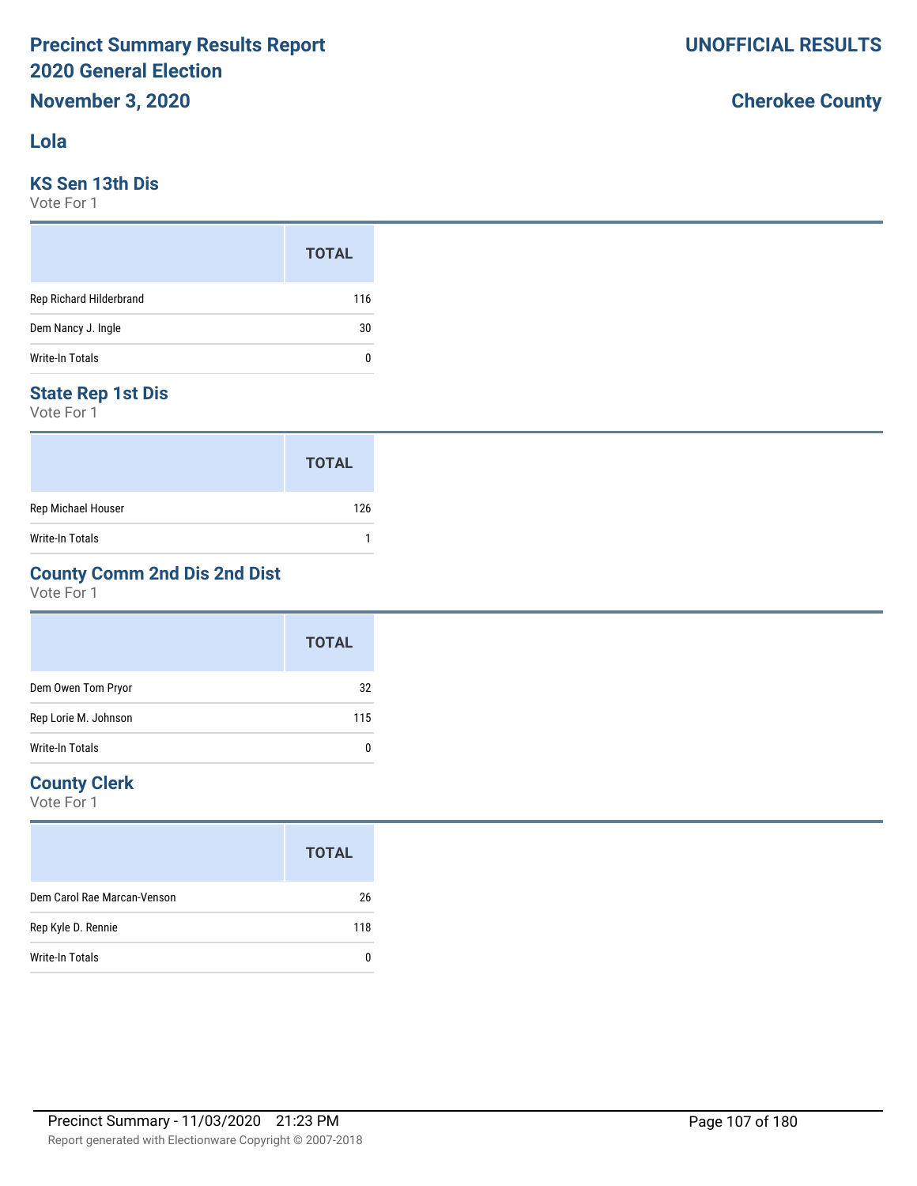# Precinct Summary Results Report
## 2020 General Election
## November 3, 2020

**UNOFFICIAL RESULTS**

**Cherokee County**

## Lola

### KS Sen 13th Dis
Vote For 1

| | TOTAL |
|---|---|
| Rep Richard Hilderbrand | 116 |
| Dem Nancy J. Ingle | 30 |
| Write-In Totals | 0 |

### State Rep 1st Dis
Vote For 1

| | TOTAL |
|---|---|
| Rep Michael Houser | 126 |
| Write-In Totals | 1 |

### County Comm 2nd Dis 2nd Dist
Vote For 1

| | TOTAL |
|---|---|
| Dem Owen Tom Pryor | 32 |
| Rep Lorie M. Johnson | 115 |
| Write-In Totals | 0 |

### County Clerk
Vote For 1

| | TOTAL |
|---|---|
| Dem Carol Rae Marcan-Venson | 26 |
| Rep Kyle D. Rennie | 118 |
| Write-In Totals | 0 |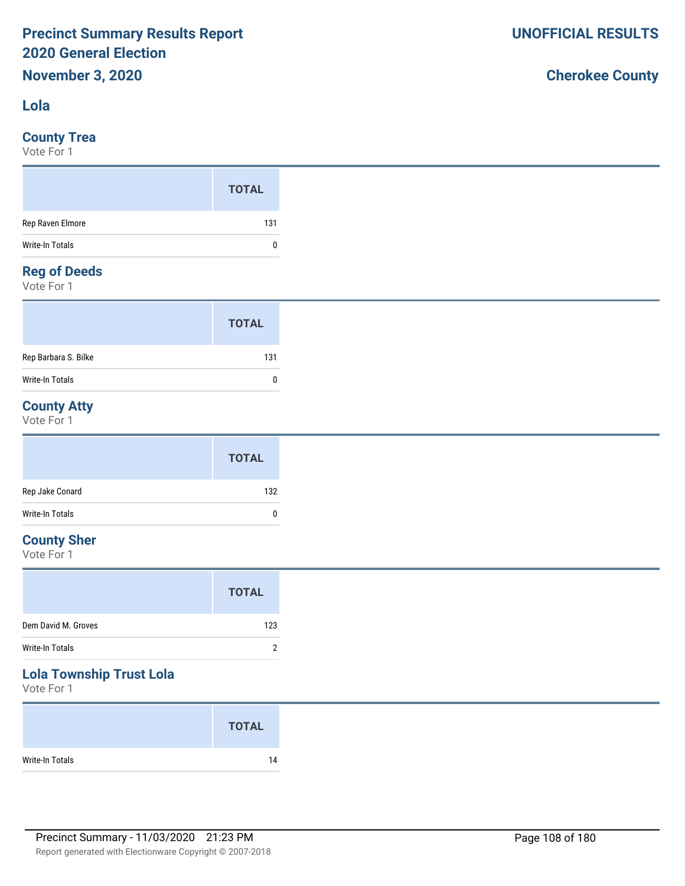# Precinct Summary Results Report
# 2020 General Election
## November 3, 2020

**UNOFFICIAL RESULTS**

**Cherokee County**

## Lola

### County Trea
Vote For 1

| | TOTAL |
|---|---|
| Rep Raven Elmore | 131 |
| Write-In Totals | 0 |

### Reg of Deeds
Vote For 1

| | TOTAL |
|---|---|
| Rep Barbara S. Bilke | 131 |
| Write-In Totals | 0 |

### County Atty
Vote For 1

| | TOTAL |
|---|---|
| Rep Jake Conard | 132 |
| Write-In Totals | 0 |

### County Sher
Vote For 1

| | TOTAL |
|---|---|
| Dem David M. Groves | 123 |
| Write-In Totals | 2 |

### Lola Township Trust Lola
Vote For 1

| | TOTAL |
|---|---|
| Write-In Totals | 14 |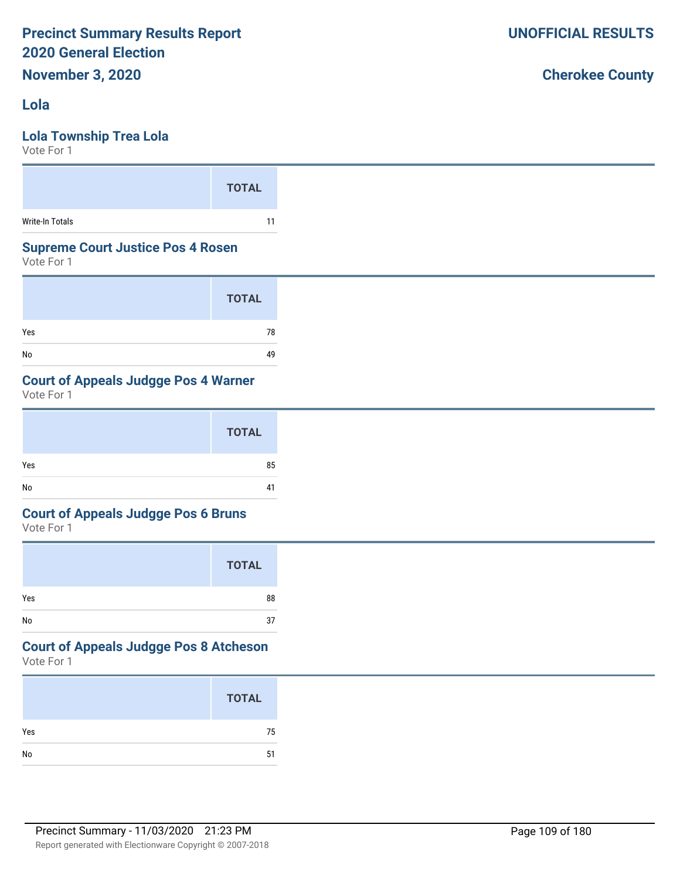**Precinct Summary Results Report**
**2020 General Election**
**November 3, 2020**

**UNOFFICIAL RESULTS**

**Cherokee County**

## Lola

### Lola Township Trea Lola

Vote For 1

| | TOTAL |
|---|---|
| Write-In Totals | 11 |

### Supreme Court Justice Pos 4 Rosen

Vote For 1

| | TOTAL |
|---|---|
| Yes | 78 |
| No | 49 |

### Court of Appeals Judgge Pos 4 Warner

Vote For 1

| | TOTAL |
|---|---|
| Yes | 85 |
| No | 41 |

### Court of Appeals Judgge Pos 6 Bruns

Vote For 1

| | TOTAL |
|---|---|
| Yes | 88 |
| No | 37 |

### Court of Appeals Judgge Pos 8 Atcheson

Vote For 1

| | TOTAL |
|---|---|
| Yes | 75 |
| No | 51 |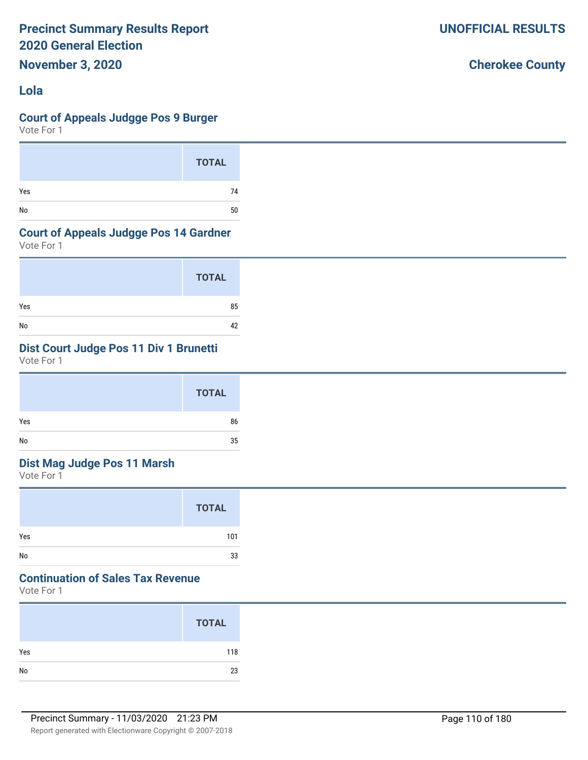# Precinct Summary Results Report
## 2020 General Election
**November 3, 2020**

**UNOFFICIAL RESULTS**

**Cherokee County**

### Lola

### Court of Appeals Judgge Pos 9 Burger
Vote For 1

| | TOTAL |
|---|---|
| Yes | 74 |
| No | 50 |

### Court of Appeals Judgge Pos 14 Gardner
Vote For 1

| | TOTAL |
|---|---|
| Yes | 85 |
| No | 42 |

### Dist Court Judge Pos 11 Div 1 Brunetti
Vote For 1

| | TOTAL |
|---|---|
| Yes | 86 |
| No | 35 |

### Dist Mag Judge Pos 11 Marsh
Vote For 1

| | TOTAL |
|---|---|
| Yes | 101 |
| No | 33 |

### Continuation of Sales Tax Revenue
Vote For 1

| | TOTAL |
|---|---|
| Yes | 118 |
| No | 23 |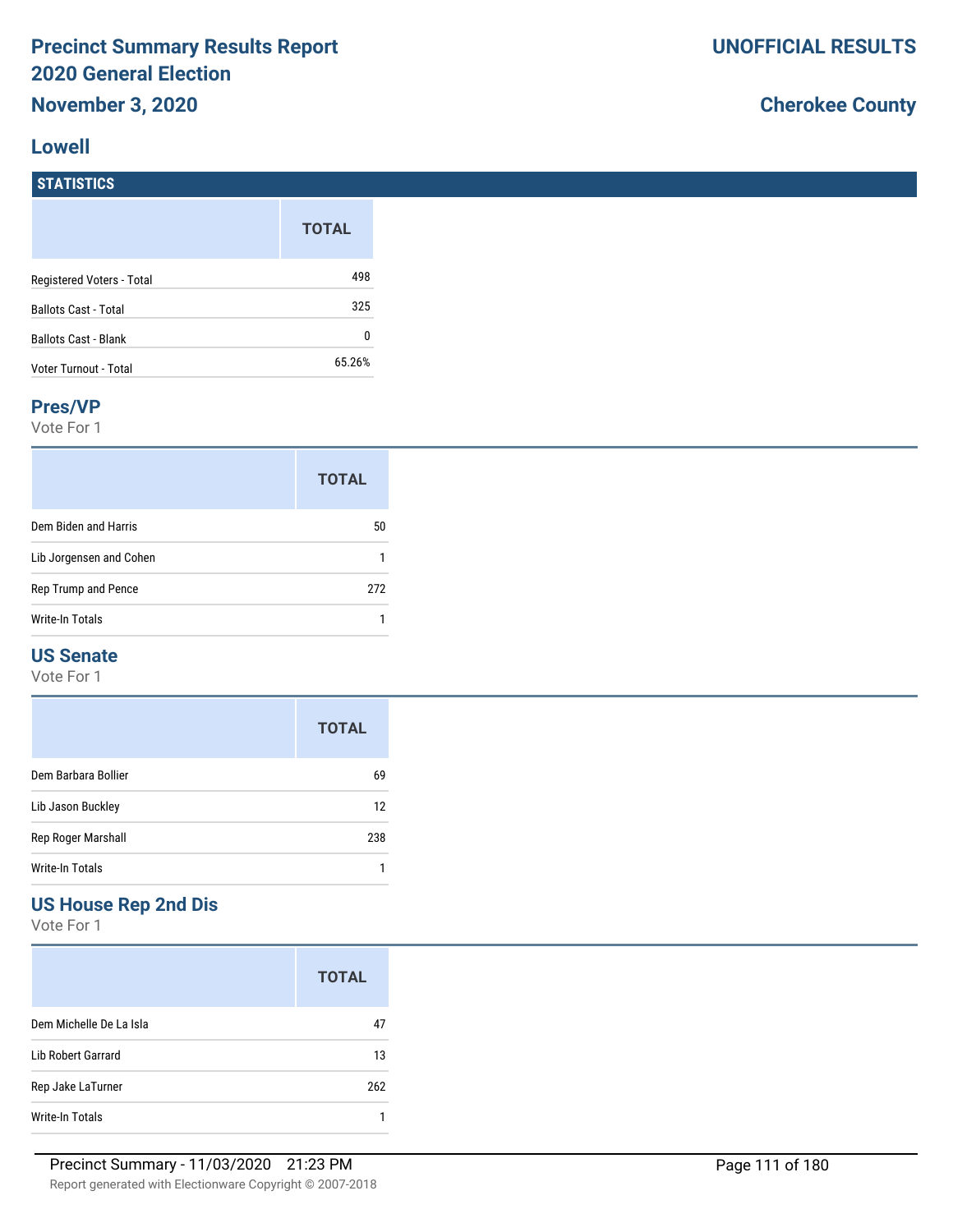# Precinct Summary Results Report
# 2020 General Election
# November 3, 2020

**UNOFFICIAL RESULTS**

**Cherokee County**

## Lowell

### STATISTICS

| | TOTAL |
|---|---|
| Registered Voters - Total | 498 |
| Ballots Cast - Total | 325 |
| Ballots Cast - Blank | 0 |
| Voter Turnout - Total | 65.26% |

### Pres/VP

Vote For 1

| | TOTAL |
|---|---|
| Dem Biden and Harris | 50 |
| Lib Jorgensen and Cohen | 1 |
| Rep Trump and Pence | 272 |
| Write-In Totals | 1 |

### US Senate

Vote For 1

| | TOTAL |
|---|---|
| Dem Barbara Bollier | 69 |
| Lib Jason Buckley | 12 |
| Rep Roger Marshall | 238 |
| Write-In Totals | 1 |

### US House Rep 2nd Dis

Vote For 1

| | TOTAL |
|---|---|
| Dem Michelle De La Isla | 47 |
| Lib Robert Garrard | 13 |
| Rep Jake LaTurner | 262 |
| Write-In Totals | 1 |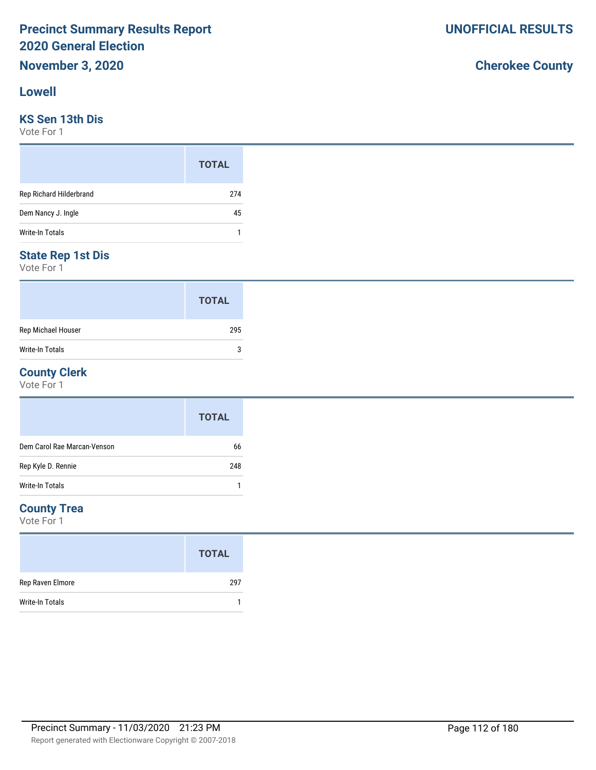# Precinct Summary Results Report
# 2020 General Election

**November 3, 2020**

**UNOFFICIAL RESULTS**

**Cherokee County**

## Lowell

### KS Sen 13th Dis

Vote For 1

| | TOTAL |
|---|---|
| Rep Richard Hilderbrand | 274 |
| Dem Nancy J. Ingle | 45 |
| Write-In Totals | 1 |

### State Rep 1st Dis

Vote For 1

| | TOTAL |
|---|---|
| Rep Michael Houser | 295 |
| Write-In Totals | 3 |

### County Clerk

Vote For 1

| | TOTAL |
|---|---|
| Dem Carol Rae Marcan-Venson | 66 |
| Rep Kyle D. Rennie | 248 |
| Write-In Totals | 1 |

### County Trea

Vote For 1

| | TOTAL |
|---|---|
| Rep Raven Elmore | 297 |
| Write-In Totals | 1 |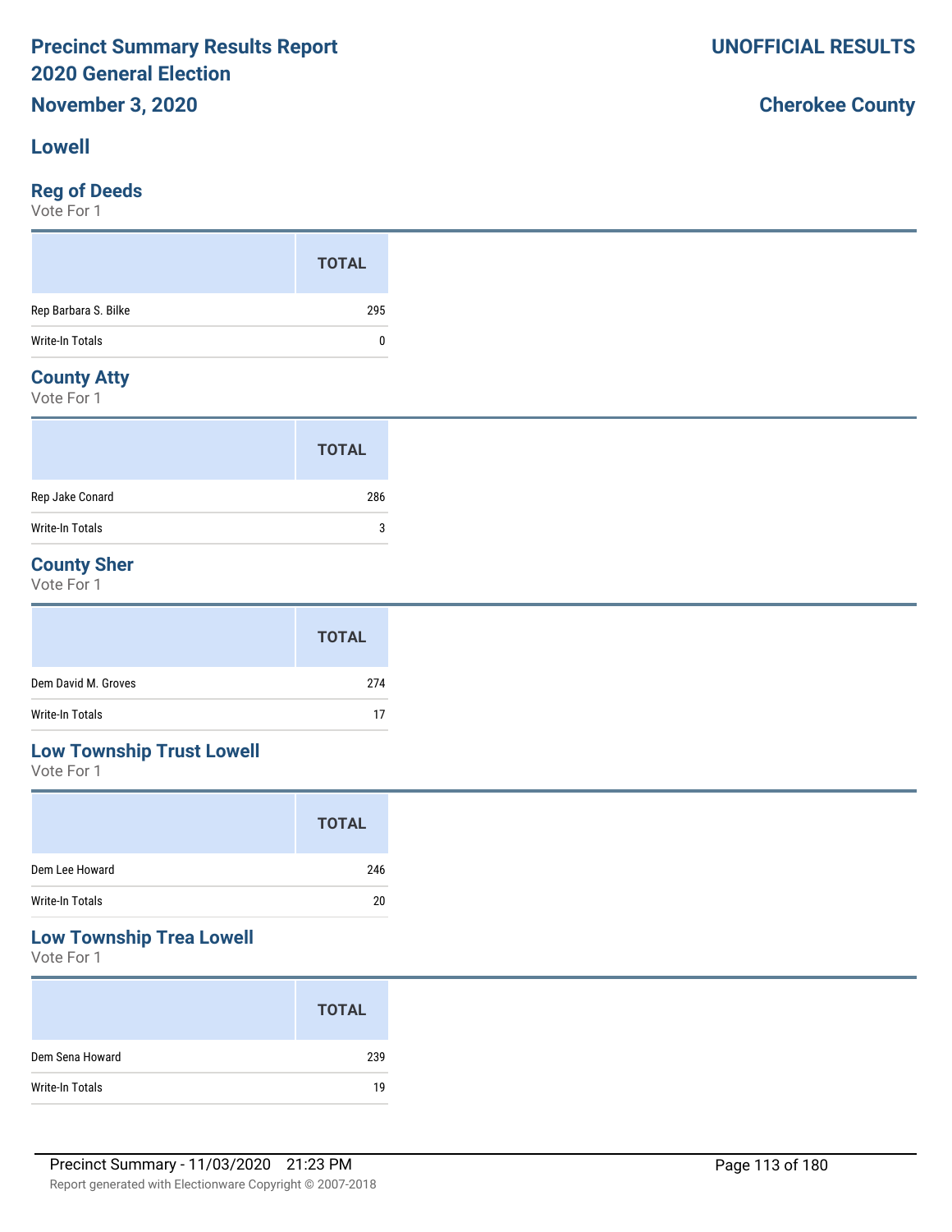# Precinct Summary Results Report
# 2020 General Election
## November 3, 2020

**UNOFFICIAL RESULTS**

**Cherokee County**

## Lowell

### Reg of Deeds

Vote For 1

| | TOTAL |
|---|---|
| Rep Barbara S. Bilke | 295 |
| Write-In Totals | 0 |

### County Atty

Vote For 1

| | TOTAL |
|---|---|
| Rep Jake Conard | 286 |
| Write-In Totals | 3 |

### County Sher

Vote For 1

| | TOTAL |
|---|---|
| Dem David M. Groves | 274 |
| Write-In Totals | 17 |

### Low Township Trust Lowell

Vote For 1

| | TOTAL |
|---|---|
| Dem Lee Howard | 246 |
| Write-In Totals | 20 |

### Low Township Trea Lowell

Vote For 1

| | TOTAL |
|---|---|
| Dem Sena Howard | 239 |
| Write-In Totals | 19 |

Precinct Summary - 11/03/2020 21:23 PM

Report generated with Electionware Copyright © 2007-2018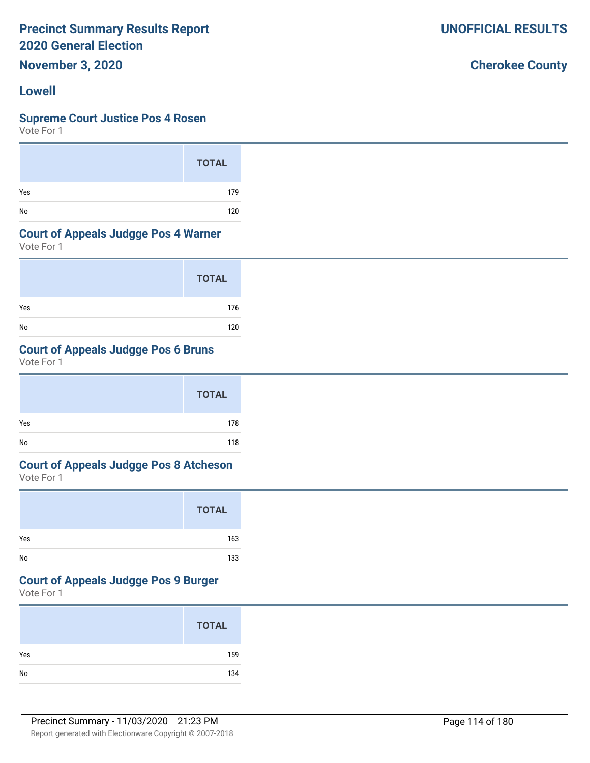# Precinct Summary Results Report
## 2020 General Election
## November 3, 2020

**UNOFFICIAL RESULTS**

**Cherokee County**

## Lowell

### Supreme Court Justice Pos 4 Rosen
Vote For 1

| | TOTAL |
|---|---|
| Yes | 179 |
| No | 120 |

### Court of Appeals Judgge Pos 4 Warner
Vote For 1

| | TOTAL |
|---|---|
| Yes | 176 |
| No | 120 |

### Court of Appeals Judgge Pos 6 Bruns
Vote For 1

| | TOTAL |
|---|---|
| Yes | 178 |
| No | 118 |

### Court of Appeals Judgge Pos 8 Atcheson
Vote For 1

| | TOTAL |
|---|---|
| Yes | 163 |
| No | 133 |

### Court of Appeals Judgge Pos 9 Burger
Vote For 1

| | TOTAL |
|---|---|
| Yes | 159 |
| No | 134 |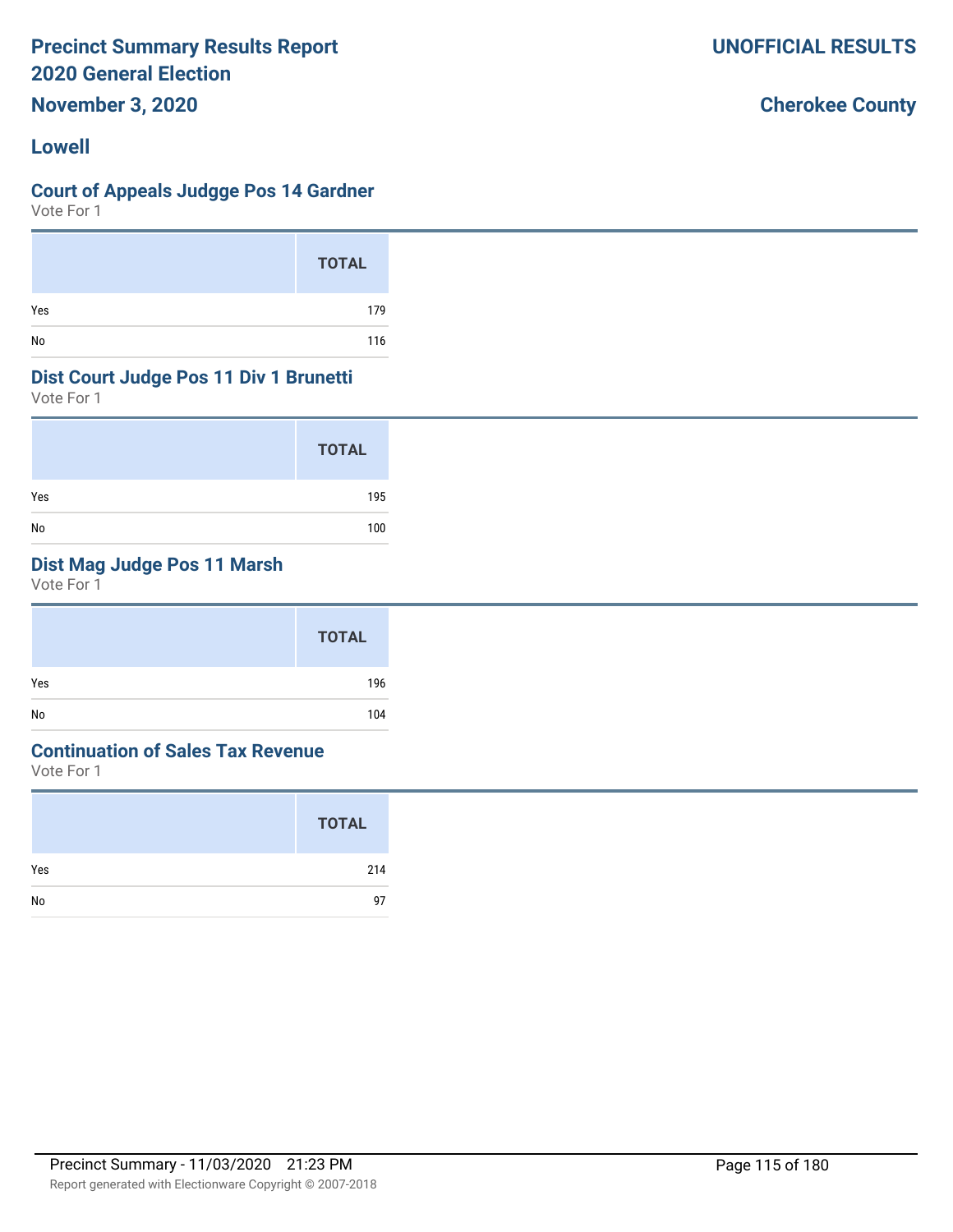# Precinct Summary Results Report
# 2020 General Election
## November 3, 2020

**UNOFFICIAL RESULTS**

**Cherokee County**

## Lowell

### Court of Appeals Judgge Pos 14 Gardner

Vote For 1

| | TOTAL |
|---|---|
| Yes | 179 |
| No | 116 |

### Dist Court Judge Pos 11 Div 1 Brunetti

Vote For 1

| | TOTAL |
|---|---|
| Yes | 195 |
| No | 100 |

### Dist Mag Judge Pos 11 Marsh

Vote For 1

| | TOTAL |
|---|---|
| Yes | 196 |
| No | 104 |

### Continuation of Sales Tax Revenue

Vote For 1

| | TOTAL |
|---|---|
| Yes | 214 |
| No | 97 |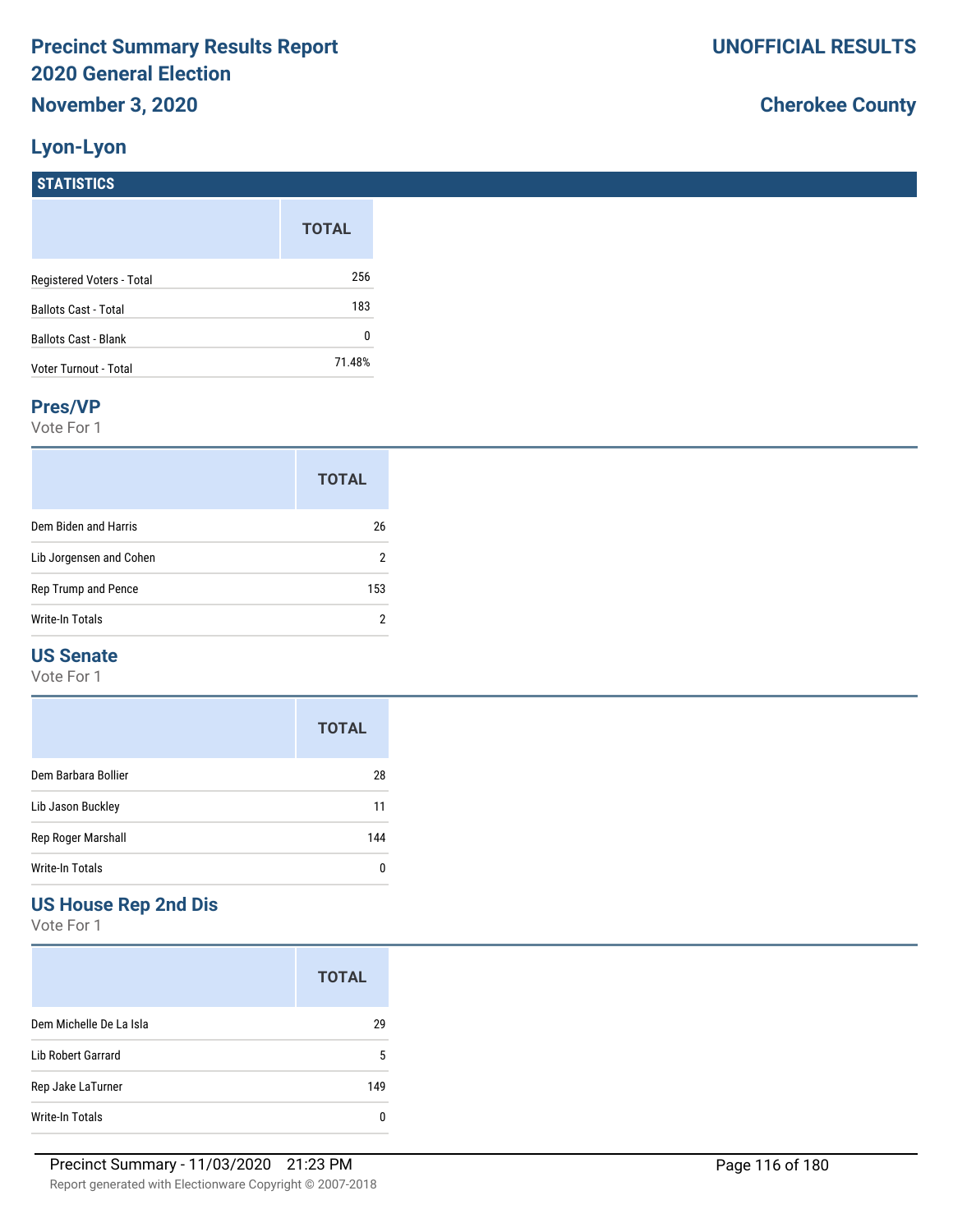# Precinct Summary Results Report
## 2020 General Election
## November 3, 2020

**UNOFFICIAL RESULTS**

**Cherokee County**

## Lyon-Lyon

### STATISTICS

| | TOTAL |
|---|---|
| Registered Voters - Total | 256 |
| Ballots Cast - Total | 183 |
| Ballots Cast - Blank | 0 |
| Voter Turnout - Total | 71.48% |

### Pres/VP

Vote For 1

| | TOTAL |
|---|---|
| Dem Biden and Harris | 26 |
| Lib Jorgensen and Cohen | 2 |
| Rep Trump and Pence | 153 |
| Write-In Totals | 2 |

### US Senate

Vote For 1

| | TOTAL |
|---|---|
| Dem Barbara Bollier | 28 |
| Lib Jason Buckley | 11 |
| Rep Roger Marshall | 144 |
| Write-In Totals | 0 |

### US House Rep 2nd Dis

Vote For 1

| | TOTAL |
|---|---|
| Dem Michelle De La Isla | 29 |
| Lib Robert Garrard | 5 |
| Rep Jake LaTurner | 149 |
| Write-In Totals | 0 |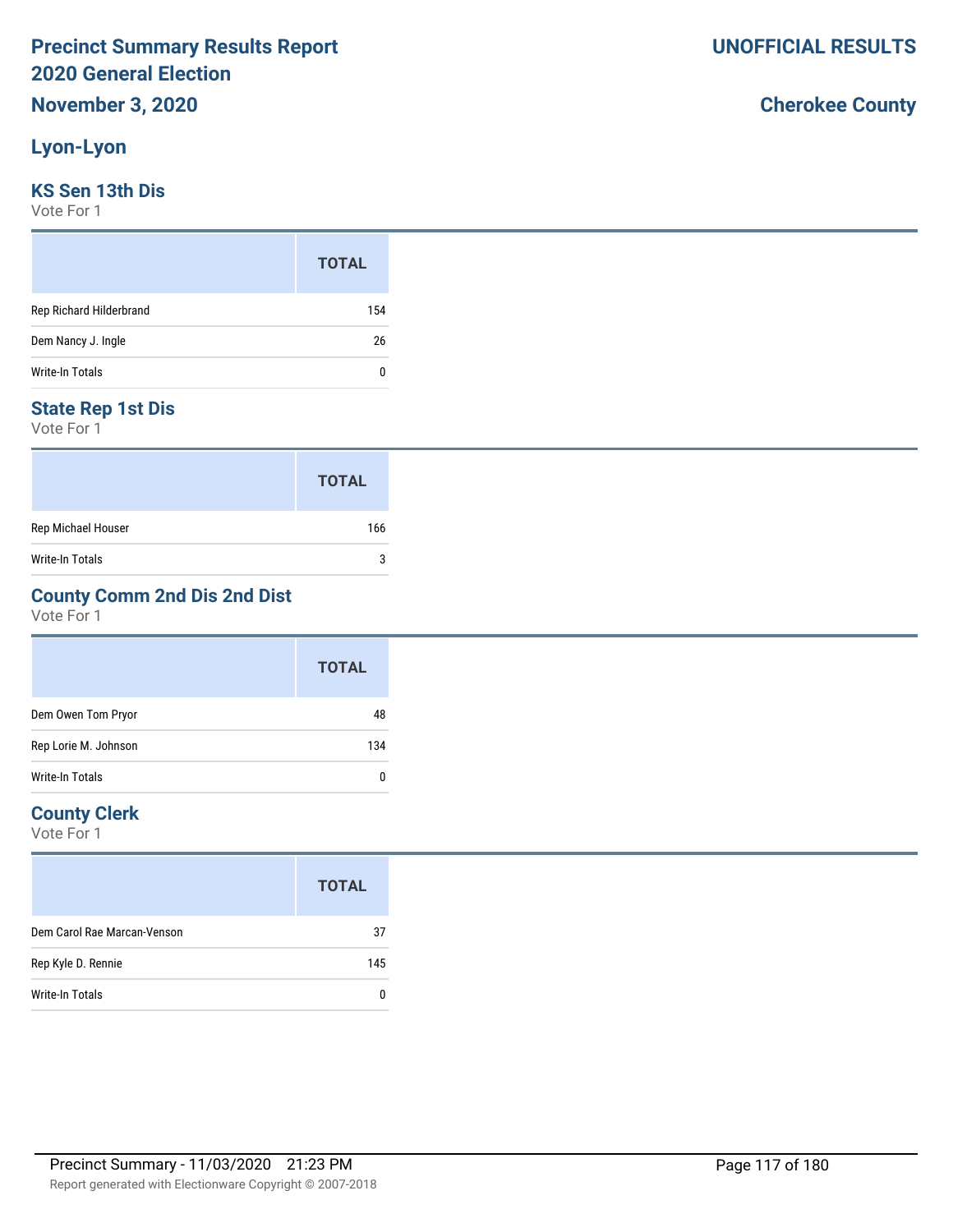# Precinct Summary Results Report
# 2020 General Election

**November 3, 2020**

**UNOFFICIAL RESULTS**

**Cherokee County**

## Lyon-Lyon

### KS Sen 13th Dis

Vote For 1

| | TOTAL |
|---|---|
| Rep Richard Hilderbrand | 154 |
| Dem Nancy J. Ingle | 26 |
| Write-In Totals | 0 |

### State Rep 1st Dis

Vote For 1

| | TOTAL |
|---|---|
| Rep Michael Houser | 166 |
| Write-In Totals | 3 |

### County Comm 2nd Dis 2nd Dist

Vote For 1

| | TOTAL |
|---|---|
| Dem Owen Tom Pryor | 48 |
| Rep Lorie M. Johnson | 134 |
| Write-In Totals | 0 |

### County Clerk

Vote For 1

| | TOTAL |
|---|---|
| Dem Carol Rae Marcan-Venson | 37 |
| Rep Kyle D. Rennie | 145 |
| Write-In Totals | 0 |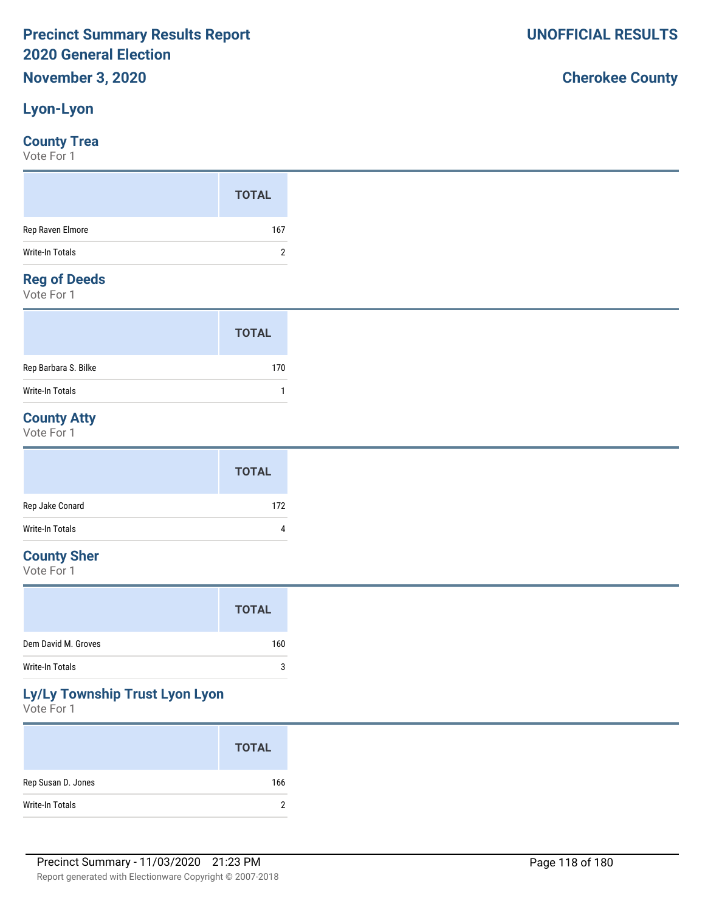# Precinct Summary Results Report
# 2020 General Election
## November 3, 2020

**UNOFFICIAL RESULTS**

**Cherokee County**

## Lyon-Lyon

### County Trea
Vote For 1

| | TOTAL |
|---|---|
| Rep Raven Elmore | 167 |
| Write-In Totals | 2 |

### Reg of Deeds
Vote For 1

| | TOTAL |
|---|---|
| Rep Barbara S. Bilke | 170 |
| Write-In Totals | 1 |

### County Atty
Vote For 1

| | TOTAL |
|---|---|
| Rep Jake Conard | 172 |
| Write-In Totals | 4 |

### County Sher
Vote For 1

| | TOTAL |
|---|---|
| Dem David M. Groves | 160 |
| Write-In Totals | 3 |

### Ly/Ly Township Trust Lyon Lyon
Vote For 1

| | TOTAL |
|---|---|
| Rep Susan D. Jones | 166 |
| Write-In Totals | 2 |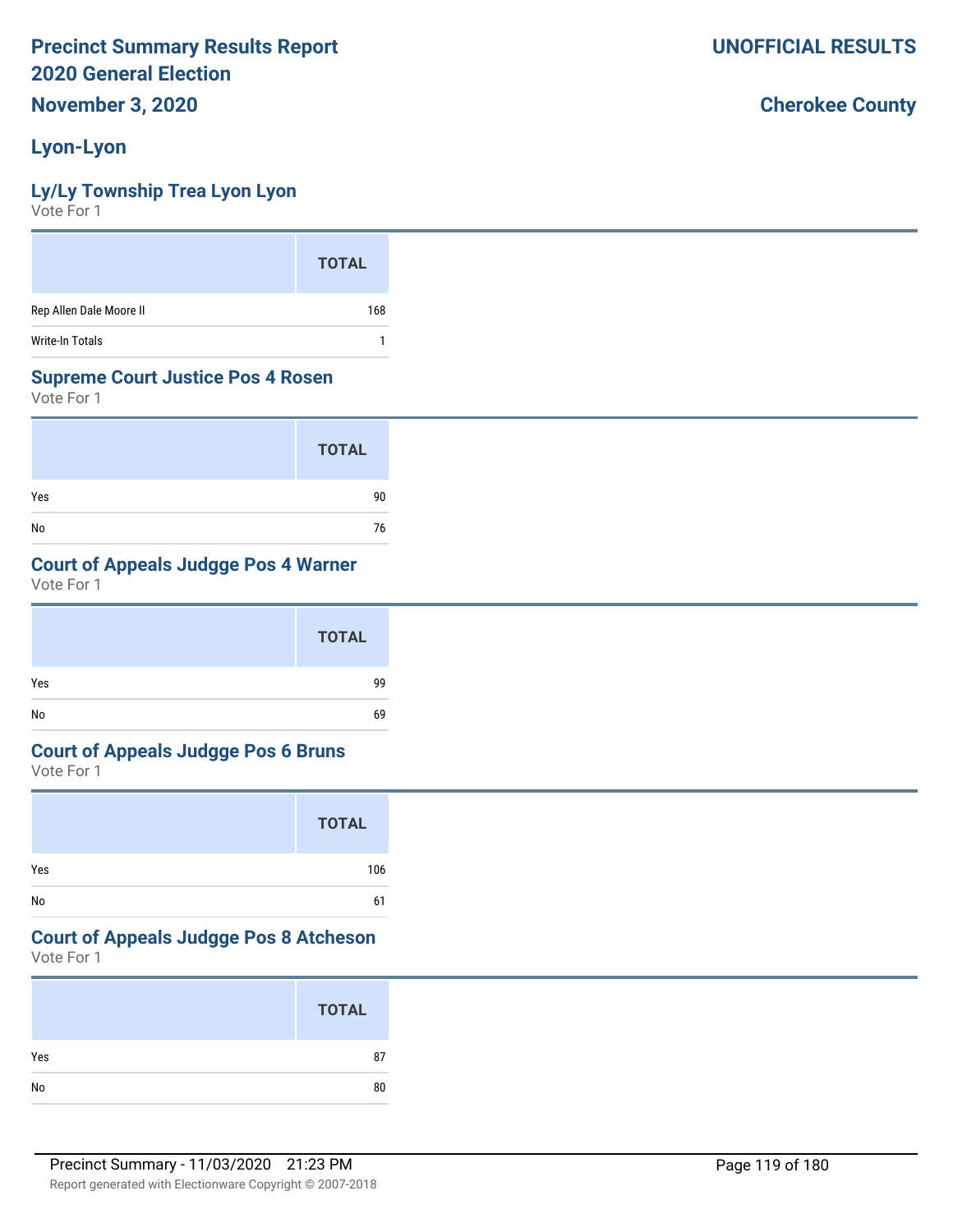# Precinct Summary Results Report
# 2020 General Election
## November 3, 2020

**UNOFFICIAL RESULTS**

**Cherokee County**

## Lyon-Lyon

### Ly/Ly Township Trea Lyon Lyon
Vote For 1

| | TOTAL |
|---|---|
| Rep Allen Dale Moore II | 168 |
| Write-In Totals | 1 |

### Supreme Court Justice Pos 4 Rosen
Vote For 1

| | TOTAL |
|---|---|
| Yes | 90 |
| No | 76 |

### Court of Appeals Judgge Pos 4 Warner
Vote For 1

| | TOTAL |
|---|---|
| Yes | 99 |
| No | 69 |

### Court of Appeals Judgge Pos 6 Bruns
Vote For 1

| | TOTAL |
|---|---|
| Yes | 106 |
| No | 61 |

### Court of Appeals Judgge Pos 8 Atcheson
Vote For 1

| | TOTAL |
|---|---|
| Yes | 87 |
| No | 80 |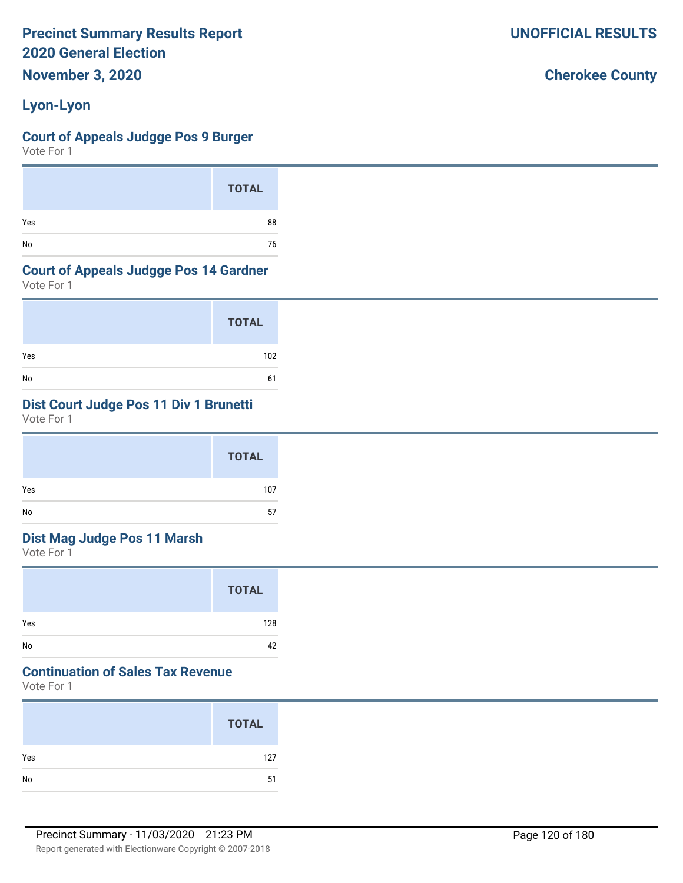# Precinct Summary Results Report
# 2020 General Election

**November 3, 2020**

**UNOFFICIAL RESULTS**

**Cherokee County**

## Lyon-Lyon

### Court of Appeals Judgge Pos 9 Burger

Vote For 1

| | TOTAL |
|---|---|
| Yes | 88 |
| No | 76 |

### Court of Appeals Judgge Pos 14 Gardner

Vote For 1

| | TOTAL |
|---|---|
| Yes | 102 |
| No | 61 |

### Dist Court Judge Pos 11 Div 1 Brunetti

Vote For 1

| | TOTAL |
|---|---|
| Yes | 107 |
| No | 57 |

### Dist Mag Judge Pos 11 Marsh

Vote For 1

| | TOTAL |
|---|---|
| Yes | 128 |
| No | 42 |

### Continuation of Sales Tax Revenue

Vote For 1

| | TOTAL |
|---|---|
| Yes | 127 |
| No | 51 |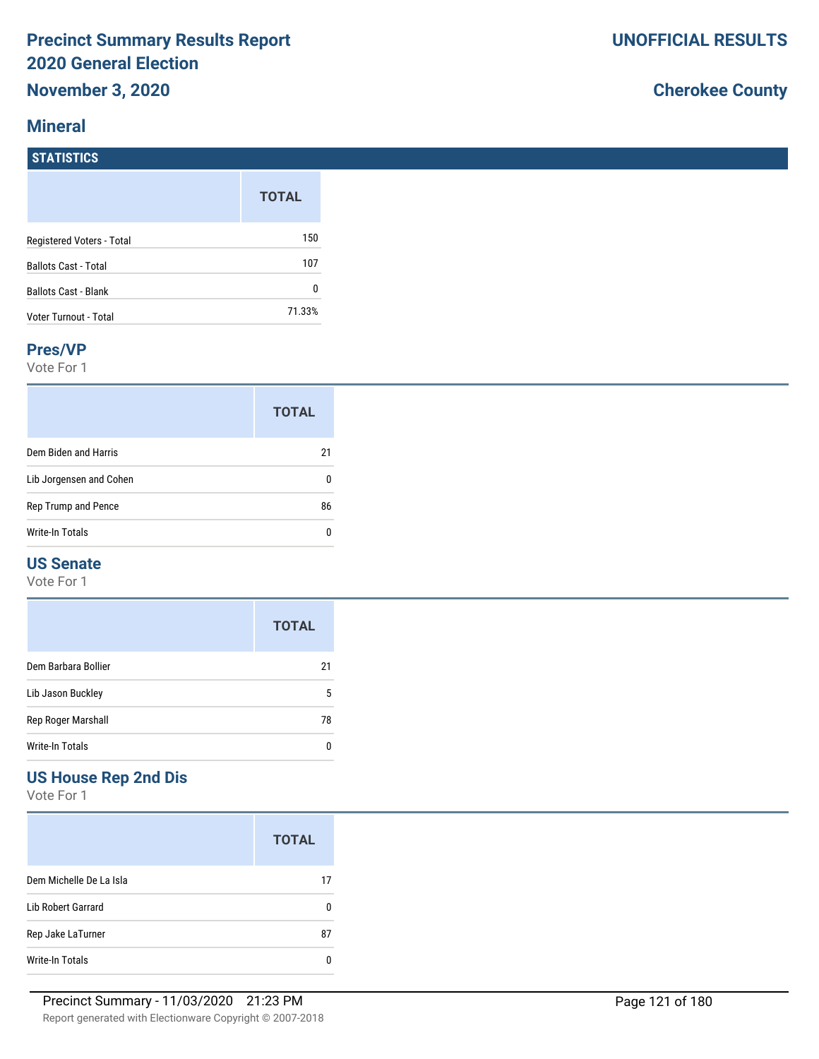# Precinct Summary Results Report
# 2020 General Election
## November 3, 2020

**UNOFFICIAL RESULTS**

**Cherokee County**

## Mineral

### STATISTICS

| | TOTAL |
|---|---|
| Registered Voters - Total | 150 |
| Ballots Cast - Total | 107 |
| Ballots Cast - Blank | 0 |
| Voter Turnout - Total | 71.33% |

### Pres/VP

Vote For 1

| | TOTAL |
|---|---|
| Dem Biden and Harris | 21 |
| Lib Jorgensen and Cohen | 0 |
| Rep Trump and Pence | 86 |
| Write-In Totals | 0 |

### US Senate

Vote For 1

| | TOTAL |
|---|---|
| Dem Barbara Bollier | 21 |
| Lib Jason Buckley | 5 |
| Rep Roger Marshall | 78 |
| Write-In Totals | 0 |

### US House Rep 2nd Dis

Vote For 1

| | TOTAL |
|---|---|
| Dem Michelle De La Isla | 17 |
| Lib Robert Garrard | 0 |
| Rep Jake LaTurner | 87 |
| Write-In Totals | 0 |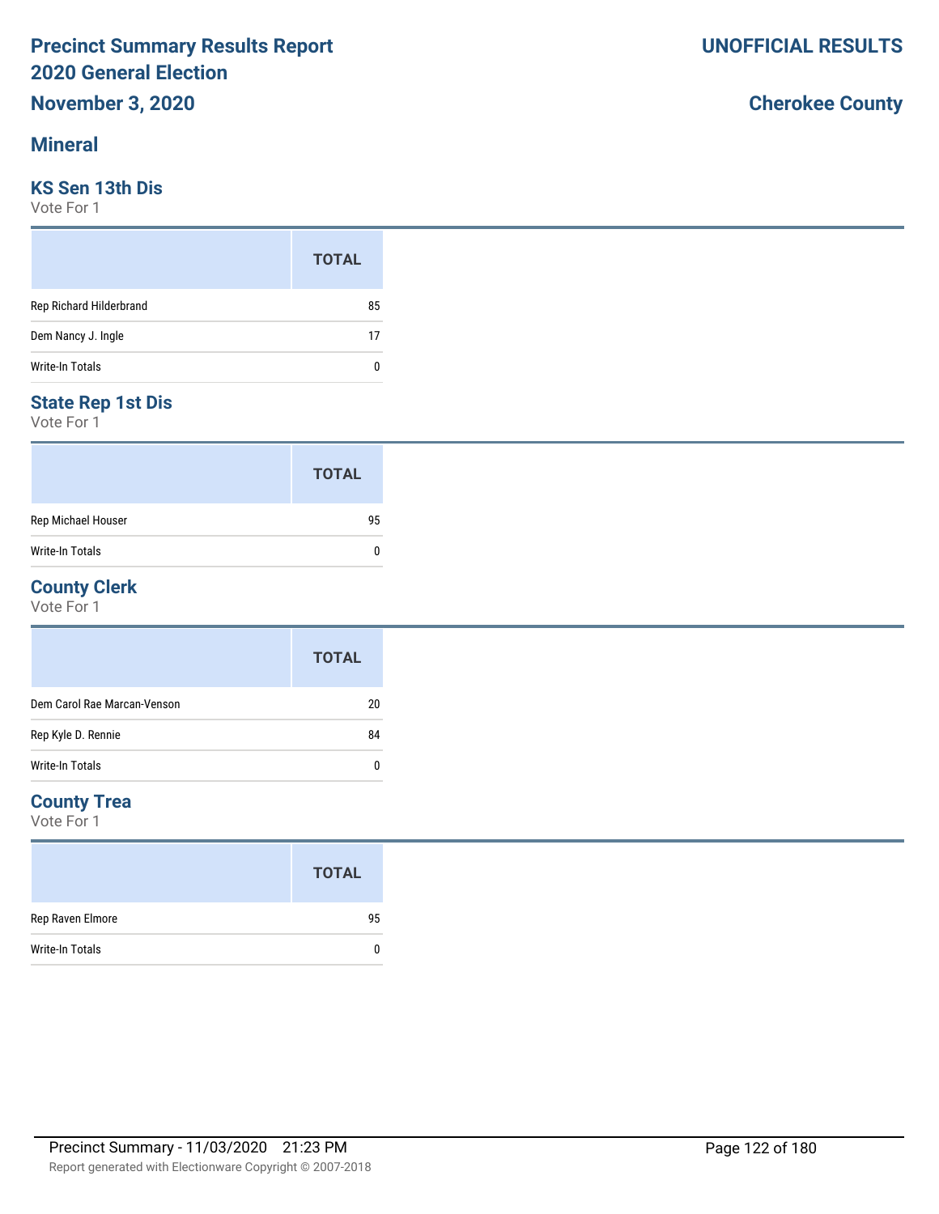# Precinct Summary Results Report
# 2020 General Election
## November 3, 2020

**UNOFFICIAL RESULTS**

**Cherokee County**

## Mineral

### KS Sen 13th Dis
Vote For 1

| | TOTAL |
|---|---|
| Rep Richard Hilderbrand | 85 |
| Dem Nancy J. Ingle | 17 |
| Write-In Totals | 0 |

### State Rep 1st Dis
Vote For 1

| | TOTAL |
|---|---|
| Rep Michael Houser | 95 |
| Write-In Totals | 0 |

### County Clerk
Vote For 1

| | TOTAL |
|---|---|
| Dem Carol Rae Marcan-Venson | 20 |
| Rep Kyle D. Rennie | 84 |
| Write-In Totals | 0 |

### County Trea
Vote For 1

| | TOTAL |
|---|---|
| Rep Raven Elmore | 95 |
| Write-In Totals | 0 |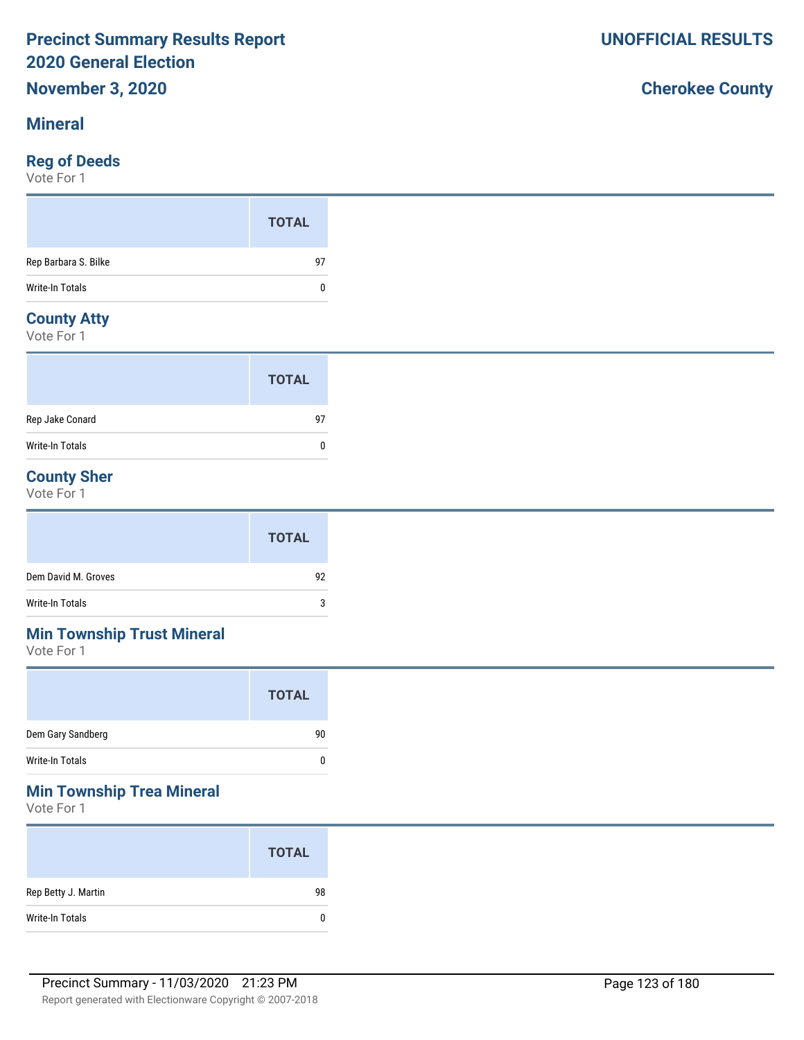# Precinct Summary Results Report
# 2020 General Election

**November 3, 2020**

**UNOFFICIAL RESULTS**

**Cherokee County**

## Mineral

### Reg of Deeds

Vote For 1

| | TOTAL |
|---|---|
| Rep Barbara S. Bilke | 97 |
| Write-In Totals | 0 |

### County Atty

Vote For 1

| | TOTAL |
|---|---|
| Rep Jake Conard | 97 |
| Write-In Totals | 0 |

### County Sher

Vote For 1

| | TOTAL |
|---|---|
| Dem David M. Groves | 92 |
| Write-In Totals | 3 |

### Min Township Trust Mineral

Vote For 1

| | TOTAL |
|---|---|
| Dem Gary Sandberg | 90 |
| Write-In Totals | 0 |

### Min Township Trea Mineral

Vote For 1

| | TOTAL |
|---|---|
| Rep Betty J. Martin | 98 |
| Write-In Totals | 0 |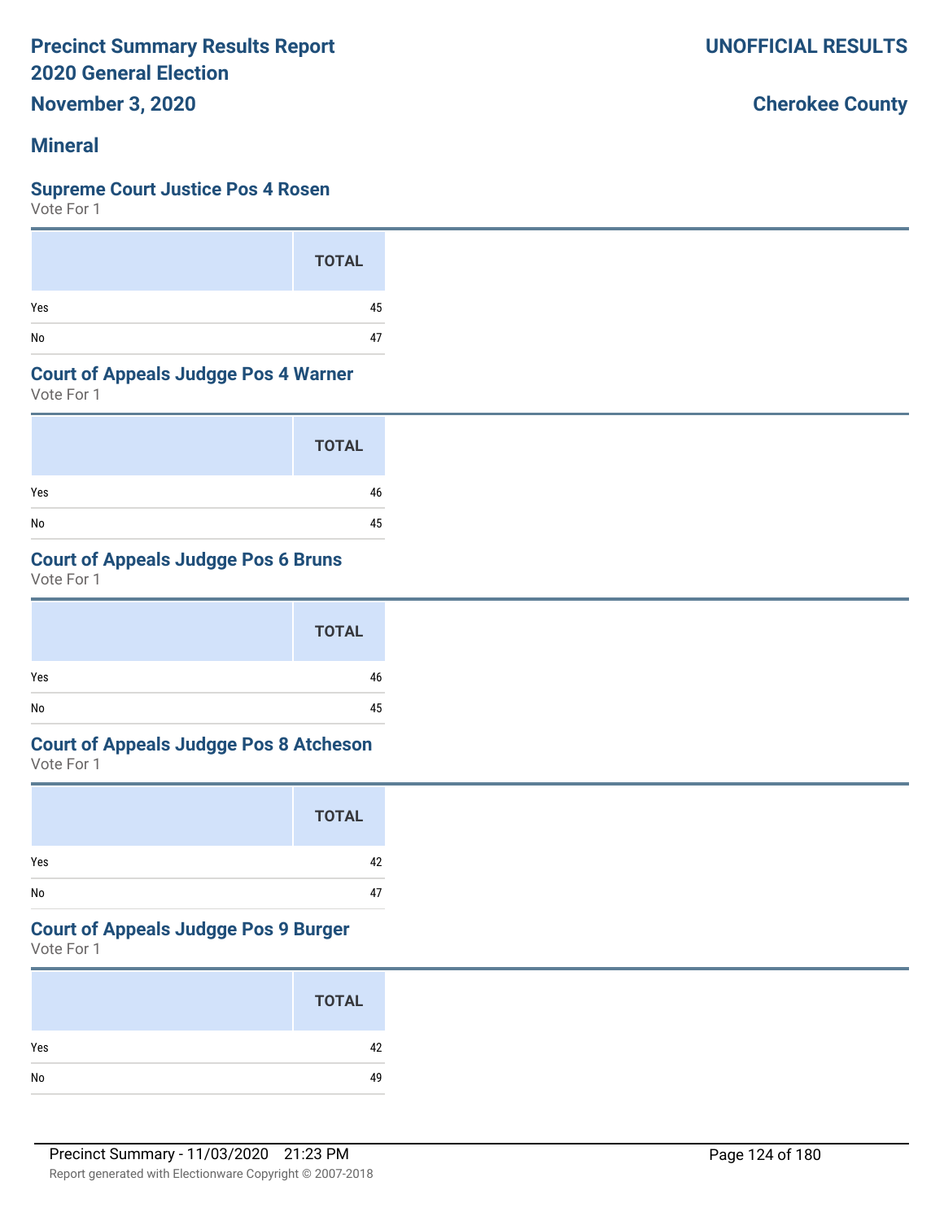# Precinct Summary Results Report
## 2020 General Election
## November 3, 2020

**UNOFFICIAL RESULTS**

**Cherokee County**

## Mineral

### Supreme Court Justice Pos 4 Rosen
Vote For 1

| | TOTAL |
|---|---|
| Yes | 45 |
| No | 47 |

### Court of Appeals Judgge Pos 4 Warner
Vote For 1

| | TOTAL |
|---|---|
| Yes | 46 |
| No | 45 |

### Court of Appeals Judgge Pos 6 Bruns
Vote For 1

| | TOTAL |
|---|---|
| Yes | 46 |
| No | 45 |

### Court of Appeals Judgge Pos 8 Atcheson
Vote For 1

| | TOTAL |
|---|---|
| Yes | 42 |
| No | 47 |

### Court of Appeals Judgge Pos 9 Burger
Vote For 1

| | TOTAL |
|---|---|
| Yes | 42 |
| No | 49 |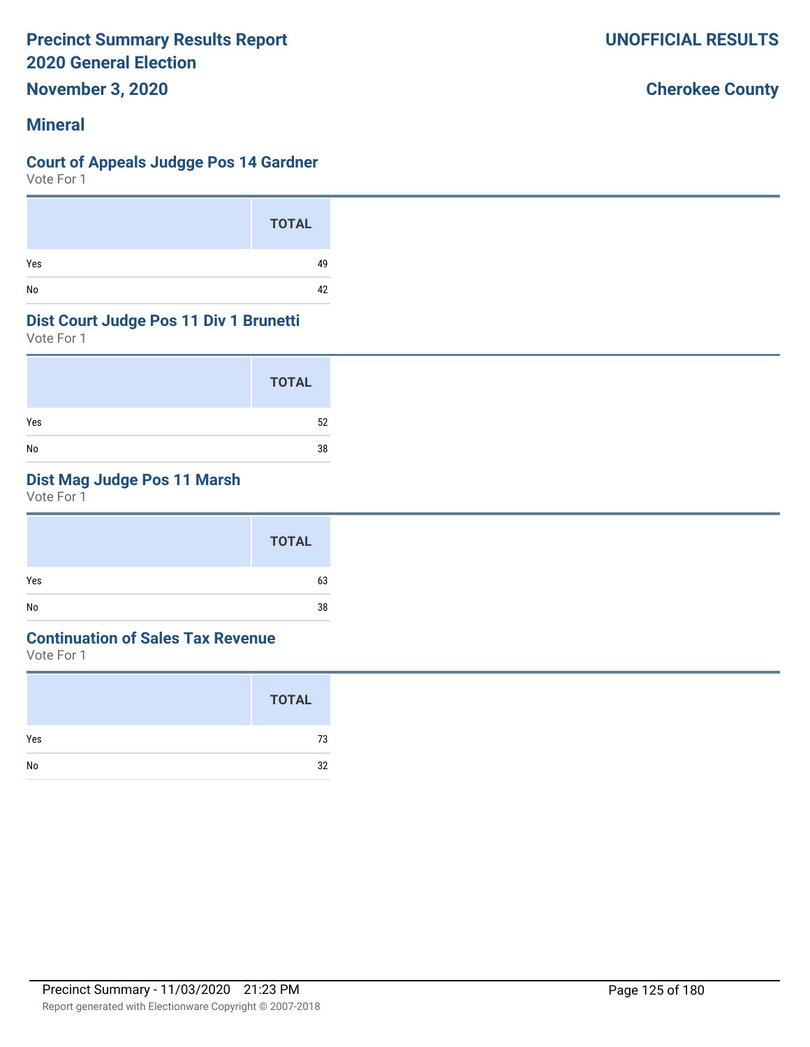# Precinct Summary Results Report
## 2020 General Election
### November 3, 2020

**UNOFFICIAL RESULTS**

**Cherokee County**

## Mineral

### Court of Appeals Judgge Pos 14 Gardner
Vote For 1

| | TOTAL |
|---|---|
| Yes | 49 |
| No | 42 |

### Dist Court Judge Pos 11 Div 1 Brunetti
Vote For 1

| | TOTAL |
|---|---|
| Yes | 52 |
| No | 38 |

### Dist Mag Judge Pos 11 Marsh
Vote For 1

| | TOTAL |
|---|---|
| Yes | 63 |
| No | 38 |

### Continuation of Sales Tax Revenue
Vote For 1

| | TOTAL |
|---|---|
| Yes | 73 |
| No | 32 |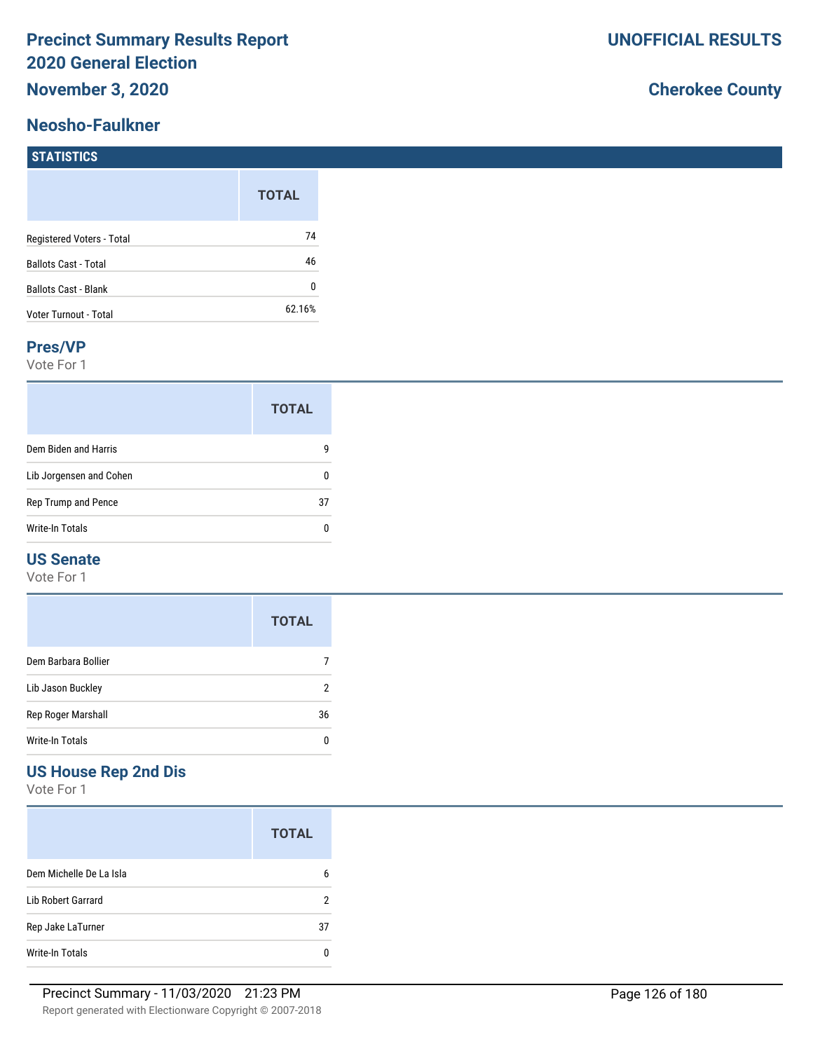# Precinct Summary Results Report
# 2020 General Election
# November 3, 2020

**UNOFFICIAL RESULTS**

**Cherokee County**

## Neosho-Faulkner

### STATISTICS

| | TOTAL |
|---|---|
| Registered Voters - Total | 74 |
| Ballots Cast - Total | 46 |
| Ballots Cast - Blank | 0 |
| Voter Turnout - Total | 62.16% |

### Pres/VP

Vote For 1

| | TOTAL |
|---|---|
| Dem Biden and Harris | 9 |
| Lib Jorgensen and Cohen | 0 |
| Rep Trump and Pence | 37 |
| Write-In Totals | 0 |

### US Senate

Vote For 1

| | TOTAL |
|---|---|
| Dem Barbara Bollier | 7 |
| Lib Jason Buckley | 2 |
| Rep Roger Marshall | 36 |
| Write-In Totals | 0 |

### US House Rep 2nd Dis

Vote For 1

| | TOTAL |
|---|---|
| Dem Michelle De La Isla | 6 |
| Lib Robert Garrard | 2 |
| Rep Jake LaTurner | 37 |
| Write-In Totals | 0 |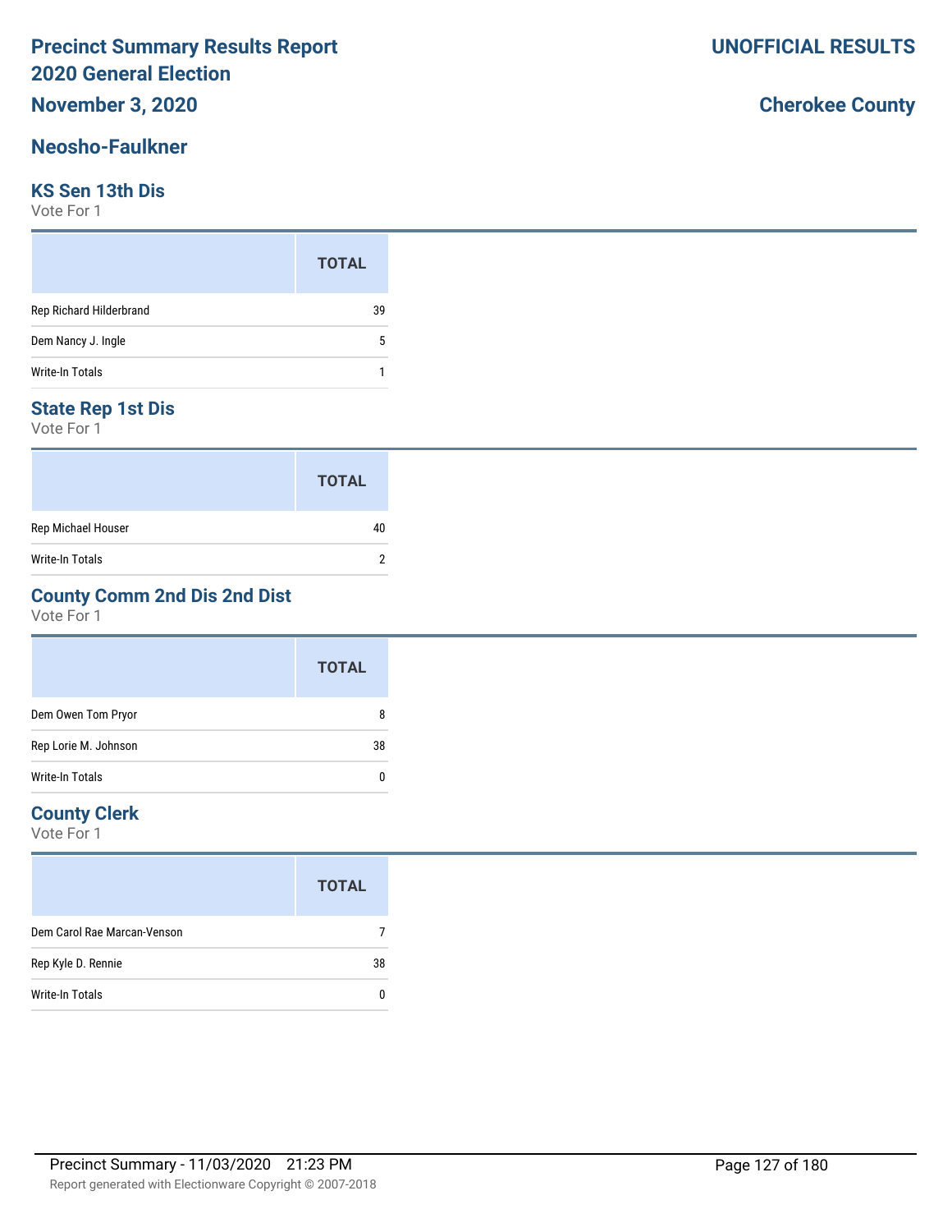# Precinct Summary Results Report
# 2020 General Election
## November 3, 2020

**UNOFFICIAL RESULTS**

**Cherokee County**

## Neosho-Faulkner

### KS Sen 13th Dis
Vote For 1

| | TOTAL |
|---|---|
| Rep Richard Hilderbrand | 39 |
| Dem Nancy J. Ingle | 5 |
| Write-In Totals | 1 |

### State Rep 1st Dis
Vote For 1

| | TOTAL |
|---|---|
| Rep Michael Houser | 40 |
| Write-In Totals | 2 |

### County Comm 2nd Dis 2nd Dist
Vote For 1

| | TOTAL |
|---|---|
| Dem Owen Tom Pryor | 8 |
| Rep Lorie M. Johnson | 38 |
| Write-In Totals | 0 |

### County Clerk
Vote For 1

| | TOTAL |
|---|---|
| Dem Carol Rae Marcan-Venson | 7 |
| Rep Kyle D. Rennie | 38 |
| Write-In Totals | 0 |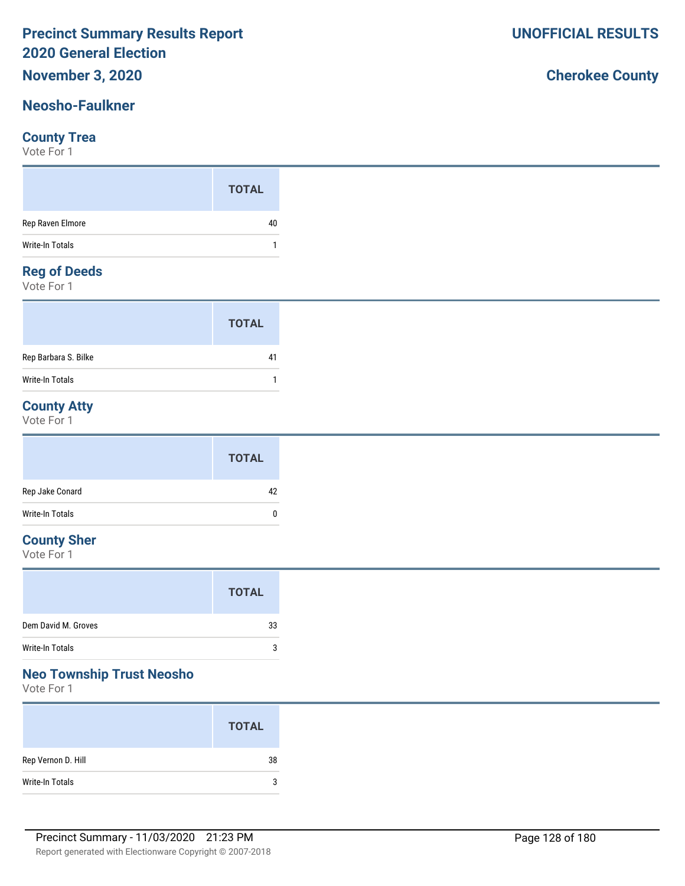# Precinct Summary Results Report
# 2020 General Election
## November 3, 2020

**UNOFFICIAL RESULTS**

**Cherokee County**

## Neosho-Faulkner

### County Trea
Vote For 1

| | TOTAL |
|---|---|
| Rep Raven Elmore | 40 |
| Write-In Totals | 1 |

### Reg of Deeds
Vote For 1

| | TOTAL |
|---|---|
| Rep Barbara S. Bilke | 41 |
| Write-In Totals | 1 |

### County Atty
Vote For 1

| | TOTAL |
|---|---|
| Rep Jake Conard | 42 |
| Write-In Totals | 0 |

### County Sher
Vote For 1

| | TOTAL |
|---|---|
| Dem David M. Groves | 33 |
| Write-In Totals | 3 |

### Neo Township Trust Neosho
Vote For 1

| | TOTAL |
|---|---|
| Rep Vernon D. Hill | 38 |
| Write-In Totals | 3 |

Precinct Summary - 11/03/2020 21:23 PM

Report generated with Electionware Copyright © 2007-2018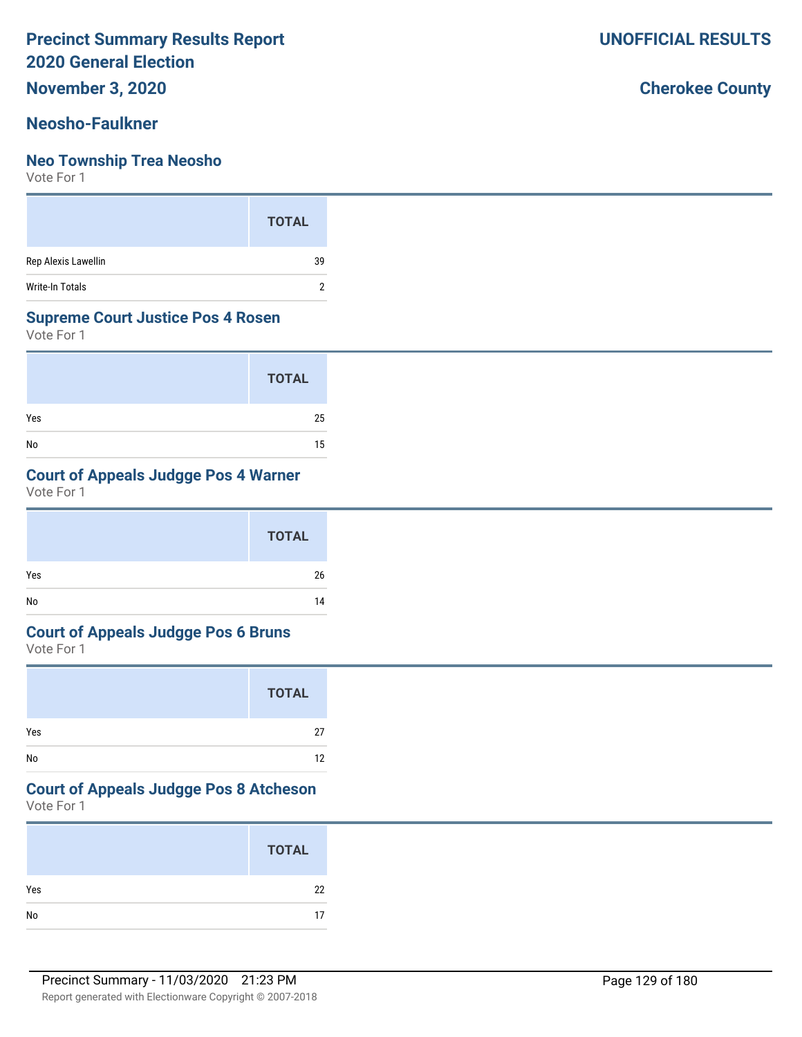# Precinct Summary Results Report
# 2020 General Election

**November 3, 2020**

**UNOFFICIAL RESULTS**

**Cherokee County**

## Neosho-Faulkner

### Neo Township Trea Neosho

Vote For 1

| | TOTAL |
|---|---|
| Rep Alexis Lawellin | 39 |
| Write-In Totals | 2 |

### Supreme Court Justice Pos 4 Rosen

Vote For 1

| | TOTAL |
|---|---|
| Yes | 25 |
| No | 15 |

### Court of Appeals Judgge Pos 4 Warner

Vote For 1

| | TOTAL |
|---|---|
| Yes | 26 |
| No | 14 |

### Court of Appeals Judgge Pos 6 Bruns

Vote For 1

| | TOTAL |
|---|---|
| Yes | 27 |
| No | 12 |

### Court of Appeals Judgge Pos 8 Atcheson

Vote For 1

| | TOTAL |
|---|---|
| Yes | 22 |
| No | 17 |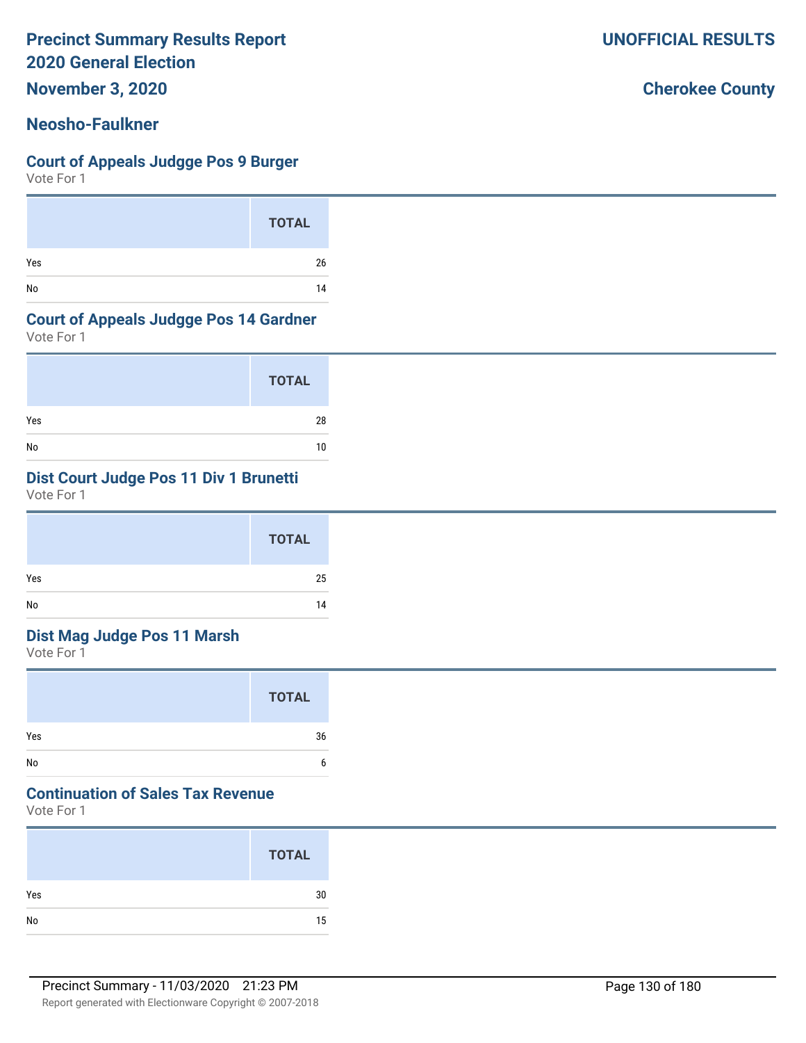# Precinct Summary Results Report
## 2020 General Election
## November 3, 2020

**UNOFFICIAL RESULTS**

**Cherokee County**

## Neosho-Faulkner

### Court of Appeals Judgge Pos 9 Burger
Vote For 1

| | TOTAL |
|---|---|
| Yes | 26 |
| No | 14 |

### Court of Appeals Judgge Pos 14 Gardner
Vote For 1

| | TOTAL |
|---|---|
| Yes | 28 |
| No | 10 |

### Dist Court Judge Pos 11 Div 1 Brunetti
Vote For 1

| | TOTAL |
|---|---|
| Yes | 25 |
| No | 14 |

### Dist Mag Judge Pos 11 Marsh
Vote For 1

| | TOTAL |
|---|---|
| Yes | 36 |
| No | 6 |

### Continuation of Sales Tax Revenue
Vote For 1

| | TOTAL |
|---|---|
| Yes | 30 |
| No | 15 |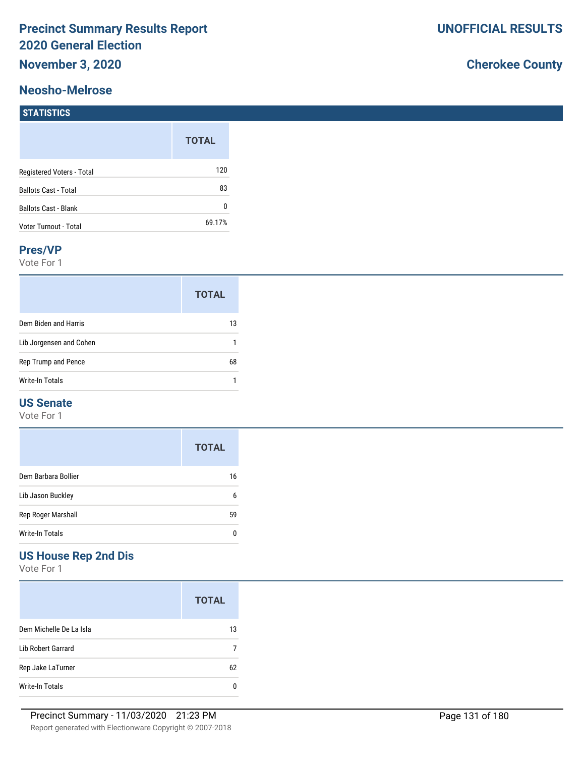# Precinct Summary Results Report
## 2020 General Election
## November 3, 2020

**UNOFFICIAL RESULTS**

**Cherokee County**

## Neosho-Melrose

### STATISTICS

| | TOTAL |
|---|---|
| Registered Voters - Total | 120 |
| Ballots Cast - Total | 83 |
| Ballots Cast - Blank | 0 |
| Voter Turnout - Total | 69.17% |

### Pres/VP

Vote For 1

| | TOTAL |
|---|---|
| Dem Biden and Harris | 13 |
| Lib Jorgensen and Cohen | 1 |
| Rep Trump and Pence | 68 |
| Write-In Totals | 1 |

### US Senate

Vote For 1

| | TOTAL |
|---|---|
| Dem Barbara Bollier | 16 |
| Lib Jason Buckley | 6 |
| Rep Roger Marshall | 59 |
| Write-In Totals | 0 |

### US House Rep 2nd Dis

Vote For 1

| | TOTAL |
|---|---|
| Dem Michelle De La Isla | 13 |
| Lib Robert Garrard | 7 |
| Rep Jake LaTurner | 62 |
| Write-In Totals | 0 |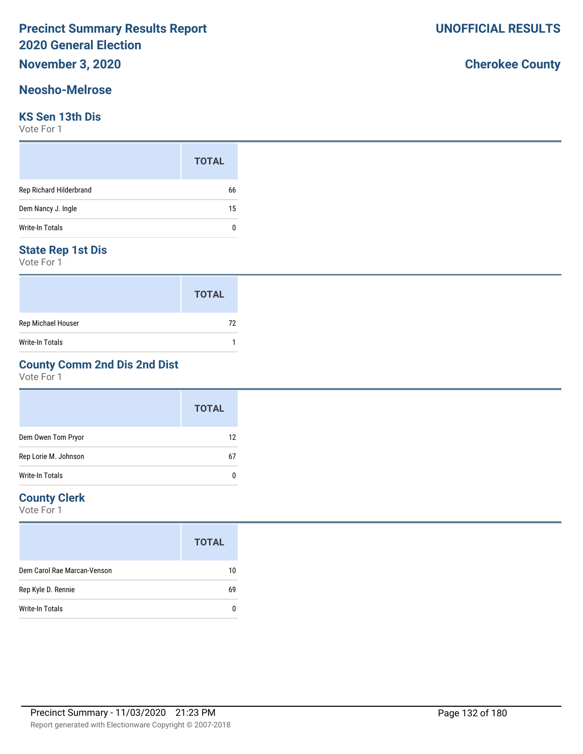# Precinct Summary Results Report
## 2020 General Election
## November 3, 2020

**UNOFFICIAL RESULTS**

**Cherokee County**

## Neosho-Melrose

### KS Sen 13th Dis
Vote For 1

| | TOTAL |
|---|---|
| Rep Richard Hilderbrand | 66 |
| Dem Nancy J. Ingle | 15 |
| Write-In Totals | 0 |

### State Rep 1st Dis
Vote For 1

| | TOTAL |
|---|---|
| Rep Michael Houser | 72 |
| Write-In Totals | 1 |

### County Comm 2nd Dis 2nd Dist
Vote For 1

| | TOTAL |
|---|---|
| Dem Owen Tom Pryor | 12 |
| Rep Lorie M. Johnson | 67 |
| Write-In Totals | 0 |

### County Clerk
Vote For 1

| | TOTAL |
|---|---|
| Dem Carol Rae Marcan-Venson | 10 |
| Rep Kyle D. Rennie | 69 |
| Write-In Totals | 0 |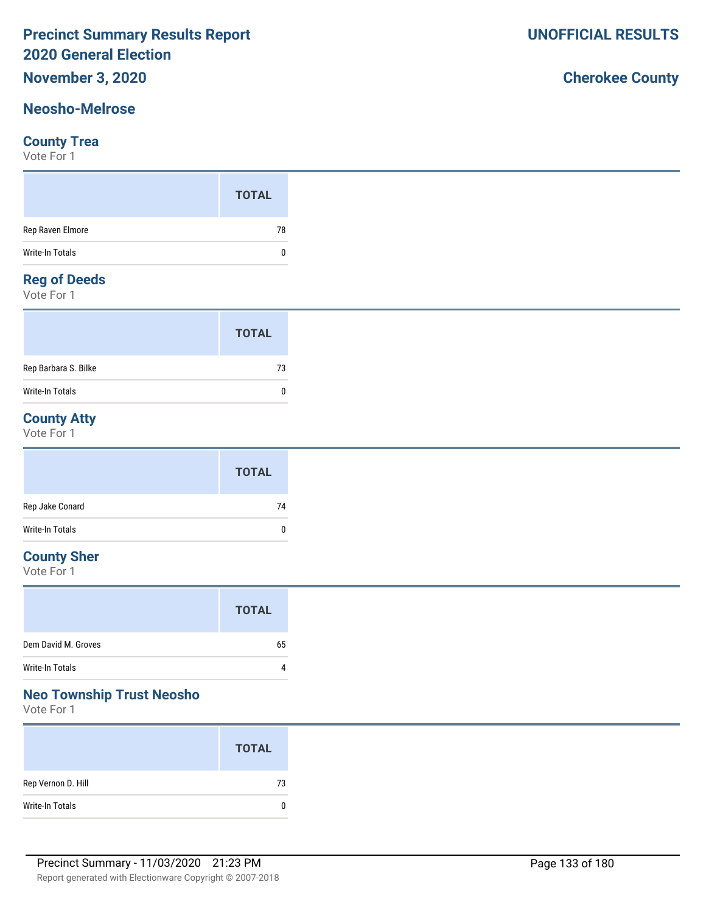# Precinct Summary Results Report
# 2020 General Election
## November 3, 2020

**UNOFFICIAL RESULTS**

**Cherokee County**

## Neosho-Melrose

### County Trea
Vote For 1

| | TOTAL |
|---|---|
| Rep Raven Elmore | 78 |
| Write-In Totals | 0 |

### Reg of Deeds
Vote For 1

| | TOTAL |
|---|---|
| Rep Barbara S. Bilke | 73 |
| Write-In Totals | 0 |

### County Atty
Vote For 1

| | TOTAL |
|---|---|
| Rep Jake Conard | 74 |
| Write-In Totals | 0 |

### County Sher
Vote For 1

| | TOTAL |
|---|---|
| Dem David M. Groves | 65 |
| Write-In Totals | 4 |

### Neo Township Trust Neosho
Vote For 1

| | TOTAL |
|---|---|
| Rep Vernon D. Hill | 73 |
| Write-In Totals | 0 |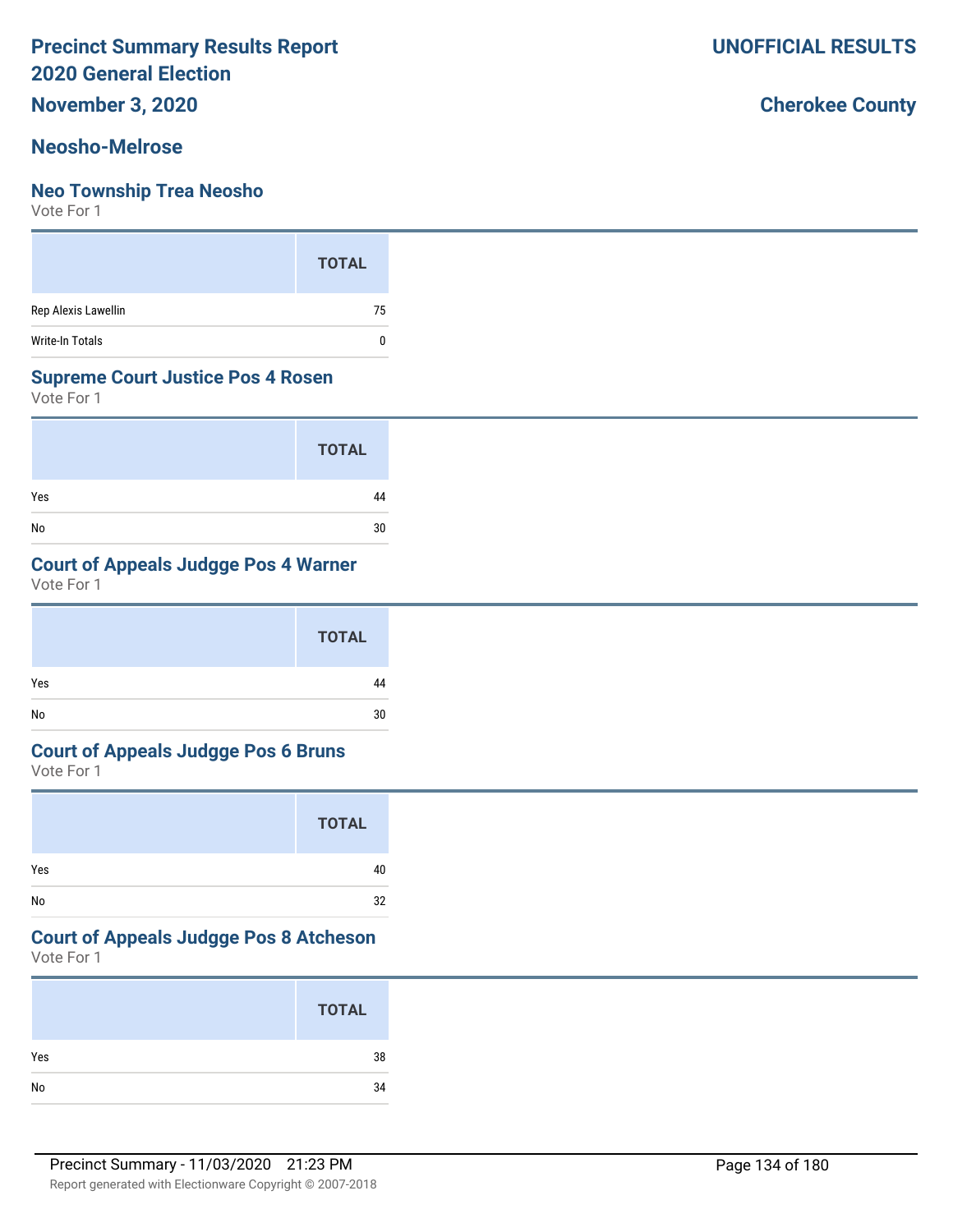# Precinct Summary Results Report
# 2020 General Election
## November 3, 2020

**UNOFFICIAL RESULTS**

**Cherokee County**

## Neosho-Melrose

### Neo Township Trea Neosho
Vote For 1

| | TOTAL |
|---|---|
| Rep Alexis Lawellin | 75 |
| Write-In Totals | 0 |

### Supreme Court Justice Pos 4 Rosen
Vote For 1

| | TOTAL |
|---|---|
| Yes | 44 |
| No | 30 |

### Court of Appeals Judgge Pos 4 Warner
Vote For 1

| | TOTAL |
|---|---|
| Yes | 44 |
| No | 30 |

### Court of Appeals Judgge Pos 6 Bruns
Vote For 1

| | TOTAL |
|---|---|
| Yes | 40 |
| No | 32 |

### Court of Appeals Judgge Pos 8 Atcheson
Vote For 1

| | TOTAL |
|---|---|
| Yes | 38 |
| No | 34 |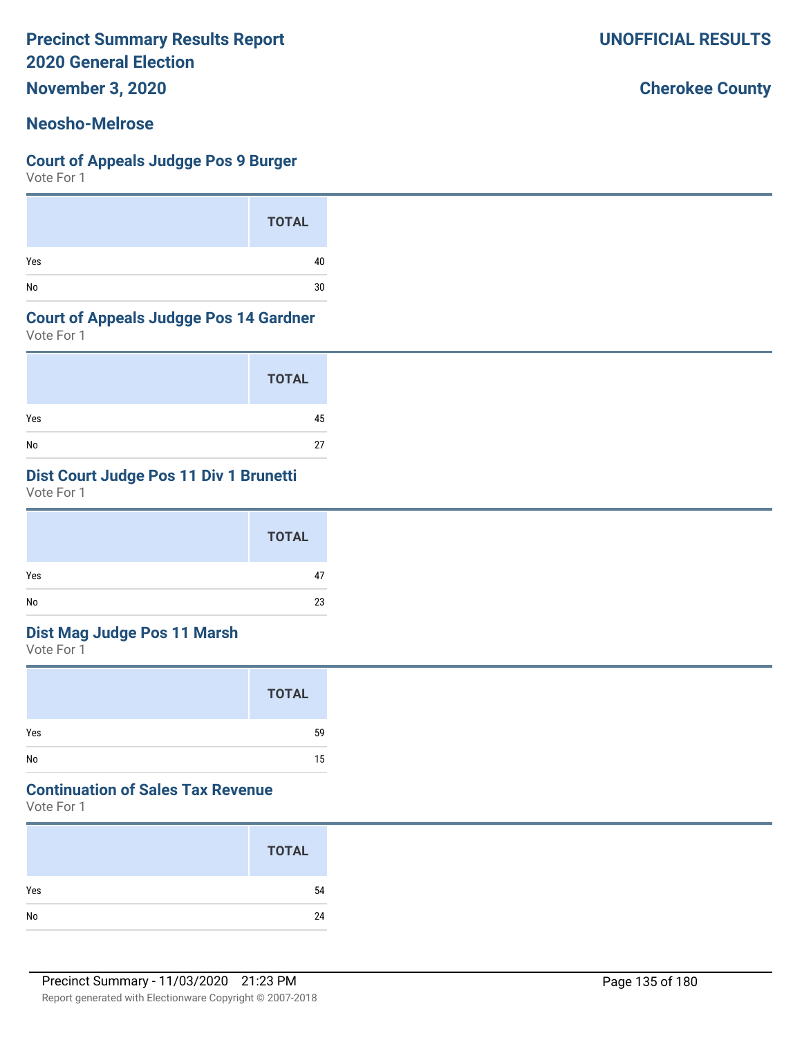# Precinct Summary Results Report
# 2020 General Election
## November 3, 2020

**UNOFFICIAL RESULTS**

**Cherokee County**

## Neosho-Melrose

### Court of Appeals Judgge Pos 9 Burger
Vote For 1

| | TOTAL |
|---|---|
| Yes | 40 |
| No | 30 |

### Court of Appeals Judgge Pos 14 Gardner
Vote For 1

| | TOTAL |
|---|---|
| Yes | 45 |
| No | 27 |

### Dist Court Judge Pos 11 Div 1 Brunetti
Vote For 1

| | TOTAL |
|---|---|
| Yes | 47 |
| No | 23 |

### Dist Mag Judge Pos 11 Marsh
Vote For 1

| | TOTAL |
|---|---|
| Yes | 59 |
| No | 15 |

### Continuation of Sales Tax Revenue
Vote For 1

| | TOTAL |
|---|---|
| Yes | 54 |
| No | 24 |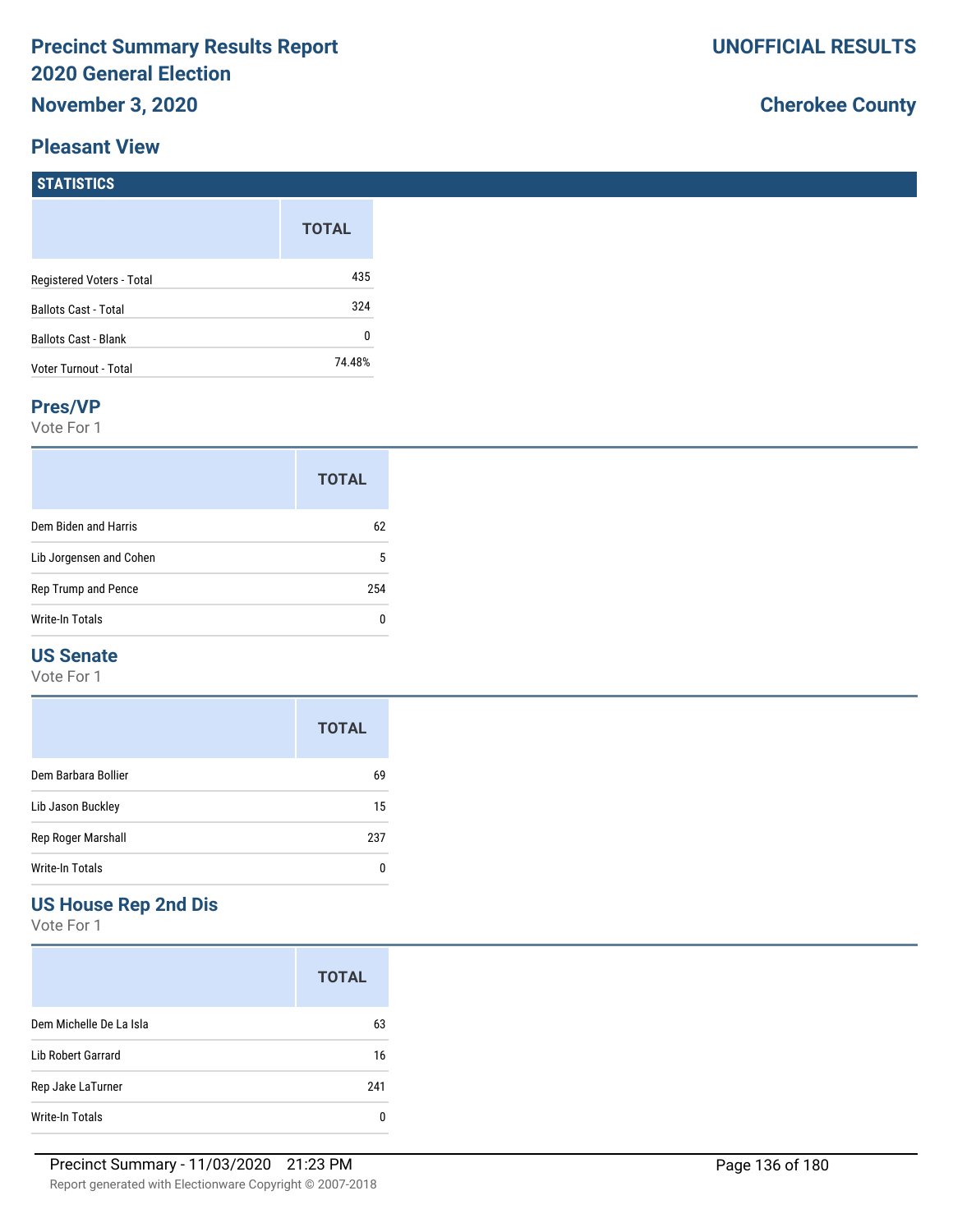# Precinct Summary Results Report 2020 General Election

**November 3, 2020**

**UNOFFICIAL RESULTS**

**Cherokee County**

## Pleasant View

### STATISTICS

| | TOTAL |
|---|---|
| Registered Voters - Total | 435 |
| Ballots Cast - Total | 324 |
| Ballots Cast - Blank | 0 |
| Voter Turnout - Total | 74.48% |

### Pres/VP

Vote For 1

| | TOTAL |
|---|---|
| Dem Biden and Harris | 62 |
| Lib Jorgensen and Cohen | 5 |
| Rep Trump and Pence | 254 |
| Write-In Totals | 0 |

### US Senate

Vote For 1

| | TOTAL |
|---|---|
| Dem Barbara Bollier | 69 |
| Lib Jason Buckley | 15 |
| Rep Roger Marshall | 237 |
| Write-In Totals | 0 |

### US House Rep 2nd Dis

Vote For 1

| | TOTAL |
|---|---|
| Dem Michelle De La Isla | 63 |
| Lib Robert Garrard | 16 |
| Rep Jake LaTurner | 241 |
| Write-In Totals | 0 |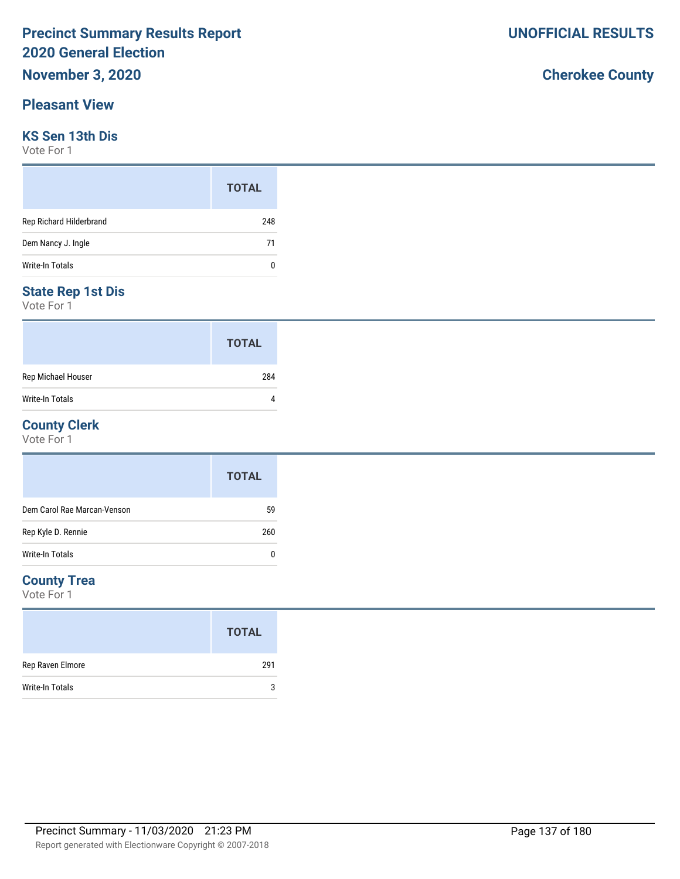# Precinct Summary Results Report
## 2020 General Election
**November 3, 2020**

**UNOFFICIAL RESULTS**

**Cherokee County**

## Pleasant View

### KS Sen 13th Dis
Vote For 1

| | TOTAL |
|---|---|
| Rep Richard Hilderbrand | 248 |
| Dem Nancy J. Ingle | 71 |
| Write-In Totals | 0 |

### State Rep 1st Dis
Vote For 1

| | TOTAL |
|---|---|
| Rep Michael Houser | 284 |
| Write-In Totals | 4 |

### County Clerk
Vote For 1

| | TOTAL |
|---|---|
| Dem Carol Rae Marcan-Venson | 59 |
| Rep Kyle D. Rennie | 260 |
| Write-In Totals | 0 |

### County Trea
Vote For 1

| | TOTAL |
|---|---|
| Rep Raven Elmore | 291 |
| Write-In Totals | 3 |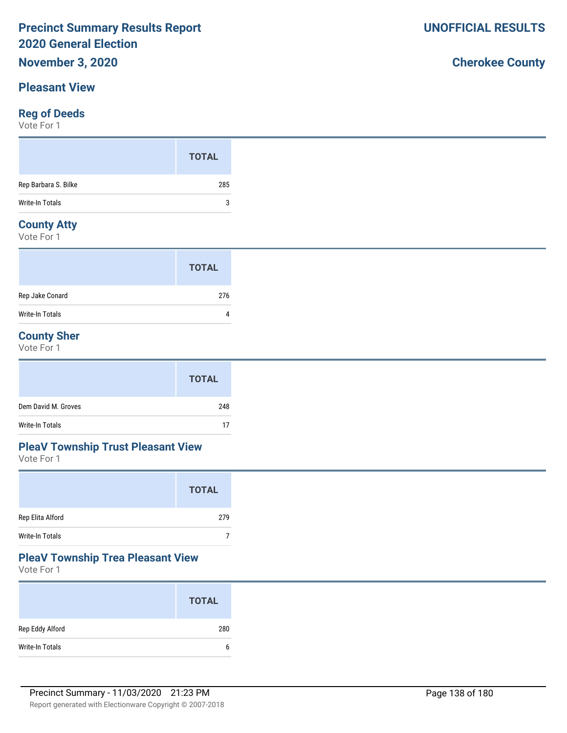# Precinct Summary Results Report
# 2020 General Election

**November 3, 2020**

**UNOFFICIAL RESULTS**

**Cherokee County**

## Pleasant View

### Reg of Deeds

Vote For 1

| | TOTAL |
|---|---|
| Rep Barbara S. Bilke | 285 |
| Write-In Totals | 3 |

### County Atty

Vote For 1

| | TOTAL |
|---|---|
| Rep Jake Conard | 276 |
| Write-In Totals | 4 |

### County Sher

Vote For 1

| | TOTAL |
|---|---|
| Dem David M. Groves | 248 |
| Write-In Totals | 17 |

### PleaV Township Trust Pleasant View

Vote For 1

| | TOTAL |
|---|---|
| Rep Elita Alford | 279 |
| Write-In Totals | 7 |

### PleaV Township Trea Pleasant View

Vote For 1

| | TOTAL |
|---|---|
| Rep Eddy Alford | 280 |
| Write-In Totals | 6 |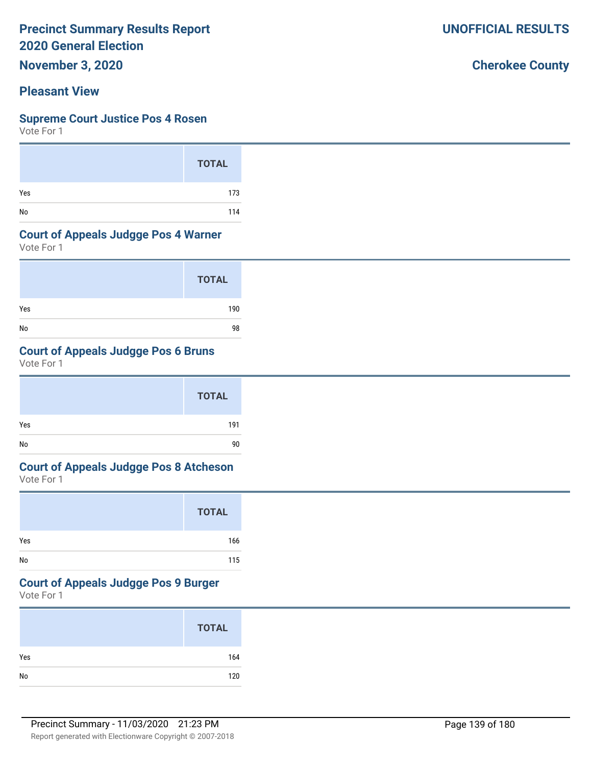# Precinct Summary Results Report
## 2020 General Election
## November 3, 2020

**UNOFFICIAL RESULTS**

**Cherokee County**

## Pleasant View

### Supreme Court Justice Pos 4 Rosen
Vote For 1

| | TOTAL |
|---|---|
| Yes | 173 |
| No | 114 |

### Court of Appeals Judgge Pos 4 Warner
Vote For 1

| | TOTAL |
|---|---|
| Yes | 190 |
| No | 98 |

### Court of Appeals Judgge Pos 6 Bruns
Vote For 1

| | TOTAL |
|---|---|
| Yes | 191 |
| No | 90 |

### Court of Appeals Judgge Pos 8 Atcheson
Vote For 1

| | TOTAL |
|---|---|
| Yes | 166 |
| No | 115 |

### Court of Appeals Judgge Pos 9 Burger
Vote For 1

| | TOTAL |
|---|---|
| Yes | 164 |
| No | 120 |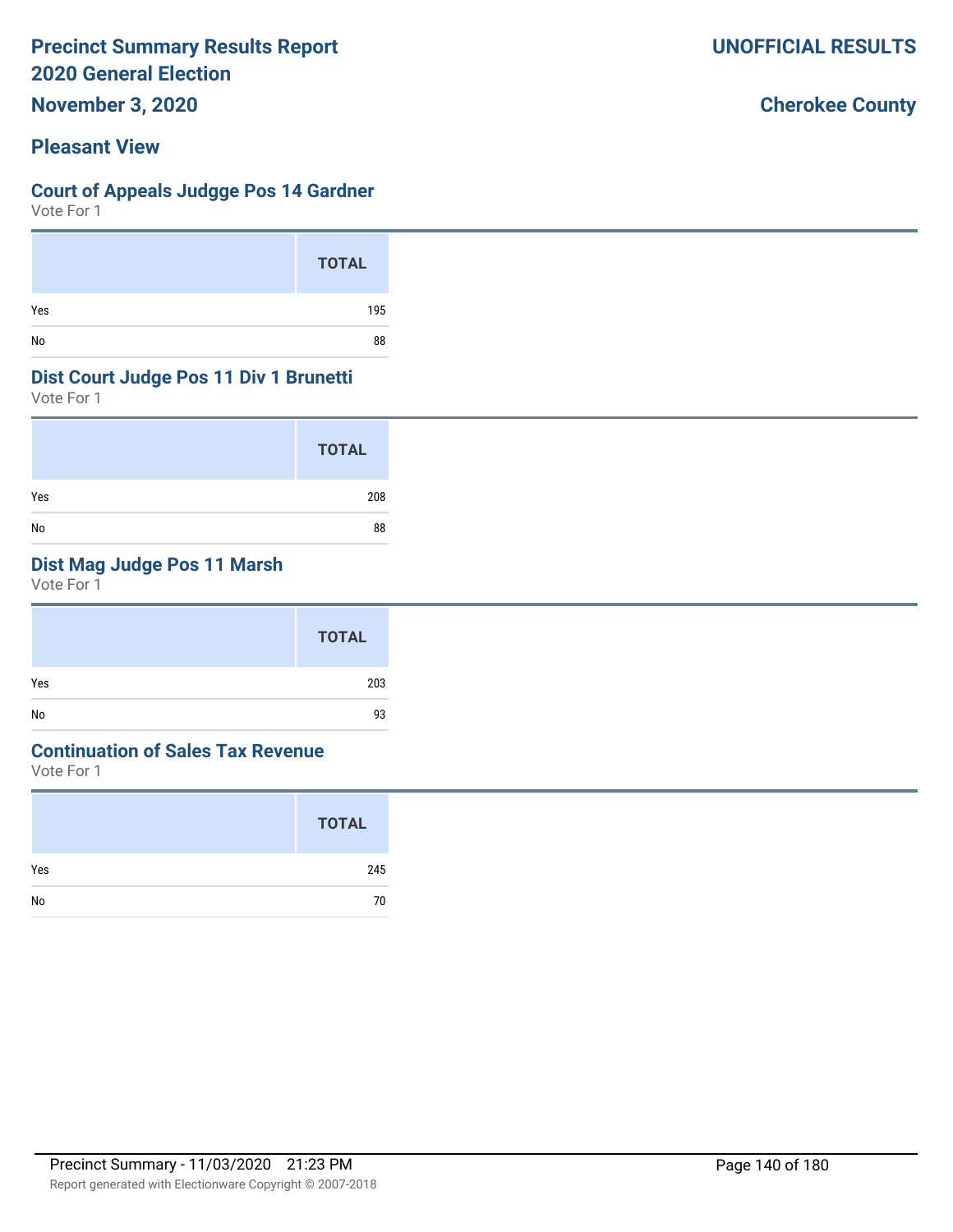# Precinct Summary Results Report
## 2020 General Election
## November 3, 2020

**UNOFFICIAL RESULTS**

**Cherokee County**

## Pleasant View

### Court of Appeals Judgge Pos 14 Gardner
Vote For 1

| | TOTAL |
|---|---|
| Yes | 195 |
| No | 88 |

### Dist Court Judge Pos 11 Div 1 Brunetti
Vote For 1

| | TOTAL |
|---|---|
| Yes | 208 |
| No | 88 |

### Dist Mag Judge Pos 11 Marsh
Vote For 1

| | TOTAL |
|---|---|
| Yes | 203 |
| No | 93 |

### Continuation of Sales Tax Revenue
Vote For 1

| | TOTAL |
|---|---|
| Yes | 245 |
| No | 70 |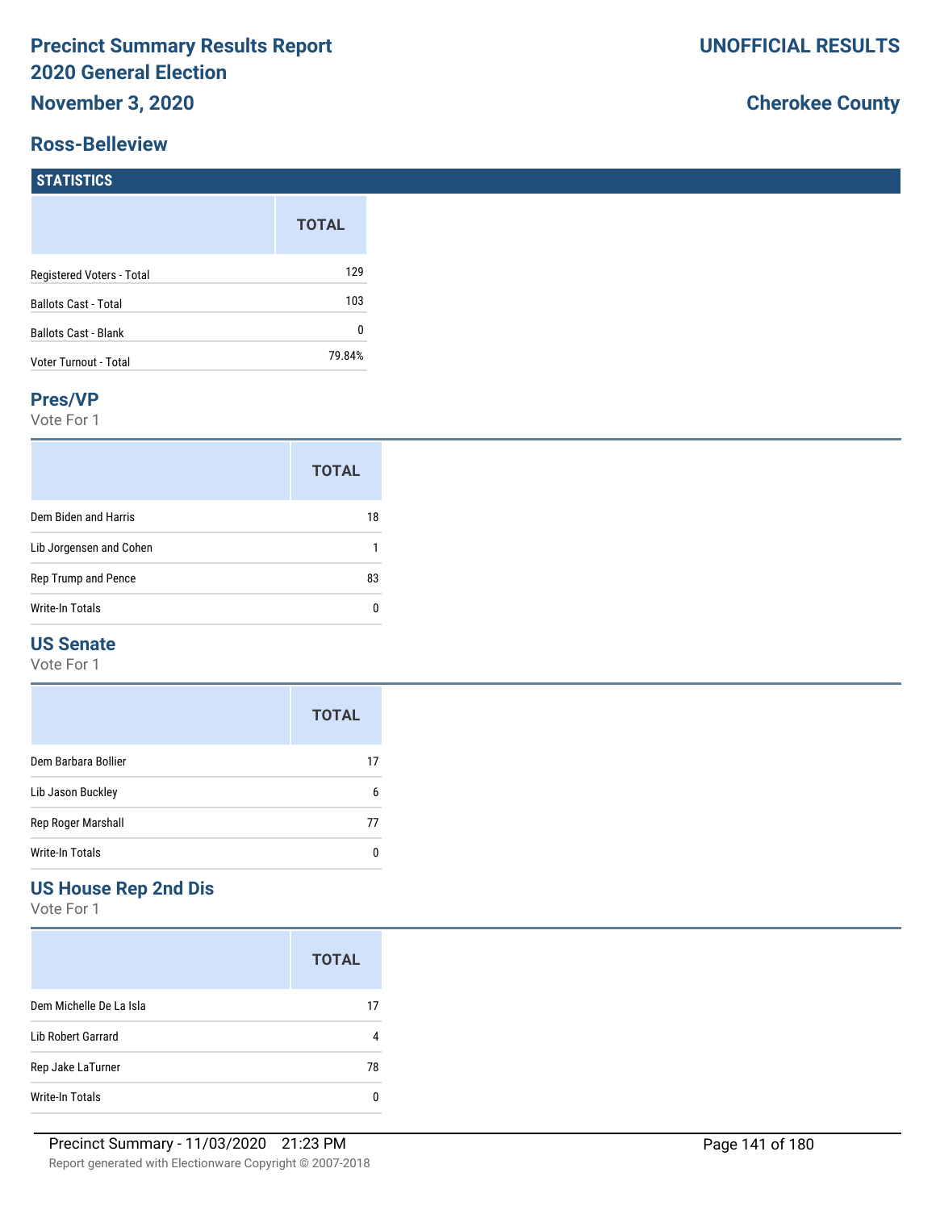# Precinct Summary Results Report
# 2020 General Election
# November 3, 2020

**UNOFFICIAL RESULTS**

**Cherokee County**

## Ross-Belleview

### STATISTICS

| | TOTAL |
|---|---|
| Registered Voters - Total | 129 |
| Ballots Cast - Total | 103 |
| Ballots Cast - Blank | 0 |
| Voter Turnout - Total | 79.84% |

### Pres/VP

Vote For 1

| | TOTAL |
|---|---|
| Dem Biden and Harris | 18 |
| Lib Jorgensen and Cohen | 1 |
| Rep Trump and Pence | 83 |
| Write-In Totals | 0 |

### US Senate

Vote For 1

| | TOTAL |
|---|---|
| Dem Barbara Bollier | 17 |
| Lib Jason Buckley | 6 |
| Rep Roger Marshall | 77 |
| Write-In Totals | 0 |

### US House Rep 2nd Dis

Vote For 1

| | TOTAL |
|---|---|
| Dem Michelle De La Isla | 17 |
| Lib Robert Garrard | 4 |
| Rep Jake LaTurner | 78 |
| Write-In Totals | 0 |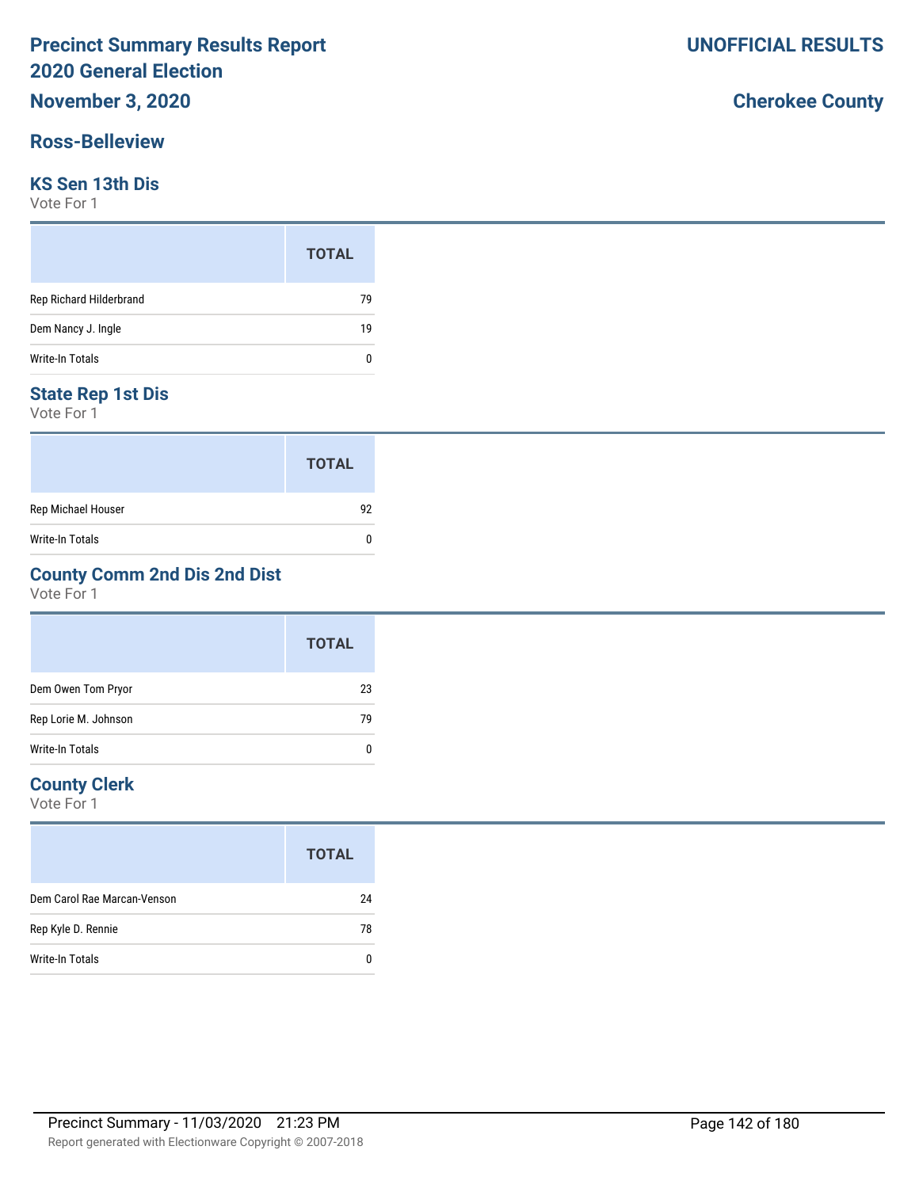# Precinct Summary Results Report
# 2020 General Election
## November 3, 2020

**UNOFFICIAL RESULTS**

**Cherokee County**

## Ross-Belleview

### KS Sen 13th Dis
Vote For 1

| | TOTAL |
|---|---|
| Rep Richard Hilderbrand | 79 |
| Dem Nancy J. Ingle | 19 |
| Write-In Totals | 0 |

### State Rep 1st Dis
Vote For 1

| | TOTAL |
|---|---|
| Rep Michael Houser | 92 |
| Write-In Totals | 0 |

### County Comm 2nd Dis 2nd Dist
Vote For 1

| | TOTAL |
|---|---|
| Dem Owen Tom Pryor | 23 |
| Rep Lorie M. Johnson | 79 |
| Write-In Totals | 0 |

### County Clerk
Vote For 1

| | TOTAL |
|---|---|
| Dem Carol Rae Marcan-Venson | 24 |
| Rep Kyle D. Rennie | 78 |
| Write-In Totals | 0 |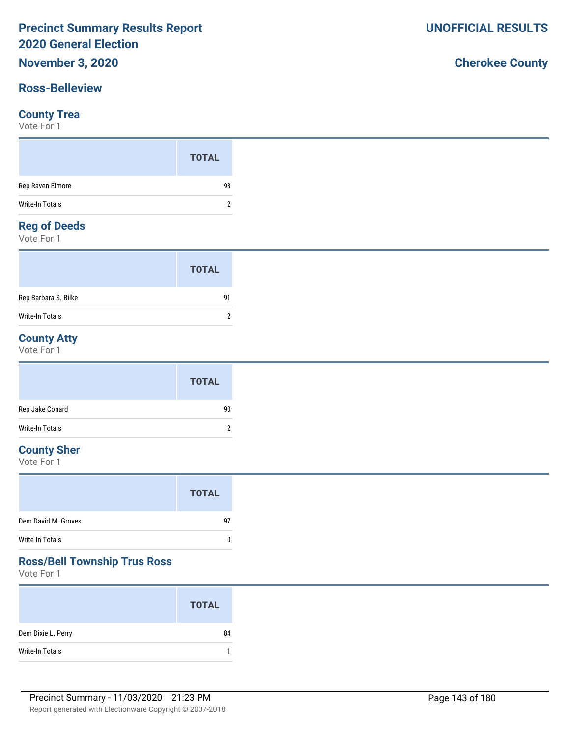# Precinct Summary Results Report
# 2020 General Election
# November 3, 2020

**UNOFFICIAL RESULTS**

**Cherokee County**

## Ross-Belleview

### County Trea
Vote For 1

| | TOTAL |
|---|---|
| Rep Raven Elmore | 93 |
| Write-In Totals | 2 |

### Reg of Deeds
Vote For 1

| | TOTAL |
|---|---|
| Rep Barbara S. Bilke | 91 |
| Write-In Totals | 2 |

### County Atty
Vote For 1

| | TOTAL |
|---|---|
| Rep Jake Conard | 90 |
| Write-In Totals | 2 |

### County Sher
Vote For 1

| | TOTAL |
|---|---|
| Dem David M. Groves | 97 |
| Write-In Totals | 0 |

### Ross/Bell Township Trus Ross
Vote For 1

| | TOTAL |
|---|---|
| Dem Dixie L. Perry | 84 |
| Write-In Totals | 1 |

Precinct Summary - 11/03/2020 21:23 PM

Report generated with Electionware Copyright © 2007-2018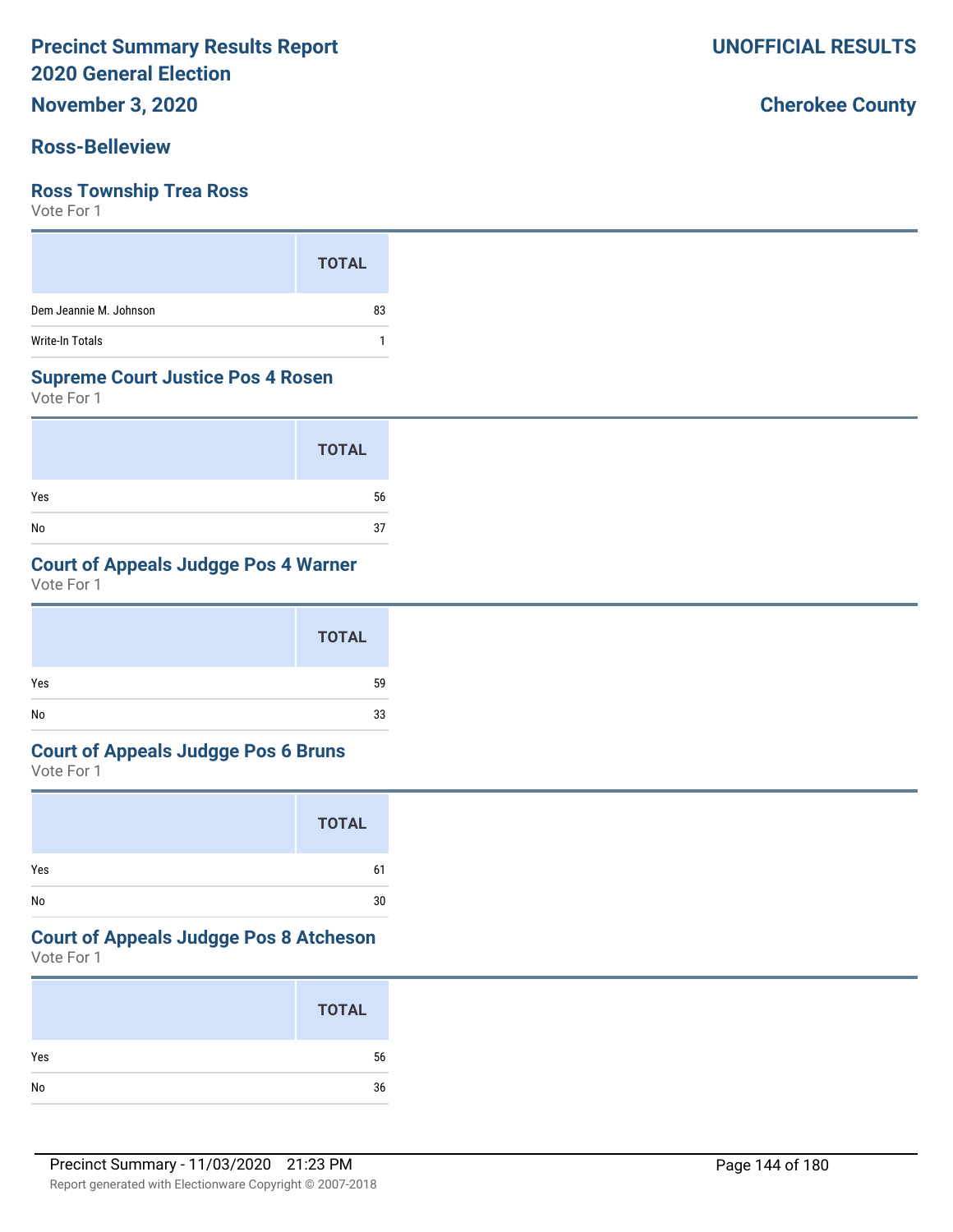# Precinct Summary Results Report
# 2020 General Election
## November 3, 2020

**UNOFFICIAL RESULTS**

**Cherokee County**

## Ross-Belleview

### Ross Township Trea Ross
Vote For 1

| | TOTAL |
|---|---|
| Dem Jeannie M. Johnson | 83 |
| Write-In Totals | 1 |

### Supreme Court Justice Pos 4 Rosen
Vote For 1

| | TOTAL |
|---|---|
| Yes | 56 |
| No | 37 |

### Court of Appeals Judgge Pos 4 Warner
Vote For 1

| | TOTAL |
|---|---|
| Yes | 59 |
| No | 33 |

### Court of Appeals Judgge Pos 6 Bruns
Vote For 1

| | TOTAL |
|---|---|
| Yes | 61 |
| No | 30 |

### Court of Appeals Judgge Pos 8 Atcheson
Vote For 1

| | TOTAL |
|---|---|
| Yes | 56 |
| No | 36 |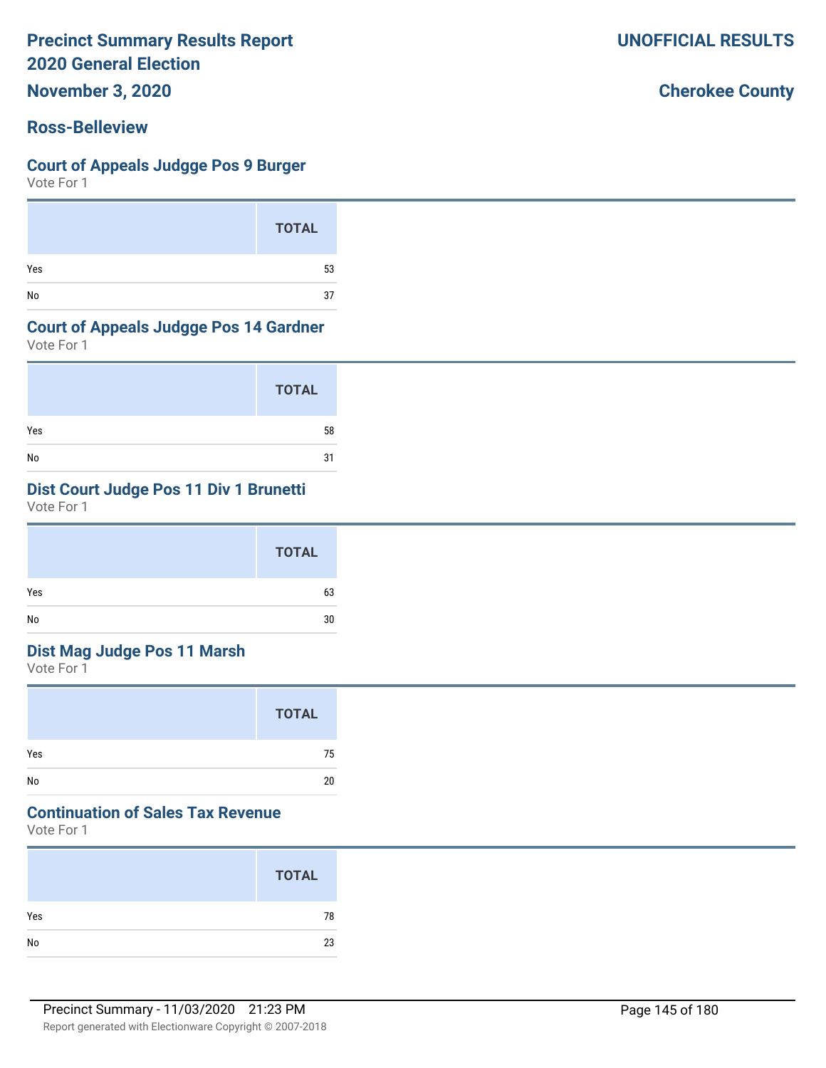# Precinct Summary Results Report
# 2020 General Election

**UNOFFICIAL RESULTS**

**November 3, 2020**

**Cherokee County**

## Ross-Belleview

### Court of Appeals Judgge Pos 9 Burger

Vote For 1

| | TOTAL |
|---|---|
| Yes | 53 |
| No | 37 |

### Court of Appeals Judgge Pos 14 Gardner

Vote For 1

| | TOTAL |
|---|---|
| Yes | 58 |
| No | 31 |

### Dist Court Judge Pos 11 Div 1 Brunetti

Vote For 1

| | TOTAL |
|---|---|
| Yes | 63 |
| No | 30 |

### Dist Mag Judge Pos 11 Marsh

Vote For 1

| | TOTAL |
|---|---|
| Yes | 75 |
| No | 20 |

### Continuation of Sales Tax Revenue

Vote For 1

| | TOTAL |
|---|---|
| Yes | 78 |
| No | 23 |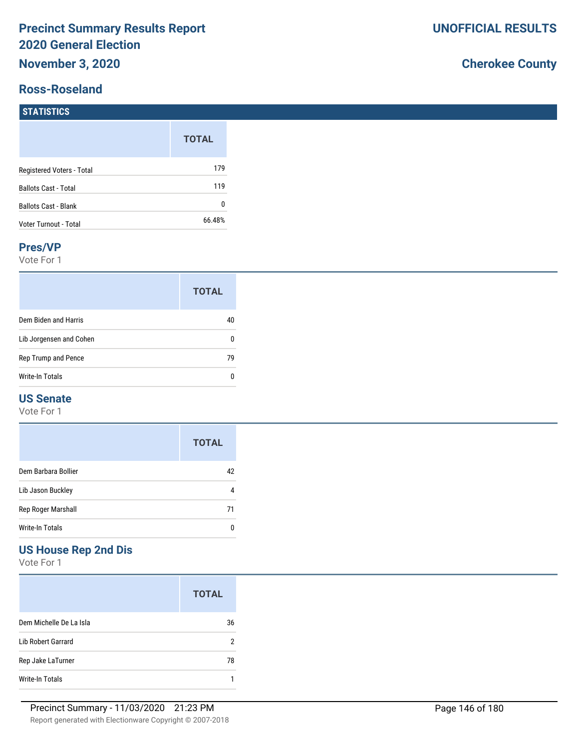# Precinct Summary Results Report
# 2020 General Election
# November 3, 2020

**UNOFFICIAL RESULTS**

**Cherokee County**

## Ross-Roseland

### STATISTICS

| | TOTAL |
|---|---|
| Registered Voters - Total | 179 |
| Ballots Cast - Total | 119 |
| Ballots Cast - Blank | 0 |
| Voter Turnout - Total | 66.48% |

### Pres/VP

Vote For 1

| | TOTAL |
|---|---|
| Dem Biden and Harris | 40 |
| Lib Jorgensen and Cohen | 0 |
| Rep Trump and Pence | 79 |
| Write-In Totals | 0 |

### US Senate

Vote For 1

| | TOTAL |
|---|---|
| Dem Barbara Bollier | 42 |
| Lib Jason Buckley | 4 |
| Rep Roger Marshall | 71 |
| Write-In Totals | 0 |

### US House Rep 2nd Dis

Vote For 1

| | TOTAL |
|---|---|
| Dem Michelle De La Isla | 36 |
| Lib Robert Garrard | 2 |
| Rep Jake LaTurner | 78 |
| Write-In Totals | 1 |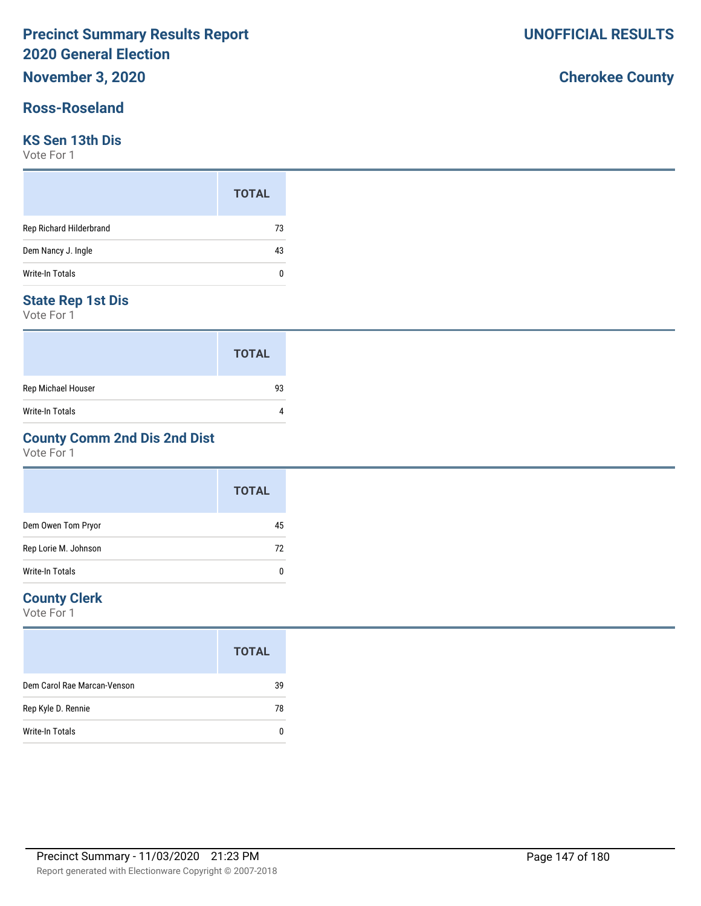# Precinct Summary Results Report
# 2020 General Election
## November 3, 2020

**UNOFFICIAL RESULTS**

**Cherokee County**

## Ross-Roseland

### KS Sen 13th Dis
Vote For 1

| | TOTAL |
|---|---|
| Rep Richard Hilderbrand | 73 |
| Dem Nancy J. Ingle | 43 |
| Write-In Totals | 0 |

### State Rep 1st Dis
Vote For 1

| | TOTAL |
|---|---|
| Rep Michael Houser | 93 |
| Write-In Totals | 4 |

### County Comm 2nd Dis 2nd Dist
Vote For 1

| | TOTAL |
|---|---|
| Dem Owen Tom Pryor | 45 |
| Rep Lorie M. Johnson | 72 |
| Write-In Totals | 0 |

### County Clerk
Vote For 1

| | TOTAL |
|---|---|
| Dem Carol Rae Marcan-Venson | 39 |
| Rep Kyle D. Rennie | 78 |
| Write-In Totals | 0 |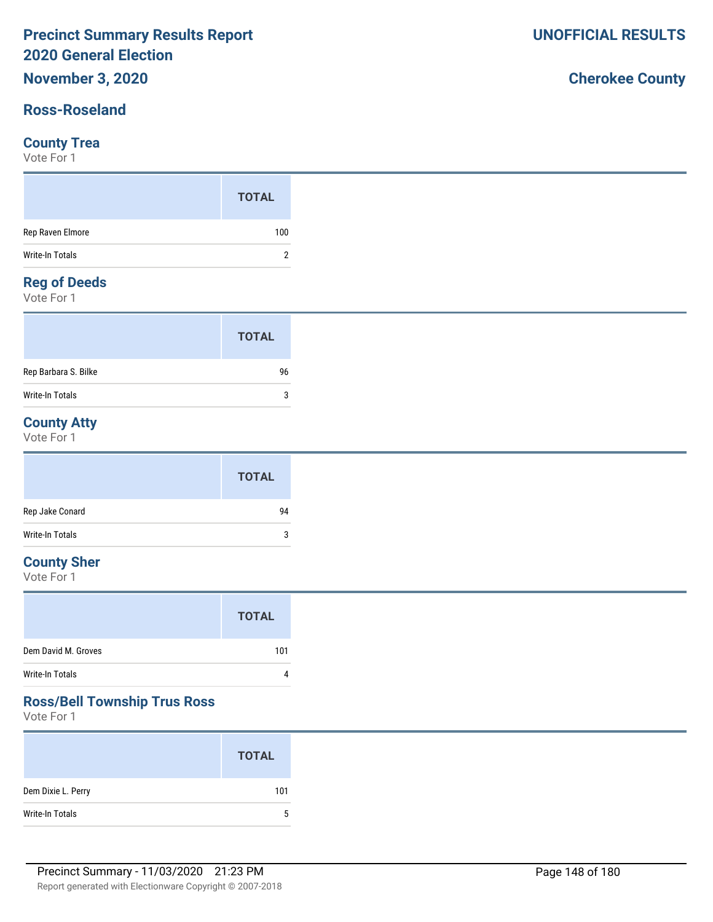# Precinct Summary Results Report
# 2020 General Election
## November 3, 2020

**UNOFFICIAL RESULTS**

**Cherokee County**

## Ross-Roseland

### County Trea
Vote For 1

| | TOTAL |
|---|---|
| Rep Raven Elmore | 100 |
| Write-In Totals | 2 |

### Reg of Deeds
Vote For 1

| | TOTAL |
|---|---|
| Rep Barbara S. Bilke | 96 |
| Write-In Totals | 3 |

### County Atty
Vote For 1

| | TOTAL |
|---|---|
| Rep Jake Conard | 94 |
| Write-In Totals | 3 |

### County Sher
Vote For 1

| | TOTAL |
|---|---|
| Dem David M. Groves | 101 |
| Write-In Totals | 4 |

### Ross/Bell Township Trus Ross
Vote For 1

| | TOTAL |
|---|---|
| Dem Dixie L. Perry | 101 |
| Write-In Totals | 5 |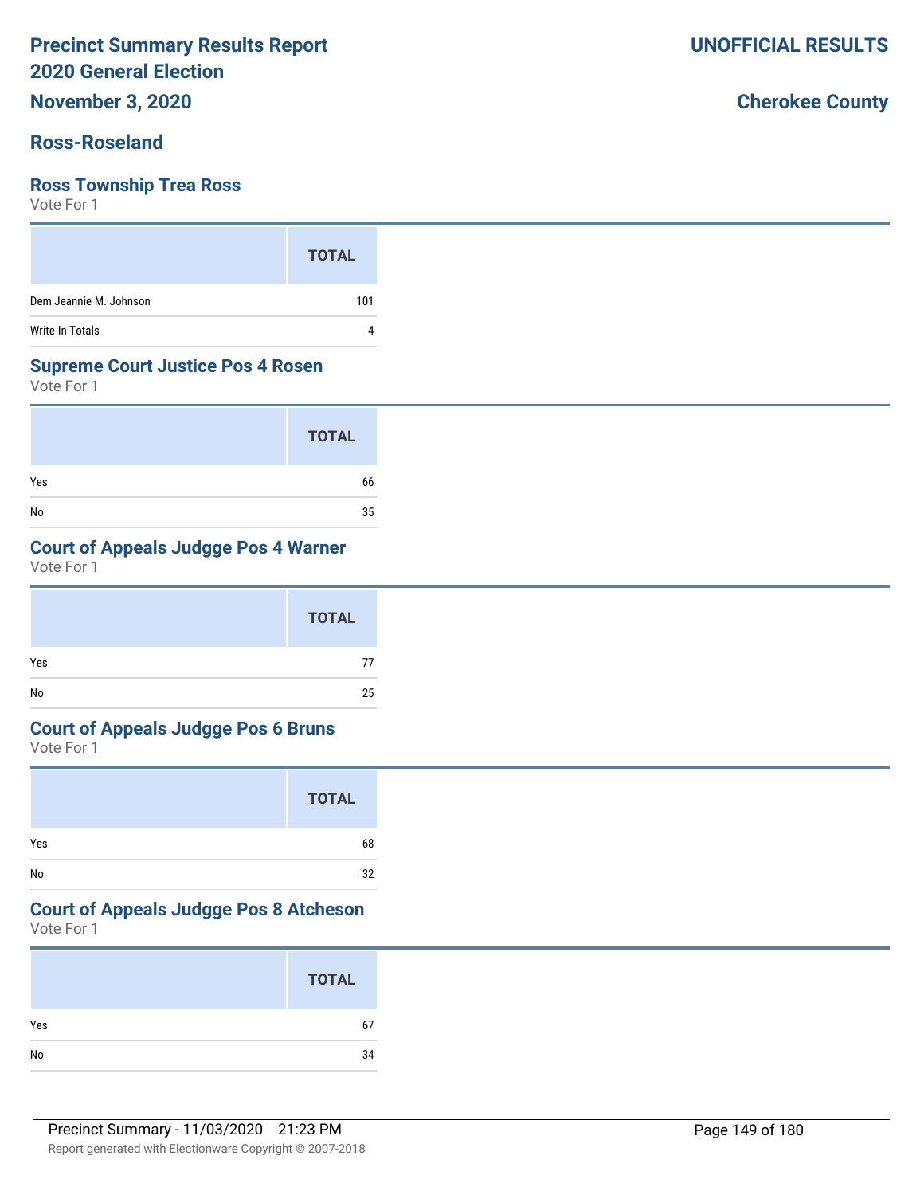# Precinct Summary Results Report
# 2020 General Election
## November 3, 2020

**UNOFFICIAL RESULTS**

**Cherokee County**

## Ross-Roseland

### Ross Township Trea Ross
Vote For 1

| | TOTAL |
|---|---|
| Dem Jeannie M. Johnson | 101 |
| Write-In Totals | 4 |

### Supreme Court Justice Pos 4 Rosen
Vote For 1

| | TOTAL |
|---|---|
| Yes | 66 |
| No | 35 |

### Court of Appeals Judgge Pos 4 Warner
Vote For 1

| | TOTAL |
|---|---|
| Yes | 77 |
| No | 25 |

### Court of Appeals Judgge Pos 6 Bruns
Vote For 1

| | TOTAL |
|---|---|
| Yes | 68 |
| No | 32 |

### Court of Appeals Judgge Pos 8 Atcheson
Vote For 1

| | TOTAL |
|---|---|
| Yes | 67 |
| No | 34 |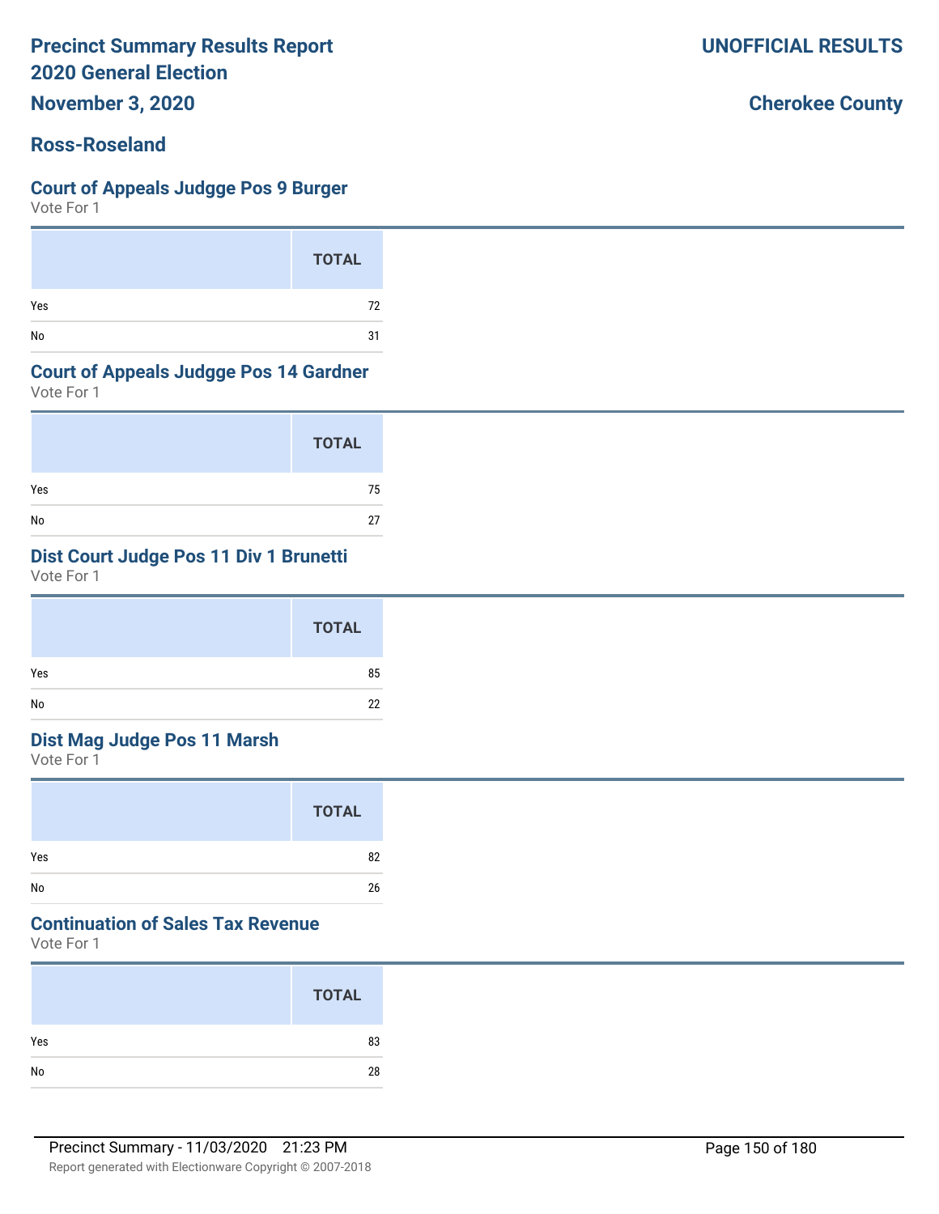# Precinct Summary Results Report
# 2020 General Election
## November 3, 2020

**UNOFFICIAL RESULTS**

**Cherokee County**

## Ross-Roseland

### Court of Appeals Judgge Pos 9 Burger

Vote For 1

| | TOTAL |
|---|---|
| Yes | 72 |
| No | 31 |

### Court of Appeals Judgge Pos 14 Gardner

Vote For 1

| | TOTAL |
|---|---|
| Yes | 75 |
| No | 27 |

### Dist Court Judge Pos 11 Div 1 Brunetti

Vote For 1

| | TOTAL |
|---|---|
| Yes | 85 |
| No | 22 |

### Dist Mag Judge Pos 11 Marsh

Vote For 1

| | TOTAL |
|---|---|
| Yes | 82 |
| No | 26 |

### Continuation of Sales Tax Revenue

Vote For 1

| | TOTAL |
|---|---|
| Yes | 83 |
| No | 28 |

Precinct Summary - 11/03/2020 21:23 PM

Report generated with Electionware Copyright © 2007-2018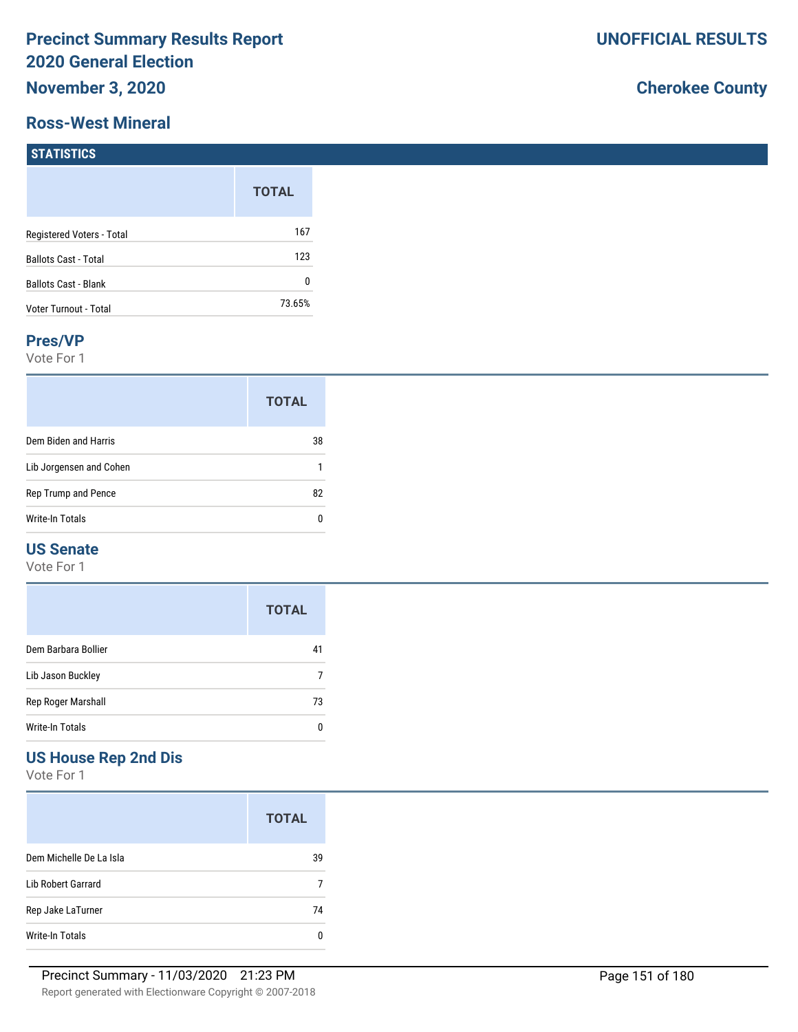# Precinct Summary Results Report
# 2020 General Election
# November 3, 2020

**UNOFFICIAL RESULTS**

**Cherokee County**

## Ross-West Mineral

### STATISTICS

| | TOTAL |
|---|---|
| Registered Voters - Total | 167 |
| Ballots Cast - Total | 123 |
| Ballots Cast - Blank | 0 |
| Voter Turnout - Total | 73.65% |

### Pres/VP

Vote For 1

| | TOTAL |
|---|---|
| Dem Biden and Harris | 38 |
| Lib Jorgensen and Cohen | 1 |
| Rep Trump and Pence | 82 |
| Write-In Totals | 0 |

### US Senate

Vote For 1

| | TOTAL |
|---|---|
| Dem Barbara Bollier | 41 |
| Lib Jason Buckley | 7 |
| Rep Roger Marshall | 73 |
| Write-In Totals | 0 |

### US House Rep 2nd Dis

Vote For 1

| | TOTAL |
|---|---|
| Dem Michelle De La Isla | 39 |
| Lib Robert Garrard | 7 |
| Rep Jake LaTurner | 74 |
| Write-In Totals | 0 |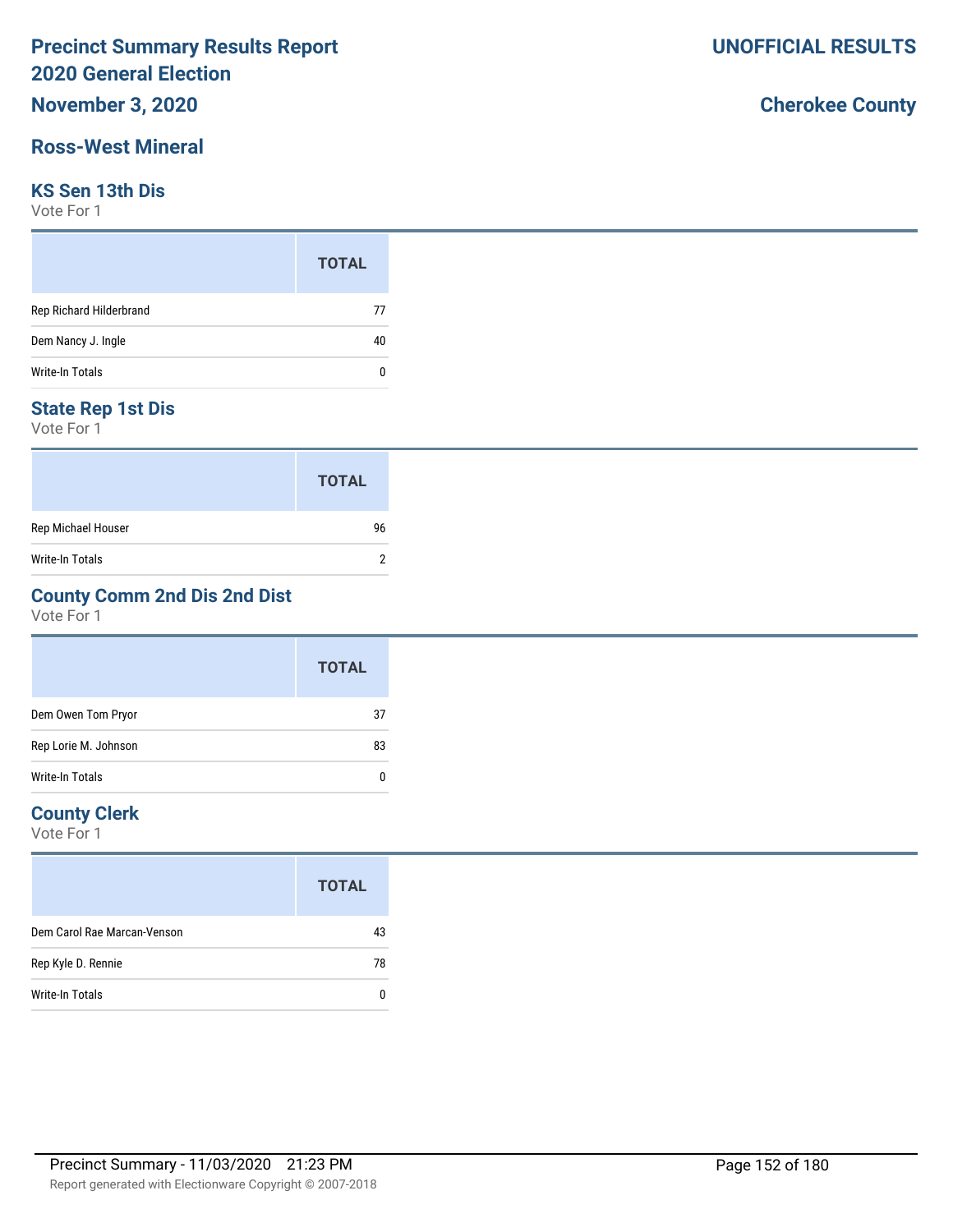# Precinct Summary Results Report
# 2020 General Election

**November 3, 2020**

**UNOFFICIAL RESULTS**

**Cherokee County**

## Ross-West Mineral

### KS Sen 13th Dis

Vote For 1

| | TOTAL |
|---|---|
| Rep Richard Hilderbrand | 77 |
| Dem Nancy J. Ingle | 40 |
| Write-In Totals | 0 |

### State Rep 1st Dis

Vote For 1

| | TOTAL |
|---|---|
| Rep Michael Houser | 96 |
| Write-In Totals | 2 |

### County Comm 2nd Dis 2nd Dist

Vote For 1

| | TOTAL |
|---|---|
| Dem Owen Tom Pryor | 37 |
| Rep Lorie M. Johnson | 83 |
| Write-In Totals | 0 |

### County Clerk

Vote For 1

| | TOTAL |
|---|---|
| Dem Carol Rae Marcan-Venson | 43 |
| Rep Kyle D. Rennie | 78 |
| Write-In Totals | 0 |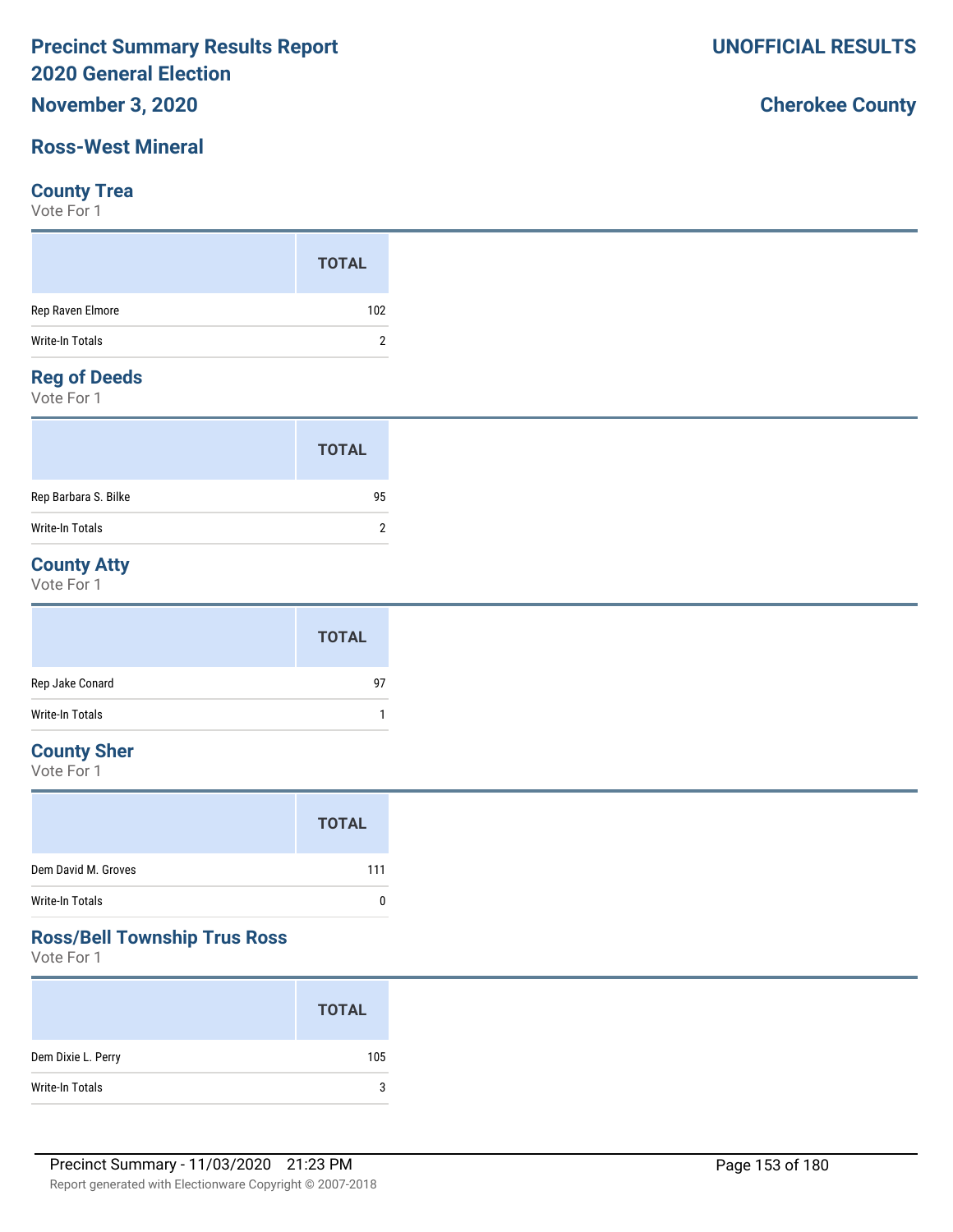# Precinct Summary Results Report
# 2020 General Election

**November 3, 2020**

**UNOFFICIAL RESULTS**

**Cherokee County**

## Ross-West Mineral

### County Trea
Vote For 1

| | TOTAL |
|---|---|
| Rep Raven Elmore | 102 |
| Write-In Totals | 2 |

### Reg of Deeds
Vote For 1

| | TOTAL |
|---|---|
| Rep Barbara S. Bilke | 95 |
| Write-In Totals | 2 |

### County Atty
Vote For 1

| | TOTAL |
|---|---|
| Rep Jake Conard | 97 |
| Write-In Totals | 1 |

### County Sher
Vote For 1

| | TOTAL |
|---|---|
| Dem David M. Groves | 111 |
| Write-In Totals | 0 |

### Ross/Bell Township Trus Ross
Vote For 1

| | TOTAL |
|---|---|
| Dem Dixie L. Perry | 105 |
| Write-In Totals | 3 |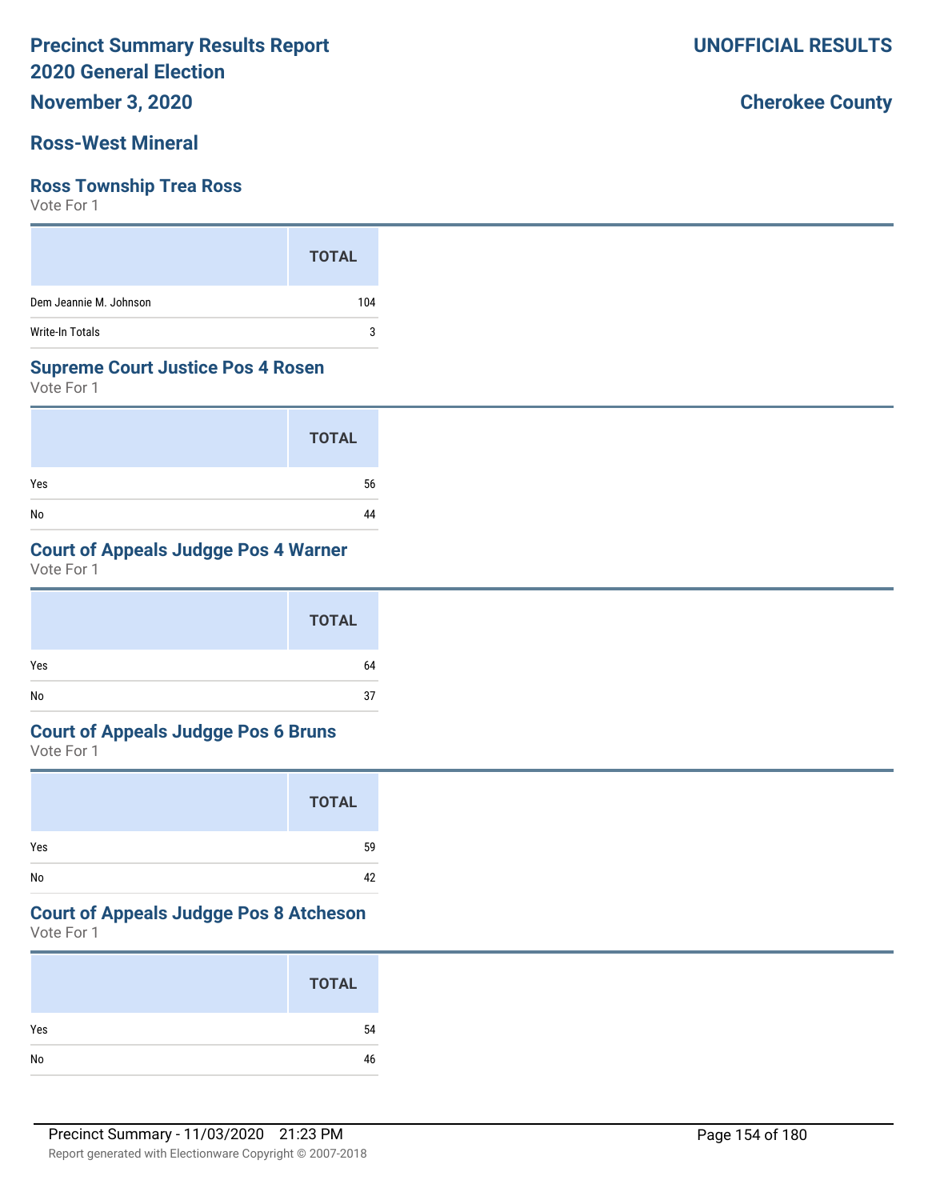# Precinct Summary Results Report
# 2020 General Election
## November 3, 2020

**UNOFFICIAL RESULTS**

**Cherokee County**

## Ross-West Mineral

### Ross Township Trea Ross
Vote For 1

| | TOTAL |
|---|---|
| Dem Jeannie M. Johnson | 104 |
| Write-In Totals | 3 |

### Supreme Court Justice Pos 4 Rosen
Vote For 1

| | TOTAL |
|---|---|
| Yes | 56 |
| No | 44 |

### Court of Appeals Judgge Pos 4 Warner
Vote For 1

| | TOTAL |
|---|---|
| Yes | 64 |
| No | 37 |

### Court of Appeals Judgge Pos 6 Bruns
Vote For 1

| | TOTAL |
|---|---|
| Yes | 59 |
| No | 42 |

### Court of Appeals Judgge Pos 8 Atcheson
Vote For 1

| | TOTAL |
|---|---|
| Yes | 54 |
| No | 46 |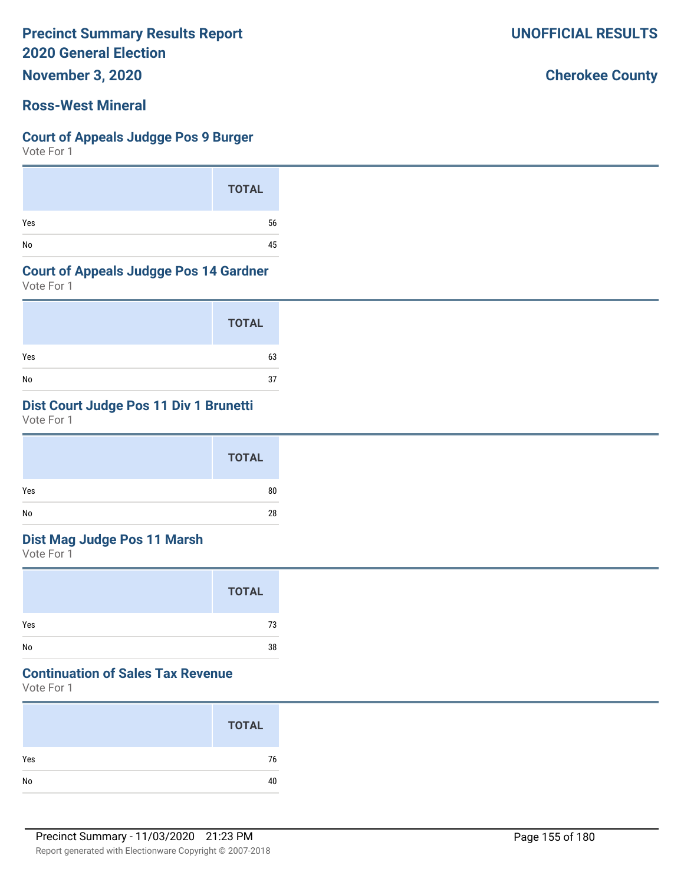# Precinct Summary Results Report
# 2020 General Election
## November 3, 2020

**UNOFFICIAL RESULTS**

**Cherokee County**

## Ross-West Mineral

### Court of Appeals Judgge Pos 9 Burger
Vote For 1

| | TOTAL |
|---|---|
| Yes | 56 |
| No | 45 |

### Court of Appeals Judgge Pos 14 Gardner
Vote For 1

| | TOTAL |
|---|---|
| Yes | 63 |
| No | 37 |

### Dist Court Judge Pos 11 Div 1 Brunetti
Vote For 1

| | TOTAL |
|---|---|
| Yes | 80 |
| No | 28 |

### Dist Mag Judge Pos 11 Marsh
Vote For 1

| | TOTAL |
|---|---|
| Yes | 73 |
| No | 38 |

### Continuation of Sales Tax Revenue
Vote For 1

| | TOTAL |
|---|---|
| Yes | 76 |
| No | 40 |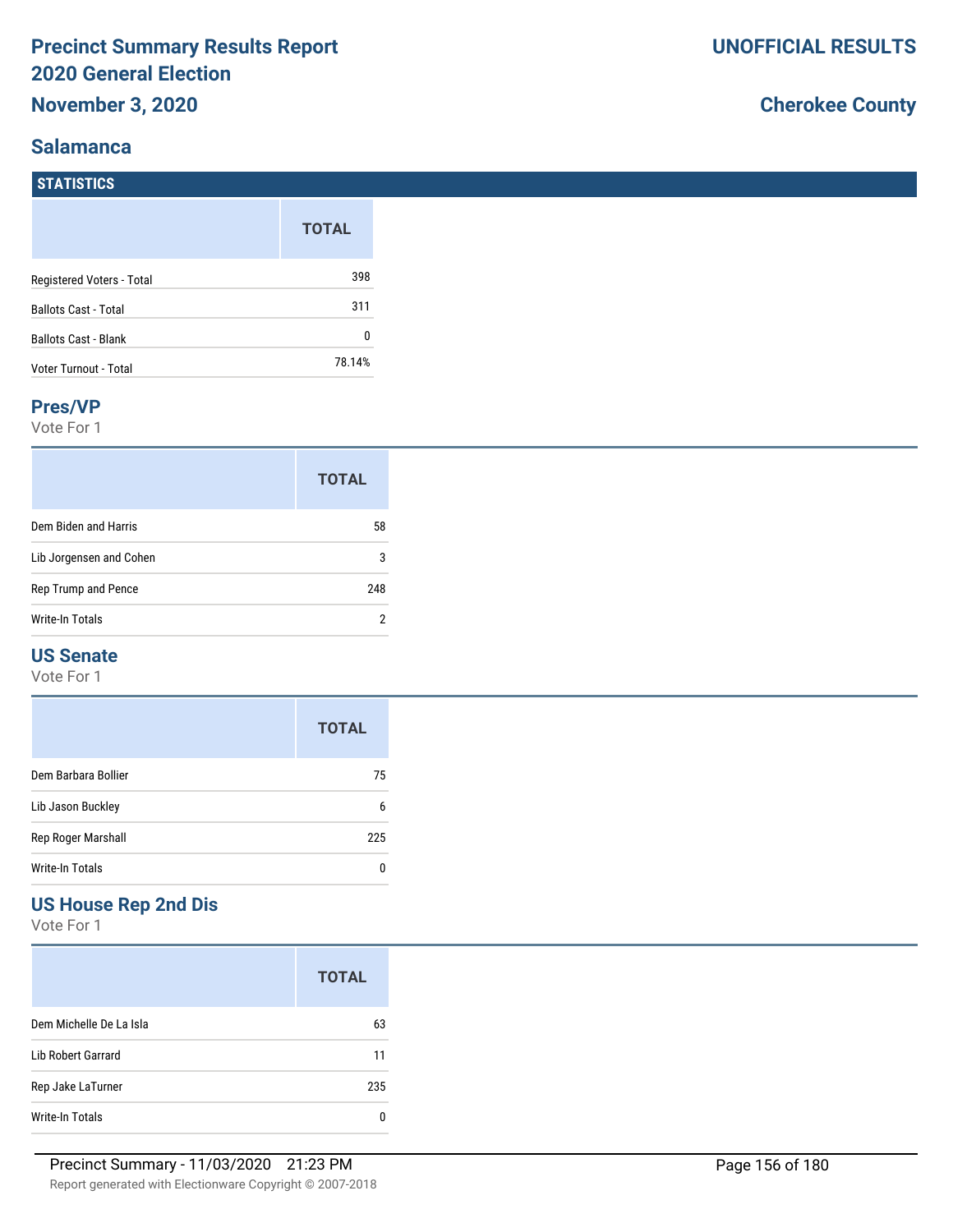# Precinct Summary Results Report
# 2020 General Election
**November 3, 2020**

**UNOFFICIAL RESULTS**

**Cherokee County**

## Salamanca

### STATISTICS

| | TOTAL |
|---|---|
| Registered Voters - Total | 398 |
| Ballots Cast - Total | 311 |
| Ballots Cast - Blank | 0 |
| Voter Turnout - Total | 78.14% |

### Pres/VP

Vote For 1

| | TOTAL |
|---|---|
| Dem Biden and Harris | 58 |
| Lib Jorgensen and Cohen | 3 |
| Rep Trump and Pence | 248 |
| Write-In Totals | 2 |

### US Senate

Vote For 1

| | TOTAL |
|---|---|
| Dem Barbara Bollier | 75 |
| Lib Jason Buckley | 6 |
| Rep Roger Marshall | 225 |
| Write-In Totals | 0 |

### US House Rep 2nd Dis

Vote For 1

| | TOTAL |
|---|---|
| Dem Michelle De La Isla | 63 |
| Lib Robert Garrard | 11 |
| Rep Jake LaTurner | 235 |
| Write-In Totals | 0 |

Precinct Summary - 11/03/2020 21:23 PM

Report generated with Electionware Copyright © 2007-2018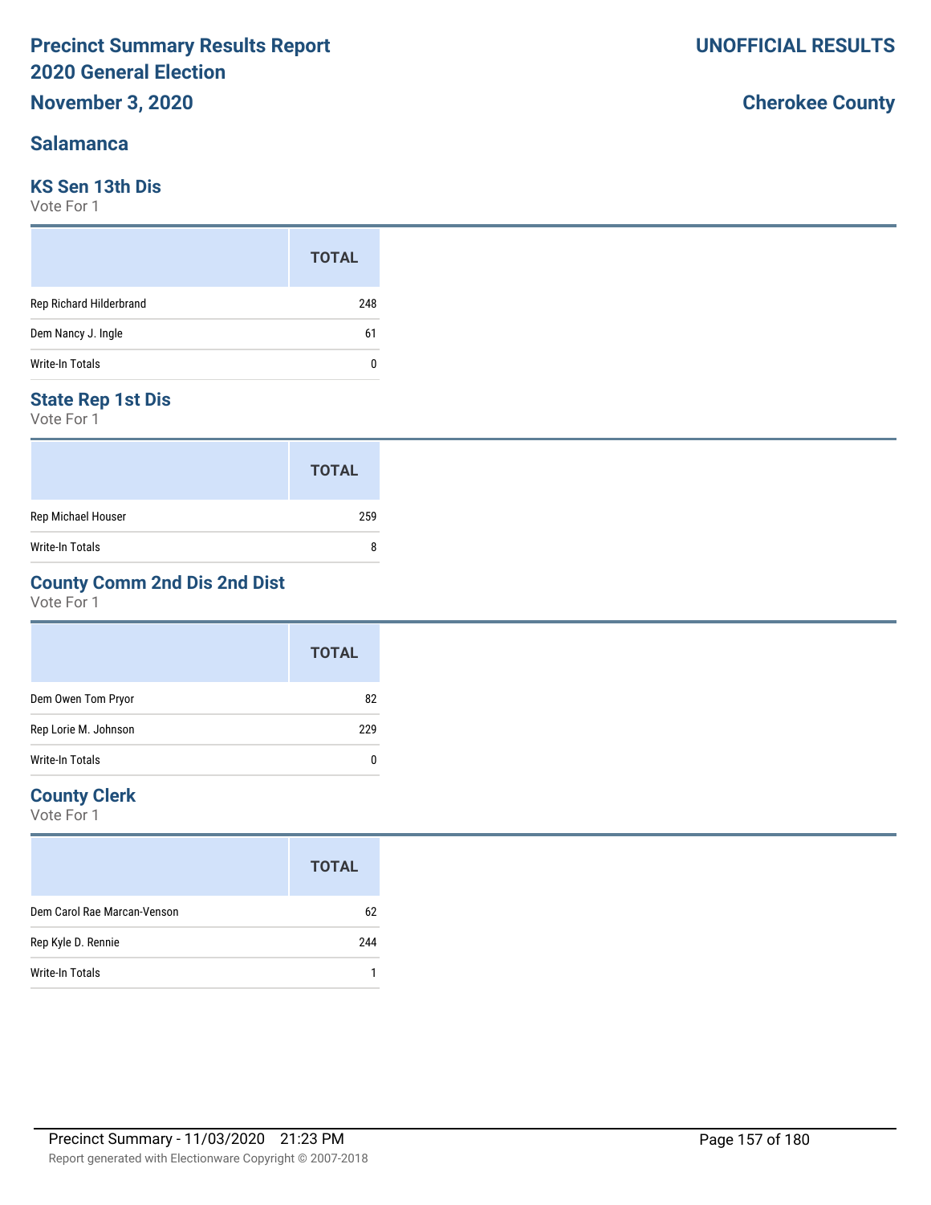# Precinct Summary Results Report
# 2020 General Election
## November 3, 2020

**UNOFFICIAL RESULTS**

**Cherokee County**

## Salamanca

### KS Sen 13th Dis
Vote For 1

| | TOTAL |
|---|---|
| Rep Richard Hilderbrand | 248 |
| Dem Nancy J. Ingle | 61 |
| Write-In Totals | 0 |

### State Rep 1st Dis
Vote For 1

| | TOTAL |
|---|---|
| Rep Michael Houser | 259 |
| Write-In Totals | 8 |

### County Comm 2nd Dis 2nd Dist
Vote For 1

| | TOTAL |
|---|---|
| Dem Owen Tom Pryor | 82 |
| Rep Lorie M. Johnson | 229 |
| Write-In Totals | 0 |

### County Clerk
Vote For 1

| | TOTAL |
|---|---|
| Dem Carol Rae Marcan-Venson | 62 |
| Rep Kyle D. Rennie | 244 |
| Write-In Totals | 1 |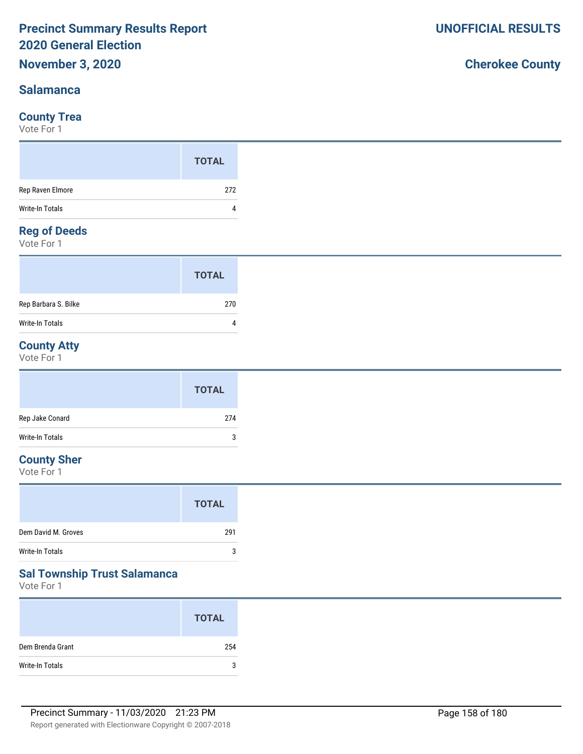# Precinct Summary Results Report
# 2020 General Election
## November 3, 2020

**UNOFFICIAL RESULTS**

**Cherokee County**

## Salamanca

### County Trea
Vote For 1

| | TOTAL |
|---|---|
| Rep Raven Elmore | 272 |
| Write-In Totals | 4 |

### Reg of Deeds
Vote For 1

| | TOTAL |
|---|---|
| Rep Barbara S. Bilke | 270 |
| Write-In Totals | 4 |

### County Atty
Vote For 1

| | TOTAL |
|---|---|
| Rep Jake Conard | 274 |
| Write-In Totals | 3 |

### County Sher
Vote For 1

| | TOTAL |
|---|---|
| Dem David M. Groves | 291 |
| Write-In Totals | 3 |

### Sal Township Trust Salamanca
Vote For 1

| | TOTAL |
|---|---|
| Dem Brenda Grant | 254 |
| Write-In Totals | 3 |

Precinct Summary - 11/03/2020 21:23 PM

Report generated with Electionware Copyright © 2007-2018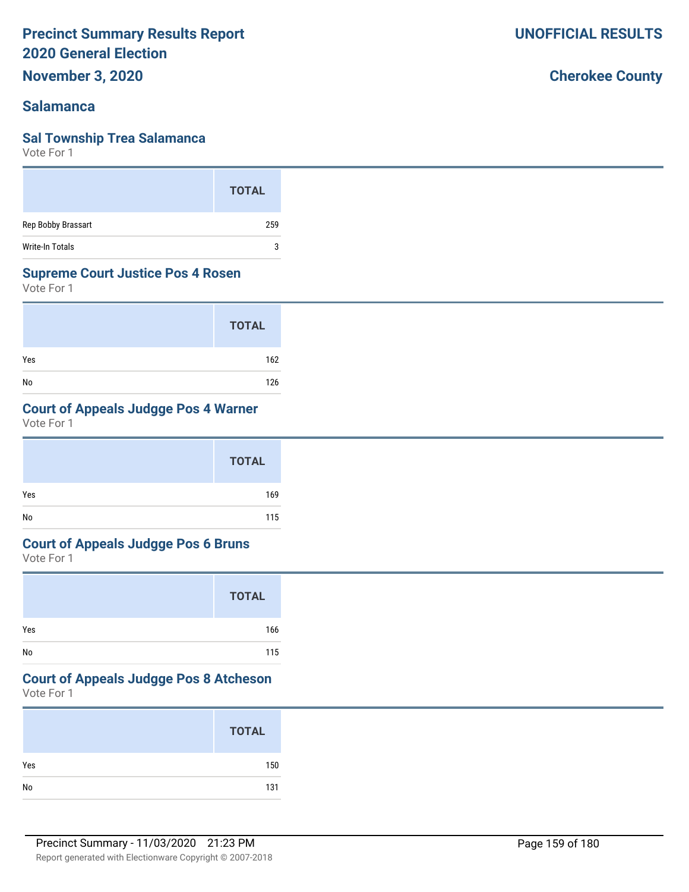# Precinct Summary Results Report
# 2020 General Election
## November 3, 2020

**UNOFFICIAL RESULTS**

**Cherokee County**

## Salamanca

### Sal Township Trea Salamanca
Vote For 1

| | TOTAL |
|---|---|
| Rep Bobby Brassart | 259 |
| Write-In Totals | 3 |

### Supreme Court Justice Pos 4 Rosen
Vote For 1

| | TOTAL |
|---|---|
| Yes | 162 |
| No | 126 |

### Court of Appeals Judgge Pos 4 Warner
Vote For 1

| | TOTAL |
|---|---|
| Yes | 169 |
| No | 115 |

### Court of Appeals Judgge Pos 6 Bruns
Vote For 1

| | TOTAL |
|---|---|
| Yes | 166 |
| No | 115 |

### Court of Appeals Judgge Pos 8 Atcheson
Vote For 1

| | TOTAL |
|---|---|
| Yes | 150 |
| No | 131 |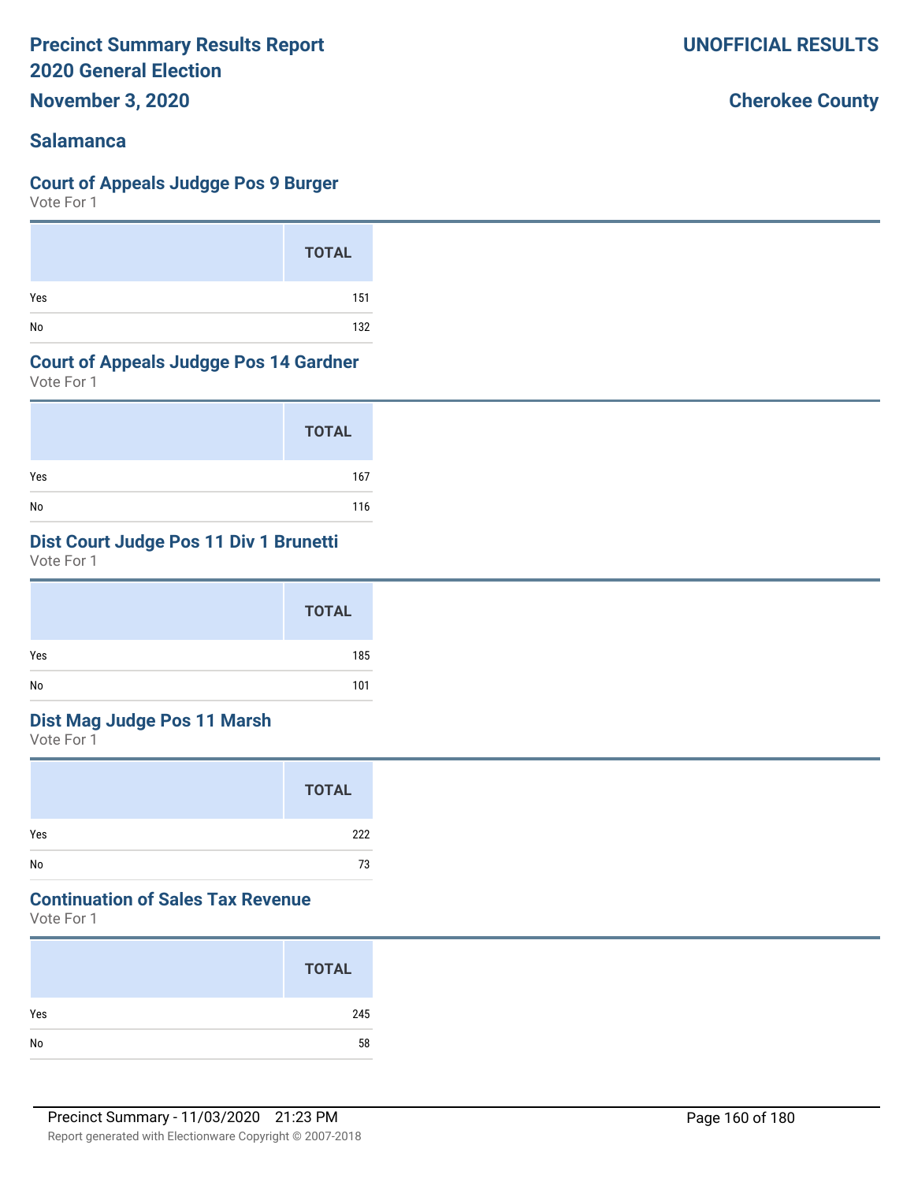# Precinct Summary Results Report
# 2020 General Election
## November 3, 2020

**UNOFFICIAL RESULTS**

**Cherokee County**

## Salamanca

### Court of Appeals Judgge Pos 9 Burger

Vote For 1

| | TOTAL |
|---|---|
| Yes | 151 |
| No | 132 |

### Court of Appeals Judgge Pos 14 Gardner

Vote For 1

| | TOTAL |
|---|---|
| Yes | 167 |
| No | 116 |

### Dist Court Judge Pos 11 Div 1 Brunetti

Vote For 1

| | TOTAL |
|---|---|
| Yes | 185 |
| No | 101 |

### Dist Mag Judge Pos 11 Marsh

Vote For 1

| | TOTAL |
|---|---|
| Yes | 222 |
| No | 73 |

### Continuation of Sales Tax Revenue

Vote For 1

| | TOTAL |
|---|---|
| Yes | 245 |
| No | 58 |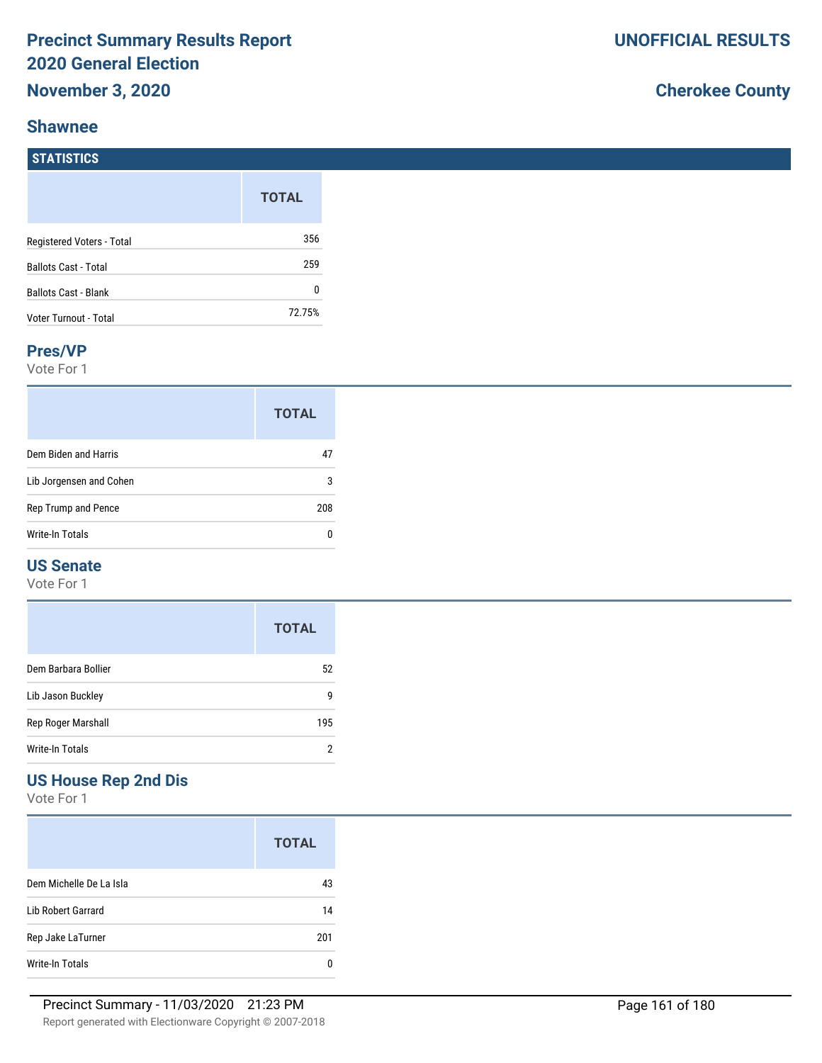# Precinct Summary Results Report
# 2020 General Election
## November 3, 2020

**UNOFFICIAL RESULTS**

**Cherokee County**

## Shawnee

### STATISTICS

| | TOTAL |
|---|---|
| Registered Voters - Total | 356 |
| Ballots Cast - Total | 259 |
| Ballots Cast - Blank | 0 |
| Voter Turnout - Total | 72.75% |

### Pres/VP

Vote For 1

| | TOTAL |
|---|---|
| Dem Biden and Harris | 47 |
| Lib Jorgensen and Cohen | 3 |
| Rep Trump and Pence | 208 |
| Write-In Totals | 0 |

### US Senate

Vote For 1

| | TOTAL |
|---|---|
| Dem Barbara Bollier | 52 |
| Lib Jason Buckley | 9 |
| Rep Roger Marshall | 195 |
| Write-In Totals | 2 |

### US House Rep 2nd Dis

Vote For 1

| | TOTAL |
|---|---|
| Dem Michelle De La Isla | 43 |
| Lib Robert Garrard | 14 |
| Rep Jake LaTurner | 201 |
| Write-In Totals | 0 |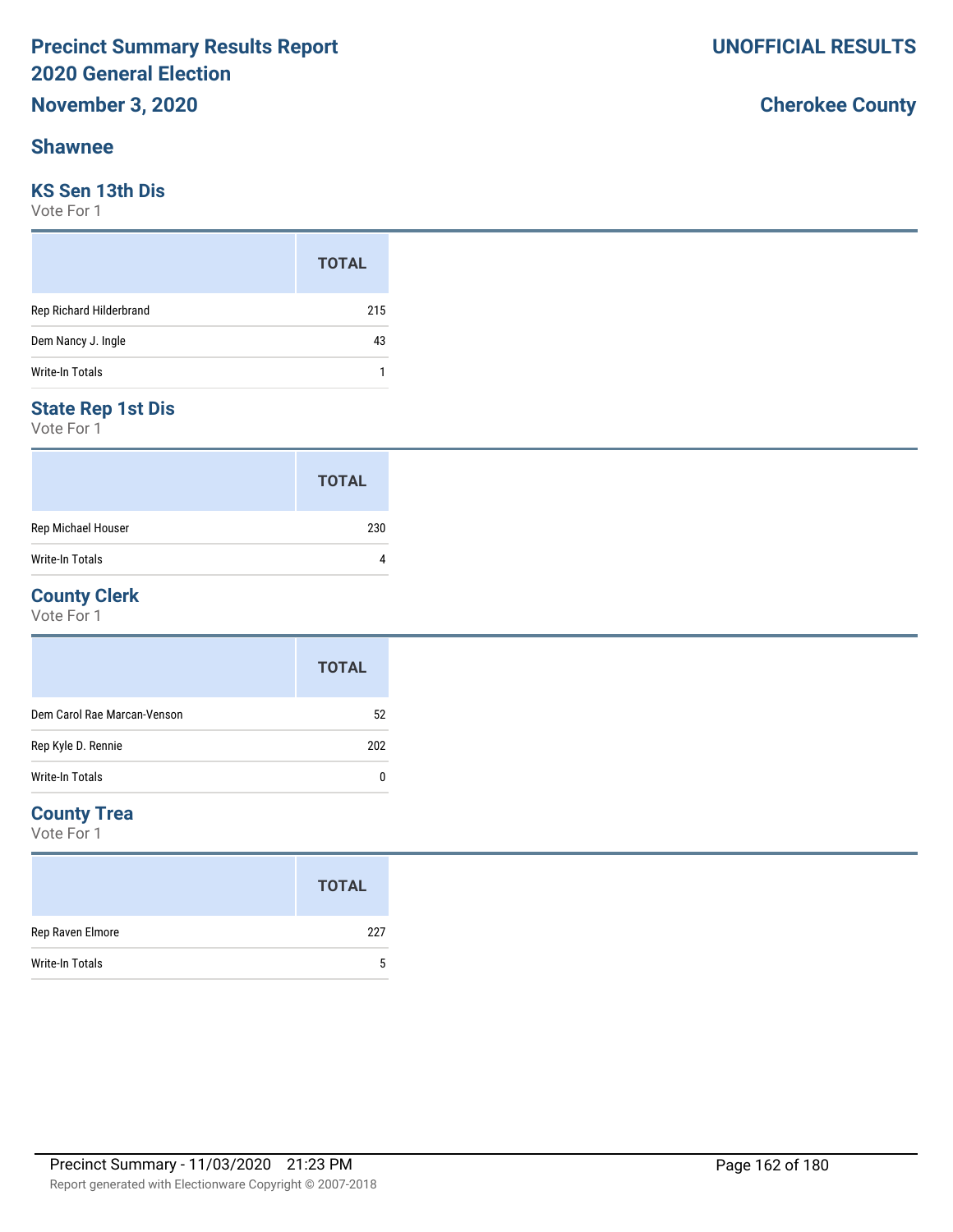# Precinct Summary Results Report
# 2020 General Election
## November 3, 2020

**UNOFFICIAL RESULTS**

**Cherokee County**

## Shawnee

### KS Sen 13th Dis

Vote For 1

| | TOTAL |
|---|---|
| Rep Richard Hilderbrand | 215 |
| Dem Nancy J. Ingle | 43 |
| Write-In Totals | 1 |

### State Rep 1st Dis

Vote For 1

| | TOTAL |
|---|---|
| Rep Michael Houser | 230 |
| Write-In Totals | 4 |

### County Clerk

Vote For 1

| | TOTAL |
|---|---|
| Dem Carol Rae Marcan-Venson | 52 |
| Rep Kyle D. Rennie | 202 |
| Write-In Totals | 0 |

### County Trea

Vote For 1

| | TOTAL |
|---|---|
| Rep Raven Elmore | 227 |
| Write-In Totals | 5 |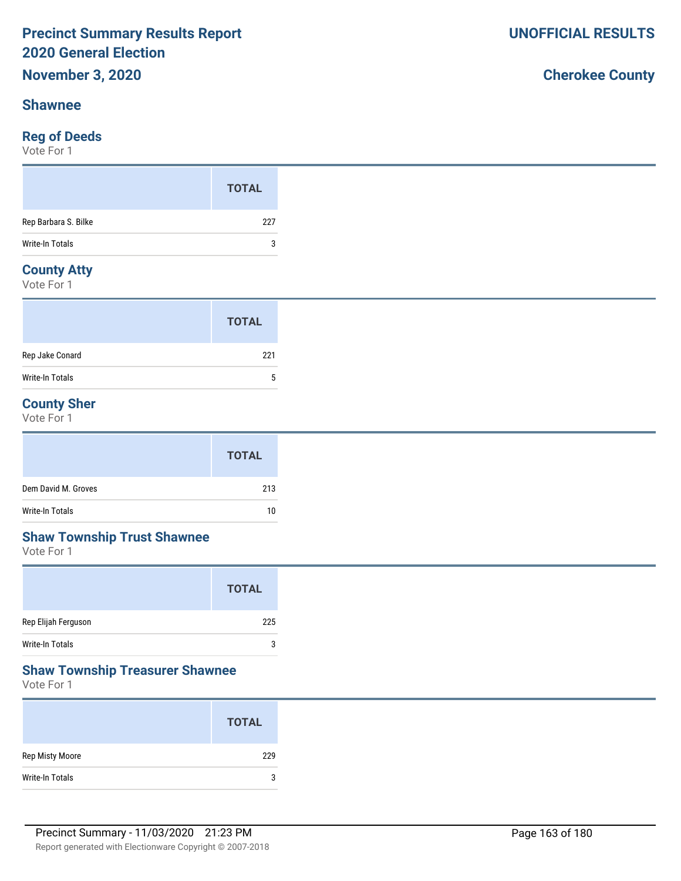# Precinct Summary Results Report
# 2020 General Election
**November 3, 2020**

**UNOFFICIAL RESULTS**

**Cherokee County**

## Shawnee

### Reg of Deeds
Vote For 1

| | TOTAL |
|---|---|
| Rep Barbara S. Bilke | 227 |
| Write-In Totals | 3 |

### County Atty
Vote For 1

| | TOTAL |
|---|---|
| Rep Jake Conard | 221 |
| Write-In Totals | 5 |

### County Sher
Vote For 1

| | TOTAL |
|---|---|
| Dem David M. Groves | 213 |
| Write-In Totals | 10 |

### Shaw Township Trust Shawnee
Vote For 1

| | TOTAL |
|---|---|
| Rep Elijah Ferguson | 225 |
| Write-In Totals | 3 |

### Shaw Township Treasurer Shawnee
Vote For 1

| | TOTAL |
|---|---|
| Rep Misty Moore | 229 |
| Write-In Totals | 3 |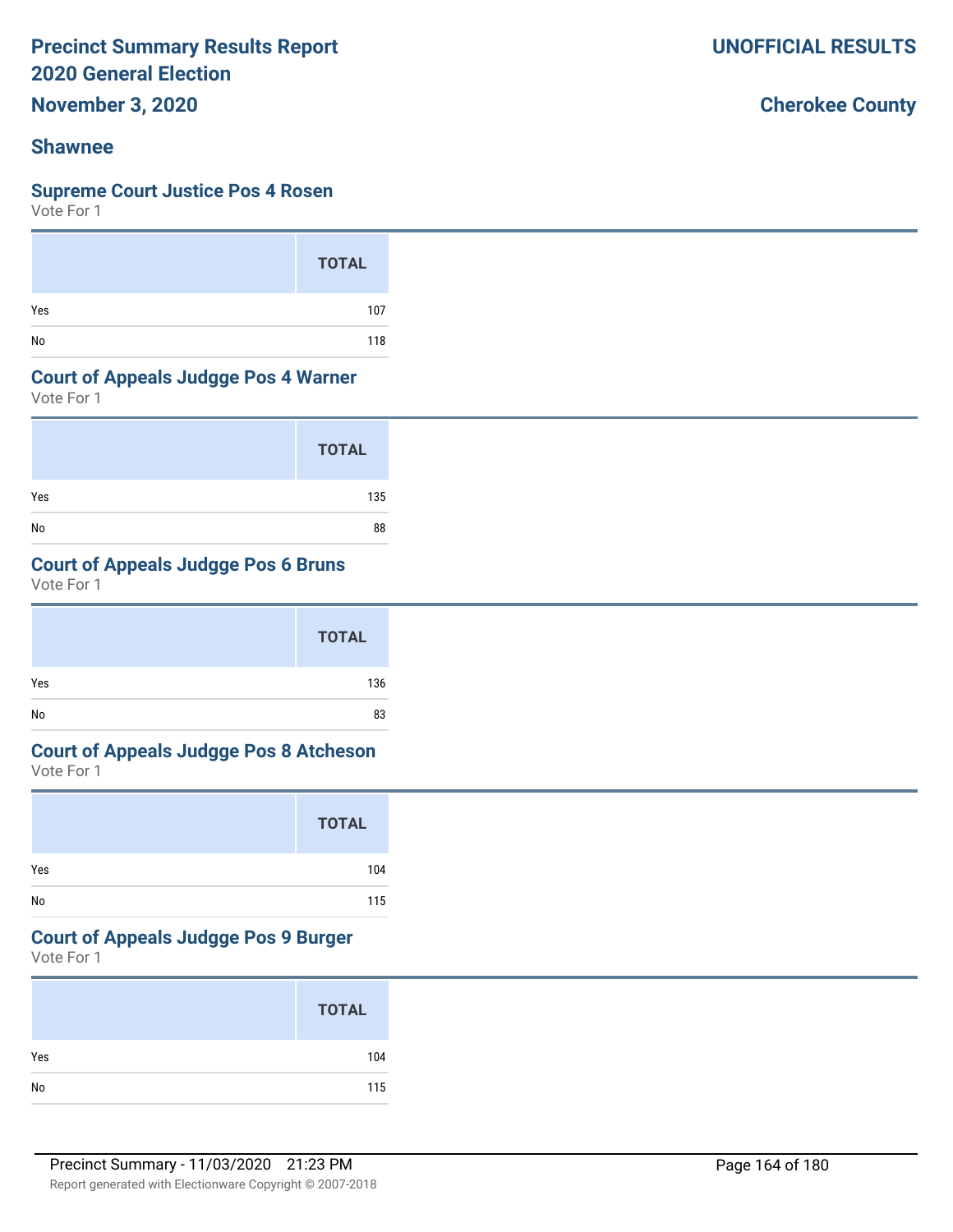# Precinct Summary Results Report
## 2020 General Election
## November 3, 2020

**UNOFFICIAL RESULTS**

**Cherokee County**

## Shawnee

### Supreme Court Justice Pos 4 Rosen
Vote For 1

| | TOTAL |
|---|---|
| Yes | 107 |
| No | 118 |

### Court of Appeals Judgge Pos 4 Warner
Vote For 1

| | TOTAL |
|---|---|
| Yes | 135 |
| No | 88 |

### Court of Appeals Judgge Pos 6 Bruns
Vote For 1

| | TOTAL |
|---|---|
| Yes | 136 |
| No | 83 |

### Court of Appeals Judgge Pos 8 Atcheson
Vote For 1

| | TOTAL |
|---|---|
| Yes | 104 |
| No | 115 |

### Court of Appeals Judgge Pos 9 Burger
Vote For 1

| | TOTAL |
|---|---|
| Yes | 104 |
| No | 115 |

Precinct Summary - 11/03/2020 21:23 PM

Report generated with Electionware Copyright © 2007-2018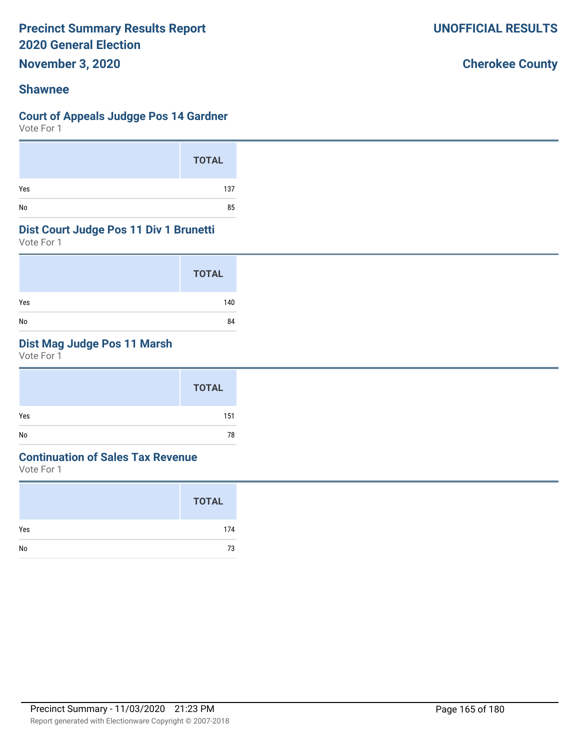# Precinct Summary Results Report
# 2020 General Election

**November 3, 2020**

**UNOFFICIAL RESULTS**

**Cherokee County**

## Shawnee

### Court of Appeals Judgge Pos 14 Gardner

Vote For 1

| | TOTAL |
|---|---|
| Yes | 137 |
| No | 85 |

### Dist Court Judge Pos 11 Div 1 Brunetti

Vote For 1

| | TOTAL |
|---|---|
| Yes | 140 |
| No | 84 |

### Dist Mag Judge Pos 11 Marsh

Vote For 1

| | TOTAL |
|---|---|
| Yes | 151 |
| No | 78 |

### Continuation of Sales Tax Revenue

Vote For 1

| | TOTAL |
|---|---|
| Yes | 174 |
| No | 73 |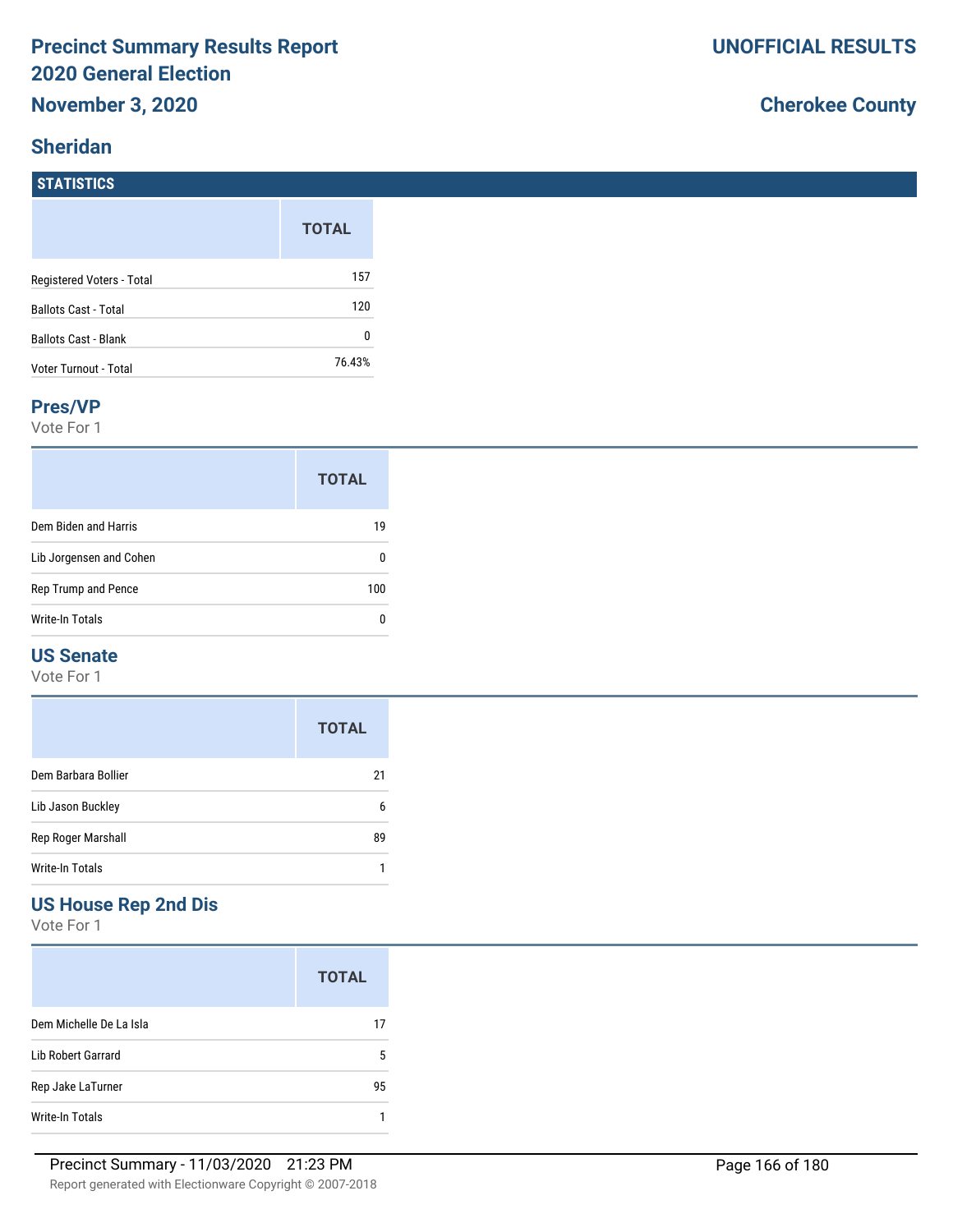# Precinct Summary Results Report
## 2020 General Election
## November 3, 2020

**UNOFFICIAL RESULTS**

**Cherokee County**

## Sheridan

### STATISTICS

| | TOTAL |
|---|---|
| Registered Voters - Total | 157 |
| Ballots Cast - Total | 120 |
| Ballots Cast - Blank | 0 |
| Voter Turnout - Total | 76.43% |

### Pres/VP

Vote For 1

| | TOTAL |
|---|---|
| Dem Biden and Harris | 19 |
| Lib Jorgensen and Cohen | 0 |
| Rep Trump and Pence | 100 |
| Write-In Totals | 0 |

### US Senate

Vote For 1

| | TOTAL |
|---|---|
| Dem Barbara Bollier | 21 |
| Lib Jason Buckley | 6 |
| Rep Roger Marshall | 89 |
| Write-In Totals | 1 |

### US House Rep 2nd Dis

Vote For 1

| | TOTAL |
|---|---|
| Dem Michelle De La Isla | 17 |
| Lib Robert Garrard | 5 |
| Rep Jake LaTurner | 95 |
| Write-In Totals | 1 |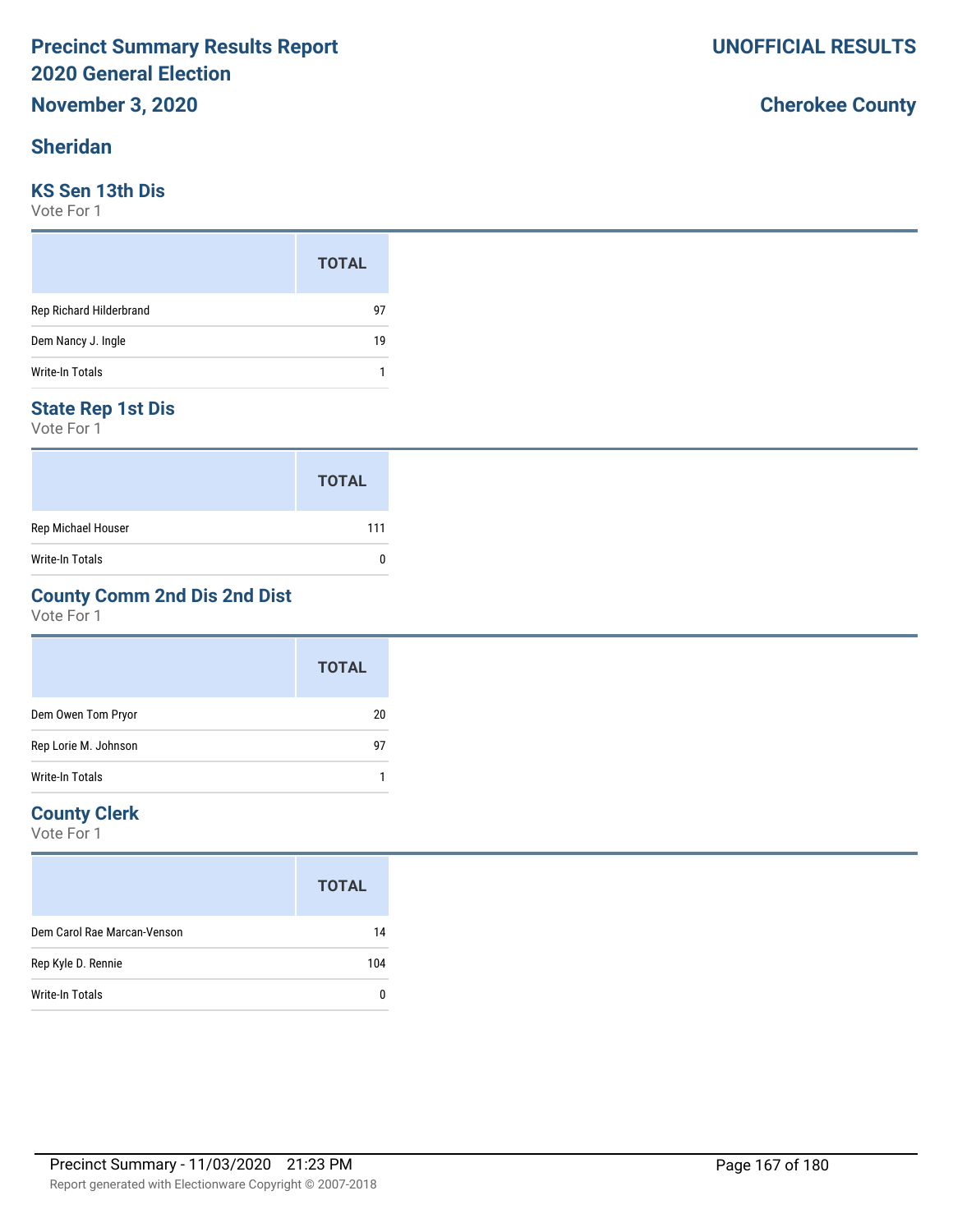# Precinct Summary Results Report
# 2020 General Election
## November 3, 2020

**UNOFFICIAL RESULTS**

**Cherokee County**

## Sheridan

### KS Sen 13th Dis
Vote For 1

| | TOTAL |
|---|---|
| Rep Richard Hilderbrand | 97 |
| Dem Nancy J. Ingle | 19 |
| Write-In Totals | 1 |

### State Rep 1st Dis
Vote For 1

| | TOTAL |
|---|---|
| Rep Michael Houser | 111 |
| Write-In Totals | 0 |

### County Comm 2nd Dis 2nd Dist
Vote For 1

| | TOTAL |
|---|---|
| Dem Owen Tom Pryor | 20 |
| Rep Lorie M. Johnson | 97 |
| Write-In Totals | 1 |

### County Clerk
Vote For 1

| | TOTAL |
|---|---|
| Dem Carol Rae Marcan-Venson | 14 |
| Rep Kyle D. Rennie | 104 |
| Write-In Totals | 0 |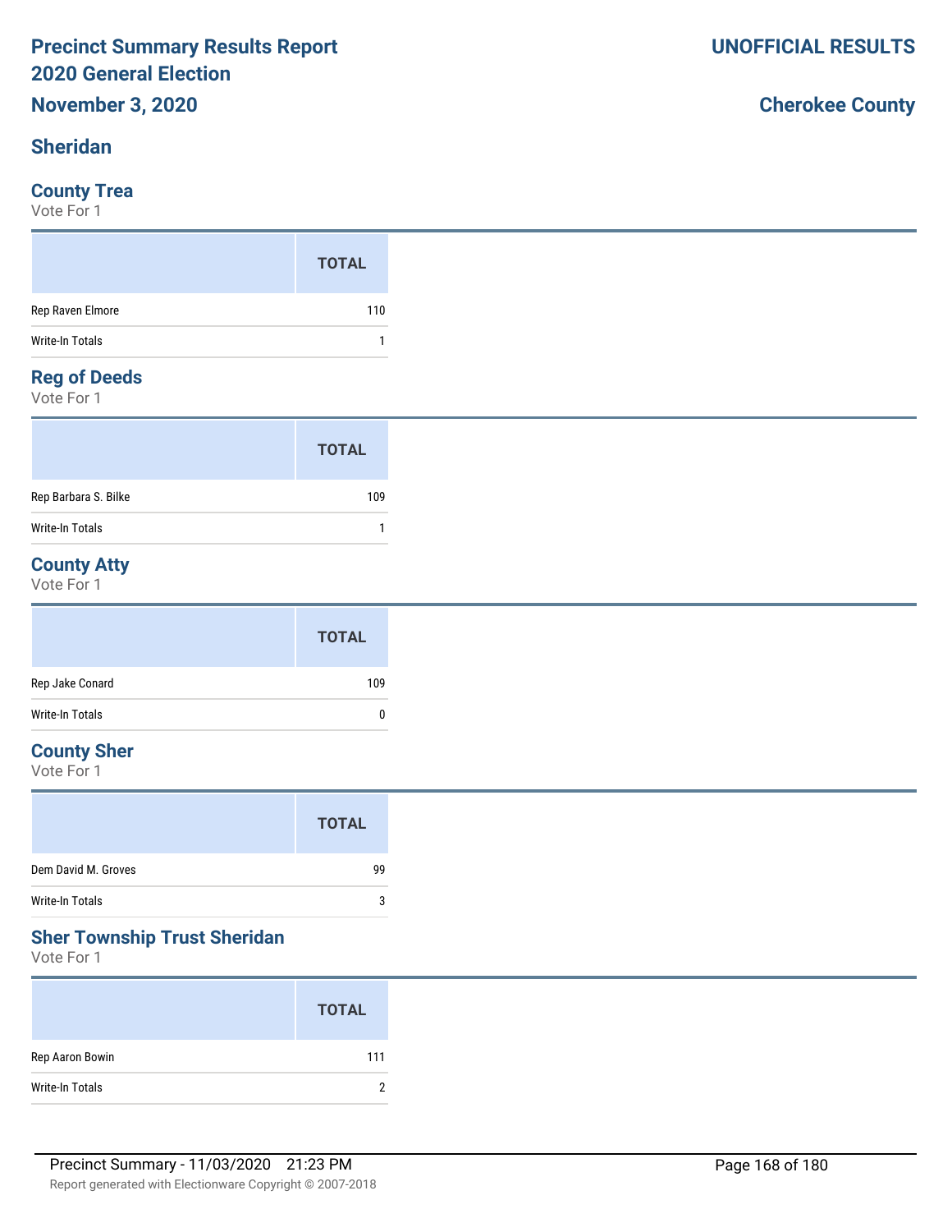# Precinct Summary Results Report 2020 General Election

**November 3, 2020**

**UNOFFICIAL RESULTS**

**Cherokee County**

## Sheridan

### County Trea

Vote For 1

| | TOTAL |
|---|---|
| Rep Raven Elmore | 110 |
| Write-In Totals | 1 |

### Reg of Deeds

Vote For 1

| | TOTAL |
|---|---|
| Rep Barbara S. Bilke | 109 |
| Write-In Totals | 1 |

### County Atty

Vote For 1

| | TOTAL |
|---|---|
| Rep Jake Conard | 109 |
| Write-In Totals | 0 |

### County Sher

Vote For 1

| | TOTAL |
|---|---|
| Dem David M. Groves | 99 |
| Write-In Totals | 3 |

### Sher Township Trust Sheridan

Vote For 1

| | TOTAL |
|---|---|
| Rep Aaron Bowin | 111 |
| Write-In Totals | 2 |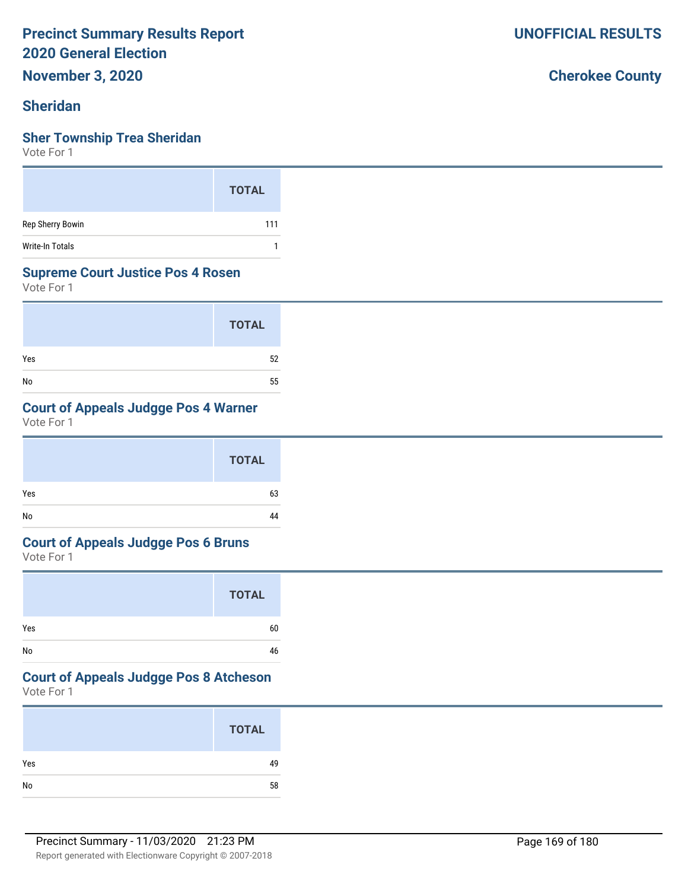# Precinct Summary Results Report
# 2020 General Election
## November 3, 2020

**UNOFFICIAL RESULTS**

**Cherokee County**

## Sheridan

### Sher Township Trea Sheridan
Vote For 1

| | TOTAL |
|---|---|
| Rep Sherry Bowin | 111 |
| Write-In Totals | 1 |

### Supreme Court Justice Pos 4 Rosen
Vote For 1

| | TOTAL |
|---|---|
| Yes | 52 |
| No | 55 |

### Court of Appeals Judgge Pos 4 Warner
Vote For 1

| | TOTAL |
|---|---|
| Yes | 63 |
| No | 44 |

### Court of Appeals Judgge Pos 6 Bruns
Vote For 1

| | TOTAL |
|---|---|
| Yes | 60 |
| No | 46 |

### Court of Appeals Judgge Pos 8 Atcheson
Vote For 1

| | TOTAL |
|---|---|
| Yes | 49 |
| No | 58 |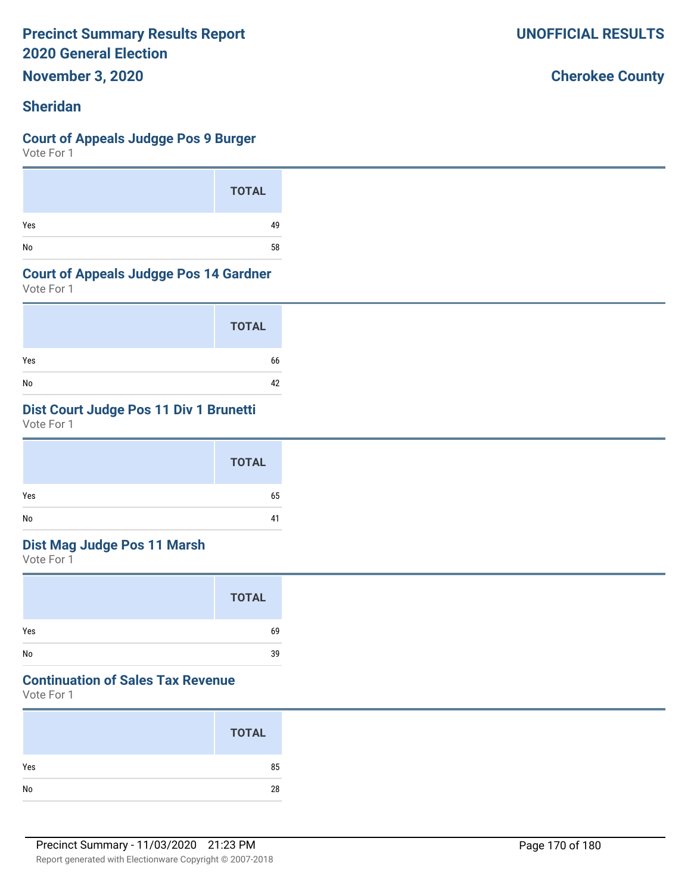# Precinct Summary Results Report
# 2020 General Election
## November 3, 2020

**UNOFFICIAL RESULTS**

**Cherokee County**

## Sheridan

### Court of Appeals Judgge Pos 9 Burger

Vote For 1

| | TOTAL |
|---|---|
| Yes | 49 |
| No | 58 |

### Court of Appeals Judgge Pos 14 Gardner

Vote For 1

| | TOTAL |
|---|---|
| Yes | 66 |
| No | 42 |

### Dist Court Judge Pos 11 Div 1 Brunetti

Vote For 1

| | TOTAL |
|---|---|
| Yes | 65 |
| No | 41 |

### Dist Mag Judge Pos 11 Marsh

Vote For 1

| | TOTAL |
|---|---|
| Yes | 69 |
| No | 39 |

### Continuation of Sales Tax Revenue

Vote For 1

| | TOTAL |
|---|---|
| Yes | 85 |
| No | 28 |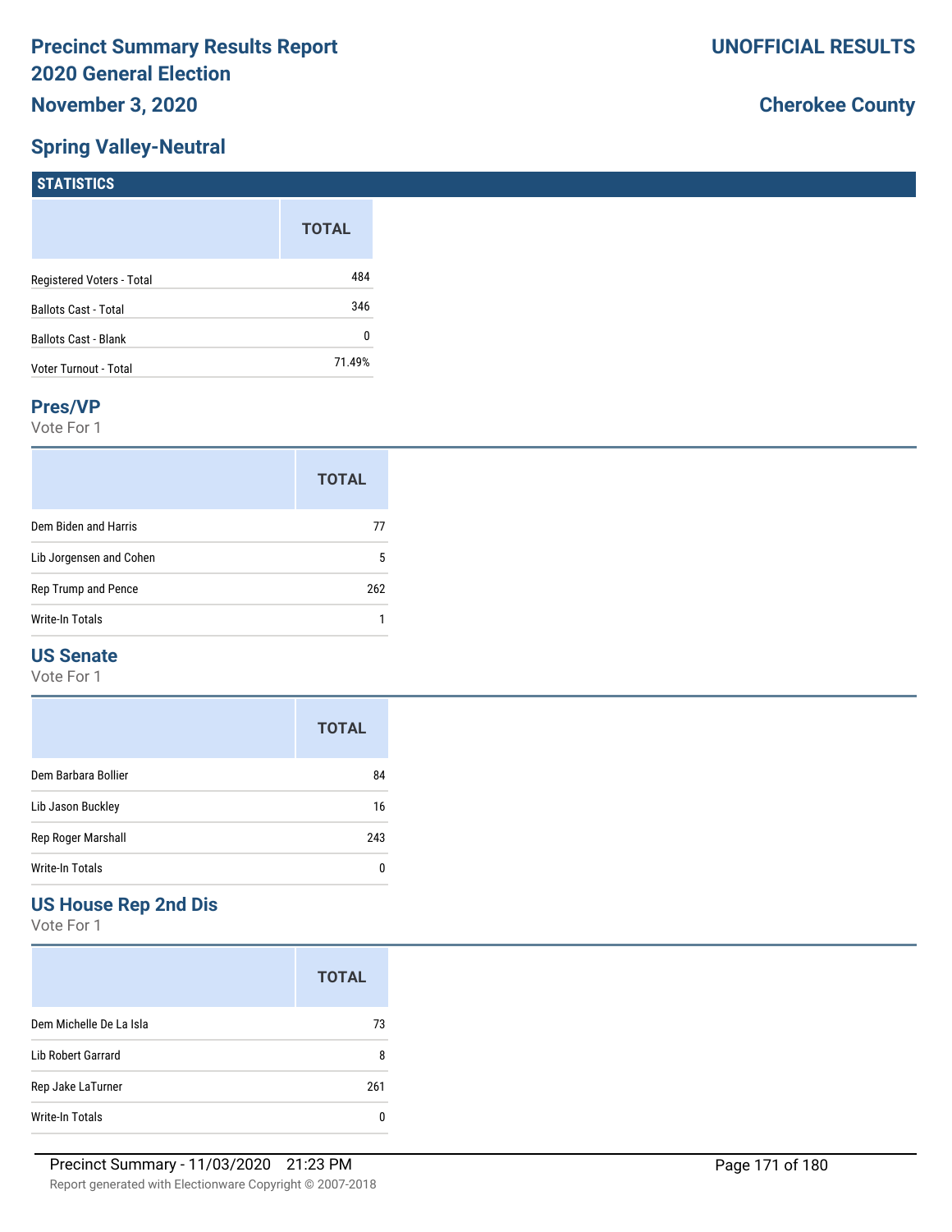# Precinct Summary Results Report
# 2020 General Election
## November 3, 2020

**UNOFFICIAL RESULTS**

**Cherokee County**

## Spring Valley-Neutral

### STATISTICS

| | TOTAL |
|---|---|
| Registered Voters - Total | 484 |
| Ballots Cast - Total | 346 |
| Ballots Cast - Blank | 0 |
| Voter Turnout - Total | 71.49% |

### Pres/VP

Vote For 1

| | TOTAL |
|---|---|
| Dem Biden and Harris | 77 |
| Lib Jorgensen and Cohen | 5 |
| Rep Trump and Pence | 262 |
| Write-In Totals | 1 |

### US Senate

Vote For 1

| | TOTAL |
|---|---|
| Dem Barbara Bollier | 84 |
| Lib Jason Buckley | 16 |
| Rep Roger Marshall | 243 |
| Write-In Totals | 0 |

### US House Rep 2nd Dis

Vote For 1

| | TOTAL |
|---|---|
| Dem Michelle De La Isla | 73 |
| Lib Robert Garrard | 8 |
| Rep Jake LaTurner | 261 |
| Write-In Totals | 0 |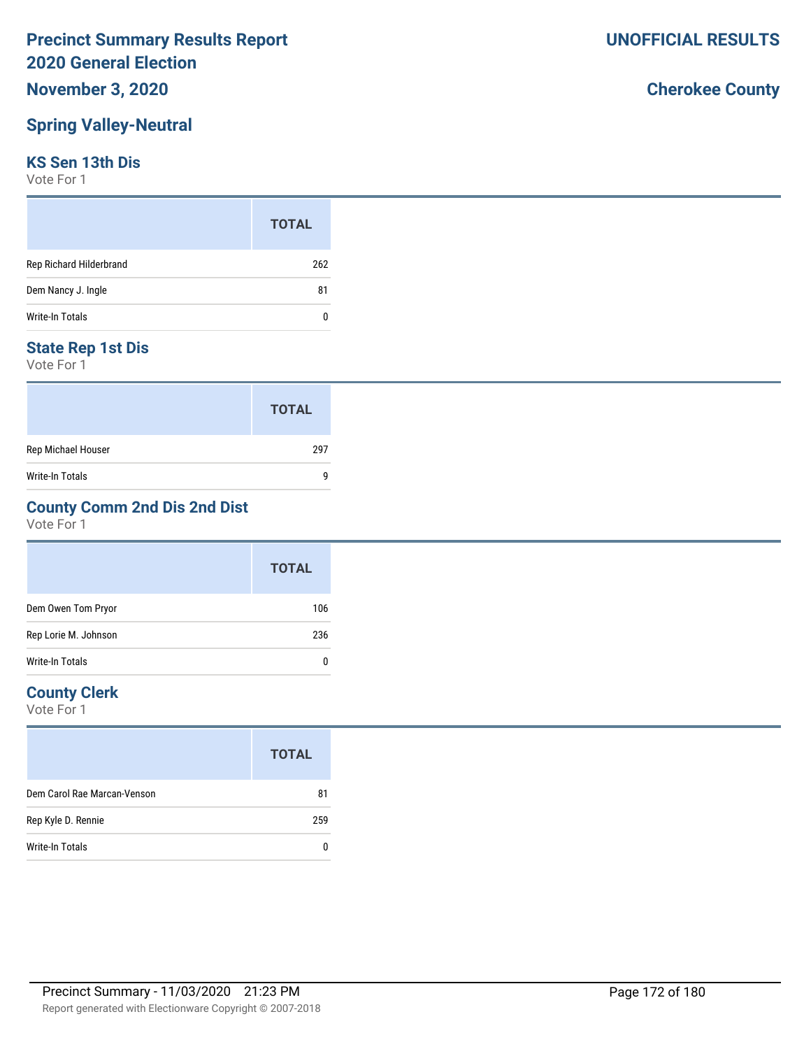# Precinct Summary Results Report
# 2020 General Election

**UNOFFICIAL RESULTS**

**November 3, 2020**

**Cherokee County**

## Spring Valley-Neutral

### KS Sen 13th Dis

Vote For 1

| | TOTAL |
|---|---|
| Rep Richard Hilderbrand | 262 |
| Dem Nancy J. Ingle | 81 |
| Write-In Totals | 0 |

### State Rep 1st Dis

Vote For 1

| | TOTAL |
|---|---|
| Rep Michael Houser | 297 |
| Write-In Totals | 9 |

### County Comm 2nd Dis 2nd Dist

Vote For 1

| | TOTAL |
|---|---|
| Dem Owen Tom Pryor | 106 |
| Rep Lorie M. Johnson | 236 |
| Write-In Totals | 0 |

### County Clerk

Vote For 1

| | TOTAL |
|---|---|
| Dem Carol Rae Marcan-Venson | 81 |
| Rep Kyle D. Rennie | 259 |
| Write-In Totals | 0 |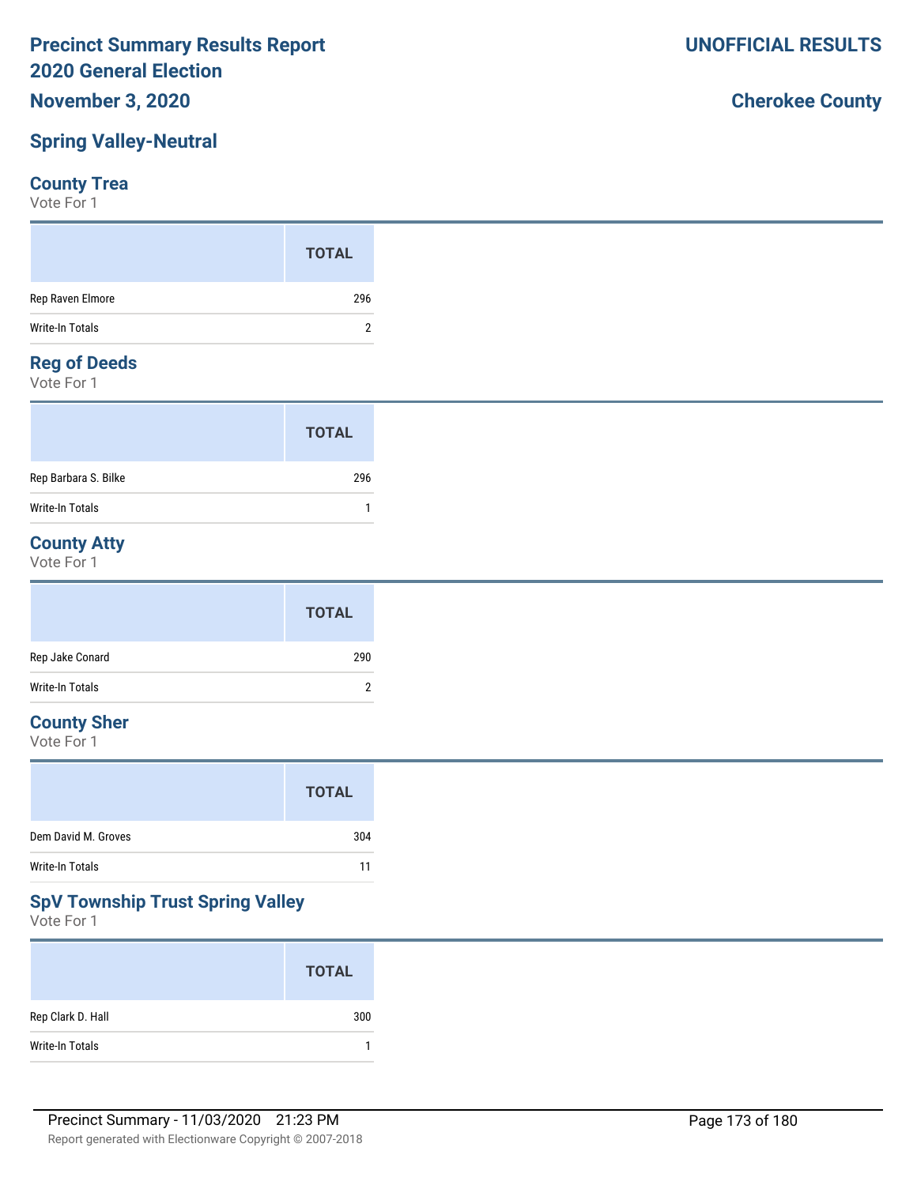# Precinct Summary Results Report
# 2020 General Election
# November 3, 2020

**UNOFFICIAL RESULTS**

**Cherokee County**

## Spring Valley-Neutral

### County Trea
Vote For 1

| | TOTAL |
|---|---|
| Rep Raven Elmore | 296 |
| Write-In Totals | 2 |

### Reg of Deeds
Vote For 1

| | TOTAL |
|---|---|
| Rep Barbara S. Bilke | 296 |
| Write-In Totals | 1 |

### County Atty
Vote For 1

| | TOTAL |
|---|---|
| Rep Jake Conard | 290 |
| Write-In Totals | 2 |

### County Sher
Vote For 1

| | TOTAL |
|---|---|
| Dem David M. Groves | 304 |
| Write-In Totals | 11 |

### SpV Township Trust Spring Valley
Vote For 1

| | TOTAL |
|---|---|
| Rep Clark D. Hall | 300 |
| Write-In Totals | 1 |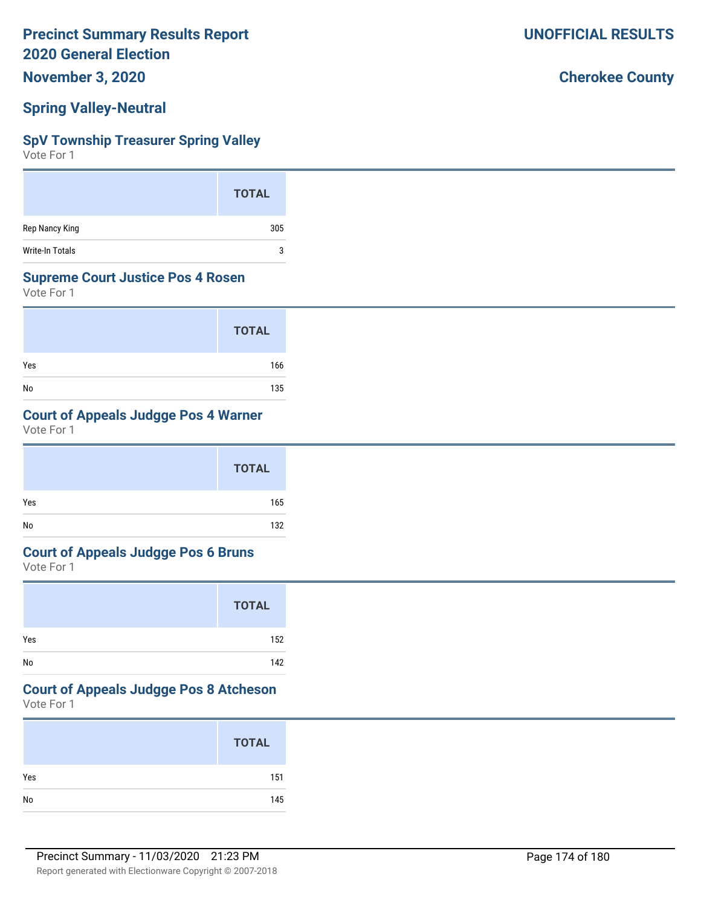**Precinct Summary Results Report**
**2020 General Election**
**November 3, 2020**

**UNOFFICIAL RESULTS**

**Cherokee County**

## Spring Valley-Neutral

### SpV Township Treasurer Spring Valley
Vote For 1

| | TOTAL |
|---|---|
| Rep Nancy King | 305 |
| Write-In Totals | 3 |

### Supreme Court Justice Pos 4 Rosen
Vote For 1

| | TOTAL |
|---|---|
| Yes | 166 |
| No | 135 |

### Court of Appeals Judgge Pos 4 Warner
Vote For 1

| | TOTAL |
|---|---|
| Yes | 165 |
| No | 132 |

### Court of Appeals Judgge Pos 6 Bruns
Vote For 1

| | TOTAL |
|---|---|
| Yes | 152 |
| No | 142 |

### Court of Appeals Judgge Pos 8 Atcheson
Vote For 1

| | TOTAL |
|---|---|
| Yes | 151 |
| No | 145 |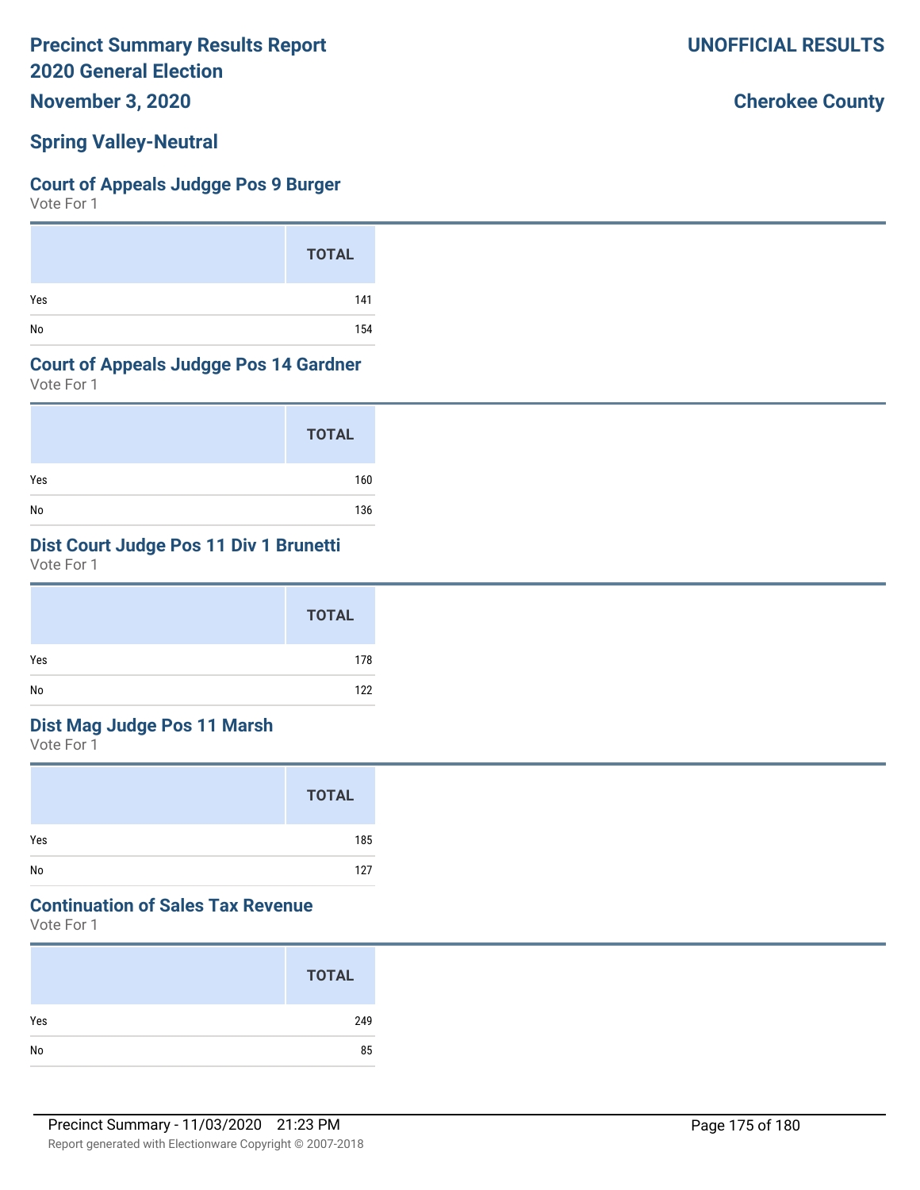# Precinct Summary Results Report
# 2020 General Election
## November 3, 2020

**UNOFFICIAL RESULTS**

**Cherokee County**

## Spring Valley-Neutral

### Court of Appeals Judgge Pos 9 Burger
Vote For 1

| | TOTAL |
|---|---|
| Yes | 141 |
| No | 154 |

### Court of Appeals Judgge Pos 14 Gardner
Vote For 1

| | TOTAL |
|---|---|
| Yes | 160 |
| No | 136 |

### Dist Court Judge Pos 11 Div 1 Brunetti
Vote For 1

| | TOTAL |
|---|---|
| Yes | 178 |
| No | 122 |

### Dist Mag Judge Pos 11 Marsh
Vote For 1

| | TOTAL |
|---|---|
| Yes | 185 |
| No | 127 |

### Continuation of Sales Tax Revenue
Vote For 1

| | TOTAL |
|---|---|
| Yes | 249 |
| No | 85 |

Precinct Summary - 11/03/2020 21:23 PM

Report generated with Electionware Copyright © 2007-2018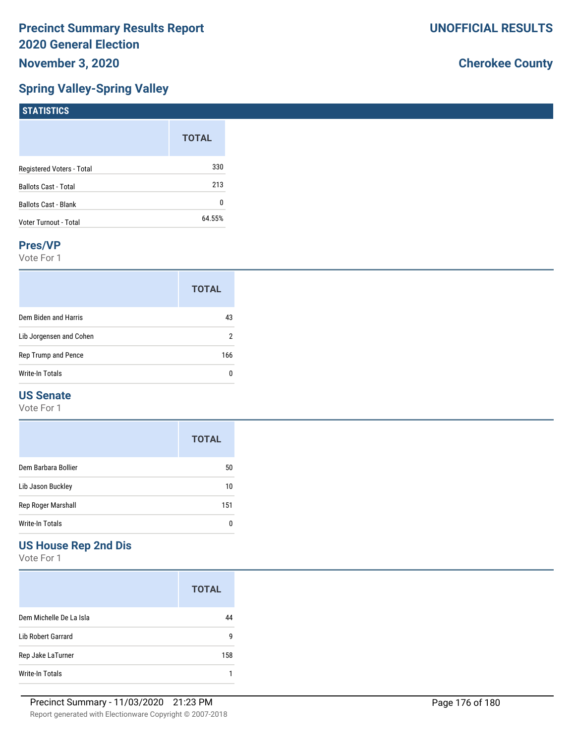# Precinct Summary Results Report
# 2020 General Election
# November 3, 2020

**UNOFFICIAL RESULTS**

**Cherokee County**

## Spring Valley-Spring Valley

### STATISTICS

| | TOTAL |
|---|---|
| Registered Voters - Total | 330 |
| Ballots Cast - Total | 213 |
| Ballots Cast - Blank | 0 |
| Voter Turnout - Total | 64.55% |

### Pres/VP

Vote For 1

| | TOTAL |
|---|---|
| Dem Biden and Harris | 43 |
| Lib Jorgensen and Cohen | 2 |
| Rep Trump and Pence | 166 |
| Write-In Totals | 0 |

### US Senate

Vote For 1

| | TOTAL |
|---|---|
| Dem Barbara Bollier | 50 |
| Lib Jason Buckley | 10 |
| Rep Roger Marshall | 151 |
| Write-In Totals | 0 |

### US House Rep 2nd Dis

Vote For 1

| | TOTAL |
|---|---|
| Dem Michelle De La Isla | 44 |
| Lib Robert Garrard | 9 |
| Rep Jake LaTurner | 158 |
| Write-In Totals | 1 |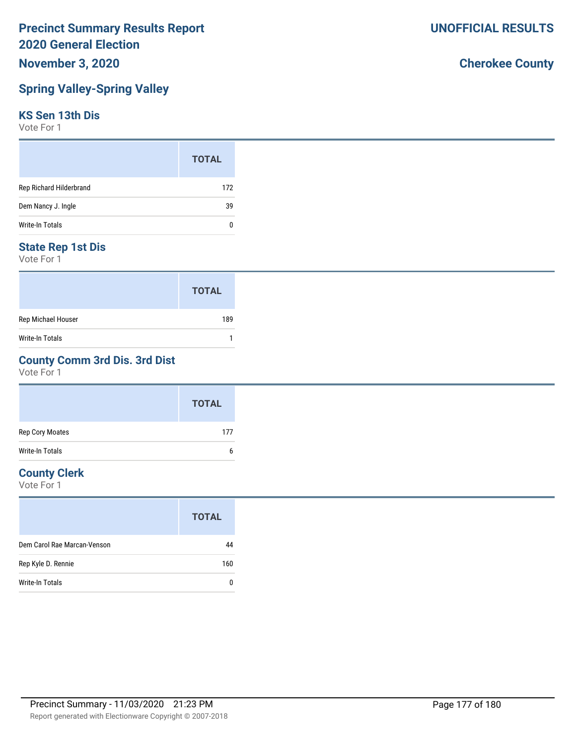# Precinct Summary Results Report
# 2020 General Election

**November 3, 2020**

**UNOFFICIAL RESULTS**

**Cherokee County**

## Spring Valley-Spring Valley

### KS Sen 13th Dis

Vote For 1

| | TOTAL |
|---|---|
| Rep Richard Hilderbrand | 172 |
| Dem Nancy J. Ingle | 39 |
| Write-In Totals | 0 |

### State Rep 1st Dis

Vote For 1

| | TOTAL |
|---|---|
| Rep Michael Houser | 189 |
| Write-In Totals | 1 |

### County Comm 3rd Dis. 3rd Dist

Vote For 1

| | TOTAL |
|---|---|
| Rep Cory Moates | 177 |
| Write-In Totals | 6 |

### County Clerk

Vote For 1

| | TOTAL |
|---|---|
| Dem Carol Rae Marcan-Venson | 44 |
| Rep Kyle D. Rennie | 160 |
| Write-In Totals | 0 |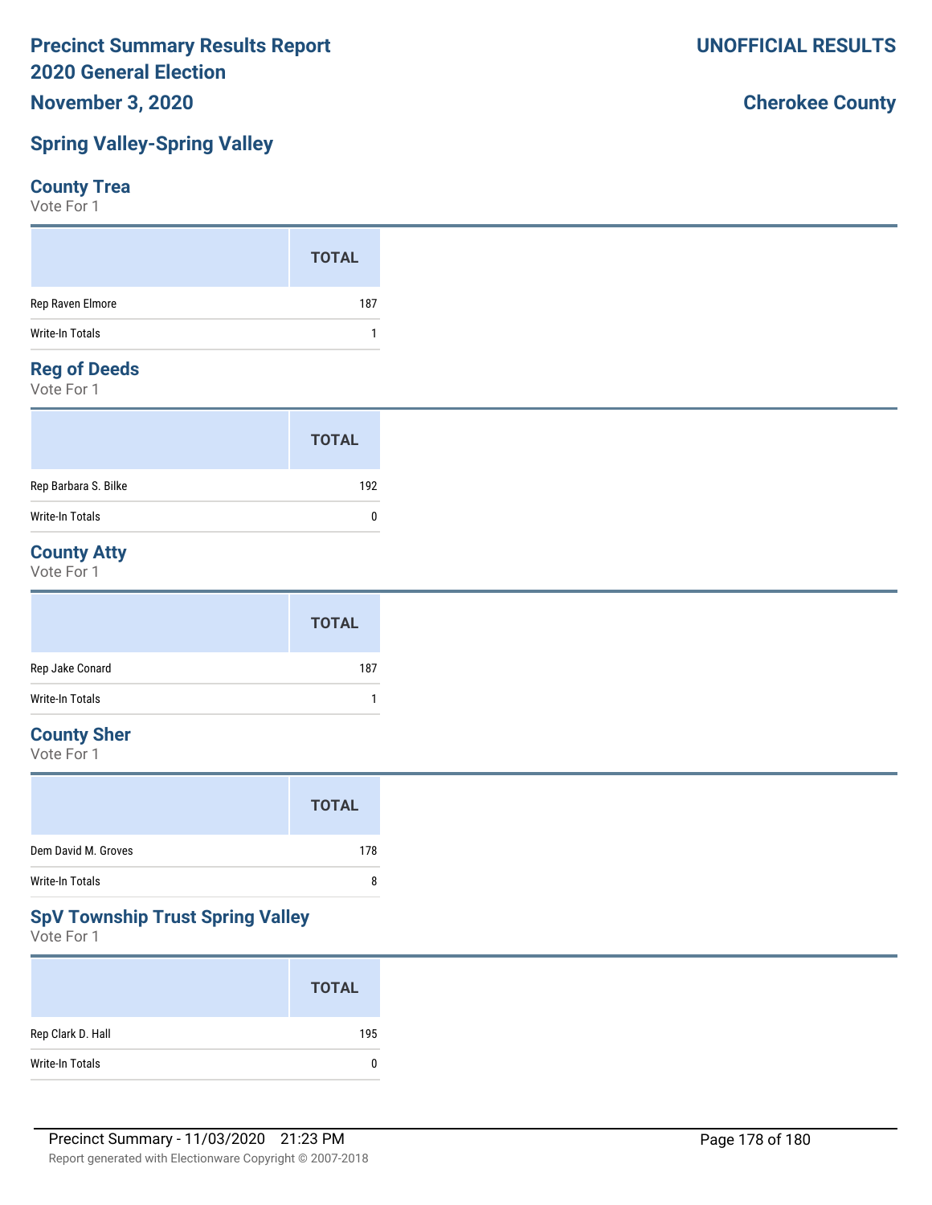**Precinct Summary Results Report**
**2020 General Election**
**November 3, 2020**

**UNOFFICIAL RESULTS**

**Cherokee County**

## Spring Valley-Spring Valley

### County Trea
Vote For 1

| | TOTAL |
|---|---|
| Rep Raven Elmore | 187 |
| Write-In Totals | 1 |

### Reg of Deeds
Vote For 1

| | TOTAL |
|---|---|
| Rep Barbara S. Bilke | 192 |
| Write-In Totals | 0 |

### County Atty
Vote For 1

| | TOTAL |
|---|---|
| Rep Jake Conard | 187 |
| Write-In Totals | 1 |

### County Sher
Vote For 1

| | TOTAL |
|---|---|
| Dem David M. Groves | 178 |
| Write-In Totals | 8 |

### SpV Township Trust Spring Valley
Vote For 1

| | TOTAL |
|---|---|
| Rep Clark D. Hall | 195 |
| Write-In Totals | 0 |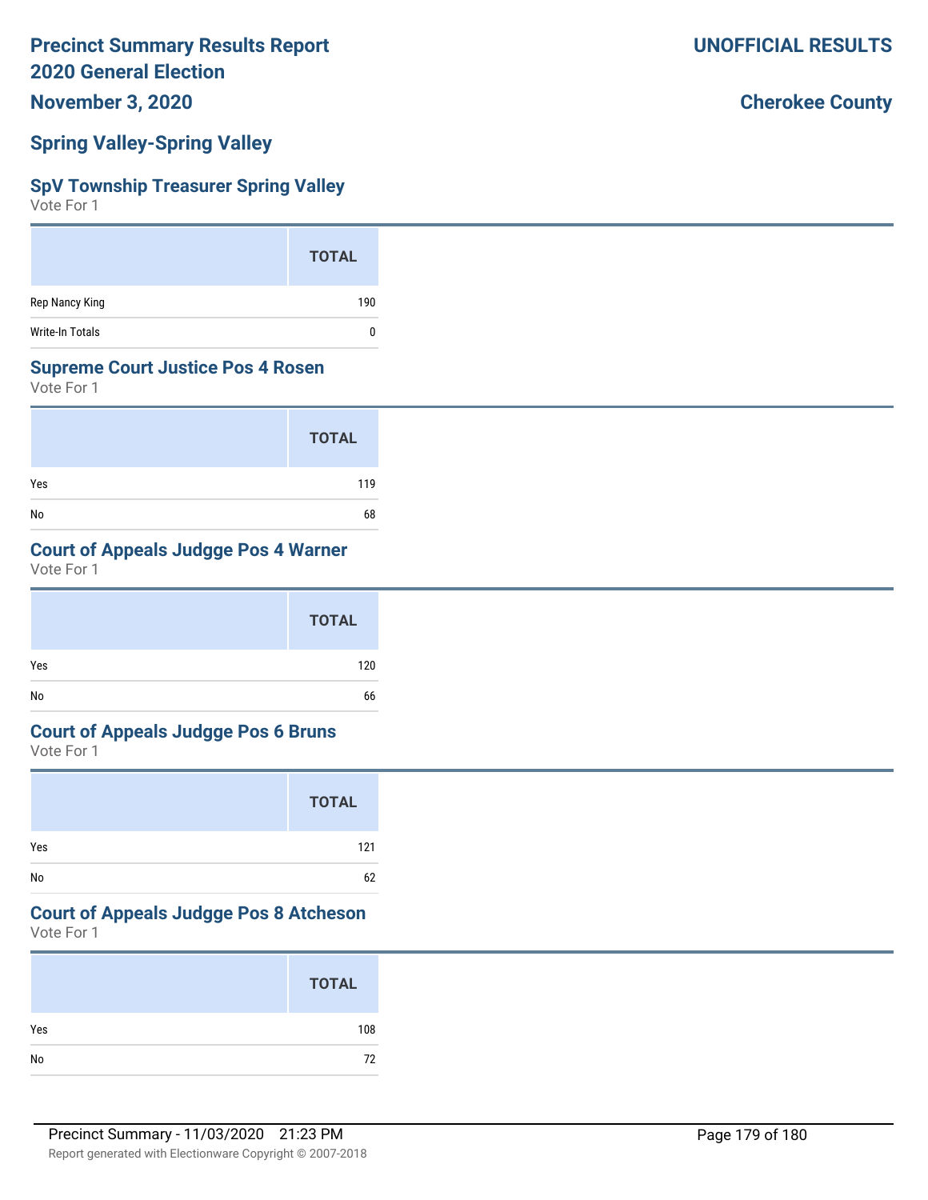# Precinct Summary Results Report
# 2020 General Election
# November 3, 2020

**UNOFFICIAL RESULTS**

**Cherokee County**

## Spring Valley-Spring Valley

### SpV Township Treasurer Spring Valley
Vote For 1

| | TOTAL |
|---|---|
| Rep Nancy King | 190 |
| Write-In Totals | 0 |

### Supreme Court Justice Pos 4 Rosen
Vote For 1

| | TOTAL |
|---|---|
| Yes | 119 |
| No | 68 |

### Court of Appeals Judgge Pos 4 Warner
Vote For 1

| | TOTAL |
|---|---|
| Yes | 120 |
| No | 66 |

### Court of Appeals Judgge Pos 6 Bruns
Vote For 1

| | TOTAL |
|---|---|
| Yes | 121 |
| No | 62 |

### Court of Appeals Judgge Pos 8 Atcheson
Vote For 1

| | TOTAL |
|---|---|
| Yes | 108 |
| No | 72 |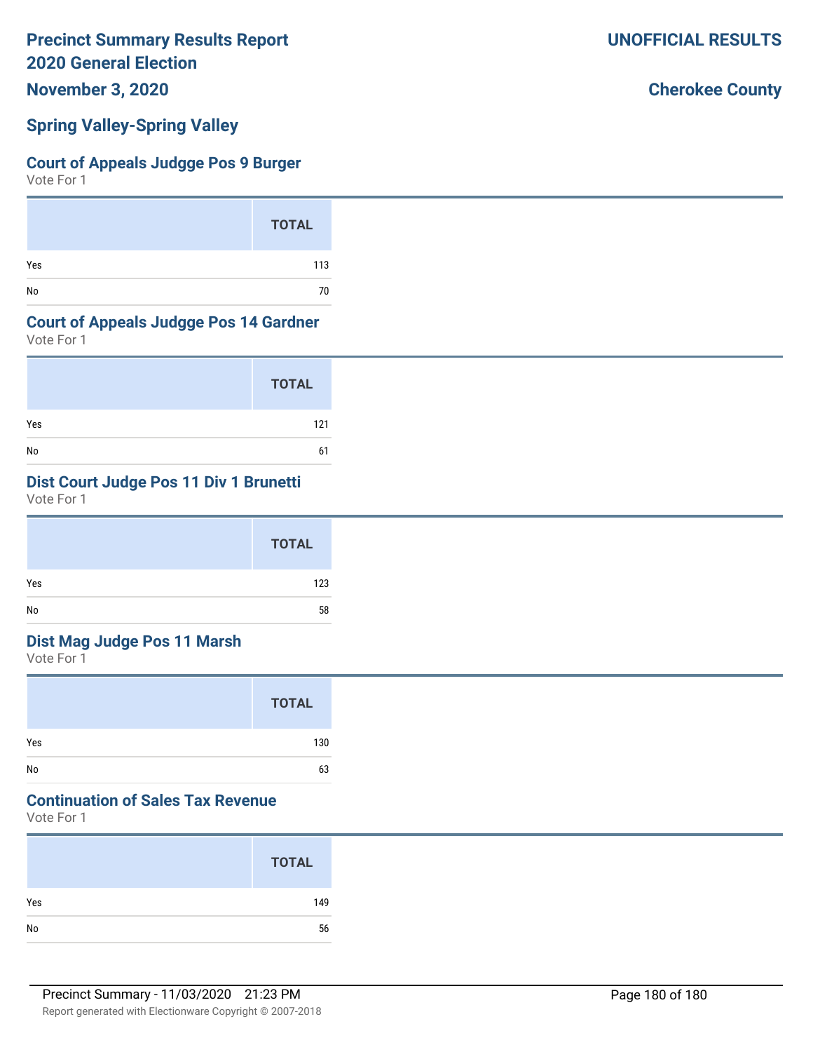# Spring Valley-Spring Valley

## Court of Appeals Judgge Pos 9 Burger

Vote For 1

| | TOTAL |
|---|---|
| Yes | 113 |
| No | 70 |

## Court of Appeals Judgge Pos 14 Gardner

Vote For 1

| | TOTAL |
|---|---|
| Yes | 121 |
| No | 61 |

## Dist Court Judge Pos 11 Div 1 Brunetti

Vote For 1

| | TOTAL |
|---|---|
| Yes | 123 |
| No | 58 |

## Dist Mag Judge Pos 11 Marsh

Vote For 1

| | TOTAL |
|---|---|
| Yes | 130 |
| No | 63 |

## Continuation of Sales Tax Revenue

Vote For 1

| | TOTAL |
|---|---|
| Yes | 149 |
| No | 56 |